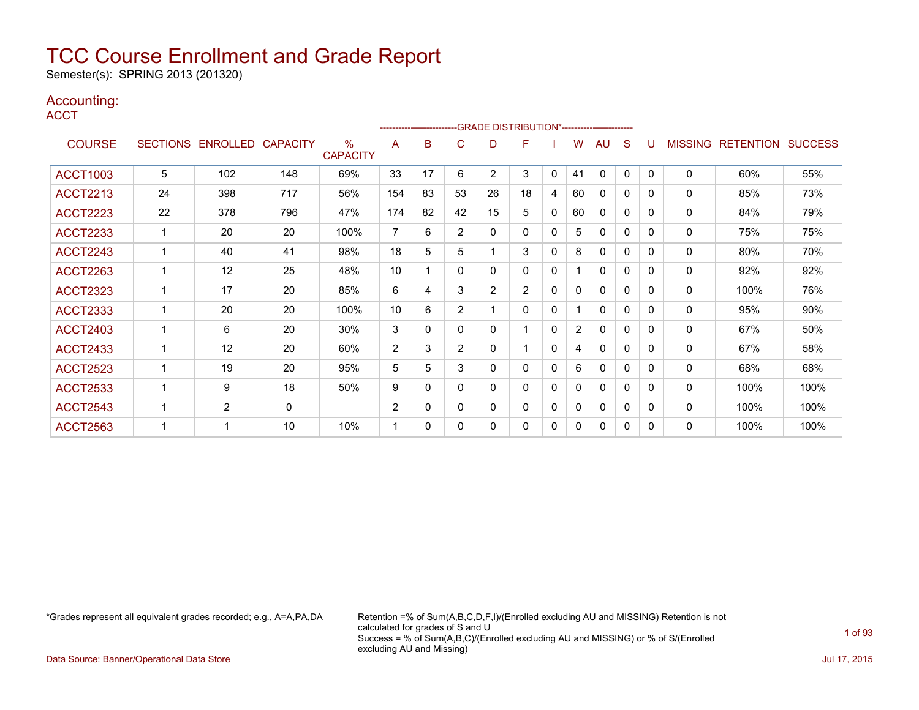# TCC Course Enrollment and Grade Report

Semester(s): SPRING 2013 (201320)

## Accounting:

ACCT

| COURSE | SECTIONS | ENROLLED | CAPACITY | % CAPACITY | A | B | C | D | F | I | W | AU | S | U | MISSING | RETENTION | SUCCESS |
|---|---|---|---|---|---|---|---|---|---|---|---|---|---|---|---|---|---|
| | | | | | GRADE DISTRIBUTION* | | | | | | | | | | | | |
| ACCT1003 | 5 | 102 | 148 | 69% | 33 | 17 | 6 | 2 | 3 | 0 | 41 | 0 | 0 | 0 | 0 | 60% | 55% |
| ACCT2213 | 24 | 398 | 717 | 56% | 154 | 83 | 53 | 26 | 18 | 4 | 60 | 0 | 0 | 0 | 0 | 85% | 73% |
| ACCT2223 | 22 | 378 | 796 | 47% | 174 | 82 | 42 | 15 | 5 | 0 | 60 | 0 | 0 | 0 | 0 | 84% | 79% |
| ACCT2233 | 1 | 20 | 20 | 100% | 7 | 6 | 2 | 0 | 0 | 0 | 5 | 0 | 0 | 0 | 0 | 75% | 75% |
| ACCT2243 | 1 | 40 | 41 | 98% | 18 | 5 | 5 | 1 | 3 | 0 | 8 | 0 | 0 | 0 | 0 | 80% | 70% |
| ACCT2263 | 1 | 12 | 25 | 48% | 10 | 1 | 0 | 0 | 0 | 0 | 1 | 0 | 0 | 0 | 0 | 92% | 92% |
| ACCT2323 | 1 | 17 | 20 | 85% | 6 | 4 | 3 | 2 | 2 | 0 | 0 | 0 | 0 | 0 | 0 | 100% | 76% |
| ACCT2333 | 1 | 20 | 20 | 100% | 10 | 6 | 2 | 1 | 0 | 0 | 1 | 0 | 0 | 0 | 0 | 95% | 90% |
| ACCT2403 | 1 | 6 | 20 | 30% | 3 | 0 | 0 | 0 | 1 | 0 | 2 | 0 | 0 | 0 | 0 | 67% | 50% |
| ACCT2433 | 1 | 12 | 20 | 60% | 2 | 3 | 2 | 0 | 1 | 0 | 4 | 0 | 0 | 0 | 0 | 67% | 58% |
| ACCT2523 | 1 | 19 | 20 | 95% | 5 | 5 | 3 | 0 | 0 | 0 | 6 | 0 | 0 | 0 | 0 | 68% | 68% |
| ACCT2533 | 1 | 9 | 18 | 50% | 9 | 0 | 0 | 0 | 0 | 0 | 0 | 0 | 0 | 0 | 0 | 100% | 100% |
| ACCT2543 | 1 | 2 | 0 | | 2 | 0 | 0 | 0 | 0 | 0 | 0 | 0 | 0 | 0 | 0 | 100% | 100% |
| ACCT2563 | 1 | 1 | 10 | 10% | 1 | 0 | 0 | 0 | 0 | 0 | 0 | 0 | 0 | 0 | 0 | 100% | 100% |

*Grades represent all equivalent grades recorded; e.g., A=A,PA,DA

Retention =% of Sum(A,B,C,D,F,I)/(Enrolled excluding AU and MISSING) Retention is not calculated for grades of S and U
Success = % of Sum(A,B,C)/(Enrolled excluding AU and MISSING) or % of S/(Enrolled excluding AU and Missing)

Data Source: Banner/Operational Data Store

Jul 17, 2015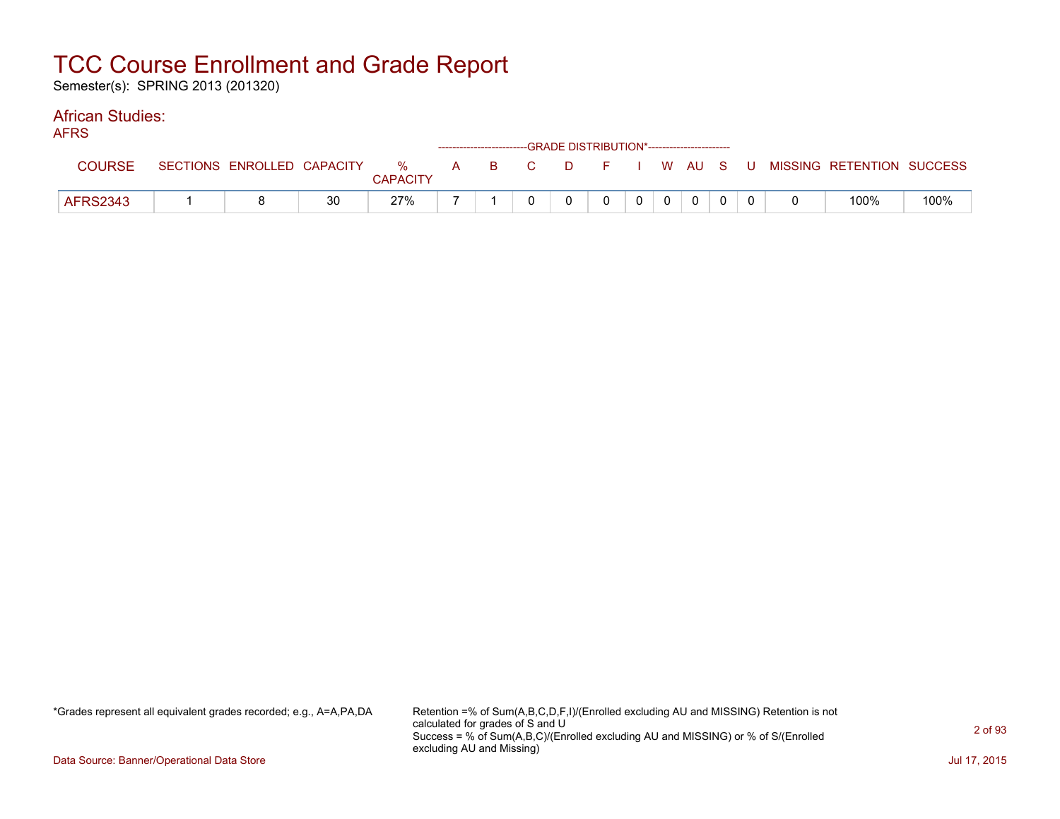# TCC Course Enrollment and Grade Report

Semester(s): SPRING 2013 (201320)

## African Studies:

AFRS

| COURSE | SECTIONS | ENROLLED | CAPACITY | % CAPACITY | A | B | C | D | F | I | W | AU | S | U | MISSING | RETENTION | SUCCESS |
|---|---|---|---|---|---|---|---|---|---|---|---|---|---|---|---|---|---|
| | | | | | GRADE DISTRIBUTION* | | | | | | | | | | | | |
| AFRS2343 | 1 | 8 | 30 | 27% | 7 | 1 | 0 | 0 | 0 | 0 | 0 | 0 | 0 | 0 | 0 | 100% | 100% |

*Grades represent all equivalent grades recorded; e.g., A=A,PA,DA

Retention =% of Sum(A,B,C,D,F,I)/(Enrolled excluding AU and MISSING) Retention is not calculated for grades of S and U
Success = % of Sum(A,B,C)/(Enrolled excluding AU and MISSING) or % of S/(Enrolled excluding AU and Missing)

Data Source: Banner/Operational Data Store

Jul 17, 2015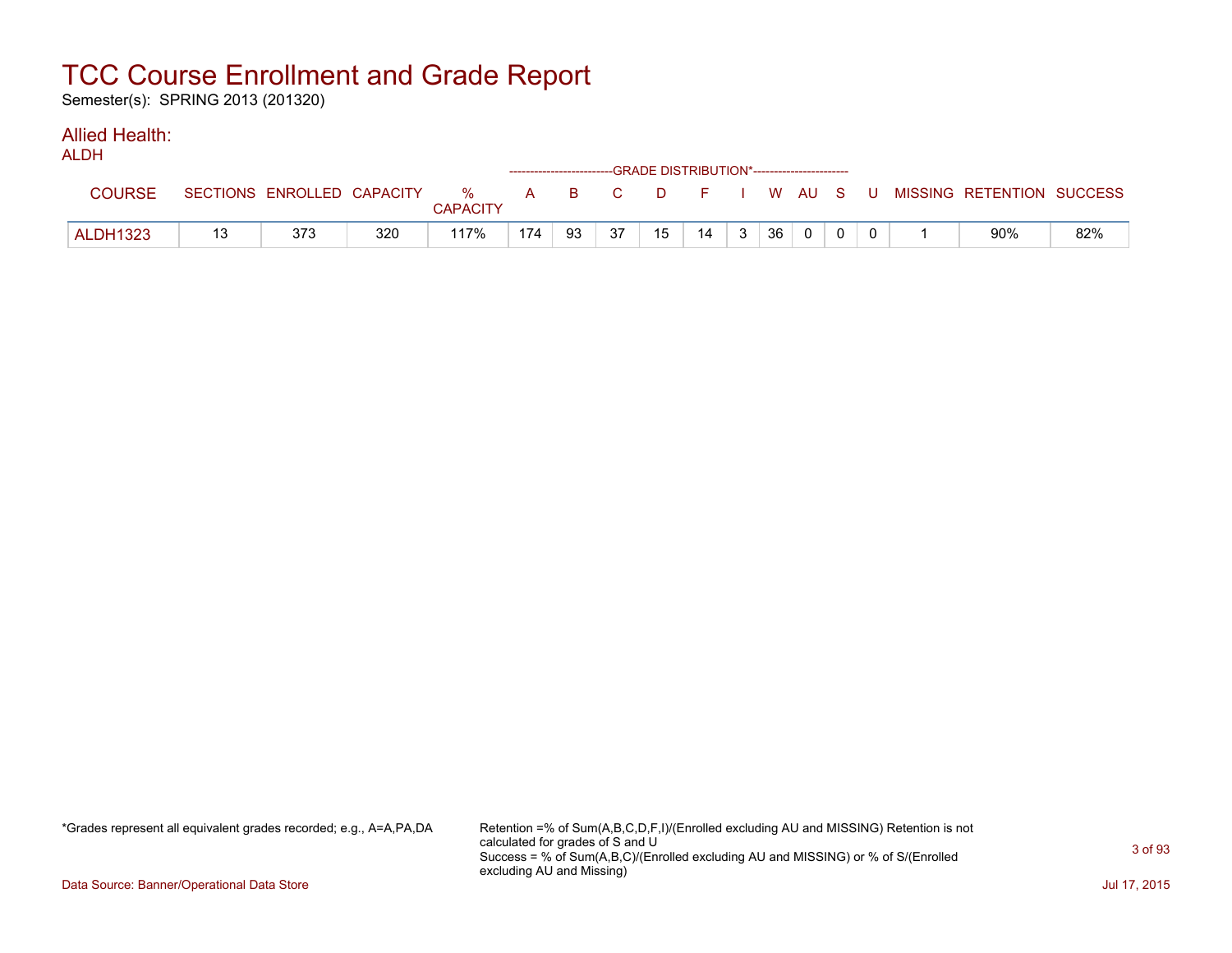# TCC Course Enrollment and Grade Report

Semester(s): SPRING 2013 (201320)

## Allied Health:

ALDH

| COURSE | SECTIONS | ENROLLED | CAPACITY | % CAPACITY | A | B | C | D | F | I | W | AU | S | U | MISSING | RETENTION | SUCCESS |
|---|---|---|---|---|---|---|---|---|---|---|---|---|---|---|---|---|---|
| | | | | | GRADE DISTRIBUTION* | | | | | | | | | | | | |
| ALDH1323 | 13 | 373 | 320 | 117% | 174 | 93 | 37 | 15 | 14 | 3 | 36 | 0 | 0 | 0 | 1 | 90% | 82% |

*Grades represent all equivalent grades recorded; e.g., A=A,PA,DA

Retention =% of Sum(A,B,C,D,F,I)/(Enrolled excluding AU and MISSING) Retention is not calculated for grades of S and U
Success = % of Sum(A,B,C)/(Enrolled excluding AU and MISSING) or % of S/(Enrolled excluding AU and Missing)

Data Source: Banner/Operational Data Store

Jul 17, 2015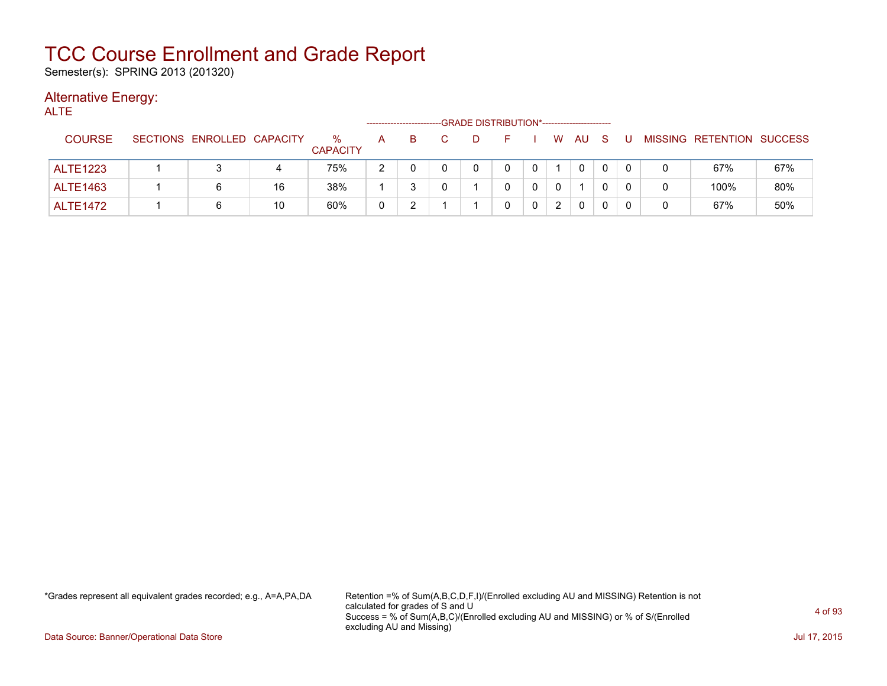# TCC Course Enrollment and Grade Report

Semester(s): SPRING 2013 (201320)

## Alternative Energy:

ALTE

| COURSE | SECTIONS | ENROLLED | CAPACITY | % CAPACITY | GRADE DISTRIBUTION* A | B | C | D | F | I | W | AU | S | U | MISSING | RETENTION | SUCCESS |
|---|---|---|---|---|---|---|---|---|---|---|---|---|---|---|---|---|---|
| ALTE1223 | 1 | 3 | 4 | 75% | 2 | 0 | 0 | 0 | 0 | 0 | 1 | 0 | 0 | 0 | 0 | 67% | 67% |
| ALTE1463 | 1 | 6 | 16 | 38% | 1 | 3 | 0 | 1 | 0 | 0 | 0 | 1 | 0 | 0 | 0 | 100% | 80% |
| ALTE1472 | 1 | 6 | 10 | 60% | 0 | 2 | 1 | 1 | 0 | 0 | 2 | 0 | 0 | 0 | 0 | 67% | 50% |

*Grades represent all equivalent grades recorded; e.g., A=A,PA,DA

Retention =% of Sum(A,B,C,D,F,I)/(Enrolled excluding AU and MISSING) Retention is not calculated for grades of S and U
Success = % of Sum(A,B,C)/(Enrolled excluding AU and MISSING) or % of S/(Enrolled excluding AU and Missing)

Data Source: Banner/Operational Data Store

Jul 17, 2015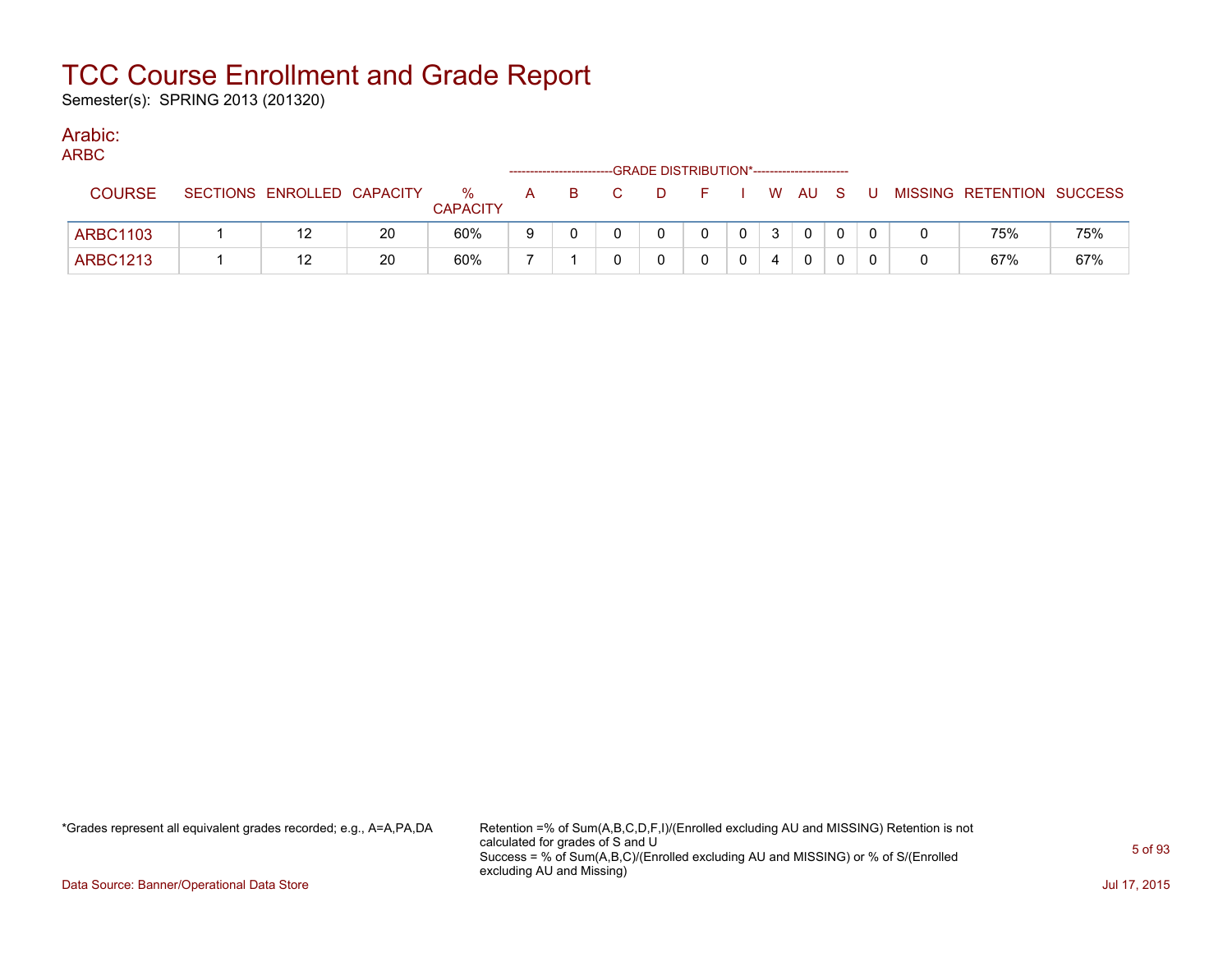# TCC Course Enrollment and Grade Report

Semester(s): SPRING 2013 (201320)

## Arabic:

ARBC

| COURSE | SECTIONS | ENROLLED | CAPACITY | % CAPACITY | A | B | C | D | F | I | W | AU | S | U | MISSING | RETENTION | SUCCESS |
|---|---|---|---|---|---|---|---|---|---|---|---|---|---|---|---|---|---|
| | | | | | GRADE DISTRIBUTION* | | | | | | | | | | | | |
| ARBC1103 | 1 | 12 | 20 | 60% | 9 | 0 | 0 | 0 | 0 | 0 | 3 | 0 | 0 | 0 | 0 | 75% | 75% |
| ARBC1213 | 1 | 12 | 20 | 60% | 7 | 1 | 0 | 0 | 0 | 0 | 4 | 0 | 0 | 0 | 0 | 67% | 67% |

*Grades represent all equivalent grades recorded; e.g., A=A,PA,DA

Retention =% of Sum(A,B,C,D,F,I)/(Enrolled excluding AU and MISSING) Retention is not calculated for grades of S and U
Success = % of Sum(A,B,C)/(Enrolled excluding AU and MISSING) or % of S/(Enrolled excluding AU and Missing)

Data Source: Banner/Operational Data Store

Jul 17, 2015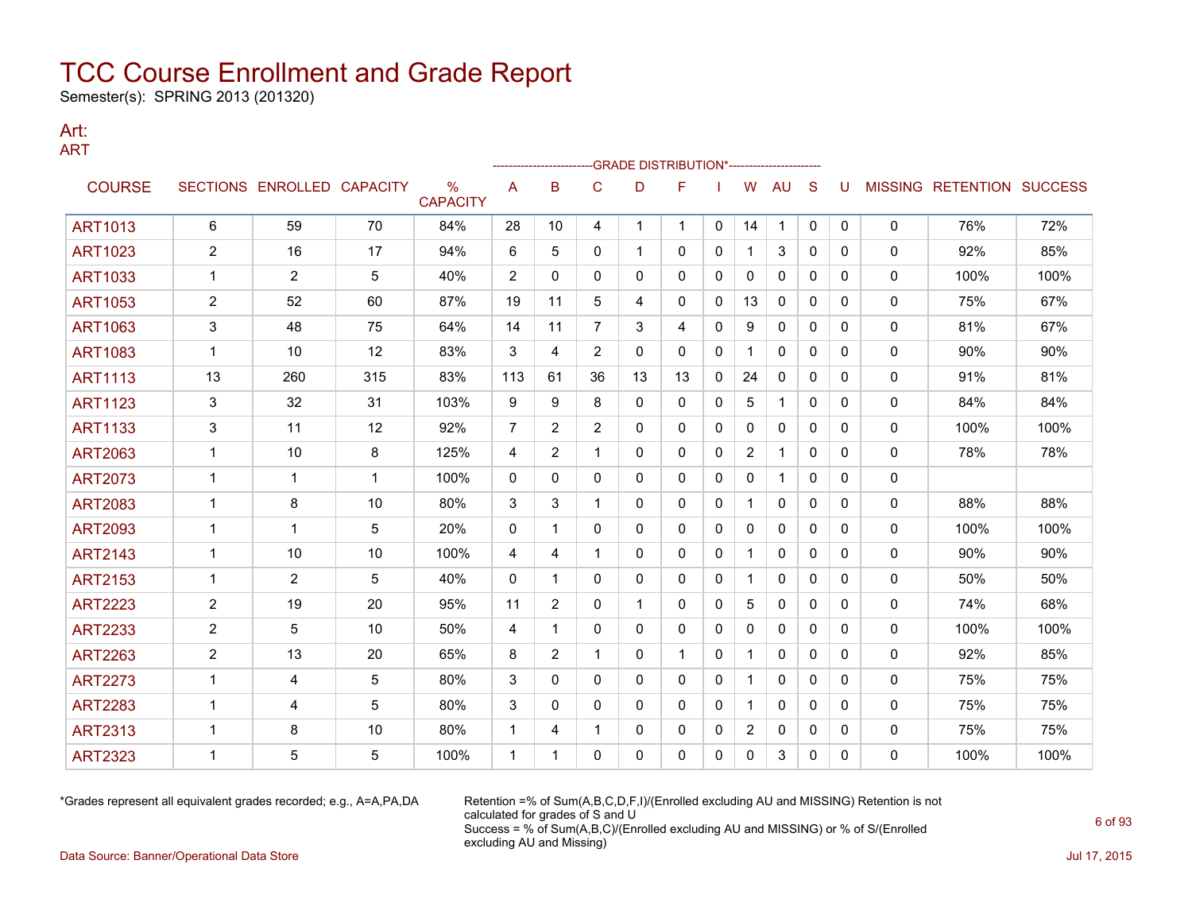# TCC Course Enrollment and Grade Report

Semester(s): SPRING 2013 (201320)

## Art:

ART

| COURSE | SECTIONS | ENROLLED | CAPACITY | % CAPACITY | A | B | C | D | F | I | W | AU | S | U | MISSING | RETENTION | SUCCESS |
|---|---|---|---|---|---|---|---|---|---|---|---|---|---|---|---|---|---|
| | | | | | GRADE DISTRIBUTION* | | | | | | | | | | | | |
| ART1013 | 6 | 59 | 70 | 84% | 28 | 10 | 4 | 1 | 1 | 0 | 14 | 1 | 0 | 0 | 0 | 76% | 72% |
| ART1023 | 2 | 16 | 17 | 94% | 6 | 5 | 0 | 1 | 0 | 0 | 1 | 3 | 0 | 0 | 0 | 92% | 85% |
| ART1033 | 1 | 2 | 5 | 40% | 2 | 0 | 0 | 0 | 0 | 0 | 0 | 0 | 0 | 0 | 0 | 100% | 100% |
| ART1053 | 2 | 52 | 60 | 87% | 19 | 11 | 5 | 4 | 0 | 0 | 13 | 0 | 0 | 0 | 0 | 75% | 67% |
| ART1063 | 3 | 48 | 75 | 64% | 14 | 11 | 7 | 3 | 4 | 0 | 9 | 0 | 0 | 0 | 0 | 81% | 67% |
| ART1083 | 1 | 10 | 12 | 83% | 3 | 4 | 2 | 0 | 0 | 0 | 1 | 0 | 0 | 0 | 0 | 90% | 90% |
| ART1113 | 13 | 260 | 315 | 83% | 113 | 61 | 36 | 13 | 13 | 0 | 24 | 0 | 0 | 0 | 0 | 91% | 81% |
| ART1123 | 3 | 32 | 31 | 103% | 9 | 9 | 8 | 0 | 0 | 0 | 5 | 1 | 0 | 0 | 0 | 84% | 84% |
| ART1133 | 3 | 11 | 12 | 92% | 7 | 2 | 2 | 0 | 0 | 0 | 0 | 0 | 0 | 0 | 0 | 100% | 100% |
| ART2063 | 1 | 10 | 8 | 125% | 4 | 2 | 1 | 0 | 0 | 0 | 2 | 1 | 0 | 0 | 0 | 78% | 78% |
| ART2073 | 1 | 1 | 1 | 100% | 0 | 0 | 0 | 0 | 0 | 0 | 0 | 1 | 0 | 0 | 0 | | |
| ART2083 | 1 | 8 | 10 | 80% | 3 | 3 | 1 | 0 | 0 | 0 | 1 | 0 | 0 | 0 | 0 | 88% | 88% |
| ART2093 | 1 | 1 | 5 | 20% | 0 | 1 | 0 | 0 | 0 | 0 | 0 | 0 | 0 | 0 | 0 | 100% | 100% |
| ART2143 | 1 | 10 | 10 | 100% | 4 | 4 | 1 | 0 | 0 | 0 | 1 | 0 | 0 | 0 | 0 | 90% | 90% |
| ART2153 | 1 | 2 | 5 | 40% | 0 | 1 | 0 | 0 | 0 | 0 | 1 | 0 | 0 | 0 | 0 | 50% | 50% |
| ART2223 | 2 | 19 | 20 | 95% | 11 | 2 | 0 | 1 | 0 | 0 | 5 | 0 | 0 | 0 | 0 | 74% | 68% |
| ART2233 | 2 | 5 | 10 | 50% | 4 | 1 | 0 | 0 | 0 | 0 | 0 | 0 | 0 | 0 | 0 | 100% | 100% |
| ART2263 | 2 | 13 | 20 | 65% | 8 | 2 | 1 | 0 | 1 | 0 | 1 | 0 | 0 | 0 | 0 | 92% | 85% |
| ART2273 | 1 | 4 | 5 | 80% | 3 | 0 | 0 | 0 | 0 | 0 | 1 | 0 | 0 | 0 | 0 | 75% | 75% |
| ART2283 | 1 | 4 | 5 | 80% | 3 | 0 | 0 | 0 | 0 | 0 | 1 | 0 | 0 | 0 | 0 | 75% | 75% |
| ART2313 | 1 | 8 | 10 | 80% | 1 | 4 | 1 | 0 | 0 | 0 | 2 | 0 | 0 | 0 | 0 | 75% | 75% |
| ART2323 | 1 | 5 | 5 | 100% | 1 | 1 | 0 | 0 | 0 | 0 | 0 | 3 | 0 | 0 | 0 | 100% | 100% |

*Grades represent all equivalent grades recorded; e.g., A=A,PA,DA

Retention =% of Sum(A,B,C,D,F,I)/(Enrolled excluding AU and MISSING) Retention is not calculated for grades of S and U
Success = % of Sum(A,B,C)/(Enrolled excluding AU and MISSING) or % of S/(Enrolled excluding AU and Missing)

Data Source: Banner/Operational Data Store

Jul 17, 2015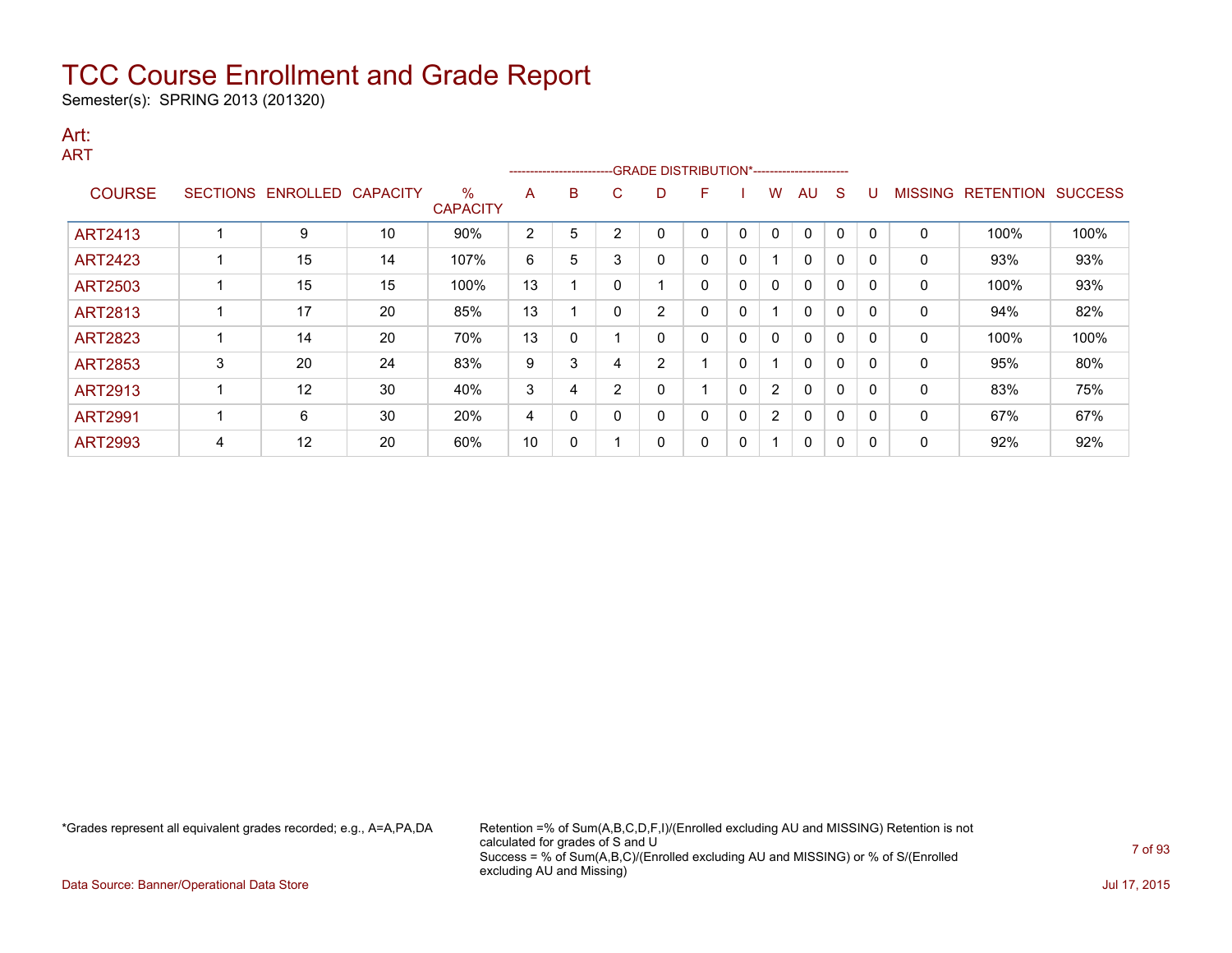# TCC Course Enrollment and Grade Report

Semester(s): SPRING 2013 (201320)

## Art:

### ART

| COURSE | SECTIONS | ENROLLED | CAPACITY | % CAPACITY | GRADE DISTRIBUTION* A | B | C | D | F | I | W | AU | S | U | MISSING | RETENTION | SUCCESS |
|---|---|---|---|---|---|---|---|---|---|---|---|---|---|---|---|---|---|
| ART2413 | 1 | 9 | 10 | 90% | 2 | 5 | 2 | 0 | 0 | 0 | 0 | 0 | 0 | 0 | 0 | 100% | 100% |
| ART2423 | 1 | 15 | 14 | 107% | 6 | 5 | 3 | 0 | 0 | 0 | 1 | 0 | 0 | 0 | 0 | 93% | 93% |
| ART2503 | 1 | 15 | 15 | 100% | 13 | 1 | 0 | 1 | 0 | 0 | 0 | 0 | 0 | 0 | 0 | 100% | 93% |
| ART2813 | 1 | 17 | 20 | 85% | 13 | 1 | 0 | 2 | 0 | 0 | 1 | 0 | 0 | 0 | 0 | 94% | 82% |
| ART2823 | 1 | 14 | 20 | 70% | 13 | 0 | 1 | 0 | 0 | 0 | 0 | 0 | 0 | 0 | 0 | 100% | 100% |
| ART2853 | 3 | 20 | 24 | 83% | 9 | 3 | 4 | 2 | 1 | 0 | 1 | 0 | 0 | 0 | 0 | 95% | 80% |
| ART2913 | 1 | 12 | 30 | 40% | 3 | 4 | 2 | 0 | 1 | 0 | 2 | 0 | 0 | 0 | 0 | 83% | 75% |
| ART2991 | 1 | 6 | 30 | 20% | 4 | 0 | 0 | 0 | 0 | 0 | 2 | 0 | 0 | 0 | 0 | 67% | 67% |
| ART2993 | 4 | 12 | 20 | 60% | 10 | 0 | 1 | 0 | 0 | 0 | 1 | 0 | 0 | 0 | 0 | 92% | 92% |

*Grades represent all equivalent grades recorded; e.g., A=A,PA,DA

Retention =% of Sum(A,B,C,D,F,I)/(Enrolled excluding AU and MISSING) Retention is not calculated for grades of S and U
Success = % of Sum(A,B,C)/(Enrolled excluding AU and MISSING) or % of S/(Enrolled excluding AU and Missing)

Data Source: Banner/Operational Data Store

Jul 17, 2015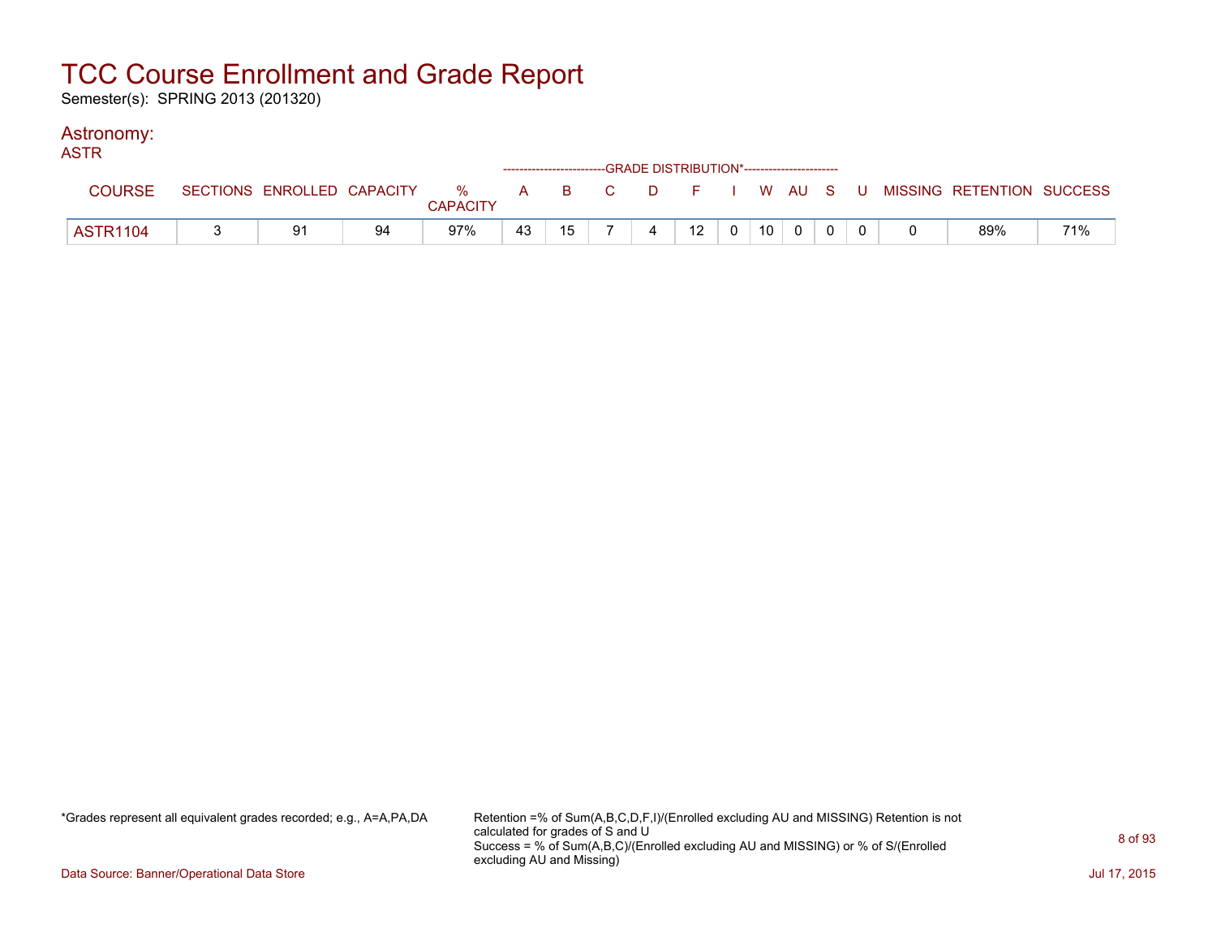# TCC Course Enrollment and Grade Report

Semester(s): SPRING 2013 (201320)

## Astronomy:

### ASTR

| COURSE | SECTIONS | ENROLLED | CAPACITY | % CAPACITY | GRADE DISTRIBUTION* A | B | C | D | F | I | W | AU | S | U | MISSING | RETENTION | SUCCESS |
|---|---|---|---|---|---|---|---|---|---|---|---|---|---|---|---|---|---|
| ASTR1104 | 3 | 91 | 94 | 97% | 43 | 15 | 7 | 4 | 12 | 0 | 10 | 0 | 0 | 0 | 0 | 89% | 71% |

*Grades represent all equivalent grades recorded; e.g., A=A,PA,DA

Retention =% of Sum(A,B,C,D,F,I)/(Enrolled excluding AU and MISSING) Retention is not calculated for grades of S and U
Success = % of Sum(A,B,C)/(Enrolled excluding AU and MISSING) or % of S/(Enrolled excluding AU and Missing)

Data Source: Banner/Operational Data Store

Jul 17, 2015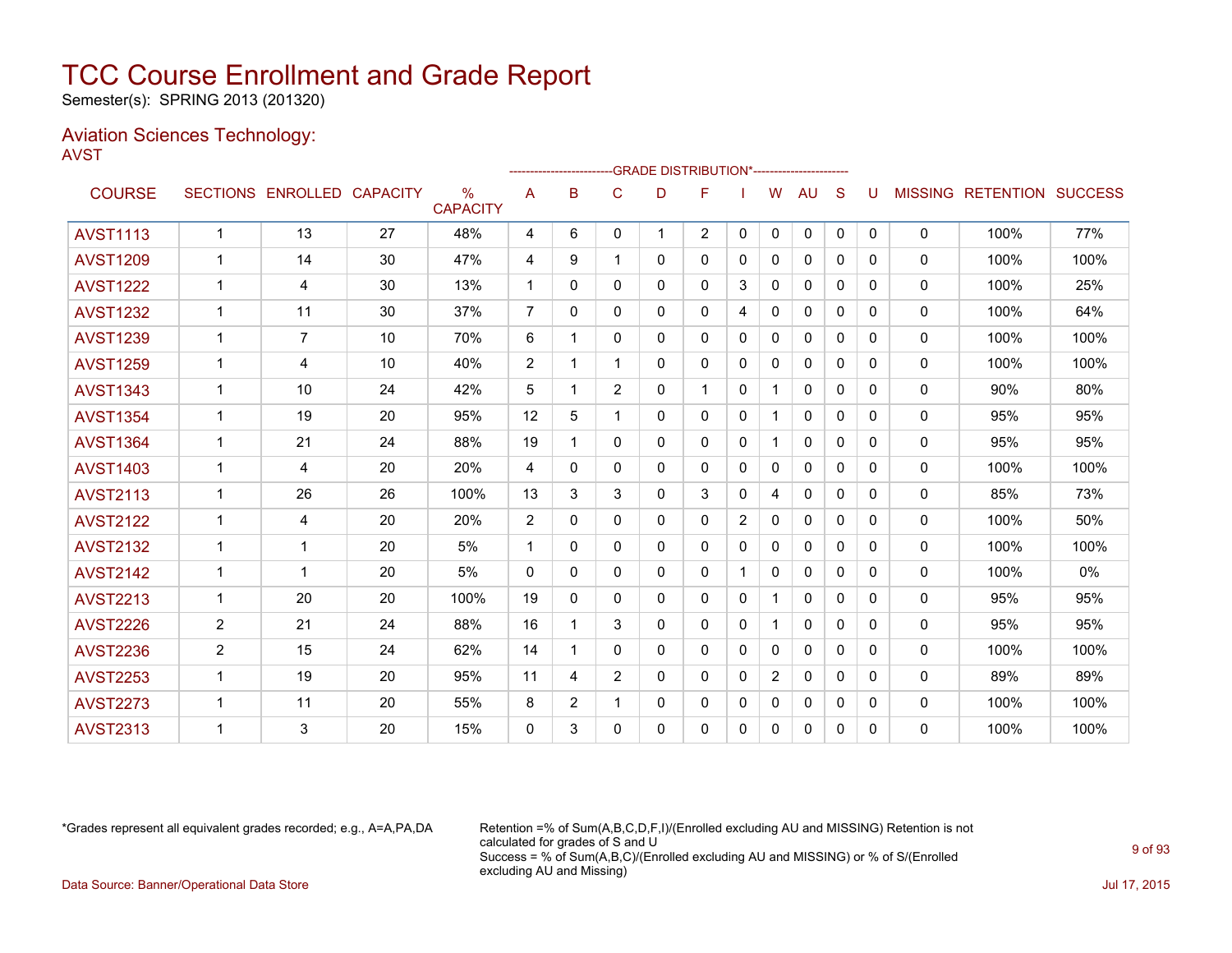# TCC Course Enrollment and Grade Report

Semester(s): SPRING 2013 (201320)

## Aviation Sciences Technology:

AVST

| COURSE | SECTIONS | ENROLLED | CAPACITY | % CAPACITY | A | B | C | D | F | I | W | AU | S | U | MISSING | RETENTION | SUCCESS |
|---|---|---|---|---|---|---|---|---|---|---|---|---|---|---|---|---|---|
| | | | | | -------------------------GRADE DISTRIBUTION*----------------------- | | | | | | | | | | | | |
| AVST1113 | 1 | 13 | 27 | 48% | 4 | 6 | 0 | 1 | 2 | 0 | 0 | 0 | 0 | 0 | 0 | 100% | 77% |
| AVST1209 | 1 | 14 | 30 | 47% | 4 | 9 | 1 | 0 | 0 | 0 | 0 | 0 | 0 | 0 | 0 | 100% | 100% |
| AVST1222 | 1 | 4 | 30 | 13% | 1 | 0 | 0 | 0 | 0 | 3 | 0 | 0 | 0 | 0 | 0 | 100% | 25% |
| AVST1232 | 1 | 11 | 30 | 37% | 7 | 0 | 0 | 0 | 0 | 4 | 0 | 0 | 0 | 0 | 0 | 100% | 64% |
| AVST1239 | 1 | 7 | 10 | 70% | 6 | 1 | 0 | 0 | 0 | 0 | 0 | 0 | 0 | 0 | 0 | 100% | 100% |
| AVST1259 | 1 | 4 | 10 | 40% | 2 | 1 | 1 | 0 | 0 | 0 | 0 | 0 | 0 | 0 | 0 | 100% | 100% |
| AVST1343 | 1 | 10 | 24 | 42% | 5 | 1 | 2 | 0 | 1 | 0 | 1 | 0 | 0 | 0 | 0 | 90% | 80% |
| AVST1354 | 1 | 19 | 20 | 95% | 12 | 5 | 1 | 0 | 0 | 0 | 1 | 0 | 0 | 0 | 0 | 95% | 95% |
| AVST1364 | 1 | 21 | 24 | 88% | 19 | 1 | 0 | 0 | 0 | 0 | 1 | 0 | 0 | 0 | 0 | 95% | 95% |
| AVST1403 | 1 | 4 | 20 | 20% | 4 | 0 | 0 | 0 | 0 | 0 | 0 | 0 | 0 | 0 | 0 | 100% | 100% |
| AVST2113 | 1 | 26 | 26 | 100% | 13 | 3 | 3 | 0 | 3 | 0 | 4 | 0 | 0 | 0 | 0 | 85% | 73% |
| AVST2122 | 1 | 4 | 20 | 20% | 2 | 0 | 0 | 0 | 0 | 2 | 0 | 0 | 0 | 0 | 0 | 100% | 50% |
| AVST2132 | 1 | 1 | 20 | 5% | 1 | 0 | 0 | 0 | 0 | 0 | 0 | 0 | 0 | 0 | 0 | 100% | 100% |
| AVST2142 | 1 | 1 | 20 | 5% | 0 | 0 | 0 | 0 | 0 | 1 | 0 | 0 | 0 | 0 | 0 | 100% | 0% |
| AVST2213 | 1 | 20 | 20 | 100% | 19 | 0 | 0 | 0 | 0 | 0 | 1 | 0 | 0 | 0 | 0 | 95% | 95% |
| AVST2226 | 2 | 21 | 24 | 88% | 16 | 1 | 3 | 0 | 0 | 0 | 1 | 0 | 0 | 0 | 0 | 95% | 95% |
| AVST2236 | 2 | 15 | 24 | 62% | 14 | 1 | 0 | 0 | 0 | 0 | 0 | 0 | 0 | 0 | 0 | 100% | 100% |
| AVST2253 | 1 | 19 | 20 | 95% | 11 | 4 | 2 | 0 | 0 | 0 | 2 | 0 | 0 | 0 | 0 | 89% | 89% |
| AVST2273 | 1 | 11 | 20 | 55% | 8 | 2 | 1 | 0 | 0 | 0 | 0 | 0 | 0 | 0 | 0 | 100% | 100% |
| AVST2313 | 1 | 3 | 20 | 15% | 0 | 3 | 0 | 0 | 0 | 0 | 0 | 0 | 0 | 0 | 0 | 100% | 100% |

*Grades represent all equivalent grades recorded; e.g., A=A,PA,DA

Retention =% of Sum(A,B,C,D,F,I)/(Enrolled excluding AU and MISSING) Retention is not calculated for grades of S and U
Success = % of Sum(A,B,C)/(Enrolled excluding AU and MISSING) or % of S/(Enrolled excluding AU and Missing)

Data Source: Banner/Operational Data Store

Jul 17, 2015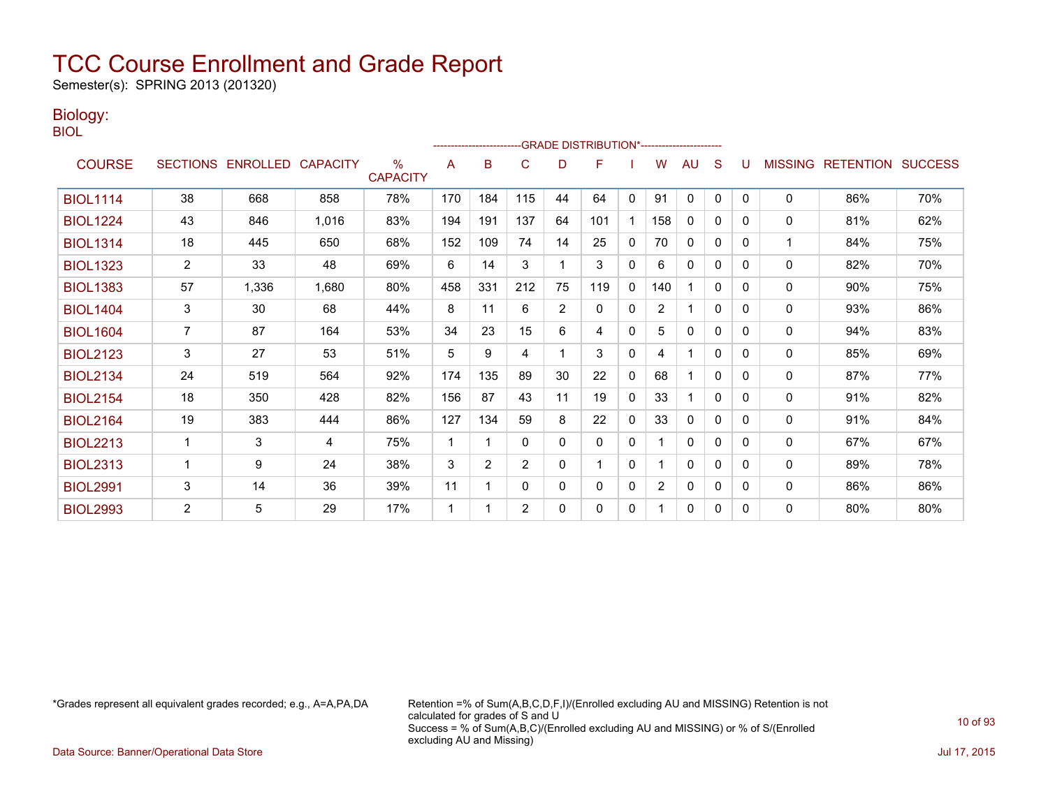# TCC Course Enrollment and Grade Report

Semester(s): SPRING 2013 (201320)

## Biology:

BIOL

| COURSE | SECTIONS | ENROLLED | CAPACITY | % CAPACITY | A | B | C | D | F | I | W | AU | S | U | MISSING | RETENTION | SUCCESS |
|---|---|---|---|---|---|---|---|---|---|---|---|---|---|---|---|---|---|
| | | | | | GRADE DISTRIBUTION* | | | | | | | | | | | | |
| BIOL1114 | 38 | 668 | 858 | 78% | 170 | 184 | 115 | 44 | 64 | 0 | 91 | 0 | 0 | 0 | 0 | 86% | 70% |
| BIOL1224 | 43 | 846 | 1,016 | 83% | 194 | 191 | 137 | 64 | 101 | 1 | 158 | 0 | 0 | 0 | 0 | 81% | 62% |
| BIOL1314 | 18 | 445 | 650 | 68% | 152 | 109 | 74 | 14 | 25 | 0 | 70 | 0 | 0 | 0 | 1 | 84% | 75% |
| BIOL1323 | 2 | 33 | 48 | 69% | 6 | 14 | 3 | 1 | 3 | 0 | 6 | 0 | 0 | 0 | 0 | 82% | 70% |
| BIOL1383 | 57 | 1,336 | 1,680 | 80% | 458 | 331 | 212 | 75 | 119 | 0 | 140 | 1 | 0 | 0 | 0 | 90% | 75% |
| BIOL1404 | 3 | 30 | 68 | 44% | 8 | 11 | 6 | 2 | 0 | 0 | 2 | 1 | 0 | 0 | 0 | 93% | 86% |
| BIOL1604 | 7 | 87 | 164 | 53% | 34 | 23 | 15 | 6 | 4 | 0 | 5 | 0 | 0 | 0 | 0 | 94% | 83% |
| BIOL2123 | 3 | 27 | 53 | 51% | 5 | 9 | 4 | 1 | 3 | 0 | 4 | 1 | 0 | 0 | 0 | 85% | 69% |
| BIOL2134 | 24 | 519 | 564 | 92% | 174 | 135 | 89 | 30 | 22 | 0 | 68 | 1 | 0 | 0 | 0 | 87% | 77% |
| BIOL2154 | 18 | 350 | 428 | 82% | 156 | 87 | 43 | 11 | 19 | 0 | 33 | 1 | 0 | 0 | 0 | 91% | 82% |
| BIOL2164 | 19 | 383 | 444 | 86% | 127 | 134 | 59 | 8 | 22 | 0 | 33 | 0 | 0 | 0 | 0 | 91% | 84% |
| BIOL2213 | 1 | 3 | 4 | 75% | 1 | 1 | 0 | 0 | 0 | 0 | 1 | 0 | 0 | 0 | 0 | 67% | 67% |
| BIOL2313 | 1 | 9 | 24 | 38% | 3 | 2 | 2 | 0 | 1 | 0 | 1 | 0 | 0 | 0 | 0 | 89% | 78% |
| BIOL2991 | 3 | 14 | 36 | 39% | 11 | 1 | 0 | 0 | 0 | 0 | 2 | 0 | 0 | 0 | 0 | 86% | 86% |
| BIOL2993 | 2 | 5 | 29 | 17% | 1 | 1 | 2 | 0 | 0 | 0 | 1 | 0 | 0 | 0 | 0 | 80% | 80% |

*Grades represent all equivalent grades recorded; e.g., A=A,PA,DA

Retention =% of Sum(A,B,C,D,F,I)/(Enrolled excluding AU and MISSING) Retention is not calculated for grades of S and U
Success = % of Sum(A,B,C)/(Enrolled excluding AU and MISSING) or % of S/(Enrolled excluding AU and Missing)

Data Source: Banner/Operational Data Store

Jul 17, 2015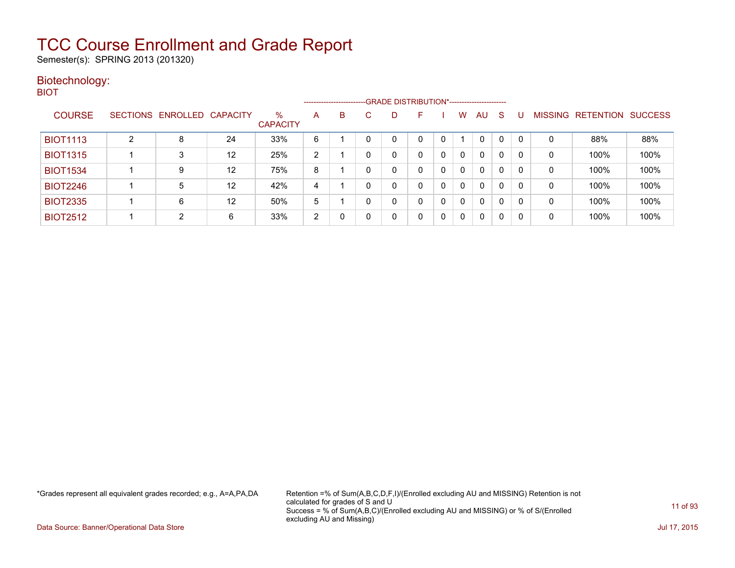# TCC Course Enrollment and Grade Report

Semester(s): SPRING 2013 (201320)

## Biotechnology:

BIOT

| COURSE | SECTIONS | ENROLLED | CAPACITY | % CAPACITY | A | B | C | D | F | I | W | AU | S | U | MISSING | RETENTION | SUCCESS |
|---|---|---|---|---|---|---|---|---|---|---|---|---|---|---|---|---|---|
| | | | | | GRADE DISTRIBUTION* | | | | | | | | | | | | |
| BIOT1113 | 2 | 8 | 24 | 33% | 6 | 1 | 0 | 0 | 0 | 0 | 1 | 0 | 0 | 0 | 0 | 88% | 88% |
| BIOT1315 | 1 | 3 | 12 | 25% | 2 | 1 | 0 | 0 | 0 | 0 | 0 | 0 | 0 | 0 | 0 | 100% | 100% |
| BIOT1534 | 1 | 9 | 12 | 75% | 8 | 1 | 0 | 0 | 0 | 0 | 0 | 0 | 0 | 0 | 0 | 100% | 100% |
| BIOT2246 | 1 | 5 | 12 | 42% | 4 | 1 | 0 | 0 | 0 | 0 | 0 | 0 | 0 | 0 | 0 | 100% | 100% |
| BIOT2335 | 1 | 6 | 12 | 50% | 5 | 1 | 0 | 0 | 0 | 0 | 0 | 0 | 0 | 0 | 0 | 100% | 100% |
| BIOT2512 | 1 | 2 | 6 | 33% | 2 | 0 | 0 | 0 | 0 | 0 | 0 | 0 | 0 | 0 | 0 | 100% | 100% |

*Grades represent all equivalent grades recorded; e.g., A=A,PA,DA

Retention =% of Sum(A,B,C,D,F,I)/(Enrolled excluding AU and MISSING) Retention is not calculated for grades of S and U
Success = % of Sum(A,B,C)/(Enrolled excluding AU and MISSING) or % of S/(Enrolled excluding AU and Missing)

Data Source: Banner/Operational Data Store

Jul 17, 2015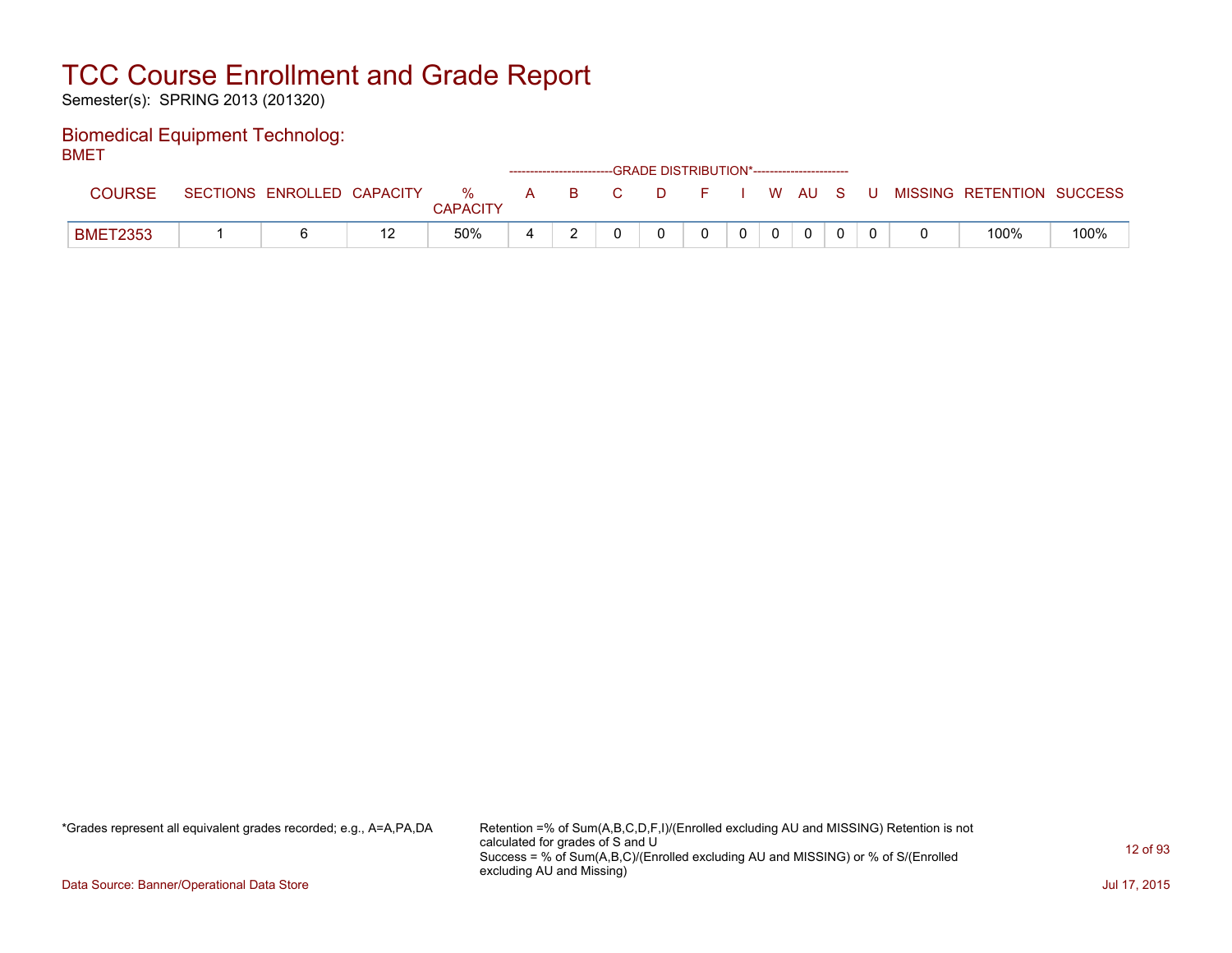# TCC Course Enrollment and Grade Report

Semester(s): SPRING 2013 (201320)

## Biomedical Equipment Technolog:

BMET

| COURSE | SECTIONS | ENROLLED | CAPACITY | % CAPACITY | A | B | C | D | F | I | W | AU | S | U | MISSING | RETENTION | SUCCESS |
|---|---|---|---|---|---|---|---|---|---|---|---|---|---|---|---|---|---|
| | | | | | GRADE DISTRIBUTION* | | | | | | | | | | | | |
| BMET2353 | 1 | 6 | 12 | 50% | 4 | 2 | 0 | 0 | 0 | 0 | 0 | 0 | 0 | 0 | 0 | 100% | 100% |

*Grades represent all equivalent grades recorded; e.g., A=A,PA,DA

Retention =% of Sum(A,B,C,D,F,I)/(Enrolled excluding AU and MISSING) Retention is not calculated for grades of S and U
Success = % of Sum(A,B,C)/(Enrolled excluding AU and MISSING) or % of S/(Enrolled excluding AU and Missing)

Data Source: Banner/Operational Data Store

Jul 17, 2015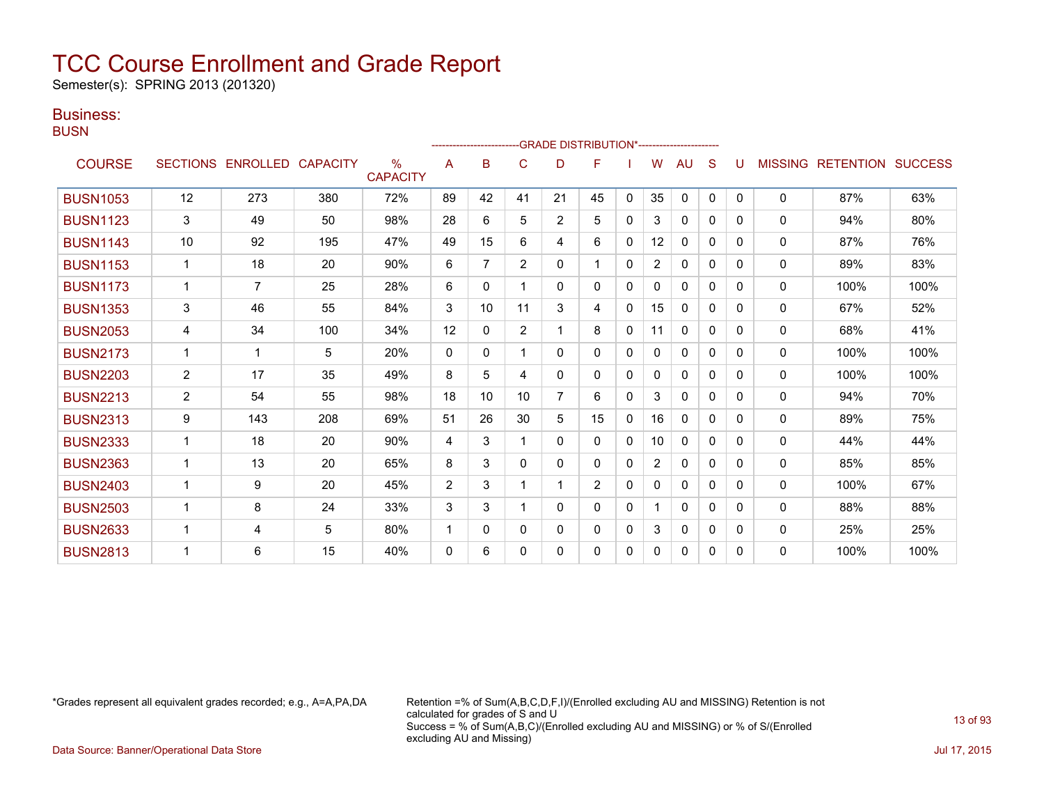# TCC Course Enrollment and Grade Report

Semester(s): SPRING 2013 (201320)

## Business:

### BUSN

| COURSE | SECTIONS | ENROLLED | CAPACITY | % CAPACITY | A | B | C | D | F | I | W | AU | S | U | MISSING | RETENTION | SUCCESS |
|---|---|---|---|---|---|---|---|---|---|---|---|---|---|---|---|---|---|
| | | | | | GRADE DISTRIBUTION* | | | | | | | | | | | | |
| BUSN1053 | 12 | 273 | 380 | 72% | 89 | 42 | 41 | 21 | 45 | 0 | 35 | 0 | 0 | 0 | 0 | 87% | 63% |
| BUSN1123 | 3 | 49 | 50 | 98% | 28 | 6 | 5 | 2 | 5 | 0 | 3 | 0 | 0 | 0 | 0 | 94% | 80% |
| BUSN1143 | 10 | 92 | 195 | 47% | 49 | 15 | 6 | 4 | 6 | 0 | 12 | 0 | 0 | 0 | 0 | 87% | 76% |
| BUSN1153 | 1 | 18 | 20 | 90% | 6 | 7 | 2 | 0 | 1 | 0 | 2 | 0 | 0 | 0 | 0 | 89% | 83% |
| BUSN1173 | 1 | 7 | 25 | 28% | 6 | 0 | 1 | 0 | 0 | 0 | 0 | 0 | 0 | 0 | 0 | 100% | 100% |
| BUSN1353 | 3 | 46 | 55 | 84% | 3 | 10 | 11 | 3 | 4 | 0 | 15 | 0 | 0 | 0 | 0 | 67% | 52% |
| BUSN2053 | 4 | 34 | 100 | 34% | 12 | 0 | 2 | 1 | 8 | 0 | 11 | 0 | 0 | 0 | 0 | 68% | 41% |
| BUSN2173 | 1 | 1 | 5 | 20% | 0 | 0 | 1 | 0 | 0 | 0 | 0 | 0 | 0 | 0 | 0 | 100% | 100% |
| BUSN2203 | 2 | 17 | 35 | 49% | 8 | 5 | 4 | 0 | 0 | 0 | 0 | 0 | 0 | 0 | 0 | 100% | 100% |
| BUSN2213 | 2 | 54 | 55 | 98% | 18 | 10 | 10 | 7 | 6 | 0 | 3 | 0 | 0 | 0 | 0 | 94% | 70% |
| BUSN2313 | 9 | 143 | 208 | 69% | 51 | 26 | 30 | 5 | 15 | 0 | 16 | 0 | 0 | 0 | 0 | 89% | 75% |
| BUSN2333 | 1 | 18 | 20 | 90% | 4 | 3 | 1 | 0 | 0 | 0 | 10 | 0 | 0 | 0 | 0 | 44% | 44% |
| BUSN2363 | 1 | 13 | 20 | 65% | 8 | 3 | 0 | 0 | 0 | 0 | 2 | 0 | 0 | 0 | 0 | 85% | 85% |
| BUSN2403 | 1 | 9 | 20 | 45% | 2 | 3 | 1 | 1 | 2 | 0 | 0 | 0 | 0 | 0 | 0 | 100% | 67% |
| BUSN2503 | 1 | 8 | 24 | 33% | 3 | 3 | 1 | 0 | 0 | 0 | 1 | 0 | 0 | 0 | 0 | 88% | 88% |
| BUSN2633 | 1 | 4 | 5 | 80% | 1 | 0 | 0 | 0 | 0 | 0 | 3 | 0 | 0 | 0 | 0 | 25% | 25% |
| BUSN2813 | 1 | 6 | 15 | 40% | 0 | 6 | 0 | 0 | 0 | 0 | 0 | 0 | 0 | 0 | 0 | 100% | 100% |

*Grades represent all equivalent grades recorded; e.g., A=A,PA,DA

Retention =% of Sum(A,B,C,D,F,I)/(Enrolled excluding AU and MISSING) Retention is not calculated for grades of S and U
Success = % of Sum(A,B,C)/(Enrolled excluding AU and MISSING) or % of S/(Enrolled excluding AU and Missing)

Data Source: Banner/Operational Data Store

Jul 17, 2015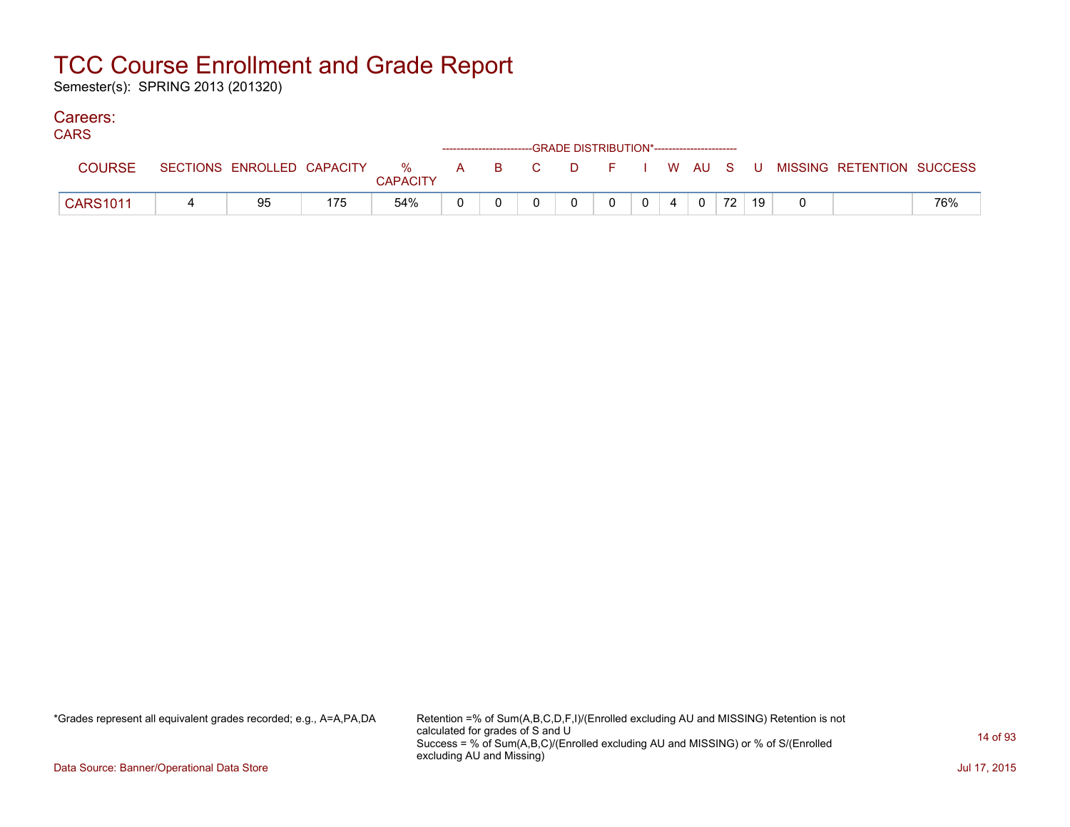# TCC Course Enrollment and Grade Report

Semester(s): SPRING 2013 (201320)

## Careers:

CARS

| COURSE | SECTIONS | ENROLLED | CAPACITY | % CAPACITY | A | B | C | D | F | I | W | AU | S | U | MISSING | RETENTION | SUCCESS |
|---|---|---|---|---|---|---|---|---|---|---|---|---|---|---|---|---|---|
| | | | | | GRADE DISTRIBUTION* | | | | | | | | | | | | |
| CARS1011 | 4 | 95 | 175 | 54% | 0 | 0 | 0 | 0 | 0 | 0 | 4 | 0 | 72 | 19 | 0 | | 76% |

*Grades represent all equivalent grades recorded; e.g., A=A,PA,DA

Retention =% of Sum(A,B,C,D,F,I)/(Enrolled excluding AU and MISSING) Retention is not calculated for grades of S and U
Success = % of Sum(A,B,C)/(Enrolled excluding AU and MISSING) or % of S/(Enrolled excluding AU and Missing)

Data Source: Banner/Operational Data Store

Jul 17, 2015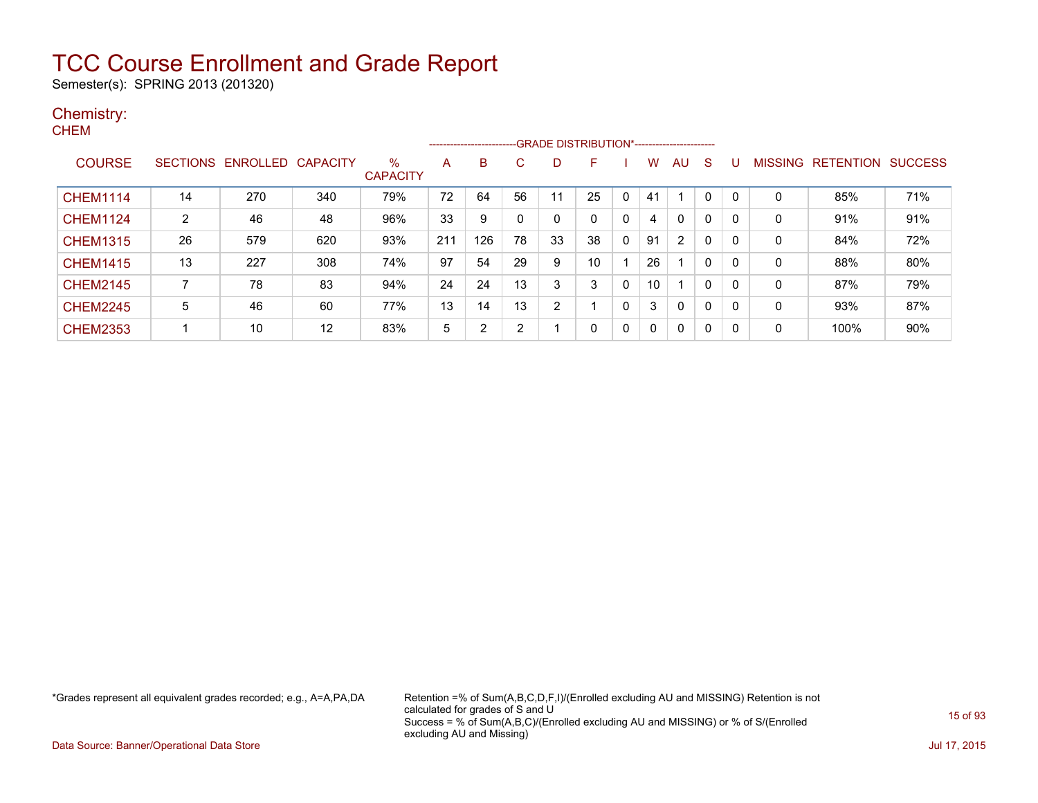# TCC Course Enrollment and Grade Report

Semester(s): SPRING 2013 (201320)

## Chemistry:

### CHEM

| COURSE | SECTIONS | ENROLLED | CAPACITY | % CAPACITY | A | B | C | D | F | I | W | AU | S | U | MISSING | RETENTION | SUCCESS |
|---|---|---|---|---|---|---|---|---|---|---|---|---|---|---|---|---|---|
| | | | | | GRADE DISTRIBUTION* | | | | | | | | | | | | |
| CHEM1114 | 14 | 270 | 340 | 79% | 72 | 64 | 56 | 11 | 25 | 0 | 41 | 1 | 0 | 0 | 0 | 85% | 71% |
| CHEM1124 | 2 | 46 | 48 | 96% | 33 | 9 | 0 | 0 | 0 | 0 | 4 | 0 | 0 | 0 | 0 | 91% | 91% |
| CHEM1315 | 26 | 579 | 620 | 93% | 211 | 126 | 78 | 33 | 38 | 0 | 91 | 2 | 0 | 0 | 0 | 84% | 72% |
| CHEM1415 | 13 | 227 | 308 | 74% | 97 | 54 | 29 | 9 | 10 | 1 | 26 | 1 | 0 | 0 | 0 | 88% | 80% |
| CHEM2145 | 7 | 78 | 83 | 94% | 24 | 24 | 13 | 3 | 3 | 0 | 10 | 1 | 0 | 0 | 0 | 87% | 79% |
| CHEM2245 | 5 | 46 | 60 | 77% | 13 | 14 | 13 | 2 | 1 | 0 | 3 | 0 | 0 | 0 | 0 | 93% | 87% |
| CHEM2353 | 1 | 10 | 12 | 83% | 5 | 2 | 2 | 1 | 0 | 0 | 0 | 0 | 0 | 0 | 0 | 100% | 90% |

*Grades represent all equivalent grades recorded; e.g., A=A,PA,DA

Retention =% of Sum(A,B,C,D,F,I)/(Enrolled excluding AU and MISSING) Retention is not calculated for grades of S and U
Success = % of Sum(A,B,C)/(Enrolled excluding AU and MISSING) or % of S/(Enrolled excluding AU and Missing)

Data Source: Banner/Operational Data Store

Jul 17, 2015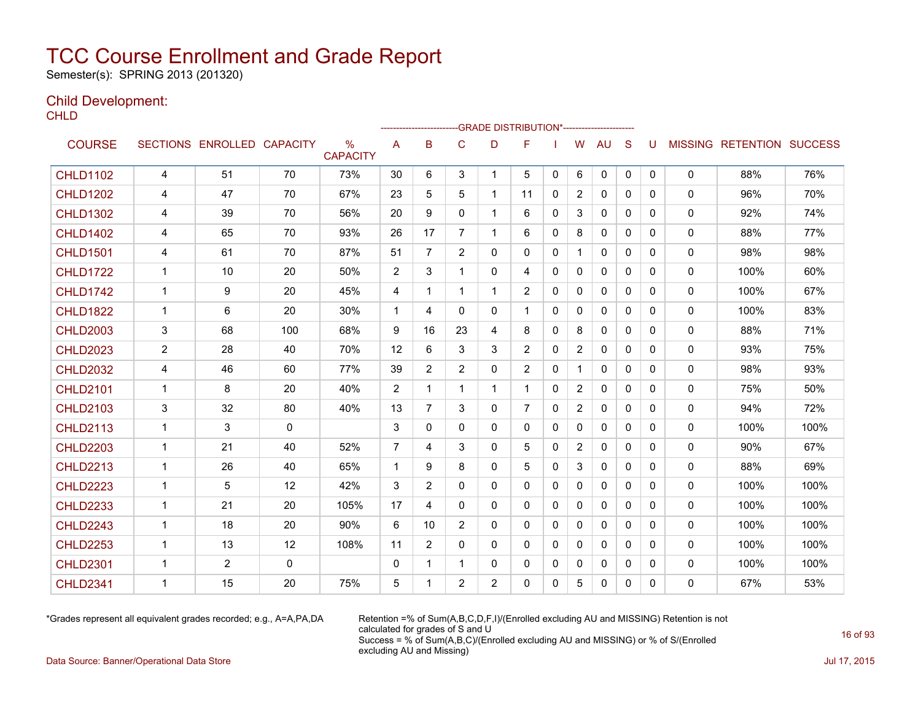# TCC Course Enrollment and Grade Report

Semester(s): SPRING 2013 (201320)

## Child Development:

CHLD

| COURSE | SECTIONS | ENROLLED | CAPACITY | % CAPACITY | A | B | C | D | F | I | W | AU | S | U | MISSING | RETENTION | SUCCESS |
|---|---|---|---|---|---|---|---|---|---|---|---|---|---|---|---|---|---|
| | | | | | GRADE DISTRIBUTION* | | | | | | | | | | | | |
| CHLD1102 | 4 | 51 | 70 | 73% | 30 | 6 | 3 | 1 | 5 | 0 | 6 | 0 | 0 | 0 | 0 | 88% | 76% |
| CHLD1202 | 4 | 47 | 70 | 67% | 23 | 5 | 5 | 1 | 11 | 0 | 2 | 0 | 0 | 0 | 0 | 96% | 70% |
| CHLD1302 | 4 | 39 | 70 | 56% | 20 | 9 | 0 | 1 | 6 | 0 | 3 | 0 | 0 | 0 | 0 | 92% | 74% |
| CHLD1402 | 4 | 65 | 70 | 93% | 26 | 17 | 7 | 1 | 6 | 0 | 8 | 0 | 0 | 0 | 0 | 88% | 77% |
| CHLD1501 | 4 | 61 | 70 | 87% | 51 | 7 | 2 | 0 | 0 | 0 | 1 | 0 | 0 | 0 | 0 | 98% | 98% |
| CHLD1722 | 1 | 10 | 20 | 50% | 2 | 3 | 1 | 0 | 4 | 0 | 0 | 0 | 0 | 0 | 0 | 100% | 60% |
| CHLD1742 | 1 | 9 | 20 | 45% | 4 | 1 | 1 | 1 | 2 | 0 | 0 | 0 | 0 | 0 | 0 | 100% | 67% |
| CHLD1822 | 1 | 6 | 20 | 30% | 1 | 4 | 0 | 0 | 1 | 0 | 0 | 0 | 0 | 0 | 0 | 100% | 83% |
| CHLD2003 | 3 | 68 | 100 | 68% | 9 | 16 | 23 | 4 | 8 | 0 | 8 | 0 | 0 | 0 | 0 | 88% | 71% |
| CHLD2023 | 2 | 28 | 40 | 70% | 12 | 6 | 3 | 3 | 2 | 0 | 2 | 0 | 0 | 0 | 0 | 93% | 75% |
| CHLD2032 | 4 | 46 | 60 | 77% | 39 | 2 | 2 | 0 | 2 | 0 | 1 | 0 | 0 | 0 | 0 | 98% | 93% |
| CHLD2101 | 1 | 8 | 20 | 40% | 2 | 1 | 1 | 1 | 1 | 0 | 2 | 0 | 0 | 0 | 0 | 75% | 50% |
| CHLD2103 | 3 | 32 | 80 | 40% | 13 | 7 | 3 | 0 | 7 | 0 | 2 | 0 | 0 | 0 | 0 | 94% | 72% |
| CHLD2113 | 1 | 3 | 0 | | 3 | 0 | 0 | 0 | 0 | 0 | 0 | 0 | 0 | 0 | 0 | 100% | 100% |
| CHLD2203 | 1 | 21 | 40 | 52% | 7 | 4 | 3 | 0 | 5 | 0 | 2 | 0 | 0 | 0 | 0 | 90% | 67% |
| CHLD2213 | 1 | 26 | 40 | 65% | 1 | 9 | 8 | 0 | 5 | 0 | 3 | 0 | 0 | 0 | 0 | 88% | 69% |
| CHLD2223 | 1 | 5 | 12 | 42% | 3 | 2 | 0 | 0 | 0 | 0 | 0 | 0 | 0 | 0 | 0 | 100% | 100% |
| CHLD2233 | 1 | 21 | 20 | 105% | 17 | 4 | 0 | 0 | 0 | 0 | 0 | 0 | 0 | 0 | 0 | 100% | 100% |
| CHLD2243 | 1 | 18 | 20 | 90% | 6 | 10 | 2 | 0 | 0 | 0 | 0 | 0 | 0 | 0 | 0 | 100% | 100% |
| CHLD2253 | 1 | 13 | 12 | 108% | 11 | 2 | 0 | 0 | 0 | 0 | 0 | 0 | 0 | 0 | 0 | 100% | 100% |
| CHLD2301 | 1 | 2 | 0 | | 0 | 1 | 1 | 0 | 0 | 0 | 0 | 0 | 0 | 0 | 0 | 100% | 100% |
| CHLD2341 | 1 | 15 | 20 | 75% | 5 | 1 | 2 | 2 | 0 | 0 | 5 | 0 | 0 | 0 | 0 | 67% | 53% |

*Grades represent all equivalent grades recorded; e.g., A=A,PA,DA

Retention =% of Sum(A,B,C,D,F,I)/(Enrolled excluding AU and MISSING) Retention is not calculated for grades of S and U
Success = % of Sum(A,B,C)/(Enrolled excluding AU and MISSING) or % of S/(Enrolled excluding AU and Missing)

Data Source: Banner/Operational Data Store

Jul 17, 2015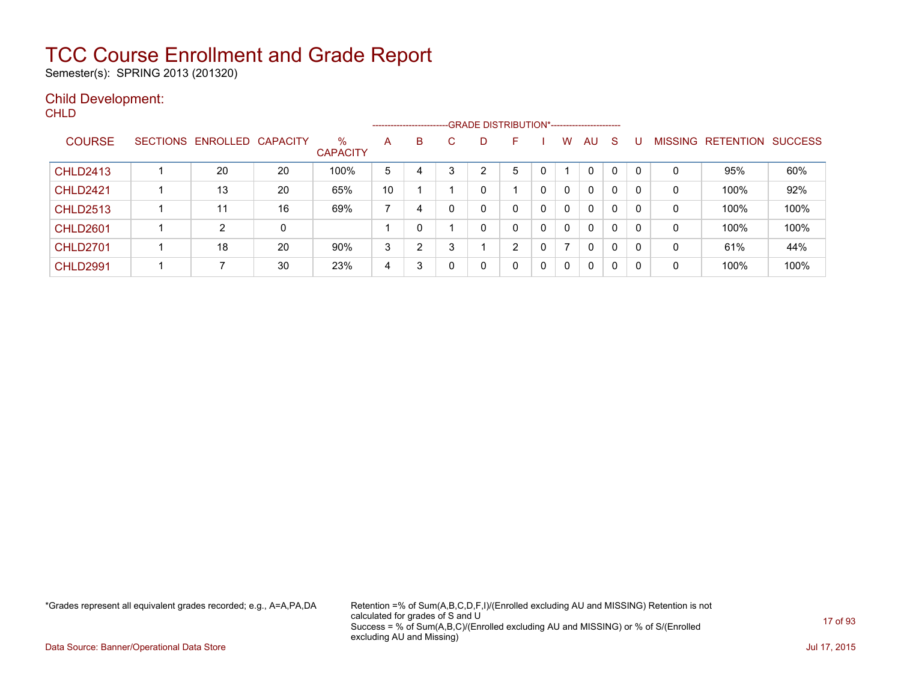# TCC Course Enrollment and Grade Report

Semester(s): SPRING 2013 (201320)

## Child Development:

CHLD

| COURSE | SECTIONS | ENROLLED | CAPACITY | % CAPACITY | A | B | C | D | F | I | W | AU | S | U | MISSING | RETENTION | SUCCESS |
|---|---|---|---|---|---|---|---|---|---|---|---|---|---|---|---|---|---|
| | | | | | GRADE DISTRIBUTION* | | | | | | | | | | | | |
| CHLD2413 | 1 | 20 | 20 | 100% | 5 | 4 | 3 | 2 | 5 | 0 | 1 | 0 | 0 | 0 | 0 | 95% | 60% |
| CHLD2421 | 1 | 13 | 20 | 65% | 10 | 1 | 1 | 0 | 1 | 0 | 0 | 0 | 0 | 0 | 0 | 100% | 92% |
| CHLD2513 | 1 | 11 | 16 | 69% | 7 | 4 | 0 | 0 | 0 | 0 | 0 | 0 | 0 | 0 | 0 | 100% | 100% |
| CHLD2601 | 1 | 2 | 0 | | 1 | 0 | 1 | 0 | 0 | 0 | 0 | 0 | 0 | 0 | 0 | 100% | 100% |
| CHLD2701 | 1 | 18 | 20 | 90% | 3 | 2 | 3 | 1 | 2 | 0 | 7 | 0 | 0 | 0 | 0 | 61% | 44% |
| CHLD2991 | 1 | 7 | 30 | 23% | 4 | 3 | 0 | 0 | 0 | 0 | 0 | 0 | 0 | 0 | 0 | 100% | 100% |

*Grades represent all equivalent grades recorded; e.g., A=A,PA,DA

Retention =% of Sum(A,B,C,D,F,I)/(Enrolled excluding AU and MISSING) Retention is not calculated for grades of S and U
Success = % of Sum(A,B,C)/(Enrolled excluding AU and MISSING) or % of S/(Enrolled excluding AU and Missing)

Data Source: Banner/Operational Data Store

Jul 17, 2015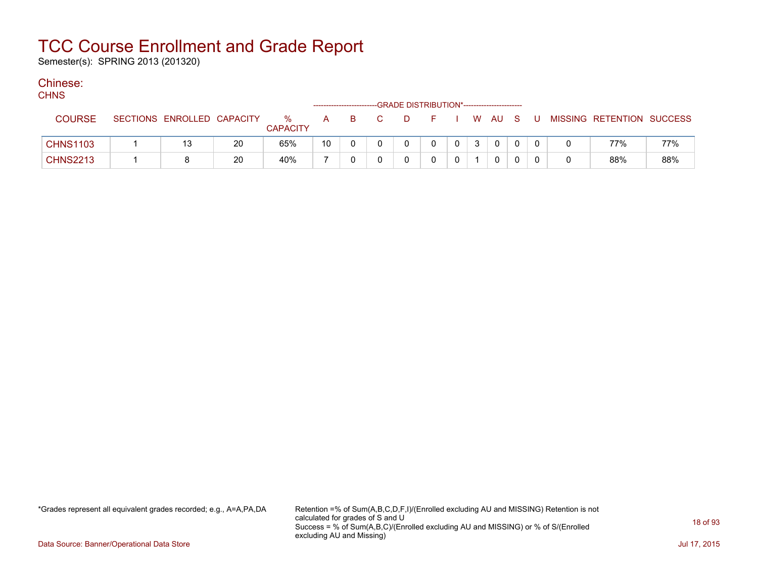# TCC Course Enrollment and Grade Report

Semester(s): SPRING 2013 (201320)

## Chinese:

### CHNS

| COURSE | SECTIONS | ENROLLED | CAPACITY | % CAPACITY | A | B | C | D | F | I | W | AU | S | U | MISSING | RETENTION | SUCCESS |
|---|---|---|---|---|---|---|---|---|---|---|---|---|---|---|---|---|---|
| | | | | | GRADE DISTRIBUTION* | | | | | | | | | | | | |
| CHNS1103 | 1 | 13 | 20 | 65% | 10 | 0 | 0 | 0 | 0 | 0 | 3 | 0 | 0 | 0 | 0 | 77% | 77% |
| CHNS2213 | 1 | 8 | 20 | 40% | 7 | 0 | 0 | 0 | 0 | 0 | 1 | 0 | 0 | 0 | 0 | 88% | 88% |

*Grades represent all equivalent grades recorded; e.g., A=A,PA,DA

Retention =% of Sum(A,B,C,D,F,I)/(Enrolled excluding AU and MISSING) Retention is not calculated for grades of S and U
Success = % of Sum(A,B,C)/(Enrolled excluding AU and MISSING) or % of S/(Enrolled excluding AU and Missing)

Data Source: Banner/Operational Data Store

Jul 17, 2015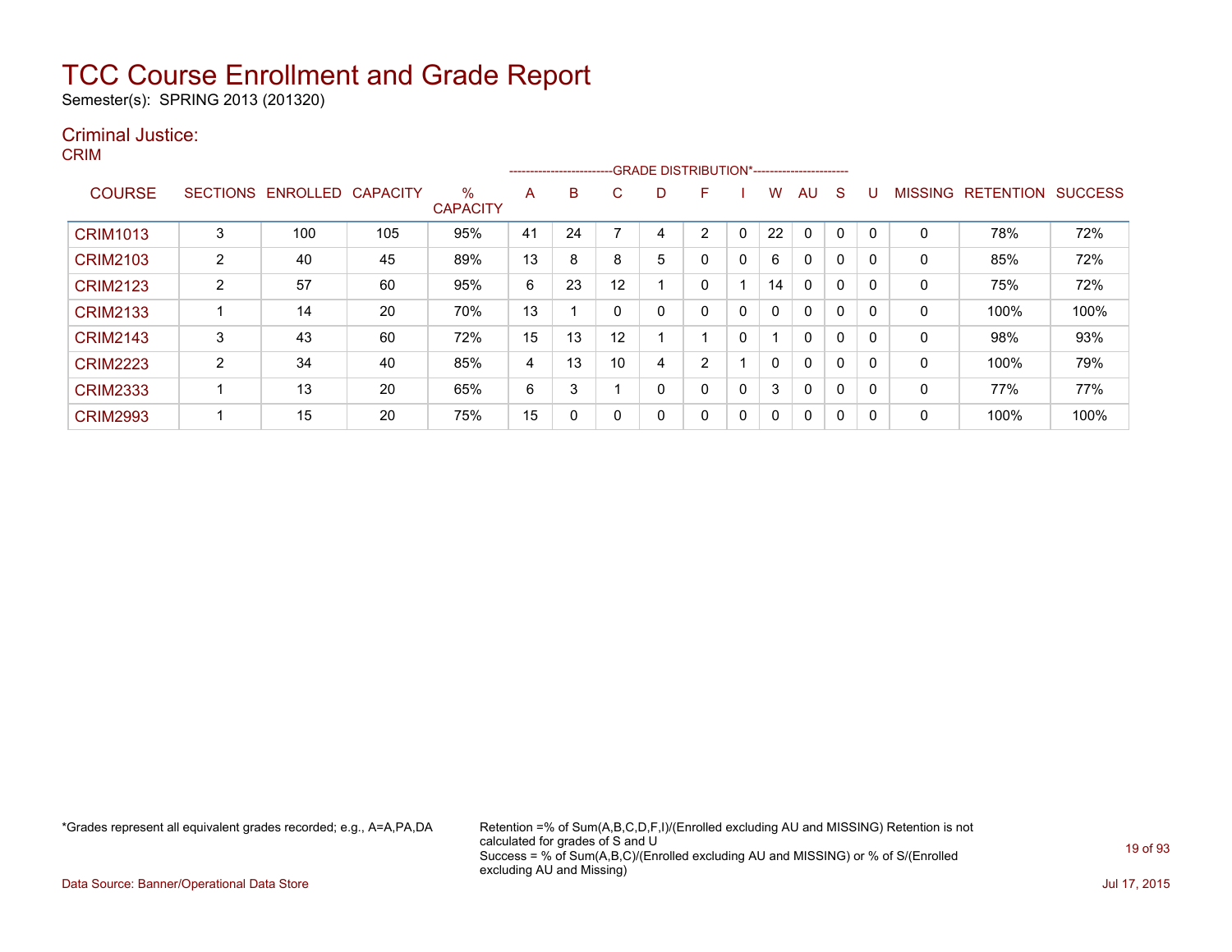# TCC Course Enrollment and Grade Report

Semester(s): SPRING 2013 (201320)

## Criminal Justice:

### CRIM

| COURSE | SECTIONS | ENROLLED | CAPACITY | % CAPACITY | GRADE DISTRIBUTION* A | B | C | D | F | I | W | AU | S | U | MISSING | RETENTION | SUCCESS |
|---|---|---|---|---|---|---|---|---|---|---|---|---|---|---|---|---|---|
| CRIM1013 | 3 | 100 | 105 | 95% | 41 | 24 | 7 | 4 | 2 | 0 | 22 | 0 | 0 | 0 | 0 | 78% | 72% |
| CRIM2103 | 2 | 40 | 45 | 89% | 13 | 8 | 8 | 5 | 0 | 0 | 6 | 0 | 0 | 0 | 0 | 85% | 72% |
| CRIM2123 | 2 | 57 | 60 | 95% | 6 | 23 | 12 | 1 | 0 | 1 | 14 | 0 | 0 | 0 | 0 | 75% | 72% |
| CRIM2133 | 1 | 14 | 20 | 70% | 13 | 1 | 0 | 0 | 0 | 0 | 0 | 0 | 0 | 0 | 0 | 100% | 100% |
| CRIM2143 | 3 | 43 | 60 | 72% | 15 | 13 | 12 | 1 | 1 | 0 | 1 | 0 | 0 | 0 | 0 | 98% | 93% |
| CRIM2223 | 2 | 34 | 40 | 85% | 4 | 13 | 10 | 4 | 2 | 1 | 0 | 0 | 0 | 0 | 0 | 100% | 79% |
| CRIM2333 | 1 | 13 | 20 | 65% | 6 | 3 | 1 | 0 | 0 | 0 | 3 | 0 | 0 | 0 | 0 | 77% | 77% |
| CRIM2993 | 1 | 15 | 20 | 75% | 15 | 0 | 0 | 0 | 0 | 0 | 0 | 0 | 0 | 0 | 0 | 100% | 100% |

*Grades represent all equivalent grades recorded; e.g., A=A,PA,DA

Retention =% of Sum(A,B,C,D,F,I)/(Enrolled excluding AU and MISSING) Retention is not calculated for grades of S and U
Success = % of Sum(A,B,C)/(Enrolled excluding AU and MISSING) or % of S/(Enrolled excluding AU and Missing)

Data Source: Banner/Operational Data Store

Jul 17, 2015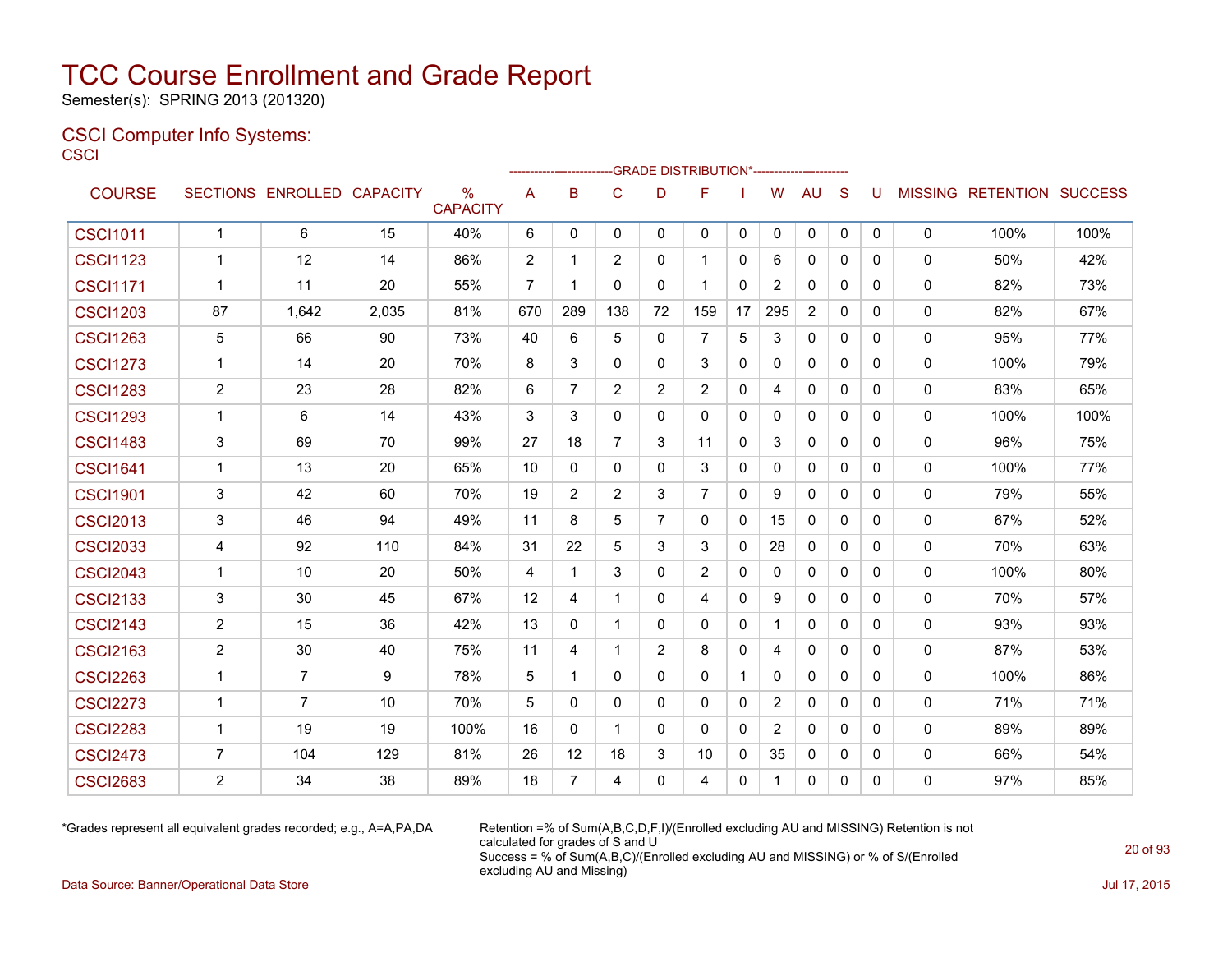# TCC Course Enrollment and Grade Report

Semester(s): SPRING 2013 (201320)

## CSCI Computer Info Systems:

CSCI

| COURSE | SECTIONS | ENROLLED | CAPACITY | % CAPACITY | A | B | C | D | F | I | W | AU | S | U | MISSING | RETENTION | SUCCESS |
|---|---|---|---|---|---|---|---|---|---|---|---|---|---|---|---|---|---|
| | | | | | GRADE DISTRIBUTION* | | | | | | | | | | | | |
| CSCI1011 | 1 | 6 | 15 | 40% | 6 | 0 | 0 | 0 | 0 | 0 | 0 | 0 | 0 | 0 | 0 | 100% | 100% |
| CSCI1123 | 1 | 12 | 14 | 86% | 2 | 1 | 2 | 0 | 1 | 0 | 6 | 0 | 0 | 0 | 0 | 50% | 42% |
| CSCI1171 | 1 | 11 | 20 | 55% | 7 | 1 | 0 | 0 | 1 | 0 | 2 | 0 | 0 | 0 | 0 | 82% | 73% |
| CSCI1203 | 87 | 1,642 | 2,035 | 81% | 670 | 289 | 138 | 72 | 159 | 17 | 295 | 2 | 0 | 0 | 0 | 82% | 67% |
| CSCI1263 | 5 | 66 | 90 | 73% | 40 | 6 | 5 | 0 | 7 | 5 | 3 | 0 | 0 | 0 | 0 | 95% | 77% |
| CSCI1273 | 1 | 14 | 20 | 70% | 8 | 3 | 0 | 0 | 3 | 0 | 0 | 0 | 0 | 0 | 0 | 100% | 79% |
| CSCI1283 | 2 | 23 | 28 | 82% | 6 | 7 | 2 | 2 | 2 | 0 | 4 | 0 | 0 | 0 | 0 | 83% | 65% |
| CSCI1293 | 1 | 6 | 14 | 43% | 3 | 3 | 0 | 0 | 0 | 0 | 0 | 0 | 0 | 0 | 0 | 100% | 100% |
| CSCI1483 | 3 | 69 | 70 | 99% | 27 | 18 | 7 | 3 | 11 | 0 | 3 | 0 | 0 | 0 | 0 | 96% | 75% |
| CSCI1641 | 1 | 13 | 20 | 65% | 10 | 0 | 0 | 0 | 3 | 0 | 0 | 0 | 0 | 0 | 0 | 100% | 77% |
| CSCI1901 | 3 | 42 | 60 | 70% | 19 | 2 | 2 | 3 | 7 | 0 | 9 | 0 | 0 | 0 | 0 | 79% | 55% |
| CSCI2013 | 3 | 46 | 94 | 49% | 11 | 8 | 5 | 7 | 0 | 0 | 15 | 0 | 0 | 0 | 0 | 67% | 52% |
| CSCI2033 | 4 | 92 | 110 | 84% | 31 | 22 | 5 | 3 | 3 | 0 | 28 | 0 | 0 | 0 | 0 | 70% | 63% |
| CSCI2043 | 1 | 10 | 20 | 50% | 4 | 1 | 3 | 0 | 2 | 0 | 0 | 0 | 0 | 0 | 0 | 100% | 80% |
| CSCI2133 | 3 | 30 | 45 | 67% | 12 | 4 | 1 | 0 | 4 | 0 | 9 | 0 | 0 | 0 | 0 | 70% | 57% |
| CSCI2143 | 2 | 15 | 36 | 42% | 13 | 0 | 1 | 0 | 0 | 0 | 1 | 0 | 0 | 0 | 0 | 93% | 93% |
| CSCI2163 | 2 | 30 | 40 | 75% | 11 | 4 | 1 | 2 | 8 | 0 | 4 | 0 | 0 | 0 | 0 | 87% | 53% |
| CSCI2263 | 1 | 7 | 9 | 78% | 5 | 1 | 0 | 0 | 0 | 1 | 0 | 0 | 0 | 0 | 0 | 100% | 86% |
| CSCI2273 | 1 | 7 | 10 | 70% | 5 | 0 | 0 | 0 | 0 | 0 | 2 | 0 | 0 | 0 | 0 | 71% | 71% |
| CSCI2283 | 1 | 19 | 19 | 100% | 16 | 0 | 1 | 0 | 0 | 0 | 2 | 0 | 0 | 0 | 0 | 89% | 89% |
| CSCI2473 | 7 | 104 | 129 | 81% | 26 | 12 | 18 | 3 | 10 | 0 | 35 | 0 | 0 | 0 | 0 | 66% | 54% |
| CSCI2683 | 2 | 34 | 38 | 89% | 18 | 7 | 4 | 0 | 4 | 0 | 1 | 0 | 0 | 0 | 0 | 97% | 85% |

*Grades represent all equivalent grades recorded; e.g., A=A,PA,DA

Retention =% of Sum(A,B,C,D,F,I)/(Enrolled excluding AU and MISSING) Retention is not calculated for grades of S and U
Success = % of Sum(A,B,C)/(Enrolled excluding AU and MISSING) or % of S/(Enrolled excluding AU and Missing)

Data Source: Banner/Operational Data Store

Jul 17, 2015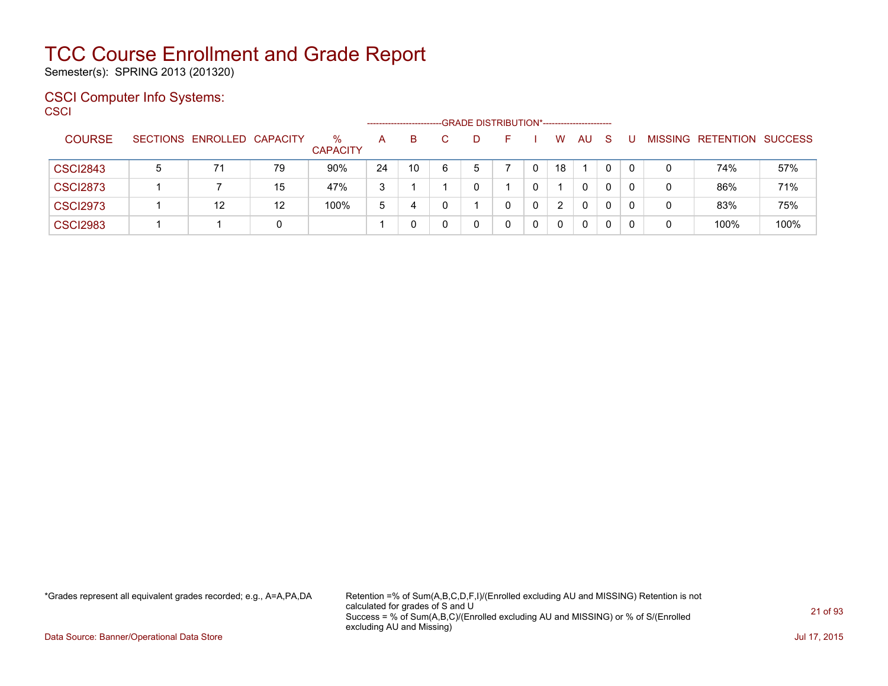# TCC Course Enrollment and Grade Report

Semester(s): SPRING 2013 (201320)

## CSCI Computer Info Systems:

CSCI

| COURSE | SECTIONS | ENROLLED | CAPACITY | % CAPACITY | A | B | C | D | F | I | W | AU | S | U | MISSING | RETENTION | SUCCESS |
|---|---|---|---|---|---|---|---|---|---|---|---|---|---|---|---|---|---|
| | | | | | GRADE DISTRIBUTION* | | | | | | | | | | | | |
| CSCI2843 | 5 | 71 | 79 | 90% | 24 | 10 | 6 | 5 | 7 | 0 | 18 | 1 | 0 | 0 | 0 | 74% | 57% |
| CSCI2873 | 1 | 7 | 15 | 47% | 3 | 1 | 1 | 0 | 1 | 0 | 1 | 0 | 0 | 0 | 0 | 86% | 71% |
| CSCI2973 | 1 | 12 | 12 | 100% | 5 | 4 | 0 | 1 | 0 | 0 | 2 | 0 | 0 | 0 | 0 | 83% | 75% |
| CSCI2983 | 1 | 1 | 0 | | 1 | 0 | 0 | 0 | 0 | 0 | 0 | 0 | 0 | 0 | 0 | 100% | 100% |

*Grades represent all equivalent grades recorded; e.g., A=A,PA,DA

Retention =% of Sum(A,B,C,D,F,I)/(Enrolled excluding AU and MISSING) Retention is not calculated for grades of S and U
Success = % of Sum(A,B,C)/(Enrolled excluding AU and MISSING) or % of S/(Enrolled excluding AU and Missing)

Data Source: Banner/Operational Data Store

Jul 17, 2015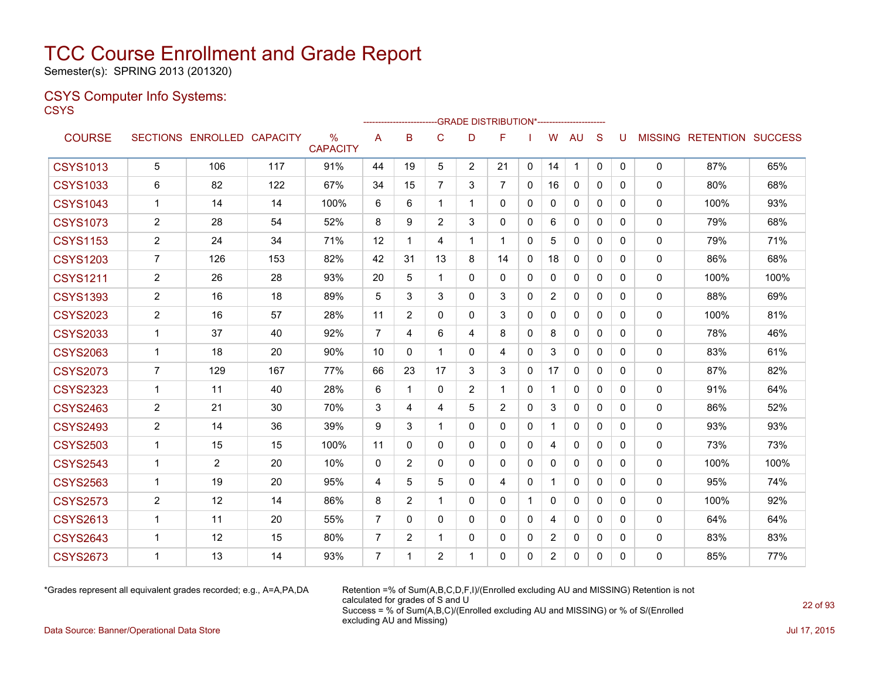# TCC Course Enrollment and Grade Report

Semester(s): SPRING 2013 (201320)

## CSYS Computer Info Systems:

CSYS

| COURSE | SECTIONS | ENROLLED | CAPACITY | % CAPACITY | A | B | C | D | F | I | W | AU | S | U | MISSING | RETENTION | SUCCESS |
|---|---|---|---|---|---|---|---|---|---|---|---|---|---|---|---|---|---|
| | | | | | GRADE DISTRIBUTION* | | | | | | | | | | | | |
| CSYS1013 | 5 | 106 | 117 | 91% | 44 | 19 | 5 | 2 | 21 | 0 | 14 | 1 | 0 | 0 | 0 | 87% | 65% |
| CSYS1033 | 6 | 82 | 122 | 67% | 34 | 15 | 7 | 3 | 7 | 0 | 16 | 0 | 0 | 0 | 0 | 80% | 68% |
| CSYS1043 | 1 | 14 | 14 | 100% | 6 | 6 | 1 | 1 | 0 | 0 | 0 | 0 | 0 | 0 | 0 | 100% | 93% |
| CSYS1073 | 2 | 28 | 54 | 52% | 8 | 9 | 2 | 3 | 0 | 0 | 6 | 0 | 0 | 0 | 0 | 79% | 68% |
| CSYS1153 | 2 | 24 | 34 | 71% | 12 | 1 | 4 | 1 | 1 | 0 | 5 | 0 | 0 | 0 | 0 | 79% | 71% |
| CSYS1203 | 7 | 126 | 153 | 82% | 42 | 31 | 13 | 8 | 14 | 0 | 18 | 0 | 0 | 0 | 0 | 86% | 68% |
| CSYS1211 | 2 | 26 | 28 | 93% | 20 | 5 | 1 | 0 | 0 | 0 | 0 | 0 | 0 | 0 | 0 | 100% | 100% |
| CSYS1393 | 2 | 16 | 18 | 89% | 5 | 3 | 3 | 0 | 3 | 0 | 2 | 0 | 0 | 0 | 0 | 88% | 69% |
| CSYS2023 | 2 | 16 | 57 | 28% | 11 | 2 | 0 | 0 | 3 | 0 | 0 | 0 | 0 | 0 | 0 | 100% | 81% |
| CSYS2033 | 1 | 37 | 40 | 92% | 7 | 4 | 6 | 4 | 8 | 0 | 8 | 0 | 0 | 0 | 0 | 78% | 46% |
| CSYS2063 | 1 | 18 | 20 | 90% | 10 | 0 | 1 | 0 | 4 | 0 | 3 | 0 | 0 | 0 | 0 | 83% | 61% |
| CSYS2073 | 7 | 129 | 167 | 77% | 66 | 23 | 17 | 3 | 3 | 0 | 17 | 0 | 0 | 0 | 0 | 87% | 82% |
| CSYS2323 | 1 | 11 | 40 | 28% | 6 | 1 | 0 | 2 | 1 | 0 | 1 | 0 | 0 | 0 | 0 | 91% | 64% |
| CSYS2463 | 2 | 21 | 30 | 70% | 3 | 4 | 4 | 5 | 2 | 0 | 3 | 0 | 0 | 0 | 0 | 86% | 52% |
| CSYS2493 | 2 | 14 | 36 | 39% | 9 | 3 | 1 | 0 | 0 | 0 | 1 | 0 | 0 | 0 | 0 | 93% | 93% |
| CSYS2503 | 1 | 15 | 15 | 100% | 11 | 0 | 0 | 0 | 0 | 0 | 4 | 0 | 0 | 0 | 0 | 73% | 73% |
| CSYS2543 | 1 | 2 | 20 | 10% | 0 | 2 | 0 | 0 | 0 | 0 | 0 | 0 | 0 | 0 | 0 | 100% | 100% |
| CSYS2563 | 1 | 19 | 20 | 95% | 4 | 5 | 5 | 0 | 4 | 0 | 1 | 0 | 0 | 0 | 0 | 95% | 74% |
| CSYS2573 | 2 | 12 | 14 | 86% | 8 | 2 | 1 | 0 | 0 | 1 | 0 | 0 | 0 | 0 | 0 | 100% | 92% |
| CSYS2613 | 1 | 11 | 20 | 55% | 7 | 0 | 0 | 0 | 0 | 0 | 4 | 0 | 0 | 0 | 0 | 64% | 64% |
| CSYS2643 | 1 | 12 | 15 | 80% | 7 | 2 | 1 | 0 | 0 | 0 | 2 | 0 | 0 | 0 | 0 | 83% | 83% |
| CSYS2673 | 1 | 13 | 14 | 93% | 7 | 1 | 2 | 1 | 0 | 0 | 2 | 0 | 0 | 0 | 0 | 85% | 77% |

*Grades represent all equivalent grades recorded; e.g., A=A,PA,DA

Retention =% of Sum(A,B,C,D,F,I)/(Enrolled excluding AU and MISSING) Retention is not calculated for grades of S and U

Success = % of Sum(A,B,C)/(Enrolled excluding AU and MISSING) or % of S/(Enrolled excluding AU and Missing)

Data Source: Banner/Operational Data Store

Jul 17, 2015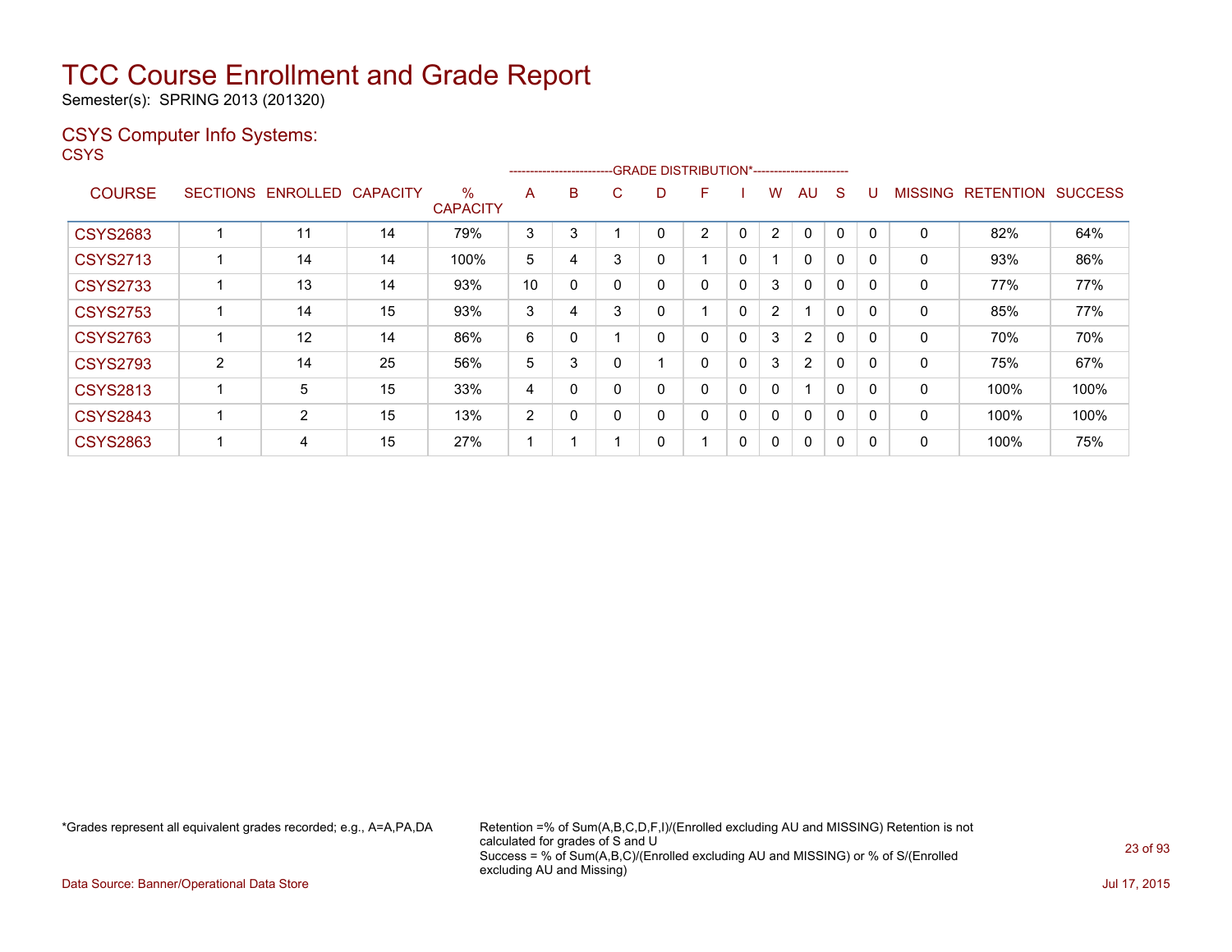# TCC Course Enrollment and Grade Report

Semester(s): SPRING 2013 (201320)

## CSYS Computer Info Systems:

CSYS

| COURSE | SECTIONS | ENROLLED | CAPACITY | % CAPACITY | GRADE DISTRIBUTION* A | B | C | D | F | I | W | AU | S | U | MISSING | RETENTION | SUCCESS |
|---|---|---|---|---|---|---|---|---|---|---|---|---|---|---|---|---|---|
| CSYS2683 | 1 | 11 | 14 | 79% | 3 | 3 | 1 | 0 | 2 | 0 | 2 | 0 | 0 | 0 | 0 | 82% | 64% |
| CSYS2713 | 1 | 14 | 14 | 100% | 5 | 4 | 3 | 0 | 1 | 0 | 1 | 0 | 0 | 0 | 0 | 93% | 86% |
| CSYS2733 | 1 | 13 | 14 | 93% | 10 | 0 | 0 | 0 | 0 | 0 | 3 | 0 | 0 | 0 | 0 | 77% | 77% |
| CSYS2753 | 1 | 14 | 15 | 93% | 3 | 4 | 3 | 0 | 1 | 0 | 2 | 1 | 0 | 0 | 0 | 85% | 77% |
| CSYS2763 | 1 | 12 | 14 | 86% | 6 | 0 | 1 | 0 | 0 | 0 | 3 | 2 | 0 | 0 | 0 | 70% | 70% |
| CSYS2793 | 2 | 14 | 25 | 56% | 5 | 3 | 0 | 1 | 0 | 0 | 3 | 2 | 0 | 0 | 0 | 75% | 67% |
| CSYS2813 | 1 | 5 | 15 | 33% | 4 | 0 | 0 | 0 | 0 | 0 | 0 | 1 | 0 | 0 | 0 | 100% | 100% |
| CSYS2843 | 1 | 2 | 15 | 13% | 2 | 0 | 0 | 0 | 0 | 0 | 0 | 0 | 0 | 0 | 0 | 100% | 100% |
| CSYS2863 | 1 | 4 | 15 | 27% | 1 | 1 | 1 | 0 | 1 | 0 | 0 | 0 | 0 | 0 | 0 | 100% | 75% |

*Grades represent all equivalent grades recorded; e.g., A=A,PA,DA

Retention =% of Sum(A,B,C,D,F,I)/(Enrolled excluding AU and MISSING) Retention is not calculated for grades of S and U
Success = % of Sum(A,B,C)/(Enrolled excluding AU and MISSING) or % of S/(Enrolled excluding AU and Missing)

Data Source: Banner/Operational Data Store

Jul 17, 2015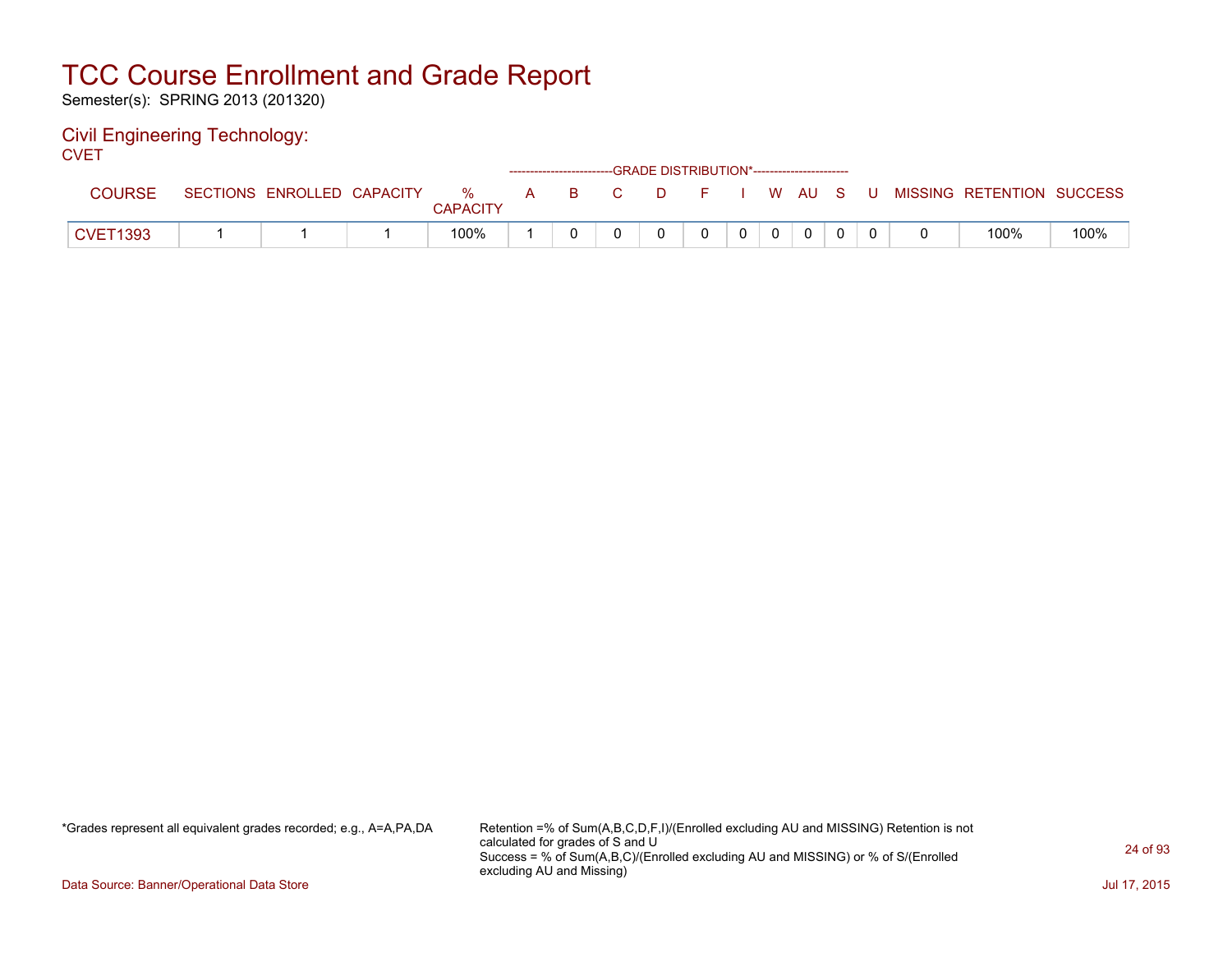# TCC Course Enrollment and Grade Report

Semester(s): SPRING 2013 (201320)

## Civil Engineering Technology:

CVET

| COURSE | SECTIONS | ENROLLED | CAPACITY | % CAPACITY | A | B | C | D | F | I | W | AU | S | U | MISSING | RETENTION | SUCCESS |
|---|---|---|---|---|---|---|---|---|---|---|---|---|---|---|---|---|---|
| | | | | | GRADE DISTRIBUTION* | | | | | | | | | | | | |
| CVET1393 | 1 | 1 | 1 | 100% | 1 | 0 | 0 | 0 | 0 | 0 | 0 | 0 | 0 | 0 | 0 | 100% | 100% |

*Grades represent all equivalent grades recorded; e.g., A=A,PA,DA

Retention =% of Sum(A,B,C,D,F,I)/(Enrolled excluding AU and MISSING) Retention is not calculated for grades of S and U
Success = % of Sum(A,B,C)/(Enrolled excluding AU and MISSING) or % of S/(Enrolled excluding AU and Missing)

Data Source: Banner/Operational Data Store

Jul 17, 2015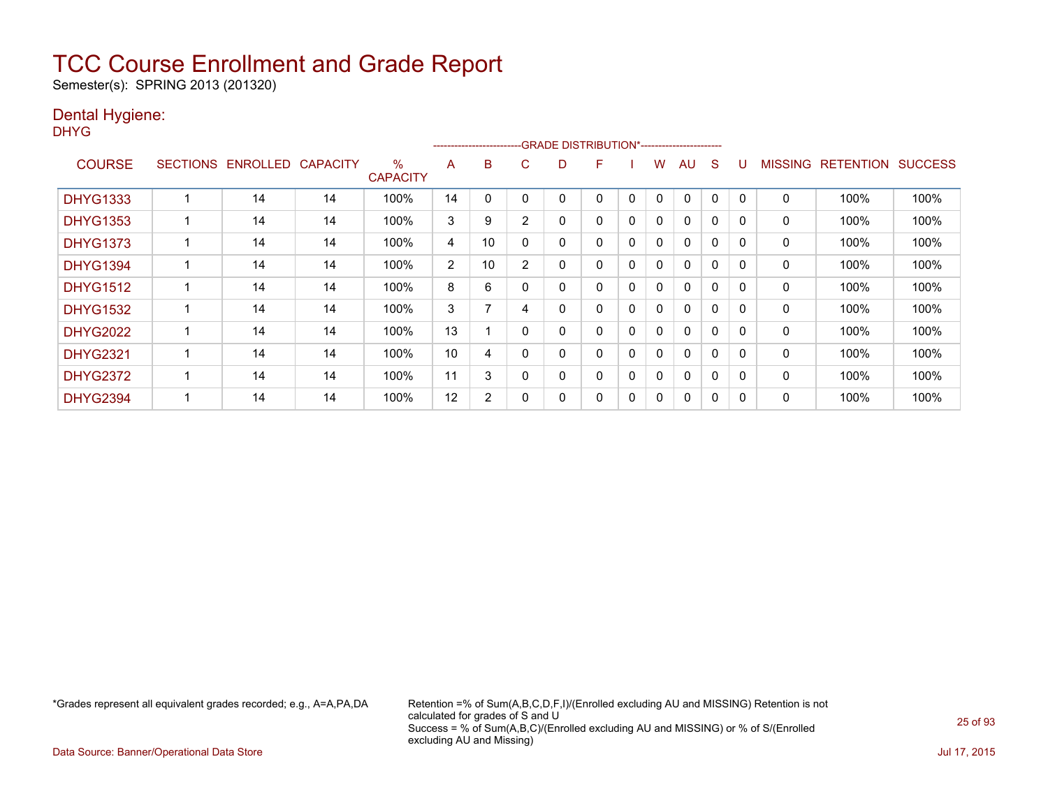# TCC Course Enrollment and Grade Report

Semester(s): SPRING 2013 (201320)

## Dental Hygiene:

DHYG

| COURSE | SECTIONS | ENROLLED | CAPACITY | % CAPACITY | A | B | C | D | F | I | W | AU | S | U | MISSING | RETENTION | SUCCESS |
|---|---|---|---|---|---|---|---|---|---|---|---|---|---|---|---|---|---|
| | | | | | GRADE DISTRIBUTION* | | | | | | | | | | | | |
| DHYG1333 | 1 | 14 | 14 | 100% | 14 | 0 | 0 | 0 | 0 | 0 | 0 | 0 | 0 | 0 | 0 | 100% | 100% |
| DHYG1353 | 1 | 14 | 14 | 100% | 3 | 9 | 2 | 0 | 0 | 0 | 0 | 0 | 0 | 0 | 0 | 100% | 100% |
| DHYG1373 | 1 | 14 | 14 | 100% | 4 | 10 | 0 | 0 | 0 | 0 | 0 | 0 | 0 | 0 | 0 | 100% | 100% |
| DHYG1394 | 1 | 14 | 14 | 100% | 2 | 10 | 2 | 0 | 0 | 0 | 0 | 0 | 0 | 0 | 0 | 100% | 100% |
| DHYG1512 | 1 | 14 | 14 | 100% | 8 | 6 | 0 | 0 | 0 | 0 | 0 | 0 | 0 | 0 | 0 | 100% | 100% |
| DHYG1532 | 1 | 14 | 14 | 100% | 3 | 7 | 4 | 0 | 0 | 0 | 0 | 0 | 0 | 0 | 0 | 100% | 100% |
| DHYG2022 | 1 | 14 | 14 | 100% | 13 | 1 | 0 | 0 | 0 | 0 | 0 | 0 | 0 | 0 | 0 | 100% | 100% |
| DHYG2321 | 1 | 14 | 14 | 100% | 10 | 4 | 0 | 0 | 0 | 0 | 0 | 0 | 0 | 0 | 0 | 100% | 100% |
| DHYG2372 | 1 | 14 | 14 | 100% | 11 | 3 | 0 | 0 | 0 | 0 | 0 | 0 | 0 | 0 | 0 | 100% | 100% |
| DHYG2394 | 1 | 14 | 14 | 100% | 12 | 2 | 0 | 0 | 0 | 0 | 0 | 0 | 0 | 0 | 0 | 100% | 100% |

*Grades represent all equivalent grades recorded; e.g., A=A,PA,DA

Retention =% of Sum(A,B,C,D,F,I)/(Enrolled excluding AU and MISSING) Retention is not calculated for grades of S and U
Success = % of Sum(A,B,C)/(Enrolled excluding AU and MISSING) or % of S/(Enrolled excluding AU and Missing)

Data Source: Banner/Operational Data Store

Jul 17, 2015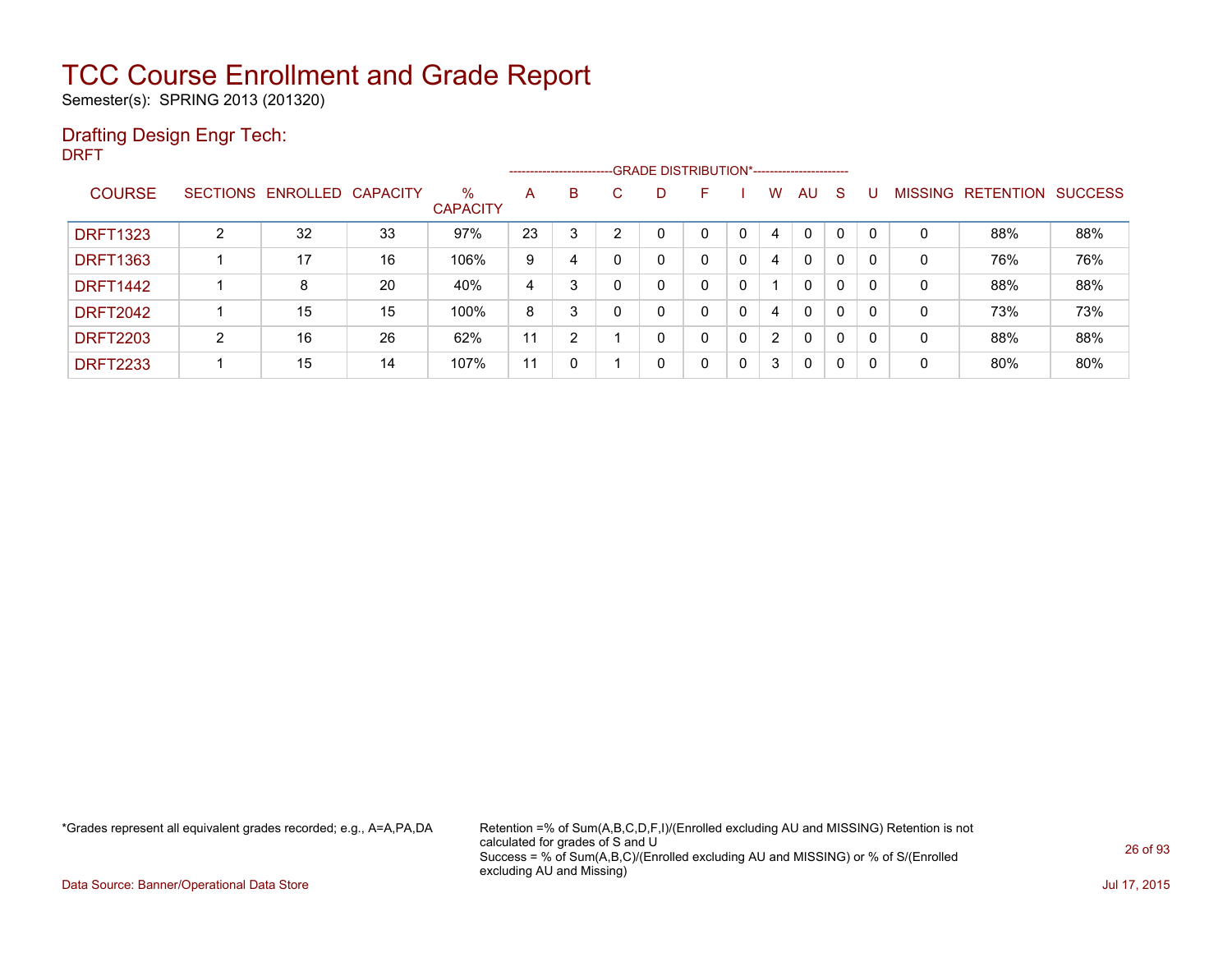# TCC Course Enrollment and Grade Report

Semester(s): SPRING 2013 (201320)

## Drafting Design Engr Tech:

DRFT

| COURSE | SECTIONS | ENROLLED | CAPACITY | % CAPACITY | GRADE DISTRIBUTION* | | | | | | | | | | MISSING | RETENTION | SUCCESS |
|---|---|---|---|---|---|---|---|---|---|---|---|---|---|---|---|---|---|
| | | | | | A | B | C | D | F | I | W | AU | S | U | | | |
| DRFT1323 | 2 | 32 | 33 | 97% | 23 | 3 | 2 | 0 | 0 | 0 | 4 | 0 | 0 | 0 | 0 | 88% | 88% |
| DRFT1363 | 1 | 17 | 16 | 106% | 9 | 4 | 0 | 0 | 0 | 0 | 4 | 0 | 0 | 0 | 0 | 76% | 76% |
| DRFT1442 | 1 | 8 | 20 | 40% | 4 | 3 | 0 | 0 | 0 | 0 | 1 | 0 | 0 | 0 | 0 | 88% | 88% |
| DRFT2042 | 1 | 15 | 15 | 100% | 8 | 3 | 0 | 0 | 0 | 0 | 4 | 0 | 0 | 0 | 0 | 73% | 73% |
| DRFT2203 | 2 | 16 | 26 | 62% | 11 | 2 | 1 | 0 | 0 | 0 | 2 | 0 | 0 | 0 | 0 | 88% | 88% |
| DRFT2233 | 1 | 15 | 14 | 107% | 11 | 0 | 1 | 0 | 0 | 0 | 3 | 0 | 0 | 0 | 0 | 80% | 80% |

*Grades represent all equivalent grades recorded; e.g., A=A,PA,DA

Retention =% of Sum(A,B,C,D,F,I)/(Enrolled excluding AU and MISSING) Retention is not calculated for grades of S and U
Success = % of Sum(A,B,C)/(Enrolled excluding AU and MISSING) or % of S/(Enrolled excluding AU and Missing)

Data Source: Banner/Operational Data Store

Jul 17, 2015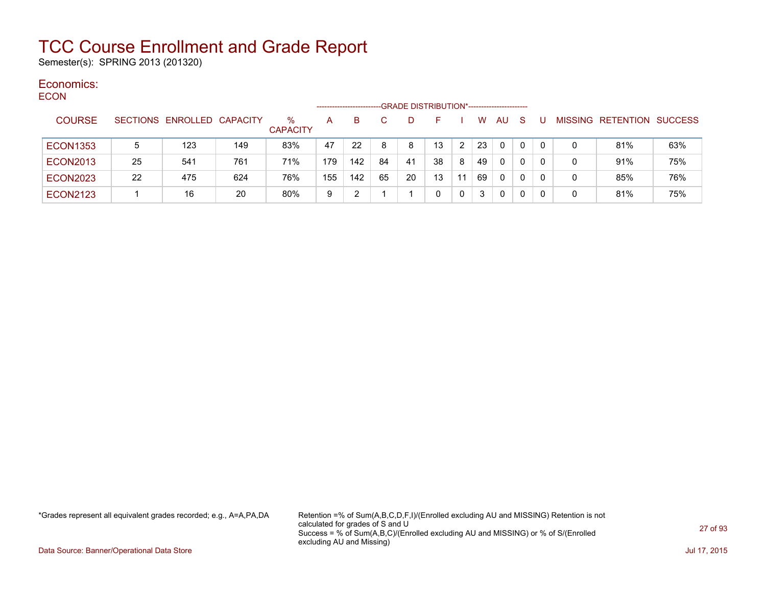# TCC Course Enrollment and Grade Report

Semester(s): SPRING 2013 (201320)

## Economics:

ECON

| COURSE | SECTIONS | ENROLLED | CAPACITY | % CAPACITY | GRADE DISTRIBUTION* A | B | C | D | F | I | W | AU | S | U | MISSING | RETENTION | SUCCESS |
|---|---|---|---|---|---|---|---|---|---|---|---|---|---|---|---|---|---|
| ECON1353 | 5 | 123 | 149 | 83% | 47 | 22 | 8 | 8 | 13 | 2 | 23 | 0 | 0 | 0 | 0 | 81% | 63% |
| ECON2013 | 25 | 541 | 761 | 71% | 179 | 142 | 84 | 41 | 38 | 8 | 49 | 0 | 0 | 0 | 0 | 91% | 75% |
| ECON2023 | 22 | 475 | 624 | 76% | 155 | 142 | 65 | 20 | 13 | 11 | 69 | 0 | 0 | 0 | 0 | 85% | 76% |
| ECON2123 | 1 | 16 | 20 | 80% | 9 | 2 | 1 | 1 | 0 | 0 | 3 | 0 | 0 | 0 | 0 | 81% | 75% |

*Grades represent all equivalent grades recorded; e.g., A=A,PA,DA

Retention =% of Sum(A,B,C,D,F,I)/(Enrolled excluding AU and MISSING) Retention is not calculated for grades of S and U
Success = % of Sum(A,B,C)/(Enrolled excluding AU and MISSING) or % of S/(Enrolled excluding AU and Missing)

Data Source: Banner/Operational Data Store

Jul 17, 2015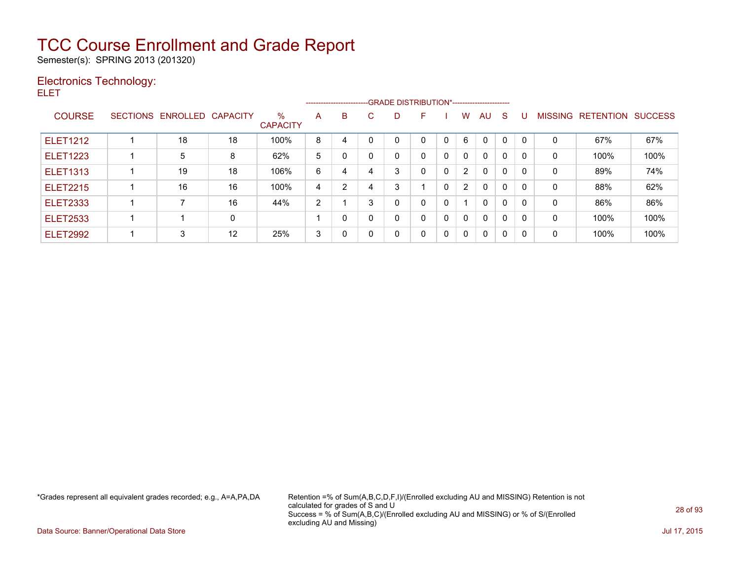# TCC Course Enrollment and Grade Report

Semester(s): SPRING 2013 (201320)

## Electronics Technology:

ELET

| COURSE | SECTIONS | ENROLLED | CAPACITY | % CAPACITY | GRADE DISTRIBUTION* A | B | C | D | F | I | W | AU | S | U | MISSING | RETENTION | SUCCESS |
|---|---|---|---|---|---|---|---|---|---|---|---|---|---|---|---|---|---|
| ELET1212 | 1 | 18 | 18 | 100% | 8 | 4 | 0 | 0 | 0 | 0 | 6 | 0 | 0 | 0 | 0 | 67% | 67% |
| ELET1223 | 1 | 5 | 8 | 62% | 5 | 0 | 0 | 0 | 0 | 0 | 0 | 0 | 0 | 0 | 0 | 100% | 100% |
| ELET1313 | 1 | 19 | 18 | 106% | 6 | 4 | 4 | 3 | 0 | 0 | 2 | 0 | 0 | 0 | 0 | 89% | 74% |
| ELET2215 | 1 | 16 | 16 | 100% | 4 | 2 | 4 | 3 | 1 | 0 | 2 | 0 | 0 | 0 | 0 | 88% | 62% |
| ELET2333 | 1 | 7 | 16 | 44% | 2 | 1 | 3 | 0 | 0 | 0 | 1 | 0 | 0 | 0 | 0 | 86% | 86% |
| ELET2533 | 1 | 1 | 0 | | 1 | 0 | 0 | 0 | 0 | 0 | 0 | 0 | 0 | 0 | 0 | 100% | 100% |
| ELET2992 | 1 | 3 | 12 | 25% | 3 | 0 | 0 | 0 | 0 | 0 | 0 | 0 | 0 | 0 | 0 | 100% | 100% |

*Grades represent all equivalent grades recorded; e.g., A=A,PA,DA

Retention =% of Sum(A,B,C,D,F,I)/(Enrolled excluding AU and MISSING) Retention is not calculated for grades of S and U

Success = % of Sum(A,B,C)/(Enrolled excluding AU and MISSING) or % of S/(Enrolled excluding AU and Missing)

Data Source: Banner/Operational Data Store

Jul 17, 2015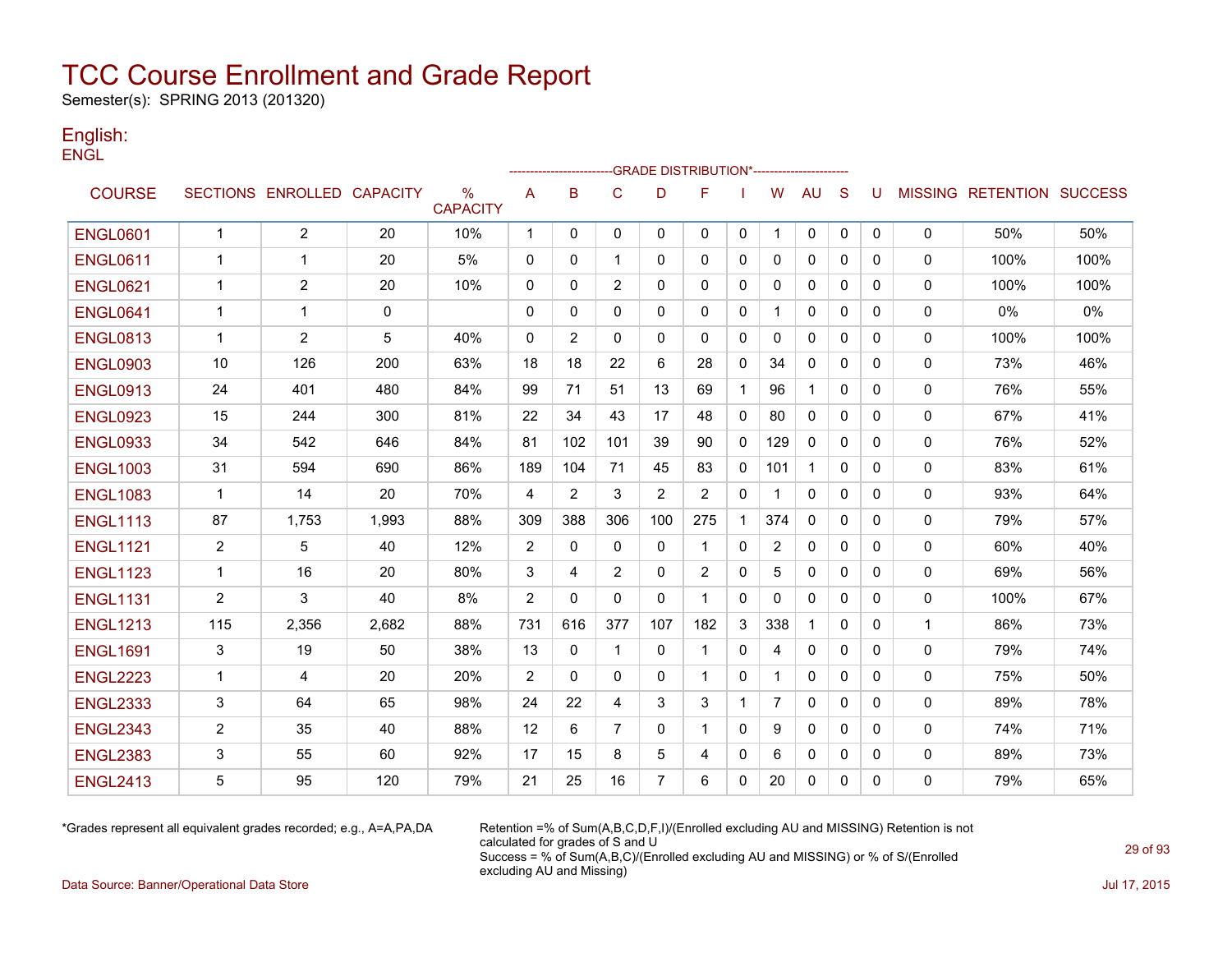# TCC Course Enrollment and Grade Report

Semester(s): SPRING 2013 (201320)

## English:

ENGL

| COURSE | SECTIONS | ENROLLED | CAPACITY | % CAPACITY | A | B | C | D | F | I | W | AU | S | U | MISSING | RETENTION | SUCCESS |
|---|---|---|---|---|---|---|---|---|---|---|---|---|---|---|---|---|---|
| | | | | | GRADE DISTRIBUTION* | | | | | | | | | | | | |
| ENGL0601 | 1 | 2 | 20 | 10% | 1 | 0 | 0 | 0 | 0 | 0 | 1 | 0 | 0 | 0 | 0 | 50% | 50% |
| ENGL0611 | 1 | 1 | 20 | 5% | 0 | 0 | 1 | 0 | 0 | 0 | 0 | 0 | 0 | 0 | 0 | 100% | 100% |
| ENGL0621 | 1 | 2 | 20 | 10% | 0 | 0 | 2 | 0 | 0 | 0 | 0 | 0 | 0 | 0 | 0 | 100% | 100% |
| ENGL0641 | 1 | 1 | 0 | | 0 | 0 | 0 | 0 | 0 | 0 | 1 | 0 | 0 | 0 | 0 | 0% | 0% |
| ENGL0813 | 1 | 2 | 5 | 40% | 0 | 2 | 0 | 0 | 0 | 0 | 0 | 0 | 0 | 0 | 0 | 100% | 100% |
| ENGL0903 | 10 | 126 | 200 | 63% | 18 | 18 | 22 | 6 | 28 | 0 | 34 | 0 | 0 | 0 | 0 | 73% | 46% |
| ENGL0913 | 24 | 401 | 480 | 84% | 99 | 71 | 51 | 13 | 69 | 1 | 96 | 1 | 0 | 0 | 0 | 76% | 55% |
| ENGL0923 | 15 | 244 | 300 | 81% | 22 | 34 | 43 | 17 | 48 | 0 | 80 | 0 | 0 | 0 | 0 | 67% | 41% |
| ENGL0933 | 34 | 542 | 646 | 84% | 81 | 102 | 101 | 39 | 90 | 0 | 129 | 0 | 0 | 0 | 0 | 76% | 52% |
| ENGL1003 | 31 | 594 | 690 | 86% | 189 | 104 | 71 | 45 | 83 | 0 | 101 | 1 | 0 | 0 | 0 | 83% | 61% |
| ENGL1083 | 1 | 14 | 20 | 70% | 4 | 2 | 3 | 2 | 2 | 0 | 1 | 0 | 0 | 0 | 0 | 93% | 64% |
| ENGL1113 | 87 | 1,753 | 1,993 | 88% | 309 | 388 | 306 | 100 | 275 | 1 | 374 | 0 | 0 | 0 | 0 | 79% | 57% |
| ENGL1121 | 2 | 5 | 40 | 12% | 2 | 0 | 0 | 0 | 1 | 0 | 2 | 0 | 0 | 0 | 0 | 60% | 40% |
| ENGL1123 | 1 | 16 | 20 | 80% | 3 | 4 | 2 | 0 | 2 | 0 | 5 | 0 | 0 | 0 | 0 | 69% | 56% |
| ENGL1131 | 2 | 3 | 40 | 8% | 2 | 0 | 0 | 0 | 1 | 0 | 0 | 0 | 0 | 0 | 0 | 100% | 67% |
| ENGL1213 | 115 | 2,356 | 2,682 | 88% | 731 | 616 | 377 | 107 | 182 | 3 | 338 | 1 | 0 | 0 | 1 | 86% | 73% |
| ENGL1691 | 3 | 19 | 50 | 38% | 13 | 0 | 1 | 0 | 1 | 0 | 4 | 0 | 0 | 0 | 0 | 79% | 74% |
| ENGL2223 | 1 | 4 | 20 | 20% | 2 | 0 | 0 | 0 | 1 | 0 | 1 | 0 | 0 | 0 | 0 | 75% | 50% |
| ENGL2333 | 3 | 64 | 65 | 98% | 24 | 22 | 4 | 3 | 3 | 1 | 7 | 0 | 0 | 0 | 0 | 89% | 78% |
| ENGL2343 | 2 | 35 | 40 | 88% | 12 | 6 | 7 | 0 | 1 | 0 | 9 | 0 | 0 | 0 | 0 | 74% | 71% |
| ENGL2383 | 3 | 55 | 60 | 92% | 17 | 15 | 8 | 5 | 4 | 0 | 6 | 0 | 0 | 0 | 0 | 89% | 73% |
| ENGL2413 | 5 | 95 | 120 | 79% | 21 | 25 | 16 | 7 | 6 | 0 | 20 | 0 | 0 | 0 | 0 | 79% | 65% |

*Grades represent all equivalent grades recorded; e.g., A=A,PA,DA

Retention =% of Sum(A,B,C,D,F,I)/(Enrolled excluding AU and MISSING) Retention is not calculated for grades of S and U
Success = % of Sum(A,B,C)/(Enrolled excluding AU and MISSING) or % of S/(Enrolled excluding AU and Missing)

Data Source: Banner/Operational Data Store

Jul 17, 2015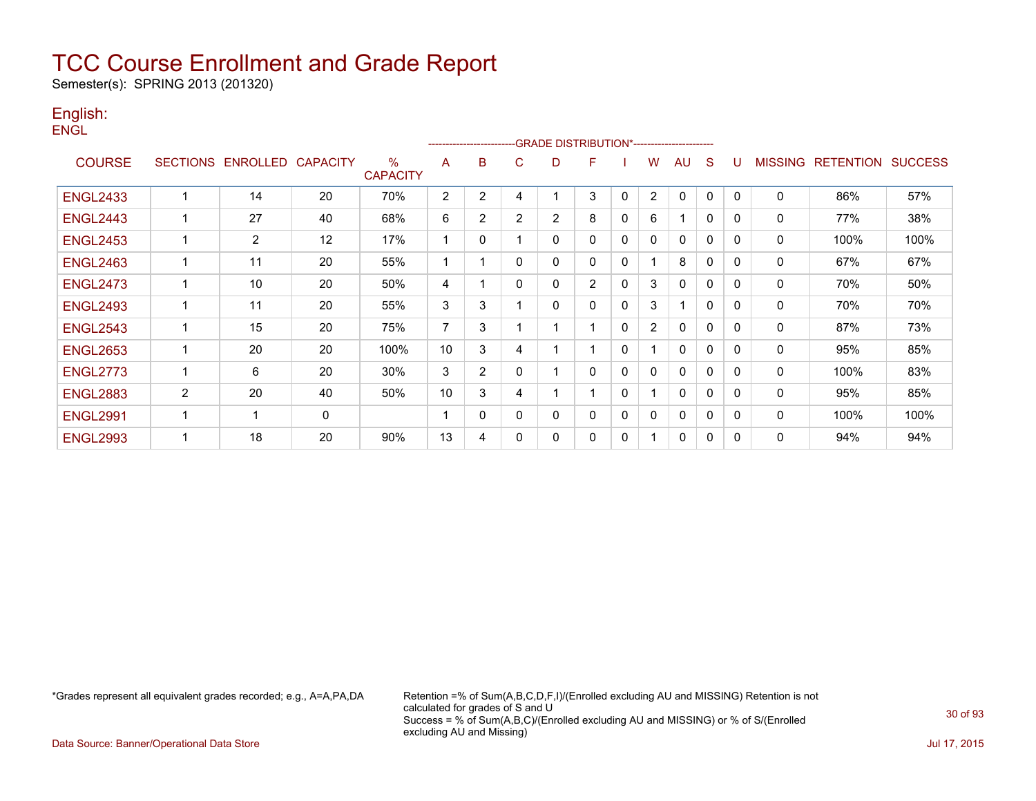# TCC Course Enrollment and Grade Report

Semester(s): SPRING 2013 (201320)

## English:

ENGL

| COURSE | SECTIONS | ENROLLED | CAPACITY | % CAPACITY | A | B | C | D | F | I | W | AU | S | U | MISSING | RETENTION | SUCCESS |
|---|---|---|---|---|---|---|---|---|---|---|---|---|---|---|---|---|---|
| | | | | | GRADE DISTRIBUTION* | | | | | | | | | | | | |
| ENGL2433 | 1 | 14 | 20 | 70% | 2 | 2 | 4 | 1 | 3 | 0 | 2 | 0 | 0 | 0 | 0 | 86% | 57% |
| ENGL2443 | 1 | 27 | 40 | 68% | 6 | 2 | 2 | 2 | 8 | 0 | 6 | 1 | 0 | 0 | 0 | 77% | 38% |
| ENGL2453 | 1 | 2 | 12 | 17% | 1 | 0 | 1 | 0 | 0 | 0 | 0 | 0 | 0 | 0 | 0 | 100% | 100% |
| ENGL2463 | 1 | 11 | 20 | 55% | 1 | 1 | 0 | 0 | 0 | 0 | 1 | 8 | 0 | 0 | 0 | 67% | 67% |
| ENGL2473 | 1 | 10 | 20 | 50% | 4 | 1 | 0 | 0 | 2 | 0 | 3 | 0 | 0 | 0 | 0 | 70% | 50% |
| ENGL2493 | 1 | 11 | 20 | 55% | 3 | 3 | 1 | 0 | 0 | 0 | 3 | 1 | 0 | 0 | 0 | 70% | 70% |
| ENGL2543 | 1 | 15 | 20 | 75% | 7 | 3 | 1 | 1 | 1 | 0 | 2 | 0 | 0 | 0 | 0 | 87% | 73% |
| ENGL2653 | 1 | 20 | 20 | 100% | 10 | 3 | 4 | 1 | 1 | 0 | 1 | 0 | 0 | 0 | 0 | 95% | 85% |
| ENGL2773 | 1 | 6 | 20 | 30% | 3 | 2 | 0 | 1 | 0 | 0 | 0 | 0 | 0 | 0 | 0 | 100% | 83% |
| ENGL2883 | 2 | 20 | 40 | 50% | 10 | 3 | 4 | 1 | 1 | 0 | 1 | 0 | 0 | 0 | 0 | 95% | 85% |
| ENGL2991 | 1 | 1 | 0 | | 1 | 0 | 0 | 0 | 0 | 0 | 0 | 0 | 0 | 0 | 0 | 100% | 100% |
| ENGL2993 | 1 | 18 | 20 | 90% | 13 | 4 | 0 | 0 | 0 | 0 | 1 | 0 | 0 | 0 | 0 | 94% | 94% |

*Grades represent all equivalent grades recorded; e.g., A=A,PA,DA

Retention =% of Sum(A,B,C,D,F,I)/(Enrolled excluding AU and MISSING) Retention is not calculated for grades of S and U
Success = % of Sum(A,B,C)/(Enrolled excluding AU and MISSING) or % of S/(Enrolled excluding AU and Missing)

Data Source: Banner/Operational Data Store

Jul 17, 2015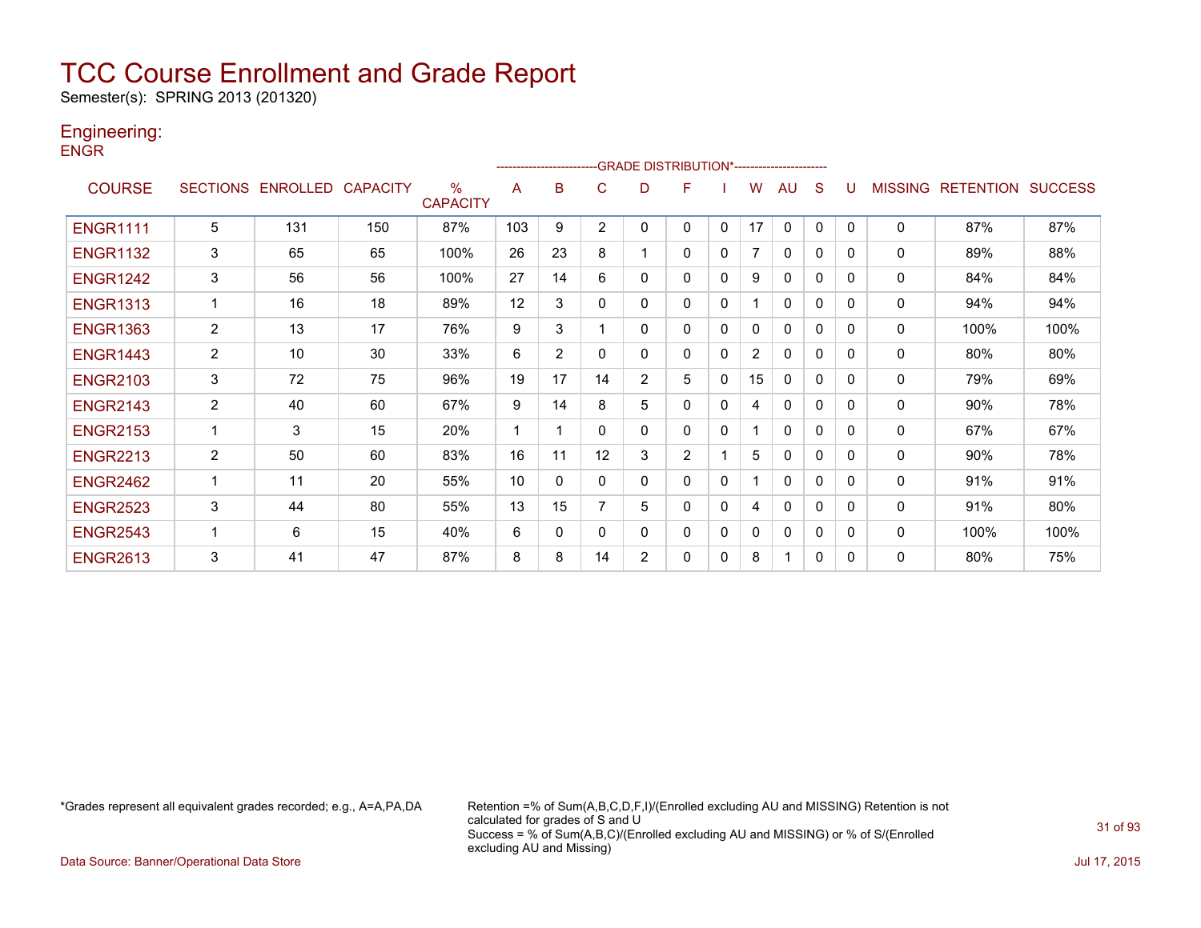# TCC Course Enrollment and Grade Report

Semester(s): SPRING 2013 (201320)

## Engineering:

### ENGR

| COURSE | SECTIONS | ENROLLED | CAPACITY | % CAPACITY | A | B | C | D | F | I | W | AU | S | U | MISSING | RETENTION | SUCCESS |
|---|---|---|---|---|---|---|---|---|---|---|---|---|---|---|---|---|---|
| | | | | | GRADE DISTRIBUTION* | | | | | | | | | | | | |
| ENGR1111 | 5 | 131 | 150 | 87% | 103 | 9 | 2 | 0 | 0 | 0 | 17 | 0 | 0 | 0 | 0 | 87% | 87% |
| ENGR1132 | 3 | 65 | 65 | 100% | 26 | 23 | 8 | 1 | 0 | 0 | 7 | 0 | 0 | 0 | 0 | 89% | 88% |
| ENGR1242 | 3 | 56 | 56 | 100% | 27 | 14 | 6 | 0 | 0 | 0 | 9 | 0 | 0 | 0 | 0 | 84% | 84% |
| ENGR1313 | 1 | 16 | 18 | 89% | 12 | 3 | 0 | 0 | 0 | 0 | 1 | 0 | 0 | 0 | 0 | 94% | 94% |
| ENGR1363 | 2 | 13 | 17 | 76% | 9 | 3 | 1 | 0 | 0 | 0 | 0 | 0 | 0 | 0 | 0 | 100% | 100% |
| ENGR1443 | 2 | 10 | 30 | 33% | 6 | 2 | 0 | 0 | 0 | 0 | 2 | 0 | 0 | 0 | 0 | 80% | 80% |
| ENGR2103 | 3 | 72 | 75 | 96% | 19 | 17 | 14 | 2 | 5 | 0 | 15 | 0 | 0 | 0 | 0 | 79% | 69% |
| ENGR2143 | 2 | 40 | 60 | 67% | 9 | 14 | 8 | 5 | 0 | 0 | 4 | 0 | 0 | 0 | 0 | 90% | 78% |
| ENGR2153 | 1 | 3 | 15 | 20% | 1 | 1 | 0 | 0 | 0 | 0 | 1 | 0 | 0 | 0 | 0 | 67% | 67% |
| ENGR2213 | 2 | 50 | 60 | 83% | 16 | 11 | 12 | 3 | 2 | 1 | 5 | 0 | 0 | 0 | 0 | 90% | 78% |
| ENGR2462 | 1 | 11 | 20 | 55% | 10 | 0 | 0 | 0 | 0 | 0 | 1 | 0 | 0 | 0 | 0 | 91% | 91% |
| ENGR2523 | 3 | 44 | 80 | 55% | 13 | 15 | 7 | 5 | 0 | 0 | 4 | 0 | 0 | 0 | 0 | 91% | 80% |
| ENGR2543 | 1 | 6 | 15 | 40% | 6 | 0 | 0 | 0 | 0 | 0 | 0 | 0 | 0 | 0 | 0 | 100% | 100% |
| ENGR2613 | 3 | 41 | 47 | 87% | 8 | 8 | 14 | 2 | 0 | 0 | 8 | 1 | 0 | 0 | 0 | 80% | 75% |

*Grades represent all equivalent grades recorded; e.g., A=A,PA,DA

Retention =% of Sum(A,B,C,D,F,I)/(Enrolled excluding AU and MISSING) Retention is not calculated for grades of S and U
Success = % of Sum(A,B,C)/(Enrolled excluding AU and MISSING) or % of S/(Enrolled excluding AU and Missing)

Data Source: Banner/Operational Data Store

Jul 17, 2015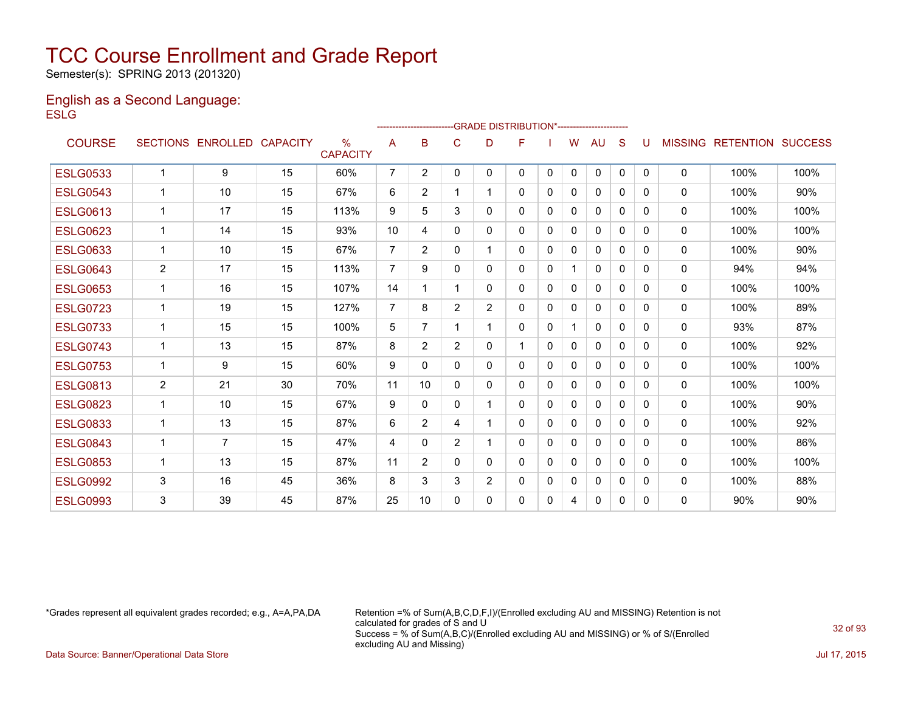# TCC Course Enrollment and Grade Report

Semester(s): SPRING 2013 (201320)

## English as a Second Language:

ESLG

| COURSE | SECTIONS | ENROLLED | CAPACITY | % CAPACITY | A | B | C | D | F | I | W | AU | S | U | MISSING | RETENTION | SUCCESS |
|---|---|---|---|---|---|---|---|---|---|---|---|---|---|---|---|---|---|
| | | | | | GRADE DISTRIBUTION* | | | | | | | | | | | | |
| ESLG0533 | 1 | 9 | 15 | 60% | 7 | 2 | 0 | 0 | 0 | 0 | 0 | 0 | 0 | 0 | 0 | 100% | 100% |
| ESLG0543 | 1 | 10 | 15 | 67% | 6 | 2 | 1 | 1 | 0 | 0 | 0 | 0 | 0 | 0 | 0 | 100% | 90% |
| ESLG0613 | 1 | 17 | 15 | 113% | 9 | 5 | 3 | 0 | 0 | 0 | 0 | 0 | 0 | 0 | 0 | 100% | 100% |
| ESLG0623 | 1 | 14 | 15 | 93% | 10 | 4 | 0 | 0 | 0 | 0 | 0 | 0 | 0 | 0 | 0 | 100% | 100% |
| ESLG0633 | 1 | 10 | 15 | 67% | 7 | 2 | 0 | 1 | 0 | 0 | 0 | 0 | 0 | 0 | 0 | 100% | 90% |
| ESLG0643 | 2 | 17 | 15 | 113% | 7 | 9 | 0 | 0 | 0 | 0 | 1 | 0 | 0 | 0 | 0 | 94% | 94% |
| ESLG0653 | 1 | 16 | 15 | 107% | 14 | 1 | 1 | 0 | 0 | 0 | 0 | 0 | 0 | 0 | 0 | 100% | 100% |
| ESLG0723 | 1 | 19 | 15 | 127% | 7 | 8 | 2 | 2 | 0 | 0 | 0 | 0 | 0 | 0 | 0 | 100% | 89% |
| ESLG0733 | 1 | 15 | 15 | 100% | 5 | 7 | 1 | 1 | 0 | 0 | 1 | 0 | 0 | 0 | 0 | 93% | 87% |
| ESLG0743 | 1 | 13 | 15 | 87% | 8 | 2 | 2 | 0 | 1 | 0 | 0 | 0 | 0 | 0 | 0 | 100% | 92% |
| ESLG0753 | 1 | 9 | 15 | 60% | 9 | 0 | 0 | 0 | 0 | 0 | 0 | 0 | 0 | 0 | 0 | 100% | 100% |
| ESLG0813 | 2 | 21 | 30 | 70% | 11 | 10 | 0 | 0 | 0 | 0 | 0 | 0 | 0 | 0 | 0 | 100% | 100% |
| ESLG0823 | 1 | 10 | 15 | 67% | 9 | 0 | 0 | 1 | 0 | 0 | 0 | 0 | 0 | 0 | 0 | 100% | 90% |
| ESLG0833 | 1 | 13 | 15 | 87% | 6 | 2 | 4 | 1 | 0 | 0 | 0 | 0 | 0 | 0 | 0 | 100% | 92% |
| ESLG0843 | 1 | 7 | 15 | 47% | 4 | 0 | 2 | 1 | 0 | 0 | 0 | 0 | 0 | 0 | 0 | 100% | 86% |
| ESLG0853 | 1 | 13 | 15 | 87% | 11 | 2 | 0 | 0 | 0 | 0 | 0 | 0 | 0 | 0 | 0 | 100% | 100% |
| ESLG0992 | 3 | 16 | 45 | 36% | 8 | 3 | 3 | 2 | 0 | 0 | 0 | 0 | 0 | 0 | 0 | 100% | 88% |
| ESLG0993 | 3 | 39 | 45 | 87% | 25 | 10 | 0 | 0 | 0 | 0 | 4 | 0 | 0 | 0 | 0 | 90% | 90% |

*Grades represent all equivalent grades recorded; e.g., A=A,PA,DA

Retention =% of Sum(A,B,C,D,F,I)/(Enrolled excluding AU and MISSING) Retention is not calculated for grades of S and U
Success = % of Sum(A,B,C)/(Enrolled excluding AU and MISSING) or % of S/(Enrolled excluding AU and Missing)

Data Source: Banner/Operational Data Store

Jul 17, 2015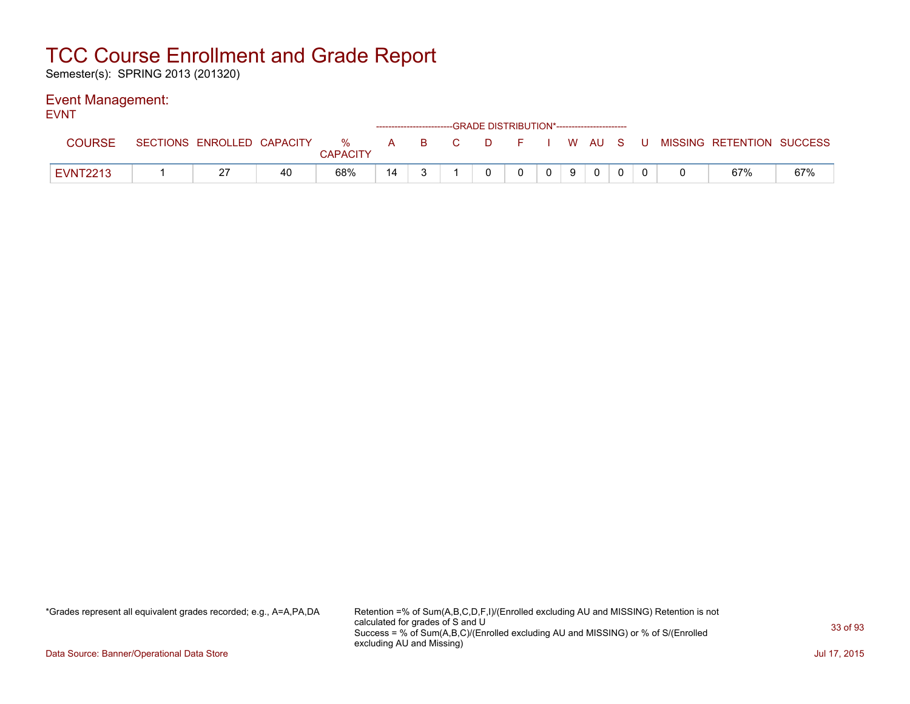# TCC Course Enrollment and Grade Report

Semester(s): SPRING 2013 (201320)

## Event Management:

EVNT

| COURSE | SECTIONS | ENROLLED | CAPACITY | % CAPACITY | A | B | C | D | F | I | W | AU | S | U | MISSING | RETENTION | SUCCESS |
|---|---|---|---|---|---|---|---|---|---|---|---|---|---|---|---|---|---|
| | | | | | GRADE DISTRIBUTION* | | | | | | | | | | | | |
| EVNT2213 | 1 | 27 | 40 | 68% | 14 | 3 | 1 | 0 | 0 | 0 | 9 | 0 | 0 | 0 | 0 | 67% | 67% |

*Grades represent all equivalent grades recorded; e.g., A=A,PA,DA

Retention =% of Sum(A,B,C,D,F,I)/(Enrolled excluding AU and MISSING) Retention is not calculated for grades of S and U
Success = % of Sum(A,B,C)/(Enrolled excluding AU and MISSING) or % of S/(Enrolled excluding AU and Missing)

Data Source: Banner/Operational Data Store

Jul 17, 2015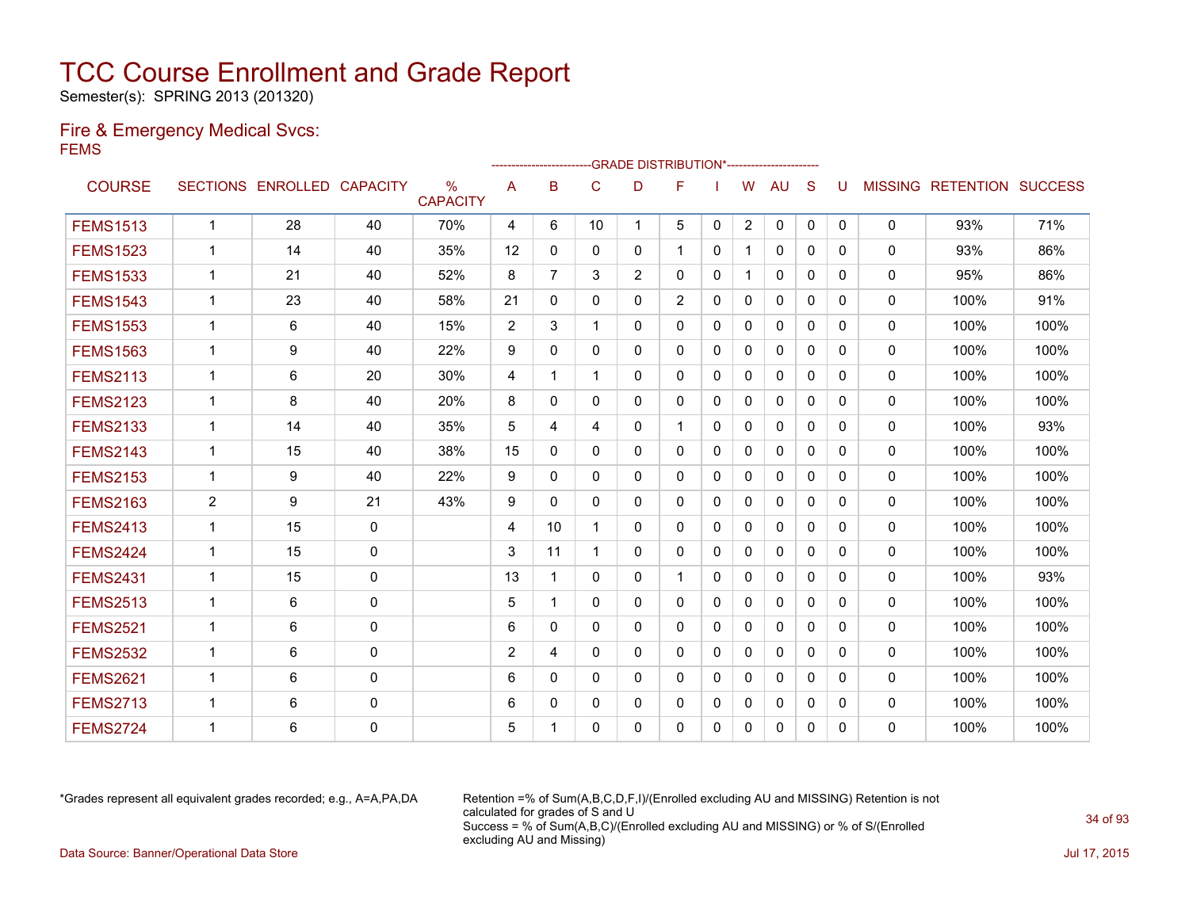# TCC Course Enrollment and Grade Report

Semester(s): SPRING 2013 (201320)

## Fire & Emergency Medical Svcs:

FEMS

| COURSE | SECTIONS | ENROLLED | CAPACITY | % CAPACITY | A | B | C | D | F | I | W | AU | S | U | MISSING | RETENTION | SUCCESS |
|---|---|---|---|---|---|---|---|---|---|---|---|---|---|---|---|---|---|
| | | | | | GRADE DISTRIBUTION* | | | | | | | | | | | | |
| FEMS1513 | 1 | 28 | 40 | 70% | 4 | 6 | 10 | 1 | 5 | 0 | 2 | 0 | 0 | 0 | 0 | 93% | 71% |
| FEMS1523 | 1 | 14 | 40 | 35% | 12 | 0 | 0 | 0 | 1 | 0 | 1 | 0 | 0 | 0 | 0 | 93% | 86% |
| FEMS1533 | 1 | 21 | 40 | 52% | 8 | 7 | 3 | 2 | 0 | 0 | 1 | 0 | 0 | 0 | 0 | 95% | 86% |
| FEMS1543 | 1 | 23 | 40 | 58% | 21 | 0 | 0 | 0 | 2 | 0 | 0 | 0 | 0 | 0 | 0 | 100% | 91% |
| FEMS1553 | 1 | 6 | 40 | 15% | 2 | 3 | 1 | 0 | 0 | 0 | 0 | 0 | 0 | 0 | 0 | 100% | 100% |
| FEMS1563 | 1 | 9 | 40 | 22% | 9 | 0 | 0 | 0 | 0 | 0 | 0 | 0 | 0 | 0 | 0 | 100% | 100% |
| FEMS2113 | 1 | 6 | 20 | 30% | 4 | 1 | 1 | 0 | 0 | 0 | 0 | 0 | 0 | 0 | 0 | 100% | 100% |
| FEMS2123 | 1 | 8 | 40 | 20% | 8 | 0 | 0 | 0 | 0 | 0 | 0 | 0 | 0 | 0 | 0 | 100% | 100% |
| FEMS2133 | 1 | 14 | 40 | 35% | 5 | 4 | 4 | 0 | 1 | 0 | 0 | 0 | 0 | 0 | 0 | 100% | 93% |
| FEMS2143 | 1 | 15 | 40 | 38% | 15 | 0 | 0 | 0 | 0 | 0 | 0 | 0 | 0 | 0 | 0 | 100% | 100% |
| FEMS2153 | 1 | 9 | 40 | 22% | 9 | 0 | 0 | 0 | 0 | 0 | 0 | 0 | 0 | 0 | 0 | 100% | 100% |
| FEMS2163 | 2 | 9 | 21 | 43% | 9 | 0 | 0 | 0 | 0 | 0 | 0 | 0 | 0 | 0 | 0 | 100% | 100% |
| FEMS2413 | 1 | 15 | 0 | | 4 | 10 | 1 | 0 | 0 | 0 | 0 | 0 | 0 | 0 | 0 | 100% | 100% |
| FEMS2424 | 1 | 15 | 0 | | 3 | 11 | 1 | 0 | 0 | 0 | 0 | 0 | 0 | 0 | 0 | 100% | 100% |
| FEMS2431 | 1 | 15 | 0 | | 13 | 1 | 0 | 0 | 1 | 0 | 0 | 0 | 0 | 0 | 0 | 100% | 93% |
| FEMS2513 | 1 | 6 | 0 | | 5 | 1 | 0 | 0 | 0 | 0 | 0 | 0 | 0 | 0 | 0 | 100% | 100% |
| FEMS2521 | 1 | 6 | 0 | | 6 | 0 | 0 | 0 | 0 | 0 | 0 | 0 | 0 | 0 | 0 | 100% | 100% |
| FEMS2532 | 1 | 6 | 0 | | 2 | 4 | 0 | 0 | 0 | 0 | 0 | 0 | 0 | 0 | 0 | 100% | 100% |
| FEMS2621 | 1 | 6 | 0 | | 6 | 0 | 0 | 0 | 0 | 0 | 0 | 0 | 0 | 0 | 0 | 100% | 100% |
| FEMS2713 | 1 | 6 | 0 | | 6 | 0 | 0 | 0 | 0 | 0 | 0 | 0 | 0 | 0 | 0 | 100% | 100% |
| FEMS2724 | 1 | 6 | 0 | | 5 | 1 | 0 | 0 | 0 | 0 | 0 | 0 | 0 | 0 | 0 | 100% | 100% |

*Grades represent all equivalent grades recorded; e.g., A=A,PA,DA

Retention =% of Sum(A,B,C,D,F,I)/(Enrolled excluding AU and MISSING) Retention is not calculated for grades of S and U

Success = % of Sum(A,B,C)/(Enrolled excluding AU and MISSING) or % of S/(Enrolled excluding AU and Missing)

Data Source: Banner/Operational Data Store

Jul 17, 2015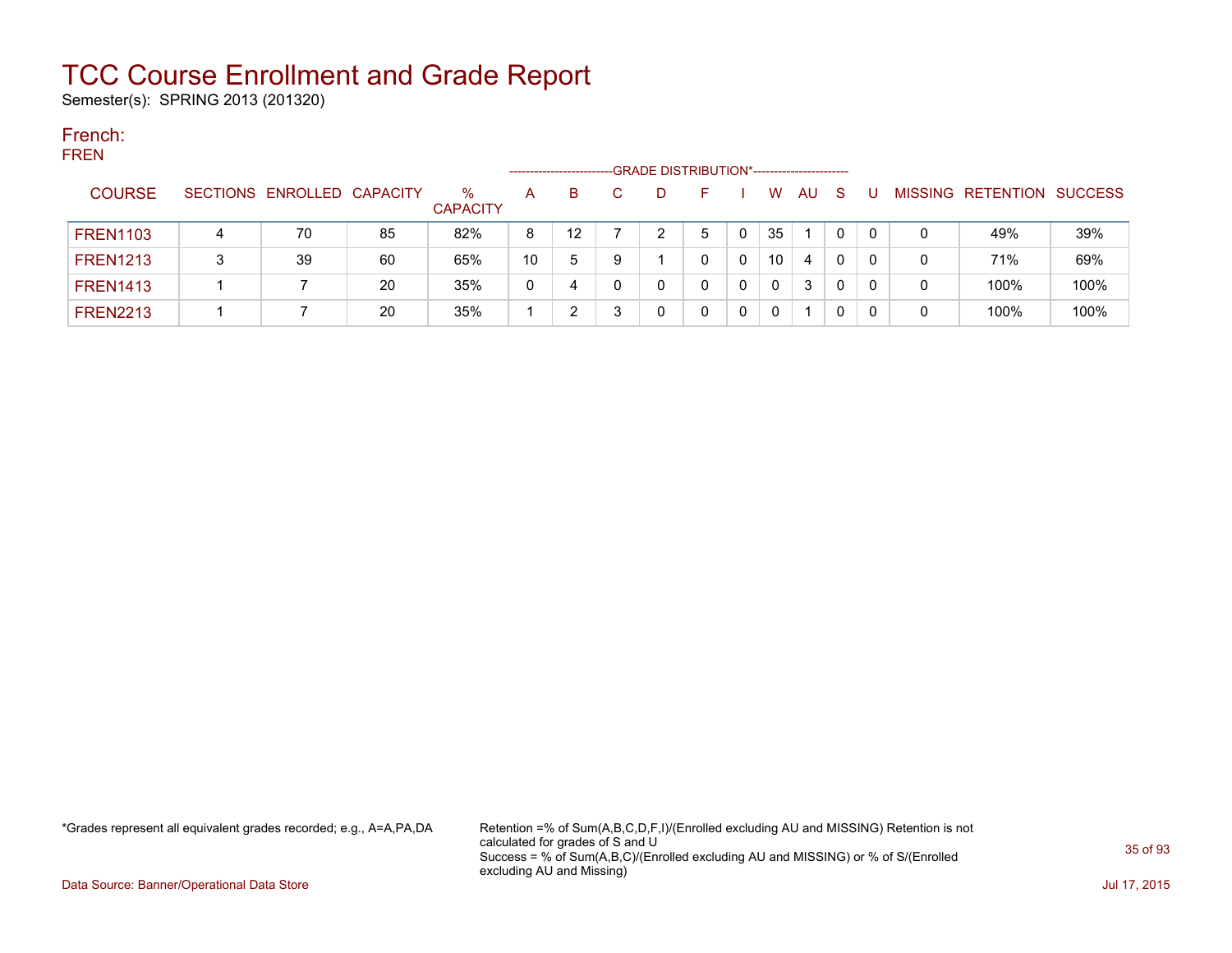# TCC Course Enrollment and Grade Report

Semester(s): SPRING 2013 (201320)

## French:

FREN

| COURSE | SECTIONS | ENROLLED | CAPACITY | % CAPACITY | A | B | C | D | F | I | W | AU | S | U | MISSING | RETENTION | SUCCESS |
|---|---|---|---|---|---|---|---|---|---|---|---|---|---|---|---|---|---|
| | | | | | GRADE DISTRIBUTION* | | | | | | | | | | | | |
| FREN1103 | 4 | 70 | 85 | 82% | 8 | 12 | 7 | 2 | 5 | 0 | 35 | 1 | 0 | 0 | 0 | 49% | 39% |
| FREN1213 | 3 | 39 | 60 | 65% | 10 | 5 | 9 | 1 | 0 | 0 | 10 | 4 | 0 | 0 | 0 | 71% | 69% |
| FREN1413 | 1 | 7 | 20 | 35% | 0 | 4 | 0 | 0 | 0 | 0 | 0 | 3 | 0 | 0 | 0 | 100% | 100% |
| FREN2213 | 1 | 7 | 20 | 35% | 1 | 2 | 3 | 0 | 0 | 0 | 0 | 1 | 0 | 0 | 0 | 100% | 100% |

*Grades represent all equivalent grades recorded; e.g., A=A,PA,DA

Retention =% of Sum(A,B,C,D,F,I)/(Enrolled excluding AU and MISSING) Retention is not calculated for grades of S and U
Success = % of Sum(A,B,C)/(Enrolled excluding AU and MISSING) or % of S/(Enrolled excluding AU and Missing)

Data Source: Banner/Operational Data Store

Jul 17, 2015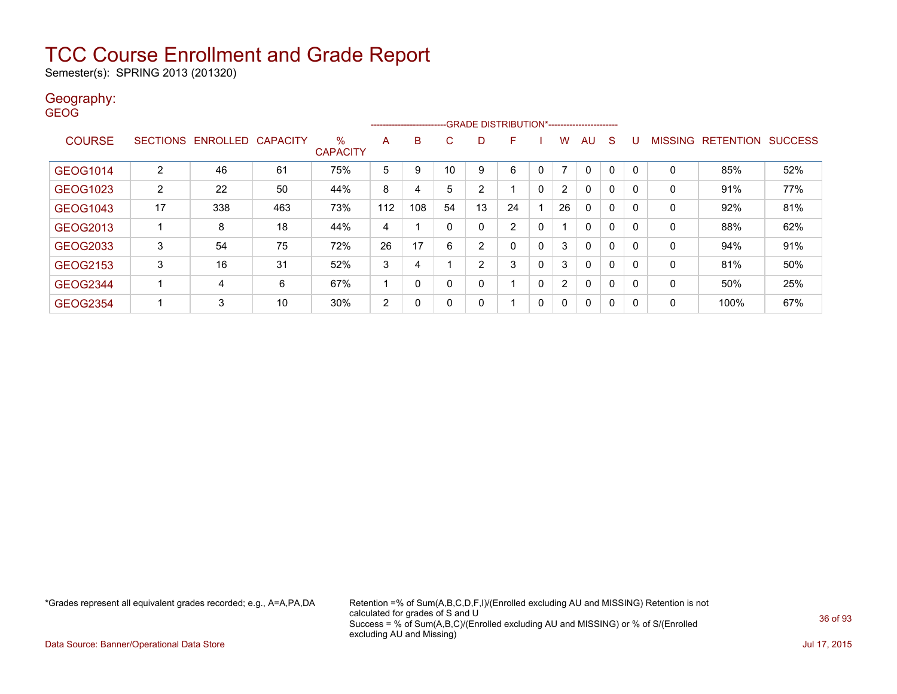# TCC Course Enrollment and Grade Report

Semester(s): SPRING 2013 (201320)

## Geography:

GEOG

| COURSE | SECTIONS | ENROLLED | CAPACITY | % CAPACITY | A | B | C | D | F | I | W | AU | S | U | MISSING | RETENTION | SUCCESS |
|---|---|---|---|---|---|---|---|---|---|---|---|---|---|---|---|---|---|
| | | | | | GRADE DISTRIBUTION* | | | | | | | | | | | | |
| GEOG1014 | 2 | 46 | 61 | 75% | 5 | 9 | 10 | 9 | 6 | 0 | 7 | 0 | 0 | 0 | 0 | 85% | 52% |
| GEOG1023 | 2 | 22 | 50 | 44% | 8 | 4 | 5 | 2 | 1 | 0 | 2 | 0 | 0 | 0 | 0 | 91% | 77% |
| GEOG1043 | 17 | 338 | 463 | 73% | 112 | 108 | 54 | 13 | 24 | 1 | 26 | 0 | 0 | 0 | 0 | 92% | 81% |
| GEOG2013 | 1 | 8 | 18 | 44% | 4 | 1 | 0 | 0 | 2 | 0 | 1 | 0 | 0 | 0 | 0 | 88% | 62% |
| GEOG2033 | 3 | 54 | 75 | 72% | 26 | 17 | 6 | 2 | 0 | 0 | 3 | 0 | 0 | 0 | 0 | 94% | 91% |
| GEOG2153 | 3 | 16 | 31 | 52% | 3 | 4 | 1 | 2 | 3 | 0 | 3 | 0 | 0 | 0 | 0 | 81% | 50% |
| GEOG2344 | 1 | 4 | 6 | 67% | 1 | 0 | 0 | 0 | 1 | 0 | 2 | 0 | 0 | 0 | 0 | 50% | 25% |
| GEOG2354 | 1 | 3 | 10 | 30% | 2 | 0 | 0 | 0 | 1 | 0 | 0 | 0 | 0 | 0 | 0 | 100% | 67% |

*Grades represent all equivalent grades recorded; e.g., A=A,PA,DA

Retention =% of Sum(A,B,C,D,F,I)/(Enrolled excluding AU and MISSING) Retention is not calculated for grades of S and U
Success = % of Sum(A,B,C)/(Enrolled excluding AU and MISSING) or % of S/(Enrolled excluding AU and Missing)

Data Source: Banner/Operational Data Store

Jul 17, 2015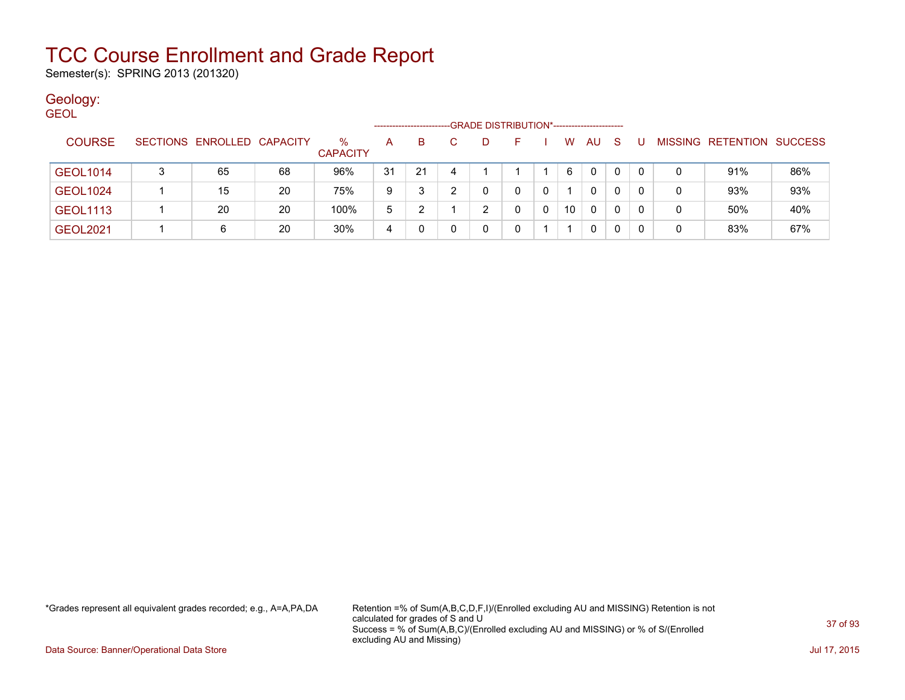# TCC Course Enrollment and Grade Report

Semester(s): SPRING 2013 (201320)

## Geology:

GEOL

| COURSE | SECTIONS | ENROLLED | CAPACITY | % CAPACITY | A | B | C | D | F | I | W | AU | S | U | MISSING | RETENTION | SUCCESS |
|---|---|---|---|---|---|---|---|---|---|---|---|---|---|---|---|---|---|
| | | | | | GRADE DISTRIBUTION* | | | | | | | | | | | | |
| GEOL1014 | 3 | 65 | 68 | 96% | 31 | 21 | 4 | 1 | 1 | 1 | 6 | 0 | 0 | 0 | 0 | 91% | 86% |
| GEOL1024 | 1 | 15 | 20 | 75% | 9 | 3 | 2 | 0 | 0 | 0 | 1 | 0 | 0 | 0 | 0 | 93% | 93% |
| GEOL1113 | 1 | 20 | 20 | 100% | 5 | 2 | 1 | 2 | 0 | 0 | 10 | 0 | 0 | 0 | 0 | 50% | 40% |
| GEOL2021 | 1 | 6 | 20 | 30% | 4 | 0 | 0 | 0 | 0 | 1 | 1 | 0 | 0 | 0 | 0 | 83% | 67% |

*Grades represent all equivalent grades recorded; e.g., A=A,PA,DA

Retention =% of Sum(A,B,C,D,F,I)/(Enrolled excluding AU and MISSING) Retention is not calculated for grades of S and U
Success = % of Sum(A,B,C)/(Enrolled excluding AU and MISSING) or % of S/(Enrolled excluding AU and Missing)

Data Source: Banner/Operational Data Store

Jul 17, 2015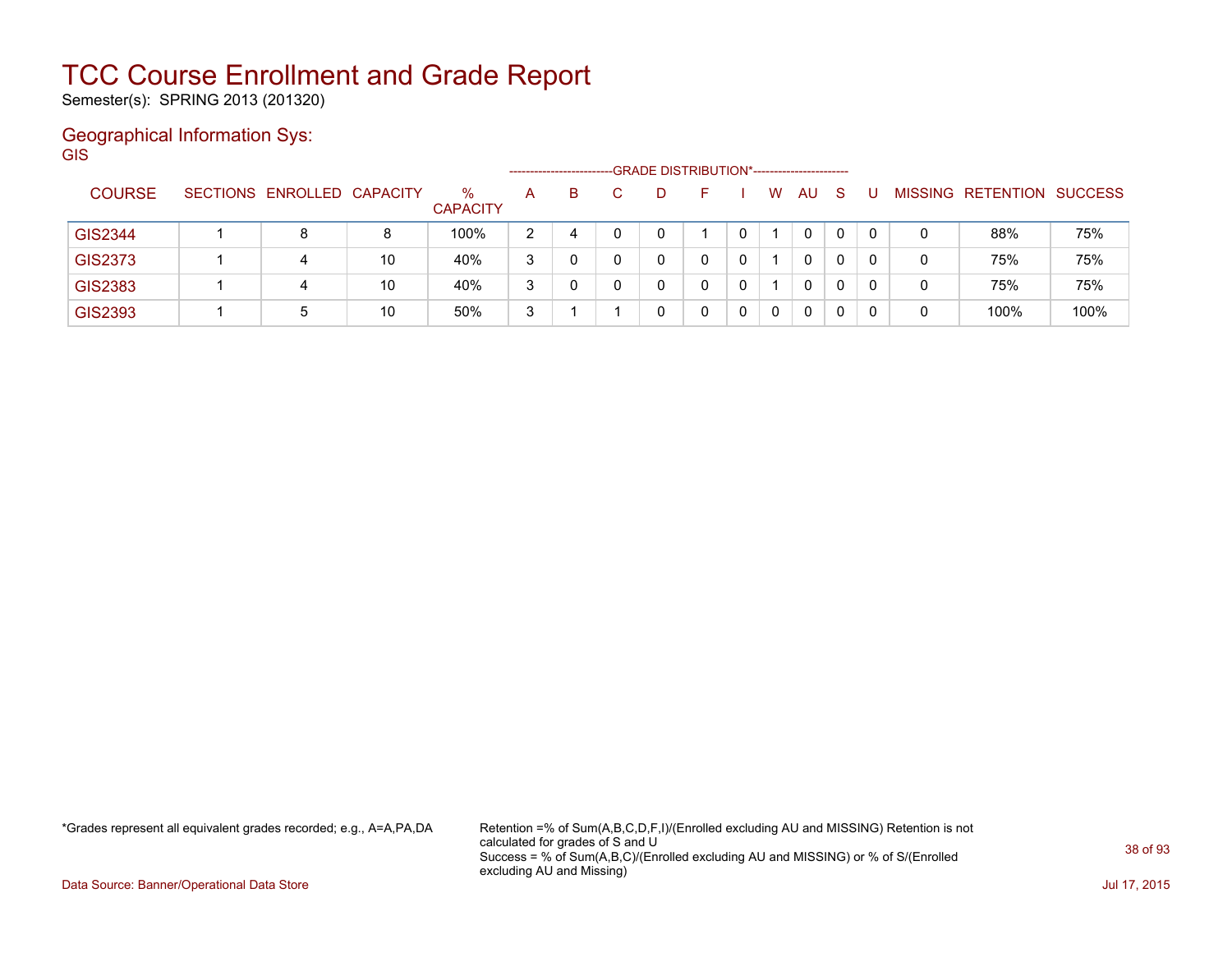# TCC Course Enrollment and Grade Report

Semester(s): SPRING 2013 (201320)

## Geographical Information Sys:

GIS

| COURSE | SECTIONS | ENROLLED | CAPACITY | % CAPACITY | A | B | C | D | F | I | W | AU | S | U | MISSING | RETENTION | SUCCESS |
|---|---|---|---|---|---|---|---|---|---|---|---|---|---|---|---|---|---|
| | | | | | GRADE DISTRIBUTION* | | | | | | | | | | | | |
| GIS2344 | 1 | 8 | 8 | 100% | 2 | 4 | 0 | 0 | 1 | 0 | 1 | 0 | 0 | 0 | 0 | 88% | 75% |
| GIS2373 | 1 | 4 | 10 | 40% | 3 | 0 | 0 | 0 | 0 | 0 | 1 | 0 | 0 | 0 | 0 | 75% | 75% |
| GIS2383 | 1 | 4 | 10 | 40% | 3 | 0 | 0 | 0 | 0 | 0 | 1 | 0 | 0 | 0 | 0 | 75% | 75% |
| GIS2393 | 1 | 5 | 10 | 50% | 3 | 1 | 1 | 0 | 0 | 0 | 0 | 0 | 0 | 0 | 0 | 100% | 100% |

*Grades represent all equivalent grades recorded; e.g., A=A,PA,DA

Retention =% of Sum(A,B,C,D,F,I)/(Enrolled excluding AU and MISSING) Retention is not calculated for grades of S and U
Success = % of Sum(A,B,C)/(Enrolled excluding AU and MISSING) or % of S/(Enrolled excluding AU and Missing)

Data Source: Banner/Operational Data Store

Jul 17, 2015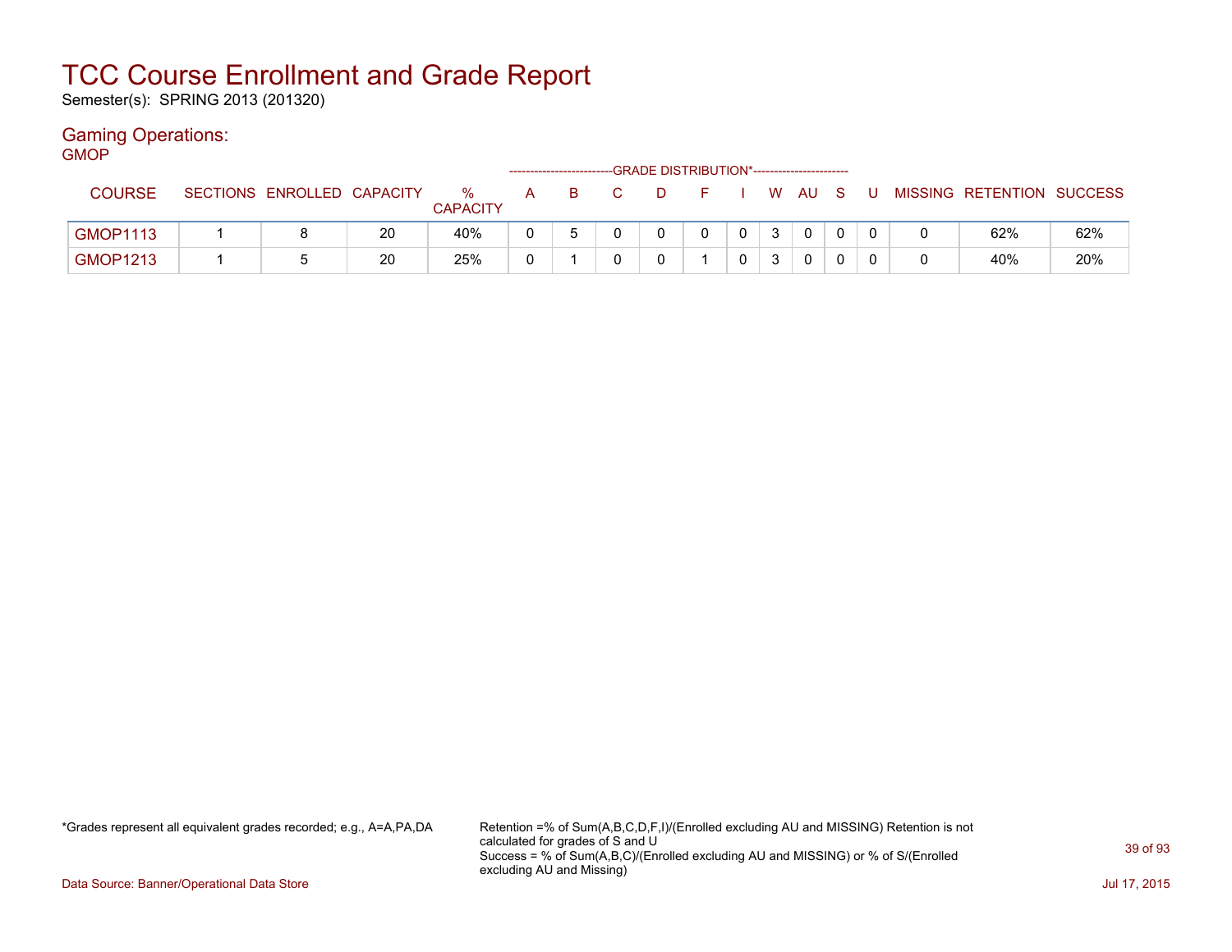# TCC Course Enrollment and Grade Report

Semester(s): SPRING 2013 (201320)

## Gaming Operations:

### GMOP

| COURSE | SECTIONS | ENROLLED | CAPACITY | % CAPACITY | A | B | C | D | F | I | W | AU | S | U | MISSING | RETENTION | SUCCESS |
|---|---|---|---|---|---|---|---|---|---|---|---|---|---|---|---|---|---|
| | | | | | GRADE DISTRIBUTION* | | | | | | | | | | | | |
| GMOP1113 | 1 | 8 | 20 | 40% | 0 | 5 | 0 | 0 | 0 | 0 | 3 | 0 | 0 | 0 | 0 | 62% | 62% |
| GMOP1213 | 1 | 5 | 20 | 25% | 0 | 1 | 0 | 0 | 1 | 0 | 3 | 0 | 0 | 0 | 0 | 40% | 20% |

*Grades represent all equivalent grades recorded; e.g., A=A,PA,DA

Retention =% of Sum(A,B,C,D,F,I)/(Enrolled excluding AU and MISSING) Retention is not calculated for grades of S and U
Success = % of Sum(A,B,C)/(Enrolled excluding AU and MISSING) or % of S/(Enrolled excluding AU and Missing)

Data Source: Banner/Operational Data Store

Jul 17, 2015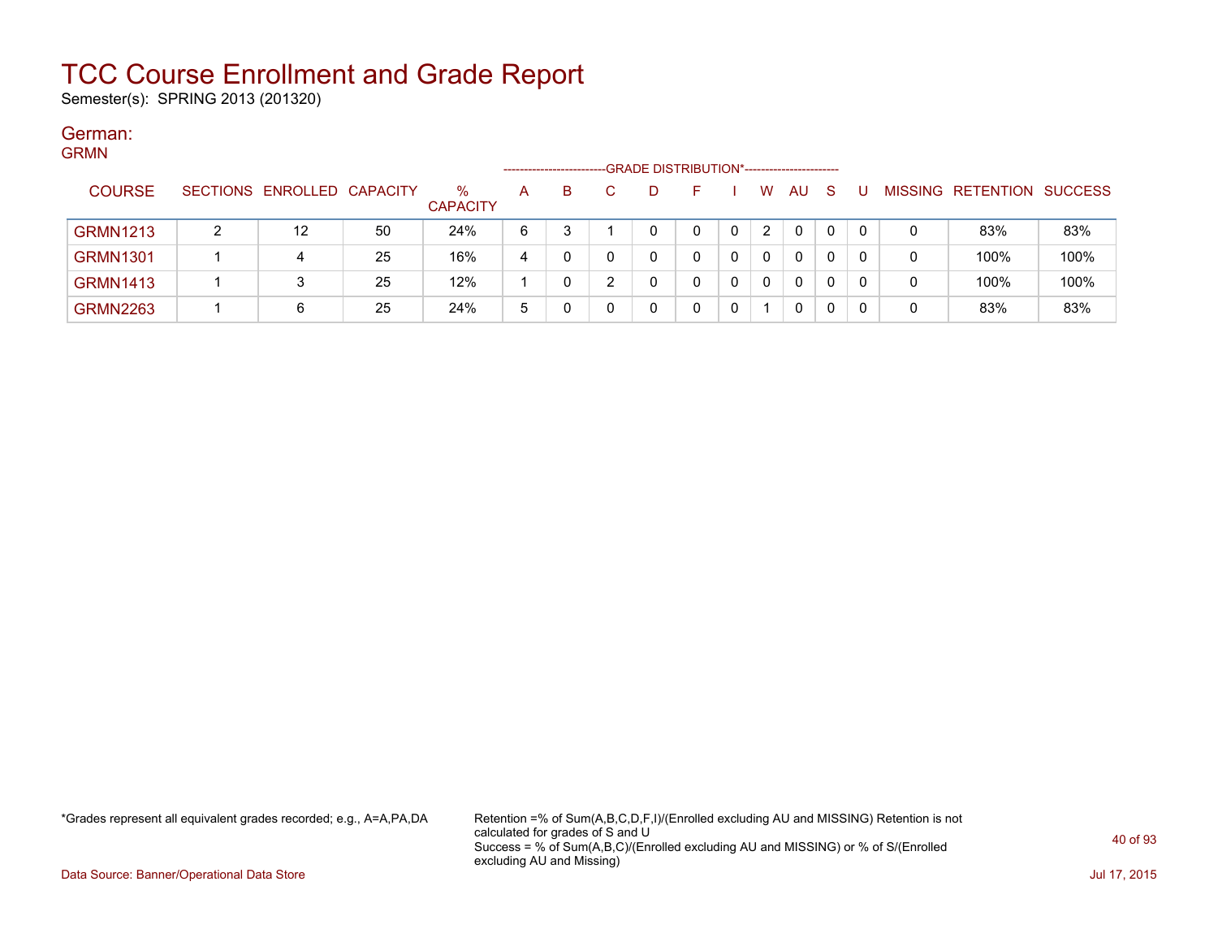# TCC Course Enrollment and Grade Report

Semester(s): SPRING 2013 (201320)

## German:

GRMN

| COURSE | SECTIONS | ENROLLED | CAPACITY | % CAPACITY | A | B | C | D | F | I | W | AU | S | U | MISSING | RETENTION | SUCCESS |
|---|---|---|---|---|---|---|---|---|---|---|---|---|---|---|---|---|---|
| | | | | | GRADE DISTRIBUTION* | | | | | | | | | | | | |
| GRMN1213 | 2 | 12 | 50 | 24% | 6 | 3 | 1 | 0 | 0 | 0 | 2 | 0 | 0 | 0 | 0 | 83% | 83% |
| GRMN1301 | 1 | 4 | 25 | 16% | 4 | 0 | 0 | 0 | 0 | 0 | 0 | 0 | 0 | 0 | 0 | 100% | 100% |
| GRMN1413 | 1 | 3 | 25 | 12% | 1 | 0 | 2 | 0 | 0 | 0 | 0 | 0 | 0 | 0 | 0 | 100% | 100% |
| GRMN2263 | 1 | 6 | 25 | 24% | 5 | 0 | 0 | 0 | 0 | 0 | 1 | 0 | 0 | 0 | 0 | 83% | 83% |

*Grades represent all equivalent grades recorded; e.g., A=A,PA,DA

Retention =% of Sum(A,B,C,D,F,I)/(Enrolled excluding AU and MISSING) Retention is not calculated for grades of S and U
Success = % of Sum(A,B,C)/(Enrolled excluding AU and MISSING) or % of S/(Enrolled excluding AU and Missing)

Data Source: Banner/Operational Data Store

Jul 17, 2015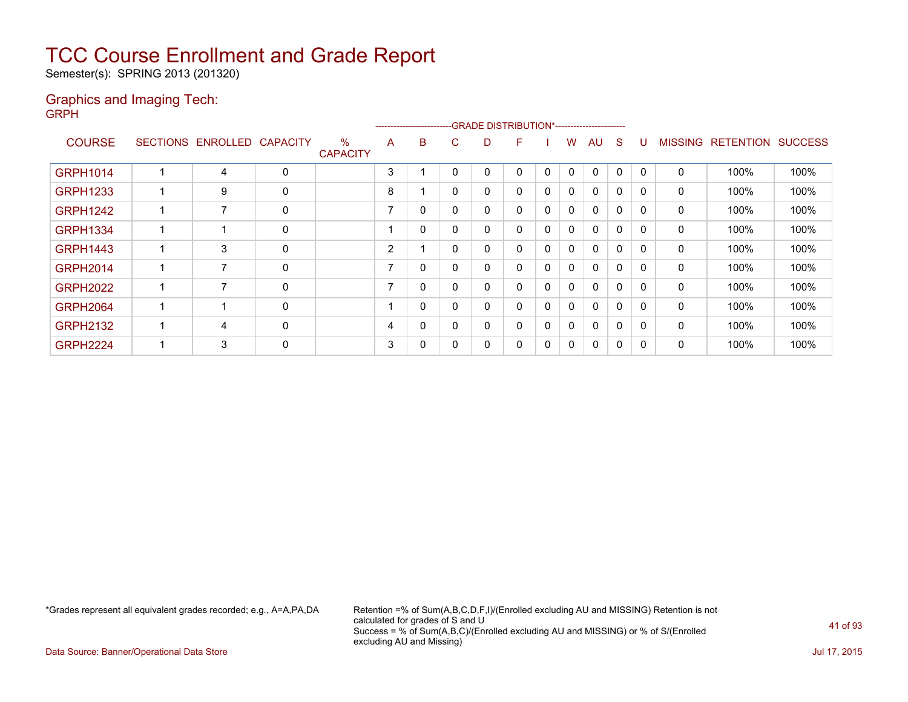# TCC Course Enrollment and Grade Report

Semester(s): SPRING 2013 (201320)

## Graphics and Imaging Tech:

GRPH

| COURSE | SECTIONS | ENROLLED | CAPACITY | % CAPACITY | GRADE DISTRIBUTION* A | B | C | D | F | I | W | AU | S | U | MISSING | RETENTION | SUCCESS |
|---|---|---|---|---|---|---|---|---|---|---|---|---|---|---|---|---|---|
| GRPH1014 | 1 | 4 | 0 | | 3 | 1 | 0 | 0 | 0 | 0 | 0 | 0 | 0 | 0 | 0 | 100% | 100% |
| GRPH1233 | 1 | 9 | 0 | | 8 | 1 | 0 | 0 | 0 | 0 | 0 | 0 | 0 | 0 | 0 | 100% | 100% |
| GRPH1242 | 1 | 7 | 0 | | 7 | 0 | 0 | 0 | 0 | 0 | 0 | 0 | 0 | 0 | 0 | 100% | 100% |
| GRPH1334 | 1 | 1 | 0 | | 1 | 0 | 0 | 0 | 0 | 0 | 0 | 0 | 0 | 0 | 0 | 100% | 100% |
| GRPH1443 | 1 | 3 | 0 | | 2 | 1 | 0 | 0 | 0 | 0 | 0 | 0 | 0 | 0 | 0 | 100% | 100% |
| GRPH2014 | 1 | 7 | 0 | | 7 | 0 | 0 | 0 | 0 | 0 | 0 | 0 | 0 | 0 | 0 | 100% | 100% |
| GRPH2022 | 1 | 7 | 0 | | 7 | 0 | 0 | 0 | 0 | 0 | 0 | 0 | 0 | 0 | 0 | 100% | 100% |
| GRPH2064 | 1 | 1 | 0 | | 1 | 0 | 0 | 0 | 0 | 0 | 0 | 0 | 0 | 0 | 0 | 100% | 100% |
| GRPH2132 | 1 | 4 | 0 | | 4 | 0 | 0 | 0 | 0 | 0 | 0 | 0 | 0 | 0 | 0 | 100% | 100% |
| GRPH2224 | 1 | 3 | 0 | | 3 | 0 | 0 | 0 | 0 | 0 | 0 | 0 | 0 | 0 | 0 | 100% | 100% |

*Grades represent all equivalent grades recorded; e.g., A=A,PA,DA

Retention =% of Sum(A,B,C,D,F,I)/(Enrolled excluding AU and MISSING) Retention is not calculated for grades of S and U
Success = % of Sum(A,B,C)/(Enrolled excluding AU and MISSING) or % of S/(Enrolled excluding AU and Missing)

Data Source: Banner/Operational Data Store

Jul 17, 2015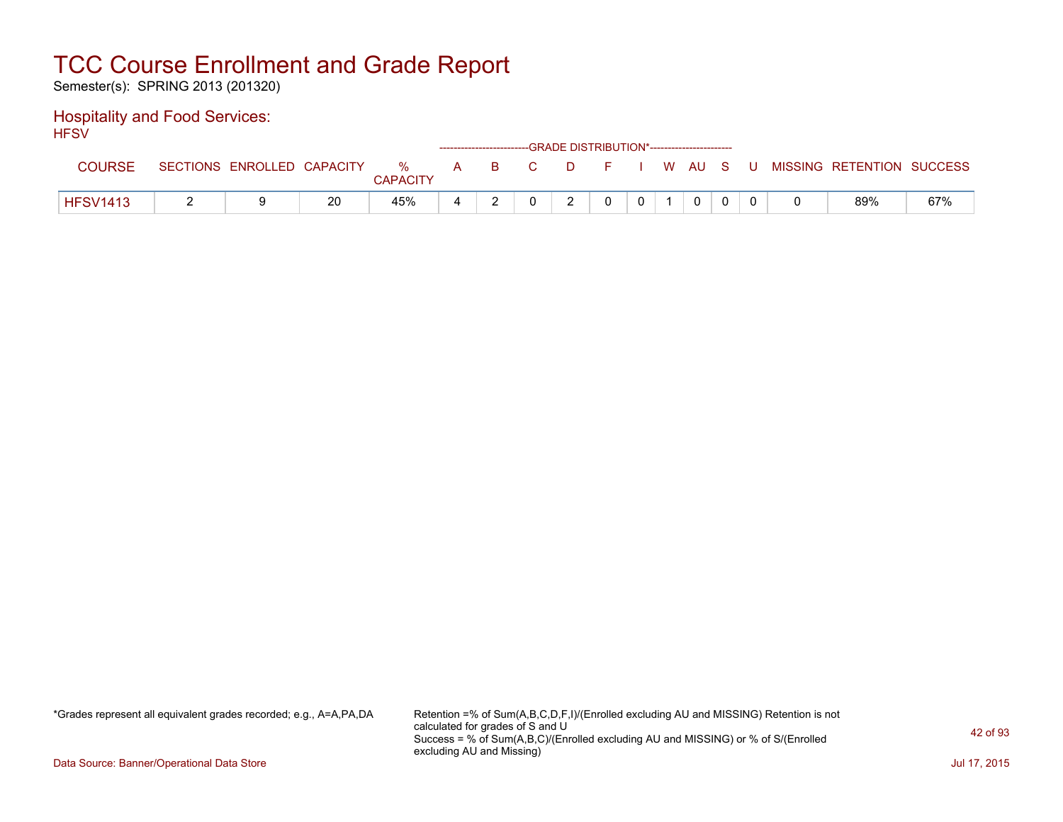# TCC Course Enrollment and Grade Report

Semester(s): SPRING 2013 (201320)

## Hospitality and Food Services:

HFSV

| COURSE | SECTIONS | ENROLLED | CAPACITY | % CAPACITY | A | B | C | D | F | I | W | AU | S | U | MISSING | RETENTION | SUCCESS |
|---|---|---|---|---|---|---|---|---|---|---|---|---|---|---|---|---|---|
| | | | | | GRADE DISTRIBUTION* | | | | | | | | | | | | |
| HFSV1413 | 2 | 9 | 20 | 45% | 4 | 2 | 0 | 2 | 0 | 0 | 1 | 0 | 0 | 0 | 0 | 89% | 67% |

*Grades represent all equivalent grades recorded; e.g., A=A,PA,DA

Retention =% of Sum(A,B,C,D,F,I)/(Enrolled excluding AU and MISSING) Retention is not calculated for grades of S and U
Success = % of Sum(A,B,C)/(Enrolled excluding AU and MISSING) or % of S/(Enrolled excluding AU and Missing)

Data Source: Banner/Operational Data Store

Jul 17, 2015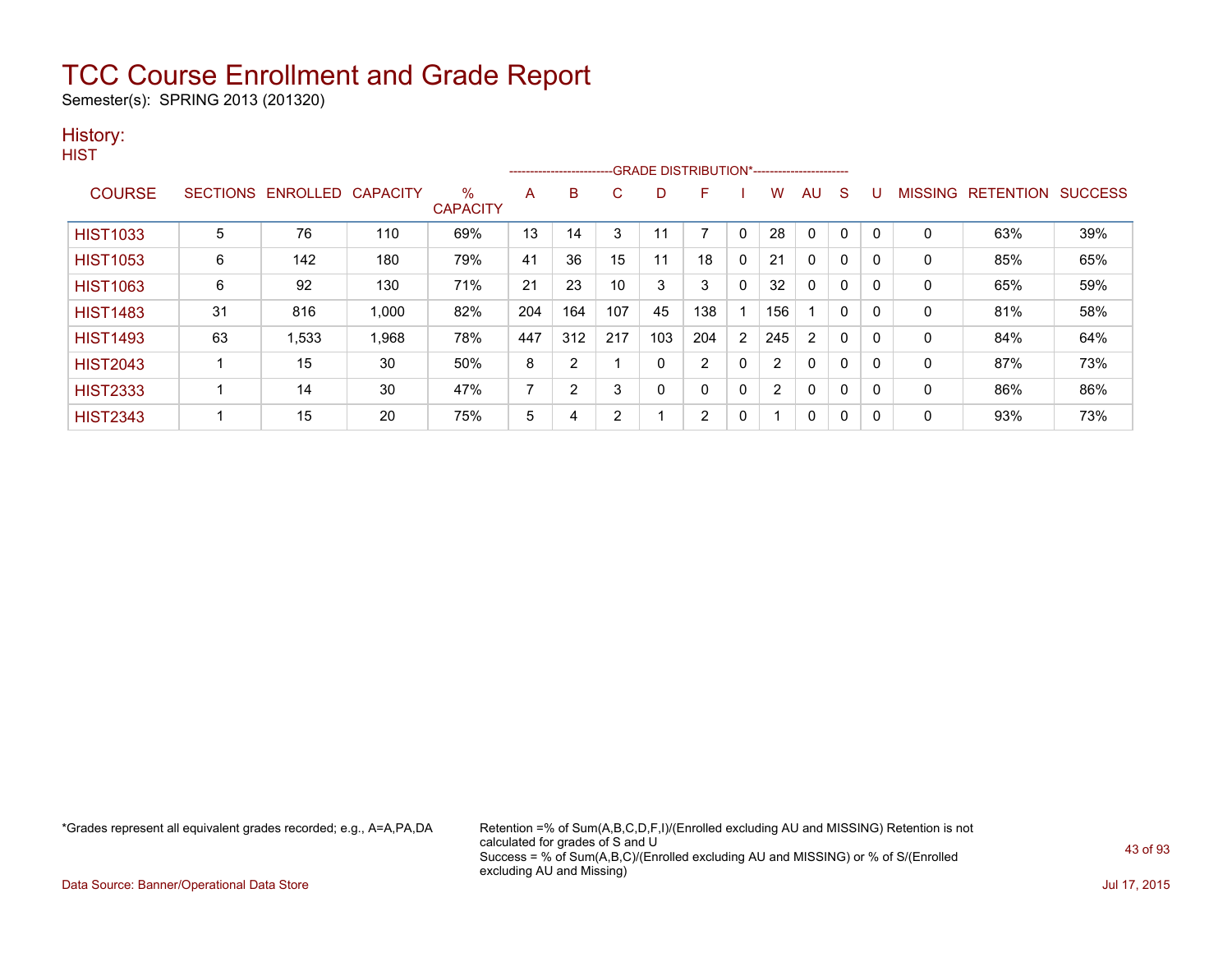# TCC Course Enrollment and Grade Report

Semester(s): SPRING 2013 (201320)

## History:

### HIST

| COURSE | SECTIONS | ENROLLED | CAPACITY | % CAPACITY | A | B | C | D | F | I | W | AU | S | U | MISSING | RETENTION | SUCCESS |
|---|---|---|---|---|---|---|---|---|---|---|---|---|---|---|---|---|---|
| | | | | | GRADE DISTRIBUTION* | | | | | | | | | | | | |
| HIST1033 | 5 | 76 | 110 | 69% | 13 | 14 | 3 | 11 | 7 | 0 | 28 | 0 | 0 | 0 | 0 | 63% | 39% |
| HIST1053 | 6 | 142 | 180 | 79% | 41 | 36 | 15 | 11 | 18 | 0 | 21 | 0 | 0 | 0 | 0 | 85% | 65% |
| HIST1063 | 6 | 92 | 130 | 71% | 21 | 23 | 10 | 3 | 3 | 0 | 32 | 0 | 0 | 0 | 0 | 65% | 59% |
| HIST1483 | 31 | 816 | 1,000 | 82% | 204 | 164 | 107 | 45 | 138 | 1 | 156 | 1 | 0 | 0 | 0 | 81% | 58% |
| HIST1493 | 63 | 1,533 | 1,968 | 78% | 447 | 312 | 217 | 103 | 204 | 2 | 245 | 2 | 0 | 0 | 0 | 84% | 64% |
| HIST2043 | 1 | 15 | 30 | 50% | 8 | 2 | 1 | 0 | 2 | 0 | 2 | 0 | 0 | 0 | 0 | 87% | 73% |
| HIST2333 | 1 | 14 | 30 | 47% | 7 | 2 | 3 | 0 | 0 | 0 | 2 | 0 | 0 | 0 | 0 | 86% | 86% |
| HIST2343 | 1 | 15 | 20 | 75% | 5 | 4 | 2 | 1 | 2 | 0 | 1 | 0 | 0 | 0 | 0 | 93% | 73% |

*Grades represent all equivalent grades recorded; e.g., A=A,PA,DA

Retention =% of Sum(A,B,C,D,F,I)/(Enrolled excluding AU and MISSING) Retention is not calculated for grades of S and U
Success = % of Sum(A,B,C)/(Enrolled excluding AU and MISSING) or % of S/(Enrolled excluding AU and Missing)

Data Source: Banner/Operational Data Store

Jul 17, 2015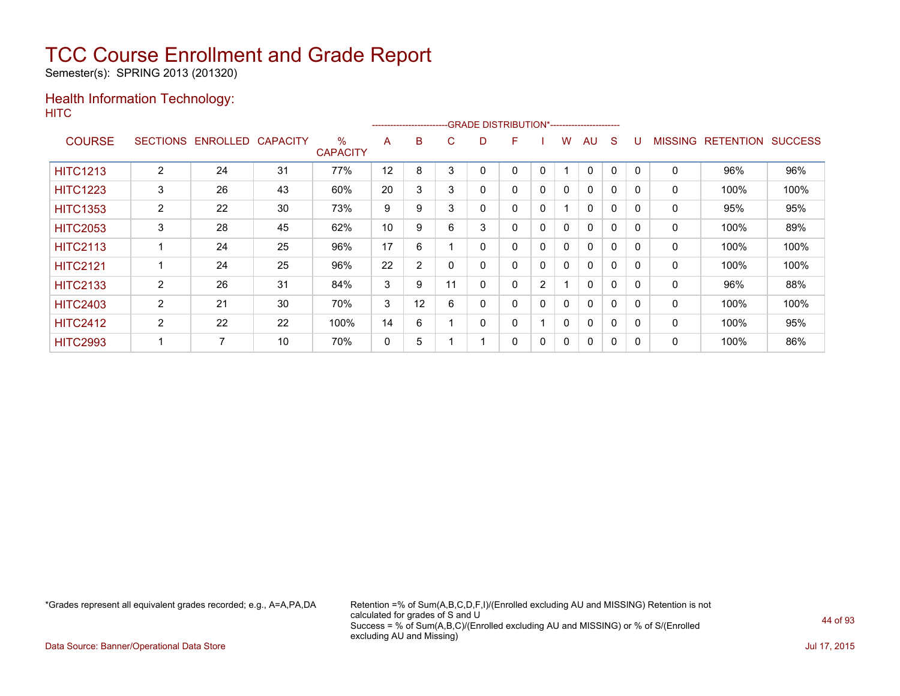# TCC Course Enrollment and Grade Report

Semester(s): SPRING 2013 (201320)

## Health Information Technology:

HITC

| COURSE | SECTIONS | ENROLLED | CAPACITY | % CAPACITY | A | B | C | D | F | I | W | AU | S | U | MISSING | RETENTION | SUCCESS |
|---|---|---|---|---|---|---|---|---|---|---|---|---|---|---|---|---|---|
| | | | | | GRADE DISTRIBUTION* | | | | | | | | | | | | |
| HITC1213 | 2 | 24 | 31 | 77% | 12 | 8 | 3 | 0 | 0 | 0 | 1 | 0 | 0 | 0 | 0 | 96% | 96% |
| HITC1223 | 3 | 26 | 43 | 60% | 20 | 3 | 3 | 0 | 0 | 0 | 0 | 0 | 0 | 0 | 0 | 100% | 100% |
| HITC1353 | 2 | 22 | 30 | 73% | 9 | 9 | 3 | 0 | 0 | 0 | 1 | 0 | 0 | 0 | 0 | 95% | 95% |
| HITC2053 | 3 | 28 | 45 | 62% | 10 | 9 | 6 | 3 | 0 | 0 | 0 | 0 | 0 | 0 | 0 | 100% | 89% |
| HITC2113 | 1 | 24 | 25 | 96% | 17 | 6 | 1 | 0 | 0 | 0 | 0 | 0 | 0 | 0 | 0 | 100% | 100% |
| HITC2121 | 1 | 24 | 25 | 96% | 22 | 2 | 0 | 0 | 0 | 0 | 0 | 0 | 0 | 0 | 0 | 100% | 100% |
| HITC2133 | 2 | 26 | 31 | 84% | 3 | 9 | 11 | 0 | 0 | 2 | 1 | 0 | 0 | 0 | 0 | 96% | 88% |
| HITC2403 | 2 | 21 | 30 | 70% | 3 | 12 | 6 | 0 | 0 | 0 | 0 | 0 | 0 | 0 | 0 | 100% | 100% |
| HITC2412 | 2 | 22 | 22 | 100% | 14 | 6 | 1 | 0 | 0 | 1 | 0 | 0 | 0 | 0 | 0 | 100% | 95% |
| HITC2993 | 1 | 7 | 10 | 70% | 0 | 5 | 1 | 1 | 0 | 0 | 0 | 0 | 0 | 0 | 0 | 100% | 86% |

*Grades represent all equivalent grades recorded; e.g., A=A,PA,DA

Retention =% of Sum(A,B,C,D,F,I)/(Enrolled excluding AU and MISSING) Retention is not calculated for grades of S and U
Success = % of Sum(A,B,C)/(Enrolled excluding AU and MISSING) or % of S/(Enrolled excluding AU and Missing)

Data Source: Banner/Operational Data Store

Jul 17, 2015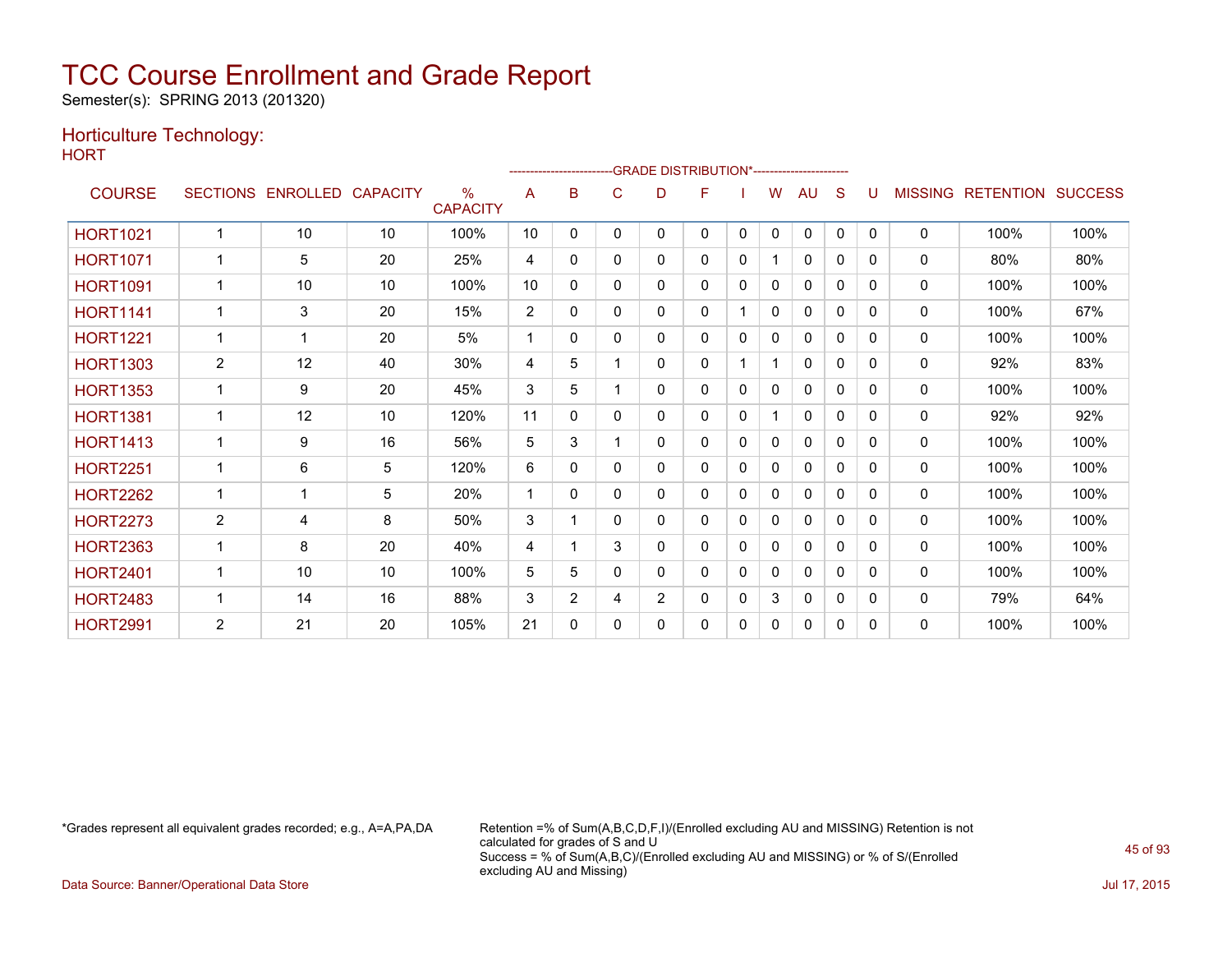# TCC Course Enrollment and Grade Report

Semester(s): SPRING 2013 (201320)

## Horticulture Technology:

HORT

| COURSE | SECTIONS | ENROLLED | CAPACITY | % CAPACITY | A | B | C | D | F | I | W | AU | S | U | MISSING | RETENTION | SUCCESS |
|---|---|---|---|---|---|---|---|---|---|---|---|---|---|---|---|---|---|
| | | | | | GRADE DISTRIBUTION* | | | | | | | | | | | | |
| HORT1021 | 1 | 10 | 10 | 100% | 10 | 0 | 0 | 0 | 0 | 0 | 0 | 0 | 0 | 0 | 0 | 100% | 100% |
| HORT1071 | 1 | 5 | 20 | 25% | 4 | 0 | 0 | 0 | 0 | 0 | 1 | 0 | 0 | 0 | 0 | 80% | 80% |
| HORT1091 | 1 | 10 | 10 | 100% | 10 | 0 | 0 | 0 | 0 | 0 | 0 | 0 | 0 | 0 | 0 | 100% | 100% |
| HORT1141 | 1 | 3 | 20 | 15% | 2 | 0 | 0 | 0 | 0 | 1 | 0 | 0 | 0 | 0 | 0 | 100% | 67% |
| HORT1221 | 1 | 1 | 20 | 5% | 1 | 0 | 0 | 0 | 0 | 0 | 0 | 0 | 0 | 0 | 0 | 100% | 100% |
| HORT1303 | 2 | 12 | 40 | 30% | 4 | 5 | 1 | 0 | 0 | 1 | 1 | 0 | 0 | 0 | 0 | 92% | 83% |
| HORT1353 | 1 | 9 | 20 | 45% | 3 | 5 | 1 | 0 | 0 | 0 | 0 | 0 | 0 | 0 | 0 | 100% | 100% |
| HORT1381 | 1 | 12 | 10 | 120% | 11 | 0 | 0 | 0 | 0 | 0 | 1 | 0 | 0 | 0 | 0 | 92% | 92% |
| HORT1413 | 1 | 9 | 16 | 56% | 5 | 3 | 1 | 0 | 0 | 0 | 0 | 0 | 0 | 0 | 0 | 100% | 100% |
| HORT2251 | 1 | 6 | 5 | 120% | 6 | 0 | 0 | 0 | 0 | 0 | 0 | 0 | 0 | 0 | 0 | 100% | 100% |
| HORT2262 | 1 | 1 | 5 | 20% | 1 | 0 | 0 | 0 | 0 | 0 | 0 | 0 | 0 | 0 | 0 | 100% | 100% |
| HORT2273 | 2 | 4 | 8 | 50% | 3 | 1 | 0 | 0 | 0 | 0 | 0 | 0 | 0 | 0 | 0 | 100% | 100% |
| HORT2363 | 1 | 8 | 20 | 40% | 4 | 1 | 3 | 0 | 0 | 0 | 0 | 0 | 0 | 0 | 0 | 100% | 100% |
| HORT2401 | 1 | 10 | 10 | 100% | 5 | 5 | 0 | 0 | 0 | 0 | 0 | 0 | 0 | 0 | 0 | 100% | 100% |
| HORT2483 | 1 | 14 | 16 | 88% | 3 | 2 | 4 | 2 | 0 | 0 | 3 | 0 | 0 | 0 | 0 | 79% | 64% |
| HORT2991 | 2 | 21 | 20 | 105% | 21 | 0 | 0 | 0 | 0 | 0 | 0 | 0 | 0 | 0 | 0 | 100% | 100% |

*Grades represent all equivalent grades recorded; e.g., A=A,PA,DA

Retention =% of Sum(A,B,C,D,F,I)/(Enrolled excluding AU and MISSING) Retention is not calculated for grades of S and U
Success = % of Sum(A,B,C)/(Enrolled excluding AU and MISSING) or % of S/(Enrolled excluding AU and Missing)

Data Source: Banner/Operational Data Store

Jul 17, 2015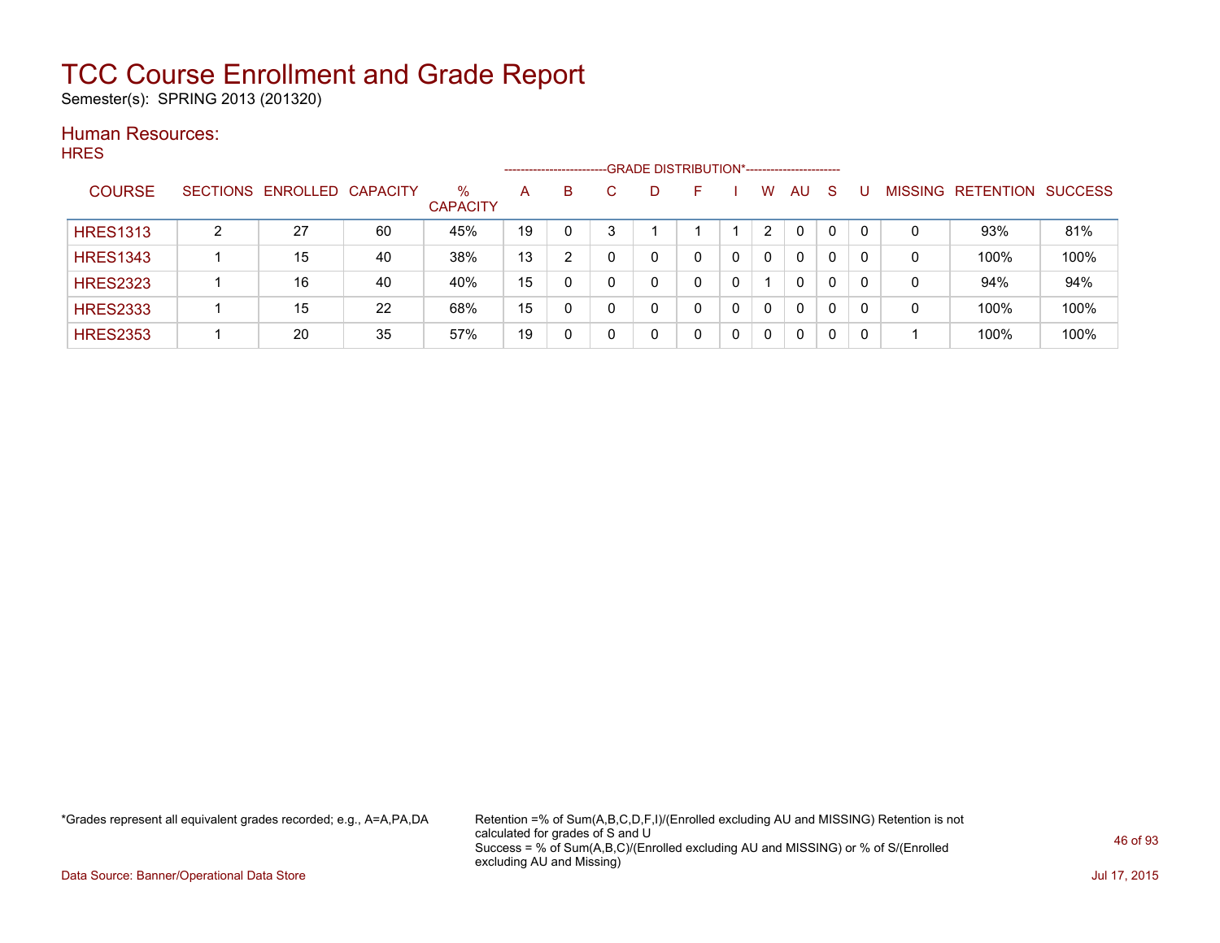# TCC Course Enrollment and Grade Report

Semester(s): SPRING 2013 (201320)

## Human Resources:

HRES

| COURSE | SECTIONS | ENROLLED | CAPACITY | % CAPACITY | A | B | C | D | F | I | W | AU | S | U | MISSING | RETENTION | SUCCESS |
|---|---|---|---|---|---|---|---|---|---|---|---|---|---|---|---|---|---|
| | | | | | GRADE DISTRIBUTION* | | | | | | | | | | | | |
| HRES1313 | 2 | 27 | 60 | 45% | 19 | 0 | 3 | 1 | 1 | 1 | 2 | 0 | 0 | 0 | 0 | 93% | 81% |
| HRES1343 | 1 | 15 | 40 | 38% | 13 | 2 | 0 | 0 | 0 | 0 | 0 | 0 | 0 | 0 | 0 | 100% | 100% |
| HRES2323 | 1 | 16 | 40 | 40% | 15 | 0 | 0 | 0 | 0 | 0 | 1 | 0 | 0 | 0 | 0 | 94% | 94% |
| HRES2333 | 1 | 15 | 22 | 68% | 15 | 0 | 0 | 0 | 0 | 0 | 0 | 0 | 0 | 0 | 0 | 100% | 100% |
| HRES2353 | 1 | 20 | 35 | 57% | 19 | 0 | 0 | 0 | 0 | 0 | 0 | 0 | 0 | 0 | 1 | 100% | 100% |

*Grades represent all equivalent grades recorded; e.g., A=A,PA,DA

Retention =% of Sum(A,B,C,D,F,I)/(Enrolled excluding AU and MISSING) Retention is not calculated for grades of S and U
Success = % of Sum(A,B,C)/(Enrolled excluding AU and MISSING) or % of S/(Enrolled excluding AU and Missing)

Data Source: Banner/Operational Data Store

Jul 17, 2015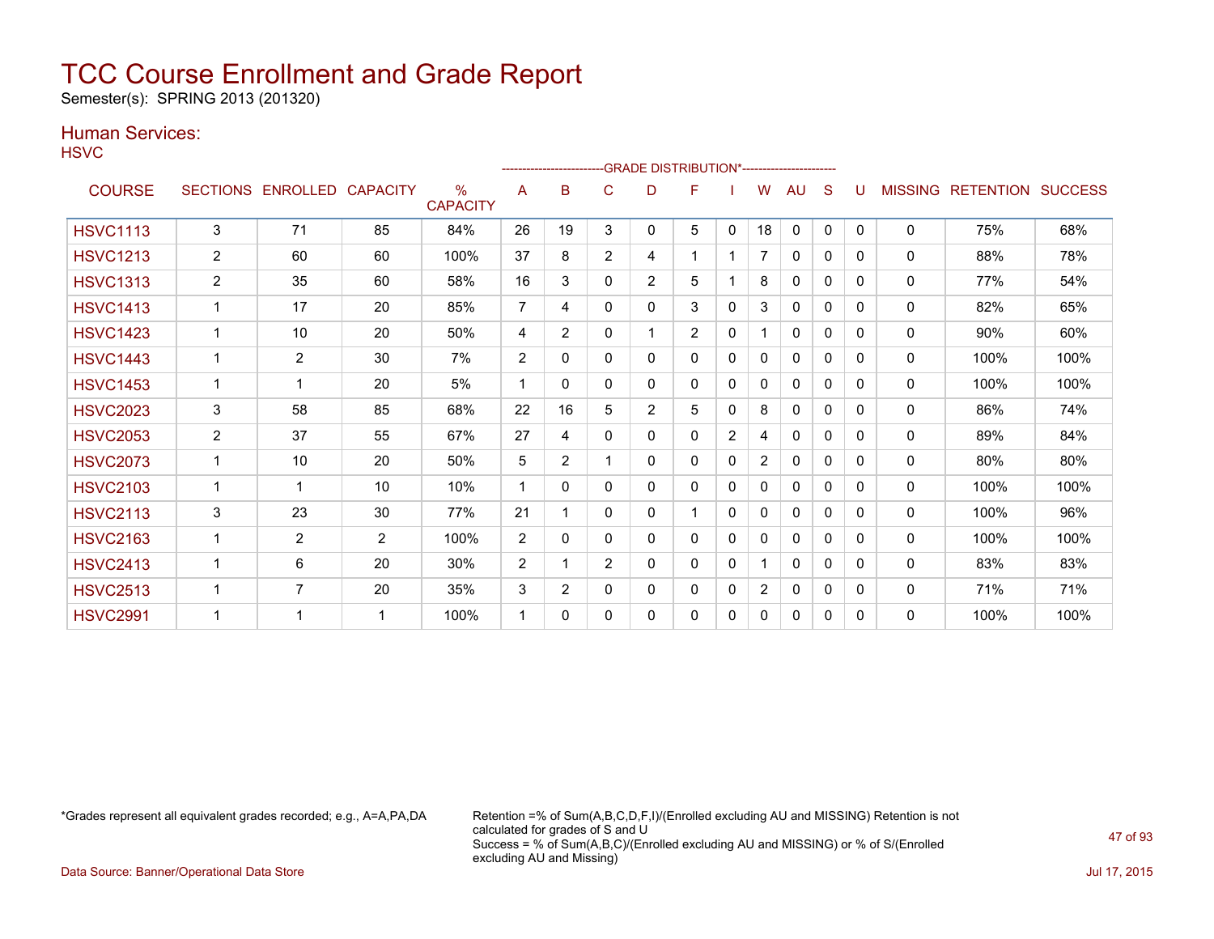# TCC Course Enrollment and Grade Report

Semester(s): SPRING 2013 (201320)

## Human Services:

HSVC

| COURSE | SECTIONS | ENROLLED | CAPACITY | % CAPACITY | A | B | C | D | F | I | W | AU | S | U | MISSING | RETENTION | SUCCESS |
|---|---|---|---|---|---|---|---|---|---|---|---|---|---|---|---|---|---|
| | | | | | GRADE DISTRIBUTION* | | | | | | | | | | | | |
| HSVC1113 | 3 | 71 | 85 | 84% | 26 | 19 | 3 | 0 | 5 | 0 | 18 | 0 | 0 | 0 | 0 | 75% | 68% |
| HSVC1213 | 2 | 60 | 60 | 100% | 37 | 8 | 2 | 4 | 1 | 1 | 7 | 0 | 0 | 0 | 0 | 88% | 78% |
| HSVC1313 | 2 | 35 | 60 | 58% | 16 | 3 | 0 | 2 | 5 | 1 | 8 | 0 | 0 | 0 | 0 | 77% | 54% |
| HSVC1413 | 1 | 17 | 20 | 85% | 7 | 4 | 0 | 0 | 3 | 0 | 3 | 0 | 0 | 0 | 0 | 82% | 65% |
| HSVC1423 | 1 | 10 | 20 | 50% | 4 | 2 | 0 | 1 | 2 | 0 | 1 | 0 | 0 | 0 | 0 | 90% | 60% |
| HSVC1443 | 1 | 2 | 30 | 7% | 2 | 0 | 0 | 0 | 0 | 0 | 0 | 0 | 0 | 0 | 0 | 100% | 100% |
| HSVC1453 | 1 | 1 | 20 | 5% | 1 | 0 | 0 | 0 | 0 | 0 | 0 | 0 | 0 | 0 | 0 | 100% | 100% |
| HSVC2023 | 3 | 58 | 85 | 68% | 22 | 16 | 5 | 2 | 5 | 0 | 8 | 0 | 0 | 0 | 0 | 86% | 74% |
| HSVC2053 | 2 | 37 | 55 | 67% | 27 | 4 | 0 | 0 | 0 | 2 | 4 | 0 | 0 | 0 | 0 | 89% | 84% |
| HSVC2073 | 1 | 10 | 20 | 50% | 5 | 2 | 1 | 0 | 0 | 0 | 2 | 0 | 0 | 0 | 0 | 80% | 80% |
| HSVC2103 | 1 | 1 | 10 | 10% | 1 | 0 | 0 | 0 | 0 | 0 | 0 | 0 | 0 | 0 | 0 | 100% | 100% |
| HSVC2113 | 3 | 23 | 30 | 77% | 21 | 1 | 0 | 0 | 1 | 0 | 0 | 0 | 0 | 0 | 0 | 100% | 96% |
| HSVC2163 | 1 | 2 | 2 | 100% | 2 | 0 | 0 | 0 | 0 | 0 | 0 | 0 | 0 | 0 | 0 | 100% | 100% |
| HSVC2413 | 1 | 6 | 20 | 30% | 2 | 1 | 2 | 0 | 0 | 0 | 1 | 0 | 0 | 0 | 0 | 83% | 83% |
| HSVC2513 | 1 | 7 | 20 | 35% | 3 | 2 | 0 | 0 | 0 | 0 | 2 | 0 | 0 | 0 | 0 | 71% | 71% |
| HSVC2991 | 1 | 1 | 1 | 100% | 1 | 0 | 0 | 0 | 0 | 0 | 0 | 0 | 0 | 0 | 0 | 100% | 100% |

*Grades represent all equivalent grades recorded; e.g., A=A,PA,DA

Retention =% of Sum(A,B,C,D,F,I)/(Enrolled excluding AU and MISSING) Retention is not calculated for grades of S and U
Success = % of Sum(A,B,C)/(Enrolled excluding AU and MISSING) or % of S/(Enrolled excluding AU and Missing)

Data Source: Banner/Operational Data Store

Jul 17, 2015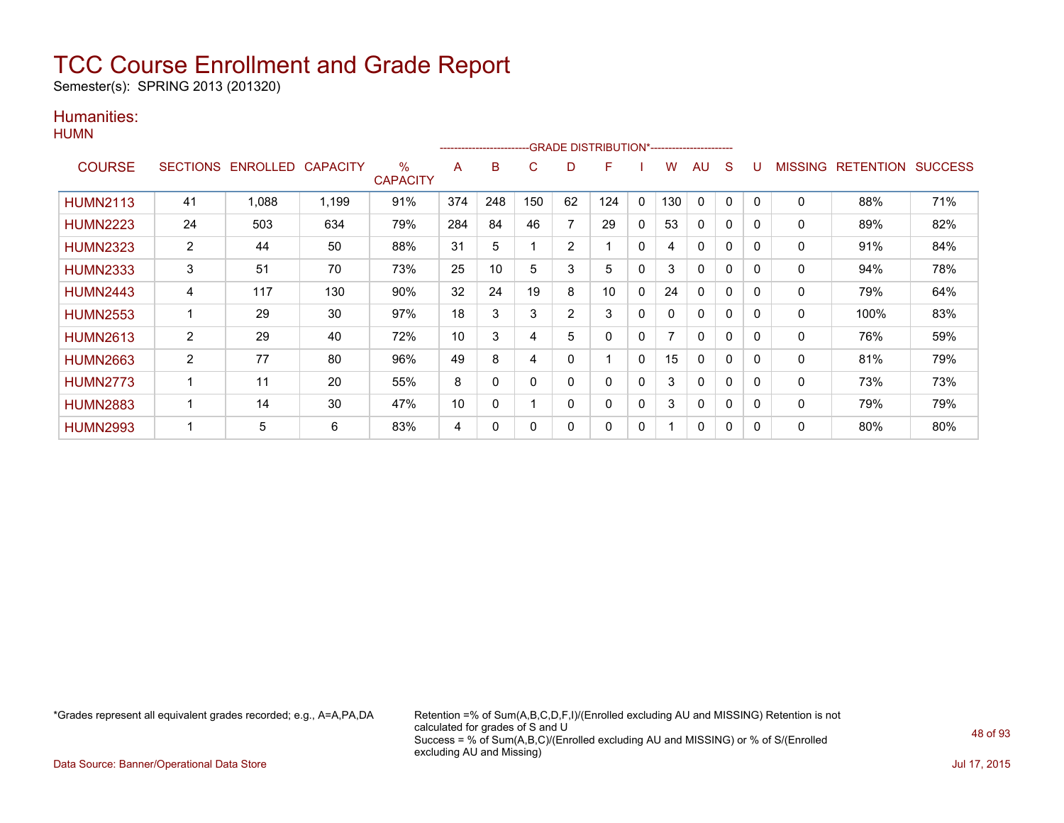# TCC Course Enrollment and Grade Report

Semester(s): SPRING 2013 (201320)

## Humanities:

### HUMN

| COURSE | SECTIONS | ENROLLED | CAPACITY | % CAPACITY | A | B | C | D | F | I | W | AU | S | U | MISSING | RETENTION | SUCCESS |
|---|---|---|---|---|---|---|---|---|---|---|---|---|---|---|---|---|---|
| | | | | | GRADE DISTRIBUTION* | | | | | | | | | | | | |
| HUMN2113 | 41 | 1,088 | 1,199 | 91% | 374 | 248 | 150 | 62 | 124 | 0 | 130 | 0 | 0 | 0 | 0 | 88% | 71% |
| HUMN2223 | 24 | 503 | 634 | 79% | 284 | 84 | 46 | 7 | 29 | 0 | 53 | 0 | 0 | 0 | 0 | 89% | 82% |
| HUMN2323 | 2 | 44 | 50 | 88% | 31 | 5 | 1 | 2 | 1 | 0 | 4 | 0 | 0 | 0 | 0 | 91% | 84% |
| HUMN2333 | 3 | 51 | 70 | 73% | 25 | 10 | 5 | 3 | 5 | 0 | 3 | 0 | 0 | 0 | 0 | 94% | 78% |
| HUMN2443 | 4 | 117 | 130 | 90% | 32 | 24 | 19 | 8 | 10 | 0 | 24 | 0 | 0 | 0 | 0 | 79% | 64% |
| HUMN2553 | 1 | 29 | 30 | 97% | 18 | 3 | 3 | 2 | 3 | 0 | 0 | 0 | 0 | 0 | 0 | 100% | 83% |
| HUMN2613 | 2 | 29 | 40 | 72% | 10 | 3 | 4 | 5 | 0 | 0 | 7 | 0 | 0 | 0 | 0 | 76% | 59% |
| HUMN2663 | 2 | 77 | 80 | 96% | 49 | 8 | 4 | 0 | 1 | 0 | 15 | 0 | 0 | 0 | 0 | 81% | 79% |
| HUMN2773 | 1 | 11 | 20 | 55% | 8 | 0 | 0 | 0 | 0 | 0 | 3 | 0 | 0 | 0 | 0 | 73% | 73% |
| HUMN2883 | 1 | 14 | 30 | 47% | 10 | 0 | 1 | 0 | 0 | 0 | 3 | 0 | 0 | 0 | 0 | 79% | 79% |
| HUMN2993 | 1 | 5 | 6 | 83% | 4 | 0 | 0 | 0 | 0 | 0 | 1 | 0 | 0 | 0 | 0 | 80% | 80% |

*Grades represent all equivalent grades recorded; e.g., A=A,PA,DA

Retention =% of Sum(A,B,C,D,F,I)/(Enrolled excluding AU and MISSING) Retention is not calculated for grades of S and U
Success = % of Sum(A,B,C)/(Enrolled excluding AU and MISSING) or % of S/(Enrolled excluding AU and Missing)

Data Source: Banner/Operational Data Store

Jul 17, 2015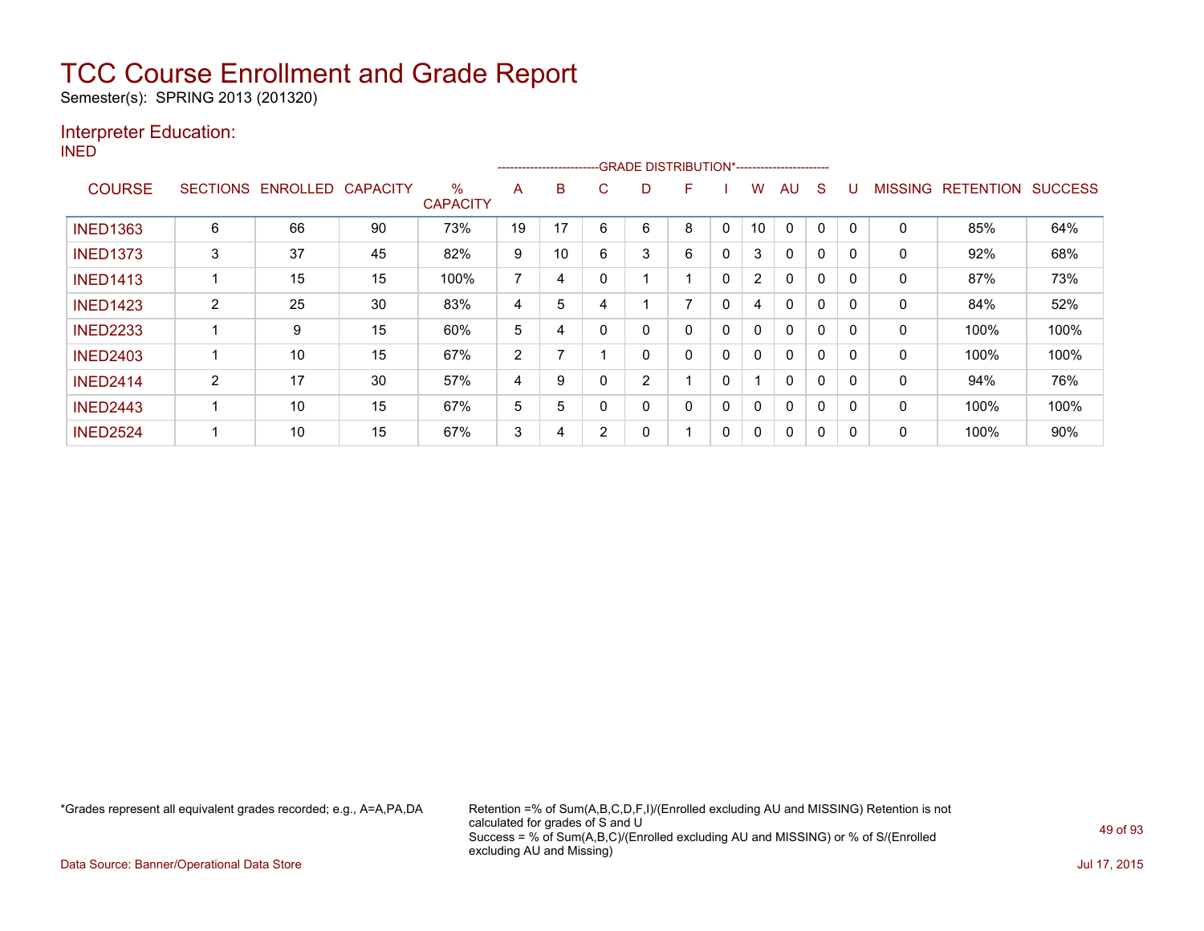# TCC Course Enrollment and Grade Report

Semester(s): SPRING 2013 (201320)

## Interpreter Education:

INED

| COURSE | SECTIONS | ENROLLED | CAPACITY | % CAPACITY | A | B | C | D | F | I | W | AU | S | U | MISSING | RETENTION | SUCCESS |
|---|---|---|---|---|---|---|---|---|---|---|---|---|---|---|---|---|---|
| | | | | | GRADE DISTRIBUTION* | | | | | | | | | | | | |
| INED1363 | 6 | 66 | 90 | 73% | 19 | 17 | 6 | 6 | 8 | 0 | 10 | 0 | 0 | 0 | 0 | 85% | 64% |
| INED1373 | 3 | 37 | 45 | 82% | 9 | 10 | 6 | 3 | 6 | 0 | 3 | 0 | 0 | 0 | 0 | 92% | 68% |
| INED1413 | 1 | 15 | 15 | 100% | 7 | 4 | 0 | 1 | 1 | 0 | 2 | 0 | 0 | 0 | 0 | 87% | 73% |
| INED1423 | 2 | 25 | 30 | 83% | 4 | 5 | 4 | 1 | 7 | 0 | 4 | 0 | 0 | 0 | 0 | 84% | 52% |
| INED2233 | 1 | 9 | 15 | 60% | 5 | 4 | 0 | 0 | 0 | 0 | 0 | 0 | 0 | 0 | 0 | 100% | 100% |
| INED2403 | 1 | 10 | 15 | 67% | 2 | 7 | 1 | 0 | 0 | 0 | 0 | 0 | 0 | 0 | 0 | 100% | 100% |
| INED2414 | 2 | 17 | 30 | 57% | 4 | 9 | 0 | 2 | 1 | 0 | 1 | 0 | 0 | 0 | 0 | 94% | 76% |
| INED2443 | 1 | 10 | 15 | 67% | 5 | 5 | 0 | 0 | 0 | 0 | 0 | 0 | 0 | 0 | 0 | 100% | 100% |
| INED2524 | 1 | 10 | 15 | 67% | 3 | 4 | 2 | 0 | 1 | 0 | 0 | 0 | 0 | 0 | 0 | 100% | 90% |

*Grades represent all equivalent grades recorded; e.g., A=A,PA,DA

Retention =% of Sum(A,B,C,D,F,I)/(Enrolled excluding AU and MISSING) Retention is not calculated for grades of S and U
Success = % of Sum(A,B,C)/(Enrolled excluding AU and MISSING) or % of S/(Enrolled excluding AU and Missing)

Data Source: Banner/Operational Data Store

Jul 17, 2015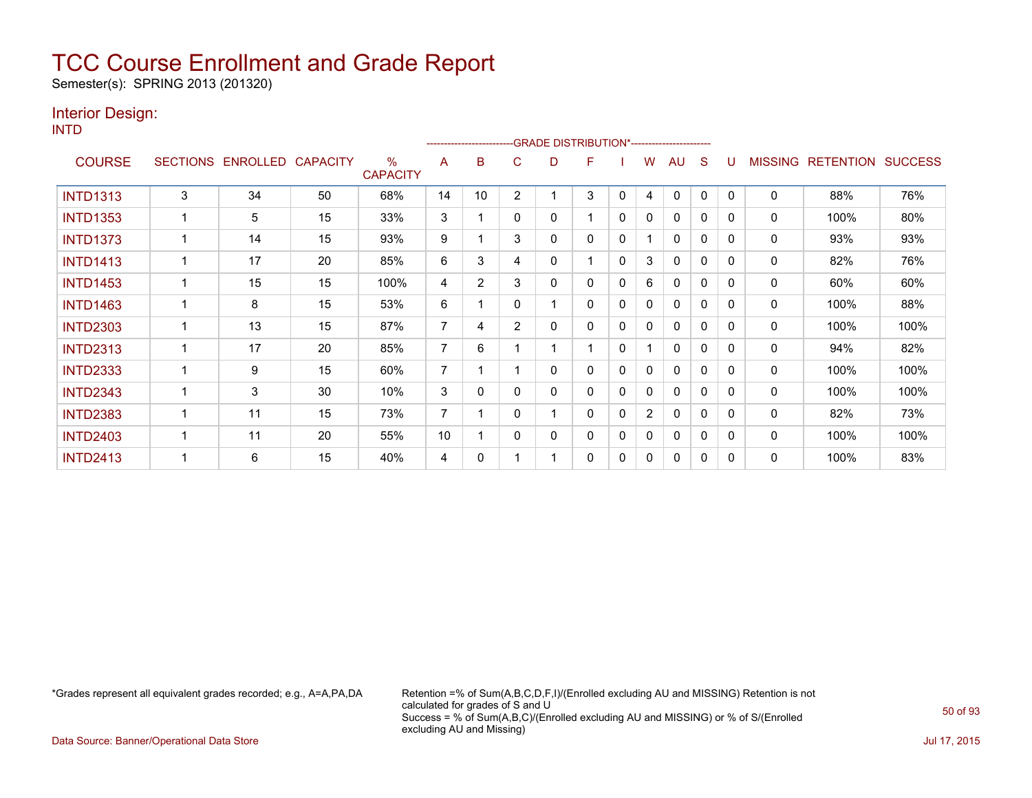# TCC Course Enrollment and Grade Report

Semester(s): SPRING 2013 (201320)

## Interior Design:

INTD

| COURSE | SECTIONS | ENROLLED | CAPACITY | % CAPACITY | A | B | C | D | F | I | W | AU | S | U | MISSING | RETENTION | SUCCESS |
|---|---|---|---|---|---|---|---|---|---|---|---|---|---|---|---|---|---|
| | | | | | GRADE DISTRIBUTION* | | | | | | | | | | | | |
| INTD1313 | 3 | 34 | 50 | 68% | 14 | 10 | 2 | 1 | 3 | 0 | 4 | 0 | 0 | 0 | 0 | 88% | 76% |
| INTD1353 | 1 | 5 | 15 | 33% | 3 | 1 | 0 | 0 | 1 | 0 | 0 | 0 | 0 | 0 | 0 | 100% | 80% |
| INTD1373 | 1 | 14 | 15 | 93% | 9 | 1 | 3 | 0 | 0 | 0 | 1 | 0 | 0 | 0 | 0 | 93% | 93% |
| INTD1413 | 1 | 17 | 20 | 85% | 6 | 3 | 4 | 0 | 1 | 0 | 3 | 0 | 0 | 0 | 0 | 82% | 76% |
| INTD1453 | 1 | 15 | 15 | 100% | 4 | 2 | 3 | 0 | 0 | 0 | 6 | 0 | 0 | 0 | 0 | 60% | 60% |
| INTD1463 | 1 | 8 | 15 | 53% | 6 | 1 | 0 | 1 | 0 | 0 | 0 | 0 | 0 | 0 | 0 | 100% | 88% |
| INTD2303 | 1 | 13 | 15 | 87% | 7 | 4 | 2 | 0 | 0 | 0 | 0 | 0 | 0 | 0 | 0 | 100% | 100% |
| INTD2313 | 1 | 17 | 20 | 85% | 7 | 6 | 1 | 1 | 1 | 0 | 1 | 0 | 0 | 0 | 0 | 94% | 82% |
| INTD2333 | 1 | 9 | 15 | 60% | 7 | 1 | 1 | 0 | 0 | 0 | 0 | 0 | 0 | 0 | 0 | 100% | 100% |
| INTD2343 | 1 | 3 | 30 | 10% | 3 | 0 | 0 | 0 | 0 | 0 | 0 | 0 | 0 | 0 | 0 | 100% | 100% |
| INTD2383 | 1 | 11 | 15 | 73% | 7 | 1 | 0 | 1 | 0 | 0 | 2 | 0 | 0 | 0 | 0 | 82% | 73% |
| INTD2403 | 1 | 11 | 20 | 55% | 10 | 1 | 0 | 0 | 0 | 0 | 0 | 0 | 0 | 0 | 0 | 100% | 100% |
| INTD2413 | 1 | 6 | 15 | 40% | 4 | 0 | 1 | 1 | 0 | 0 | 0 | 0 | 0 | 0 | 0 | 100% | 83% |

*Grades represent all equivalent grades recorded; e.g., A=A,PA,DA

Retention =% of Sum(A,B,C,D,F,I)/(Enrolled excluding AU and MISSING) Retention is not calculated for grades of S and U
Success = % of Sum(A,B,C)/(Enrolled excluding AU and MISSING) or % of S/(Enrolled excluding AU and Missing)

Data Source: Banner/Operational Data Store

Jul 17, 2015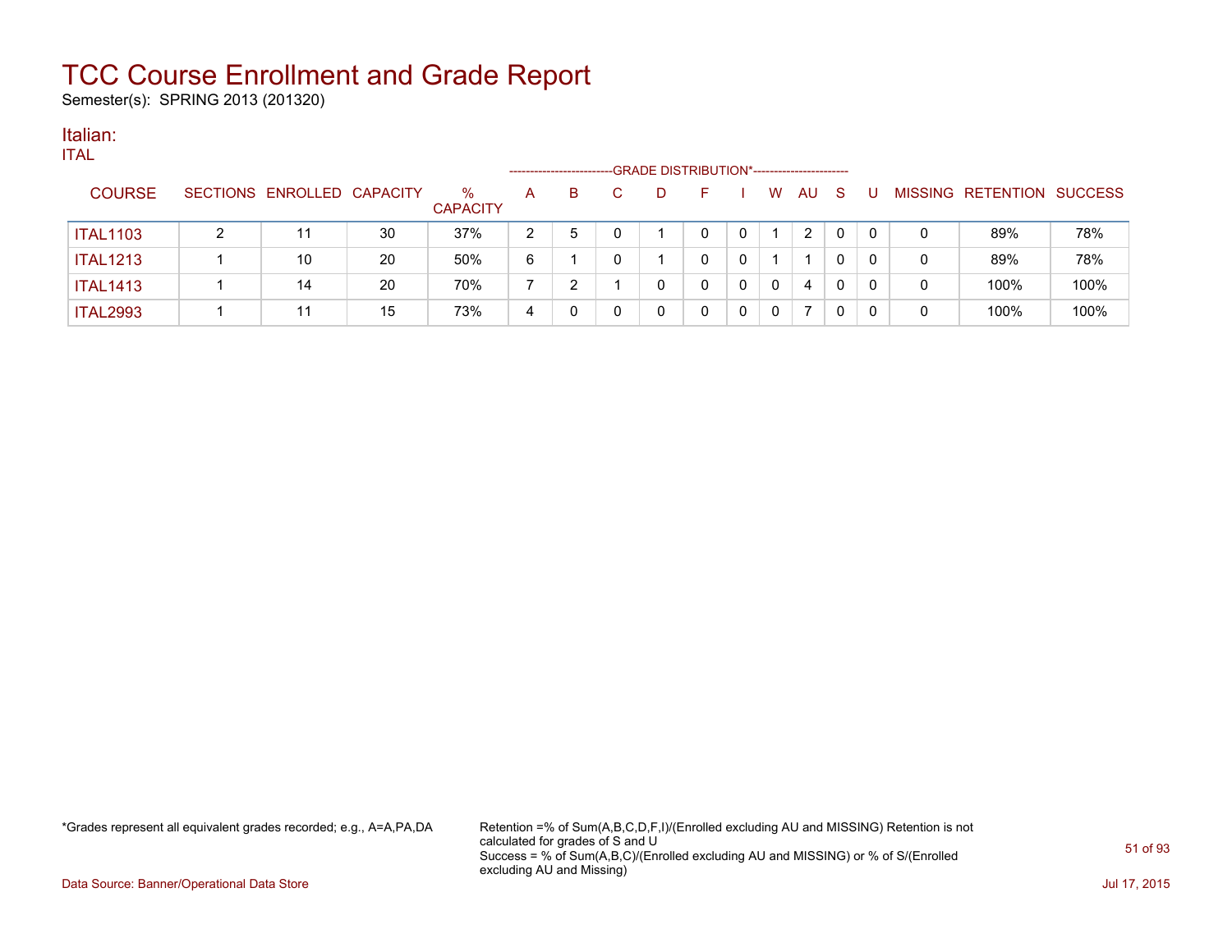# TCC Course Enrollment and Grade Report

Semester(s): SPRING 2013 (201320)

## Italian:

ITAL

| COURSE | SECTIONS | ENROLLED | CAPACITY | % CAPACITY | A | B | C | D | F | I | W | AU | S | U | MISSING | RETENTION | SUCCESS |
|---|---|---|---|---|---|---|---|---|---|---|---|---|---|---|---|---|---|
| | | | | | GRADE DISTRIBUTION* | | | | | | | | | | | | |
| ITAL1103 | 2 | 11 | 30 | 37% | 2 | 5 | 0 | 1 | 0 | 0 | 1 | 2 | 0 | 0 | 0 | 89% | 78% |
| ITAL1213 | 1 | 10 | 20 | 50% | 6 | 1 | 0 | 1 | 0 | 0 | 1 | 1 | 0 | 0 | 0 | 89% | 78% |
| ITAL1413 | 1 | 14 | 20 | 70% | 7 | 2 | 1 | 0 | 0 | 0 | 0 | 4 | 0 | 0 | 0 | 100% | 100% |
| ITAL2993 | 1 | 11 | 15 | 73% | 4 | 0 | 0 | 0 | 0 | 0 | 0 | 7 | 0 | 0 | 0 | 100% | 100% |

*Grades represent all equivalent grades recorded; e.g., A=A,PA,DA

Retention =% of Sum(A,B,C,D,F,I)/(Enrolled excluding AU and MISSING) Retention is not calculated for grades of S and U
Success = % of Sum(A,B,C)/(Enrolled excluding AU and MISSING) or % of S/(Enrolled excluding AU and Missing)

Data Source: Banner/Operational Data Store

Jul 17, 2015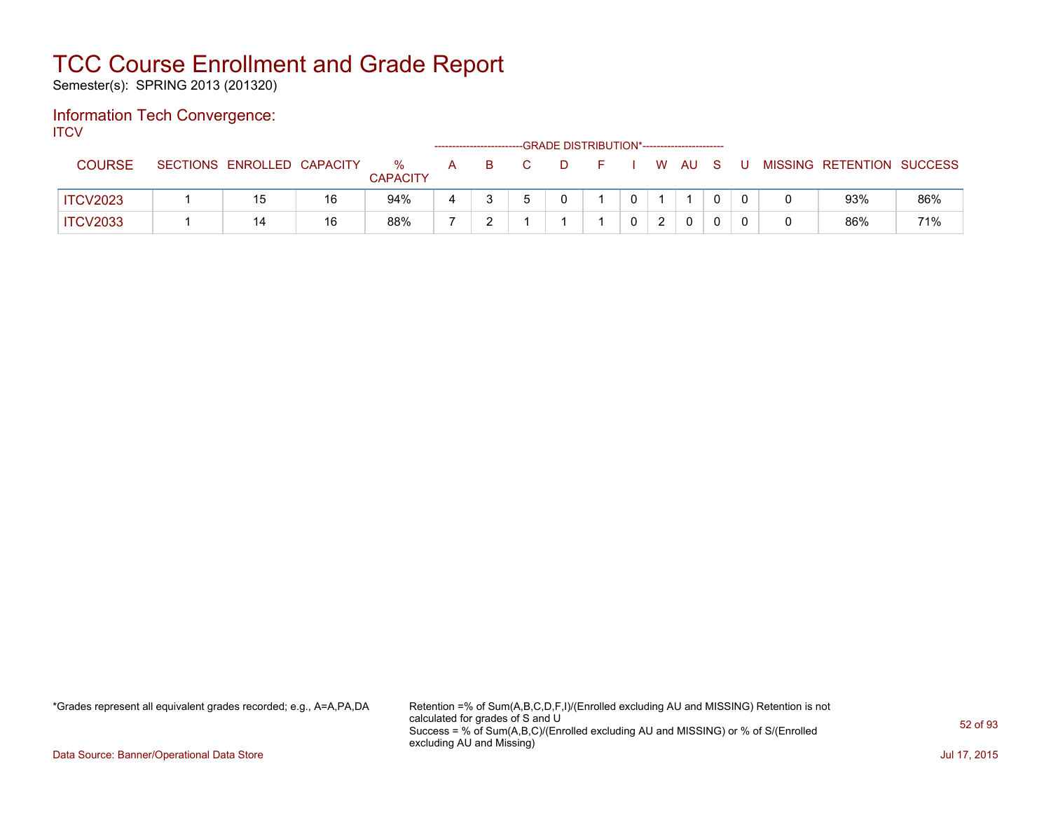# TCC Course Enrollment and Grade Report

Semester(s): SPRING 2013 (201320)

## Information Tech Convergence:

ITCV

| COURSE | SECTIONS | ENROLLED | CAPACITY | % CAPACITY | A | B | C | D | F | I | W | AU | S | U | MISSING | RETENTION | SUCCESS |
|---|---|---|---|---|---|---|---|---|---|---|---|---|---|---|---|---|---|
| | | | | | GRADE DISTRIBUTION* | | | | | | | | | | | | |
| ITCV2023 | 1 | 15 | 16 | 94% | 4 | 3 | 5 | 0 | 1 | 0 | 1 | 1 | 0 | 0 | 0 | 93% | 86% |
| ITCV2033 | 1 | 14 | 16 | 88% | 7 | 2 | 1 | 1 | 1 | 0 | 2 | 0 | 0 | 0 | 0 | 86% | 71% |

*Grades represent all equivalent grades recorded; e.g., A=A,PA,DA

Retention =% of Sum(A,B,C,D,F,I)/(Enrolled excluding AU and MISSING) Retention is not calculated for grades of S and U

Success = % of Sum(A,B,C)/(Enrolled excluding AU and MISSING) or % of S/(Enrolled excluding AU and Missing)

Data Source: Banner/Operational Data Store

Jul 17, 2015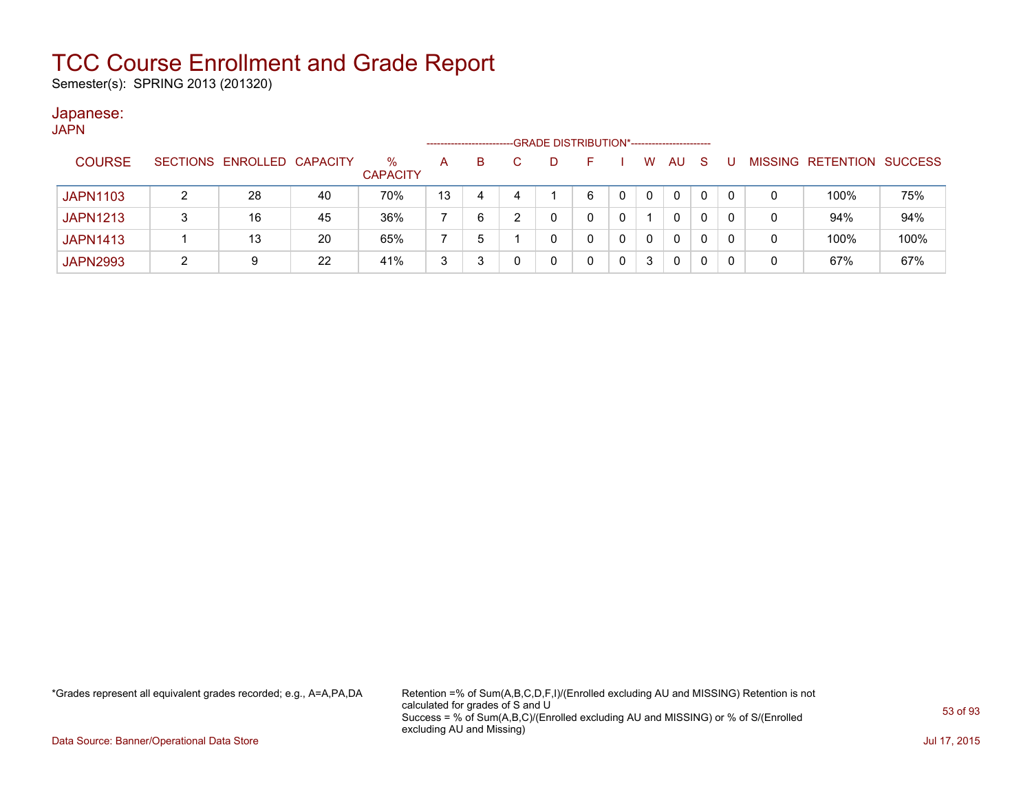# TCC Course Enrollment and Grade Report

Semester(s): SPRING 2013 (201320)

## Japanese:

JAPN

| COURSE | SECTIONS | ENROLLED | CAPACITY | % CAPACITY | A | B | C | D | F | I | W | AU | S | U | MISSING | RETENTION | SUCCESS |
|---|---|---|---|---|---|---|---|---|---|---|---|---|---|---|---|---|---|
| | | | | | GRADE DISTRIBUTION* | | | | | | | | | | | | |
| JAPN1103 | 2 | 28 | 40 | 70% | 13 | 4 | 4 | 1 | 6 | 0 | 0 | 0 | 0 | 0 | 0 | 100% | 75% |
| JAPN1213 | 3 | 16 | 45 | 36% | 7 | 6 | 2 | 0 | 0 | 0 | 1 | 0 | 0 | 0 | 0 | 94% | 94% |
| JAPN1413 | 1 | 13 | 20 | 65% | 7 | 5 | 1 | 0 | 0 | 0 | 0 | 0 | 0 | 0 | 0 | 100% | 100% |
| JAPN2993 | 2 | 9 | 22 | 41% | 3 | 3 | 0 | 0 | 0 | 0 | 3 | 0 | 0 | 0 | 0 | 67% | 67% |

*Grades represent all equivalent grades recorded; e.g., A=A,PA,DA

Retention =% of Sum(A,B,C,D,F,I)/(Enrolled excluding AU and MISSING) Retention is not calculated for grades of S and U
Success = % of Sum(A,B,C)/(Enrolled excluding AU and MISSING) or % of S/(Enrolled excluding AU and Missing)

Data Source: Banner/Operational Data Store

Jul 17, 2015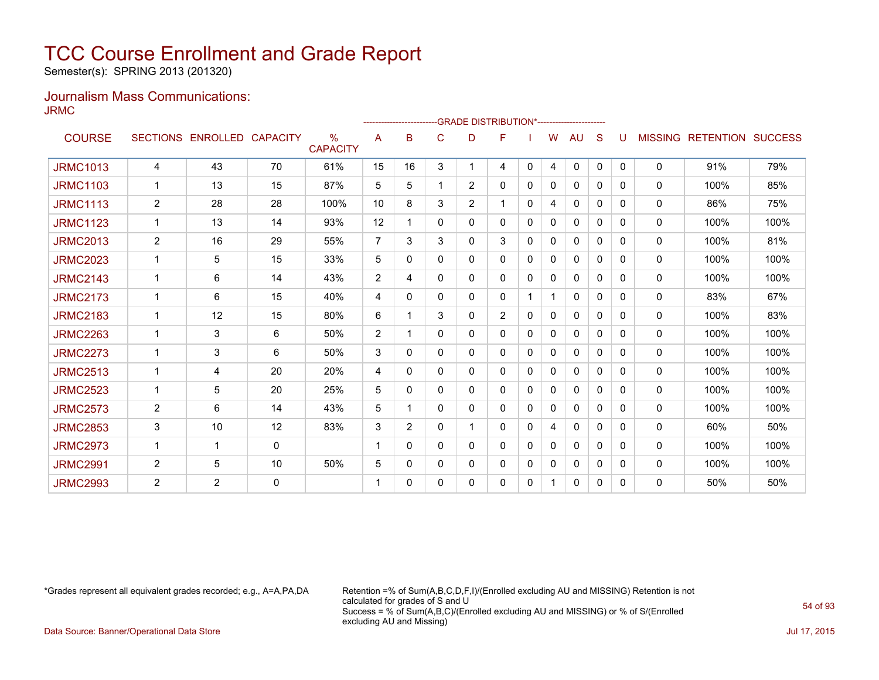# TCC Course Enrollment and Grade Report

Semester(s): SPRING 2013 (201320)

## Journalism Mass Communications:

JRMC

| COURSE | SECTIONS | ENROLLED | CAPACITY | % CAPACITY | A | B | C | D | F | I | W | AU | S | U | MISSING | RETENTION | SUCCESS |
|---|---|---|---|---|---|---|---|---|---|---|---|---|---|---|---|---|---|
| | | | | | GRADE DISTRIBUTION* | | | | | | | | | | | | |
| JRMC1013 | 4 | 43 | 70 | 61% | 15 | 16 | 3 | 1 | 4 | 0 | 4 | 0 | 0 | 0 | 0 | 91% | 79% |
| JRMC1103 | 1 | 13 | 15 | 87% | 5 | 5 | 1 | 2 | 0 | 0 | 0 | 0 | 0 | 0 | 0 | 100% | 85% |
| JRMC1113 | 2 | 28 | 28 | 100% | 10 | 8 | 3 | 2 | 1 | 0 | 4 | 0 | 0 | 0 | 0 | 86% | 75% |
| JRMC1123 | 1 | 13 | 14 | 93% | 12 | 1 | 0 | 0 | 0 | 0 | 0 | 0 | 0 | 0 | 0 | 100% | 100% |
| JRMC2013 | 2 | 16 | 29 | 55% | 7 | 3 | 3 | 0 | 3 | 0 | 0 | 0 | 0 | 0 | 0 | 100% | 81% |
| JRMC2023 | 1 | 5 | 15 | 33% | 5 | 0 | 0 | 0 | 0 | 0 | 0 | 0 | 0 | 0 | 0 | 100% | 100% |
| JRMC2143 | 1 | 6 | 14 | 43% | 2 | 4 | 0 | 0 | 0 | 0 | 0 | 0 | 0 | 0 | 0 | 100% | 100% |
| JRMC2173 | 1 | 6 | 15 | 40% | 4 | 0 | 0 | 0 | 0 | 1 | 1 | 0 | 0 | 0 | 0 | 83% | 67% |
| JRMC2183 | 1 | 12 | 15 | 80% | 6 | 1 | 3 | 0 | 2 | 0 | 0 | 0 | 0 | 0 | 0 | 100% | 83% |
| JRMC2263 | 1 | 3 | 6 | 50% | 2 | 1 | 0 | 0 | 0 | 0 | 0 | 0 | 0 | 0 | 0 | 100% | 100% |
| JRMC2273 | 1 | 3 | 6 | 50% | 3 | 0 | 0 | 0 | 0 | 0 | 0 | 0 | 0 | 0 | 0 | 100% | 100% |
| JRMC2513 | 1 | 4 | 20 | 20% | 4 | 0 | 0 | 0 | 0 | 0 | 0 | 0 | 0 | 0 | 0 | 100% | 100% |
| JRMC2523 | 1 | 5 | 20 | 25% | 5 | 0 | 0 | 0 | 0 | 0 | 0 | 0 | 0 | 0 | 0 | 100% | 100% |
| JRMC2573 | 2 | 6 | 14 | 43% | 5 | 1 | 0 | 0 | 0 | 0 | 0 | 0 | 0 | 0 | 0 | 100% | 100% |
| JRMC2853 | 3 | 10 | 12 | 83% | 3 | 2 | 0 | 1 | 0 | 0 | 4 | 0 | 0 | 0 | 0 | 60% | 50% |
| JRMC2973 | 1 | 1 | 0 | | 1 | 0 | 0 | 0 | 0 | 0 | 0 | 0 | 0 | 0 | 0 | 100% | 100% |
| JRMC2991 | 2 | 5 | 10 | 50% | 5 | 0 | 0 | 0 | 0 | 0 | 0 | 0 | 0 | 0 | 0 | 100% | 100% |
| JRMC2993 | 2 | 2 | 0 | | 1 | 0 | 0 | 0 | 0 | 0 | 1 | 0 | 0 | 0 | 0 | 50% | 50% |

*Grades represent all equivalent grades recorded; e.g., A=A,PA,DA

Retention =% of Sum(A,B,C,D,F,I)/(Enrolled excluding AU and MISSING) Retention is not calculated for grades of S and U
Success = % of Sum(A,B,C)/(Enrolled excluding AU and MISSING) or % of S/(Enrolled excluding AU and Missing)

Data Source: Banner/Operational Data Store

Jul 17, 2015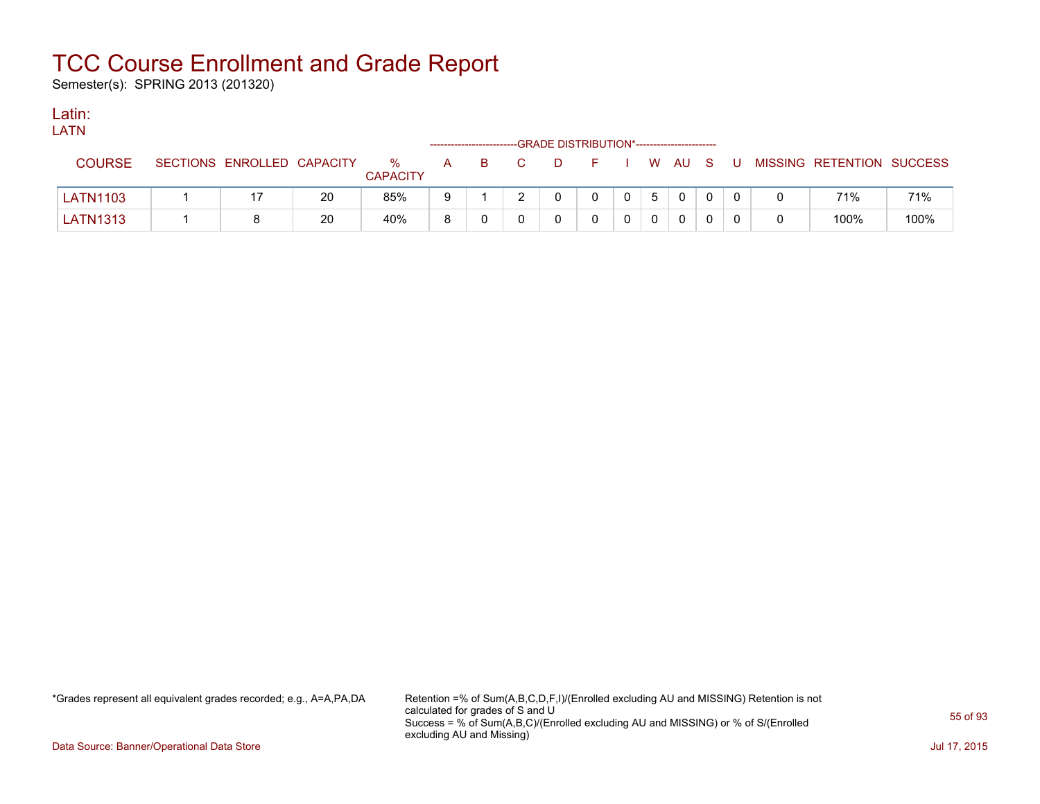# TCC Course Enrollment and Grade Report

Semester(s): SPRING 2013 (201320)

## Latin:

LATN

| COURSE | SECTIONS | ENROLLED | CAPACITY | % CAPACITY | A | B | C | D | F | I | W | AU | S | U | MISSING | RETENTION | SUCCESS |
|---|---|---|---|---|---|---|---|---|---|---|---|---|---|---|---|---|---|
| | | | | | GRADE DISTRIBUTION* | | | | | | | | | | | | |
| LATN1103 | 1 | 17 | 20 | 85% | 9 | 1 | 2 | 0 | 0 | 0 | 5 | 0 | 0 | 0 | 0 | 71% | 71% |
| LATN1313 | 1 | 8 | 20 | 40% | 8 | 0 | 0 | 0 | 0 | 0 | 0 | 0 | 0 | 0 | 0 | 100% | 100% |

*Grades represent all equivalent grades recorded; e.g., A=A,PA,DA

Retention =% of Sum(A,B,C,D,F,I)/(Enrolled excluding AU and MISSING) Retention is not calculated for grades of S and U
Success = % of Sum(A,B,C)/(Enrolled excluding AU and MISSING) or % of S/(Enrolled excluding AU and Missing)

Data Source: Banner/Operational Data Store

Jul 17, 2015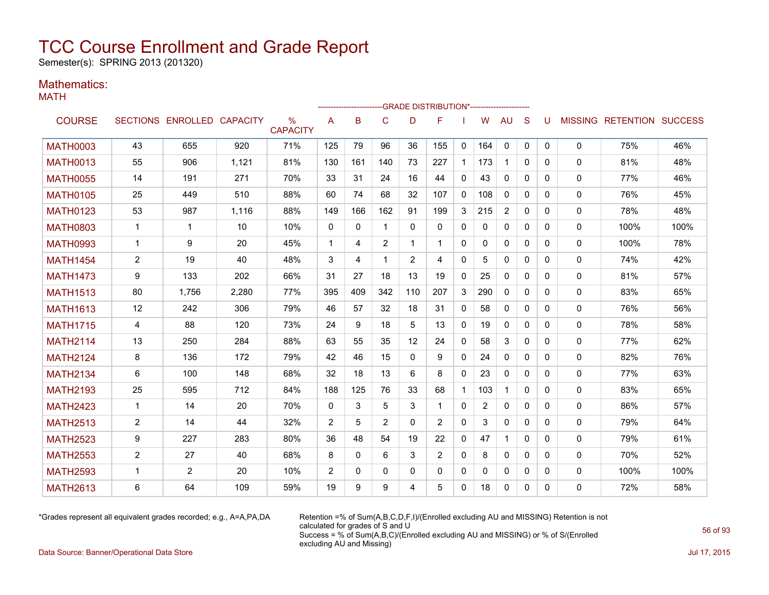# TCC Course Enrollment and Grade Report

Semester(s): SPRING 2013 (201320)

## Mathematics:

### MATH

| COURSE | SECTIONS | ENROLLED | CAPACITY | % CAPACITY | GRADE DISTRIBUTION* A | B | C | D | F | I | W | AU | S | U | MISSING | RETENTION | SUCCESS |
|---|---|---|---|---|---|---|---|---|---|---|---|---|---|---|---|---|---|
| MATH0003 | 43 | 655 | 920 | 71% | 125 | 79 | 96 | 36 | 155 | 0 | 164 | 0 | 0 | 0 | 0 | 75% | 46% |
| MATH0013 | 55 | 906 | 1,121 | 81% | 130 | 161 | 140 | 73 | 227 | 1 | 173 | 1 | 0 | 0 | 0 | 81% | 48% |
| MATH0055 | 14 | 191 | 271 | 70% | 33 | 31 | 24 | 16 | 44 | 0 | 43 | 0 | 0 | 0 | 0 | 77% | 46% |
| MATH0105 | 25 | 449 | 510 | 88% | 60 | 74 | 68 | 32 | 107 | 0 | 108 | 0 | 0 | 0 | 0 | 76% | 45% |
| MATH0123 | 53 | 987 | 1,116 | 88% | 149 | 166 | 162 | 91 | 199 | 3 | 215 | 2 | 0 | 0 | 0 | 78% | 48% |
| MATH0803 | 1 | 1 | 10 | 10% | 0 | 0 | 1 | 0 | 0 | 0 | 0 | 0 | 0 | 0 | 0 | 100% | 100% |
| MATH0993 | 1 | 9 | 20 | 45% | 1 | 4 | 2 | 1 | 1 | 0 | 0 | 0 | 0 | 0 | 0 | 100% | 78% |
| MATH1454 | 2 | 19 | 40 | 48% | 3 | 4 | 1 | 2 | 4 | 0 | 5 | 0 | 0 | 0 | 0 | 74% | 42% |
| MATH1473 | 9 | 133 | 202 | 66% | 31 | 27 | 18 | 13 | 19 | 0 | 25 | 0 | 0 | 0 | 0 | 81% | 57% |
| MATH1513 | 80 | 1,756 | 2,280 | 77% | 395 | 409 | 342 | 110 | 207 | 3 | 290 | 0 | 0 | 0 | 0 | 83% | 65% |
| MATH1613 | 12 | 242 | 306 | 79% | 46 | 57 | 32 | 18 | 31 | 0 | 58 | 0 | 0 | 0 | 0 | 76% | 56% |
| MATH1715 | 4 | 88 | 120 | 73% | 24 | 9 | 18 | 5 | 13 | 0 | 19 | 0 | 0 | 0 | 0 | 78% | 58% |
| MATH2114 | 13 | 250 | 284 | 88% | 63 | 55 | 35 | 12 | 24 | 0 | 58 | 3 | 0 | 0 | 0 | 77% | 62% |
| MATH2124 | 8 | 136 | 172 | 79% | 42 | 46 | 15 | 0 | 9 | 0 | 24 | 0 | 0 | 0 | 0 | 82% | 76% |
| MATH2134 | 6 | 100 | 148 | 68% | 32 | 18 | 13 | 6 | 8 | 0 | 23 | 0 | 0 | 0 | 0 | 77% | 63% |
| MATH2193 | 25 | 595 | 712 | 84% | 188 | 125 | 76 | 33 | 68 | 1 | 103 | 1 | 0 | 0 | 0 | 83% | 65% |
| MATH2423 | 1 | 14 | 20 | 70% | 0 | 3 | 5 | 3 | 1 | 0 | 2 | 0 | 0 | 0 | 0 | 86% | 57% |
| MATH2513 | 2 | 14 | 44 | 32% | 2 | 5 | 2 | 0 | 2 | 0 | 3 | 0 | 0 | 0 | 0 | 79% | 64% |
| MATH2523 | 9 | 227 | 283 | 80% | 36 | 48 | 54 | 19 | 22 | 0 | 47 | 1 | 0 | 0 | 0 | 79% | 61% |
| MATH2553 | 2 | 27 | 40 | 68% | 8 | 0 | 6 | 3 | 2 | 0 | 8 | 0 | 0 | 0 | 0 | 70% | 52% |
| MATH2593 | 1 | 2 | 20 | 10% | 2 | 0 | 0 | 0 | 0 | 0 | 0 | 0 | 0 | 0 | 0 | 100% | 100% |
| MATH2613 | 6 | 64 | 109 | 59% | 19 | 9 | 9 | 4 | 5 | 0 | 18 | 0 | 0 | 0 | 0 | 72% | 58% |

*Grades represent all equivalent grades recorded; e.g., A=A,PA,DA

Retention =% of Sum(A,B,C,D,F,I)/(Enrolled excluding AU and MISSING) Retention is not calculated for grades of S and U
Success = % of Sum(A,B,C)/(Enrolled excluding AU and MISSING) or % of S/(Enrolled excluding AU and Missing)

Data Source: Banner/Operational Data Store

Jul 17, 2015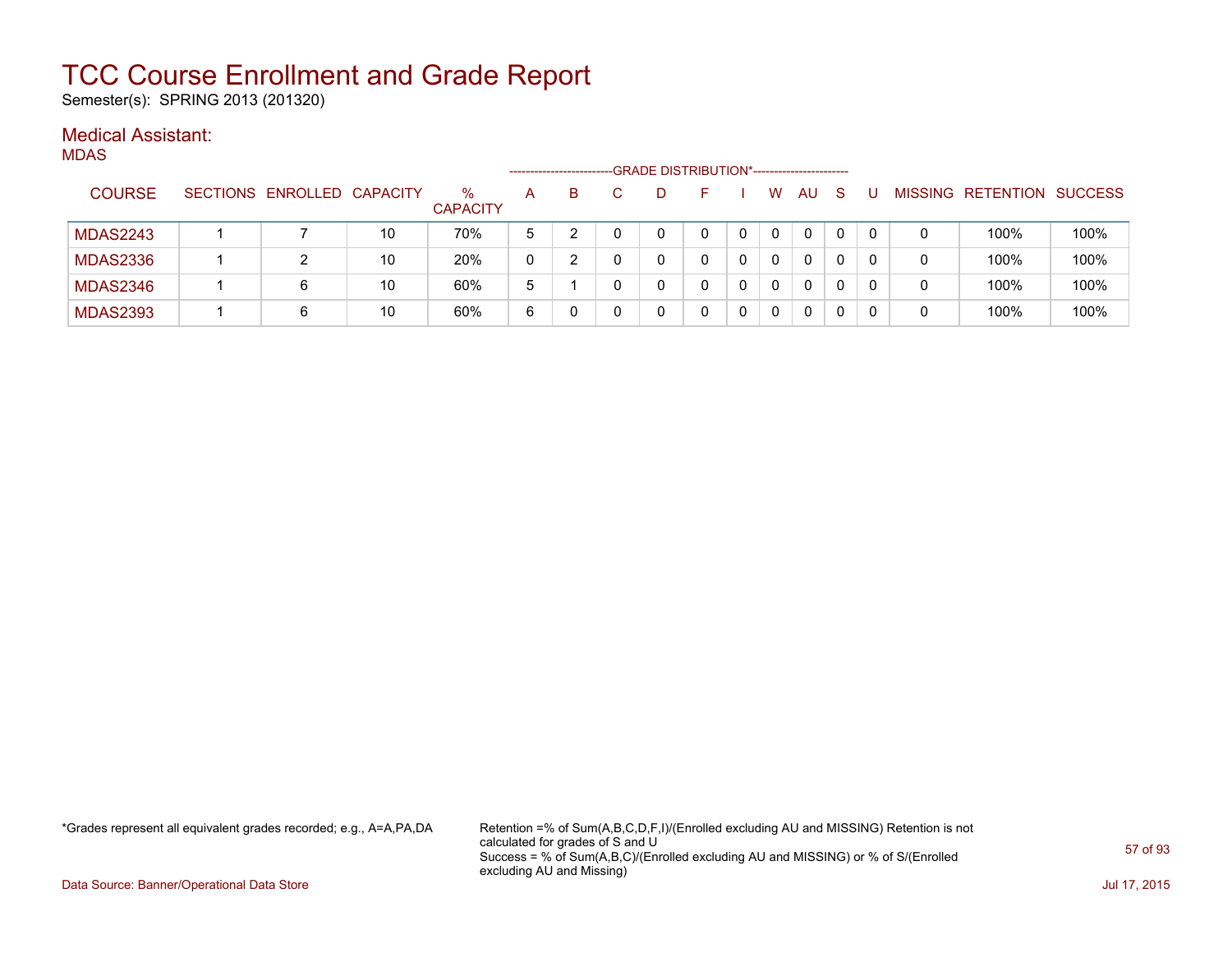# TCC Course Enrollment and Grade Report

Semester(s): SPRING 2013 (201320)

## Medical Assistant:

MDAS

| COURSE | SECTIONS | ENROLLED | CAPACITY | % CAPACITY | A | B | C | D | F | I | W | AU | S | U | MISSING | RETENTION | SUCCESS |
|---|---|---|---|---|---|---|---|---|---|---|---|---|---|---|---|---|---|
| | | | | | GRADE DISTRIBUTION* | | | | | | | | | | | | |
| MDAS2243 | 1 | 7 | 10 | 70% | 5 | 2 | 0 | 0 | 0 | 0 | 0 | 0 | 0 | 0 | 0 | 100% | 100% |
| MDAS2336 | 1 | 2 | 10 | 20% | 0 | 2 | 0 | 0 | 0 | 0 | 0 | 0 | 0 | 0 | 0 | 100% | 100% |
| MDAS2346 | 1 | 6 | 10 | 60% | 5 | 1 | 0 | 0 | 0 | 0 | 0 | 0 | 0 | 0 | 0 | 100% | 100% |
| MDAS2393 | 1 | 6 | 10 | 60% | 6 | 0 | 0 | 0 | 0 | 0 | 0 | 0 | 0 | 0 | 0 | 100% | 100% |

*Grades represent all equivalent grades recorded; e.g., A=A,PA,DA

Retention =% of Sum(A,B,C,D,F,I)/(Enrolled excluding AU and MISSING) Retention is not calculated for grades of S and U
Success = % of Sum(A,B,C)/(Enrolled excluding AU and MISSING) or % of S/(Enrolled excluding AU and Missing)

Data Source: Banner/Operational Data Store

Jul 17, 2015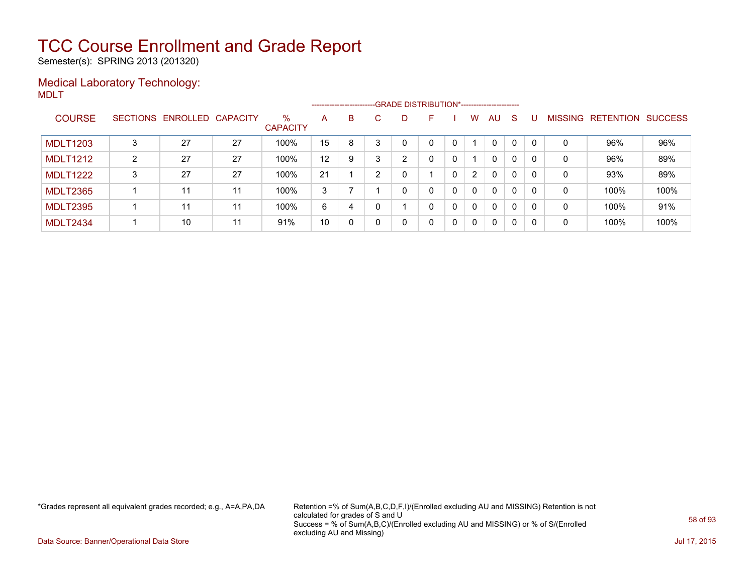# TCC Course Enrollment and Grade Report

Semester(s): SPRING 2013 (201320)

## Medical Laboratory Technology:

MDLT

| COURSE | SECTIONS | ENROLLED | CAPACITY | % CAPACITY | A | B | C | D | F | I | W | AU | S | U | MISSING | RETENTION | SUCCESS |
|---|---|---|---|---|---|---|---|---|---|---|---|---|---|---|---|---|---|
| | | | | | GRADE DISTRIBUTION* | | | | | | | | | | | | |
| MDLT1203 | 3 | 27 | 27 | 100% | 15 | 8 | 3 | 0 | 0 | 0 | 1 | 0 | 0 | 0 | 0 | 96% | 96% |
| MDLT1212 | 2 | 27 | 27 | 100% | 12 | 9 | 3 | 2 | 0 | 0 | 1 | 0 | 0 | 0 | 0 | 96% | 89% |
| MDLT1222 | 3 | 27 | 27 | 100% | 21 | 1 | 2 | 0 | 1 | 0 | 2 | 0 | 0 | 0 | 0 | 93% | 89% |
| MDLT2365 | 1 | 11 | 11 | 100% | 3 | 7 | 1 | 0 | 0 | 0 | 0 | 0 | 0 | 0 | 0 | 100% | 100% |
| MDLT2395 | 1 | 11 | 11 | 100% | 6 | 4 | 0 | 1 | 0 | 0 | 0 | 0 | 0 | 0 | 0 | 100% | 91% |
| MDLT2434 | 1 | 10 | 11 | 91% | 10 | 0 | 0 | 0 | 0 | 0 | 0 | 0 | 0 | 0 | 0 | 100% | 100% |

*Grades represent all equivalent grades recorded; e.g., A=A,PA,DA

Retention =% of Sum(A,B,C,D,F,I)/(Enrolled excluding AU and MISSING) Retention is not calculated for grades of S and U
Success = % of Sum(A,B,C)/(Enrolled excluding AU and MISSING) or % of S/(Enrolled excluding AU and Missing)

Data Source: Banner/Operational Data Store

Jul 17, 2015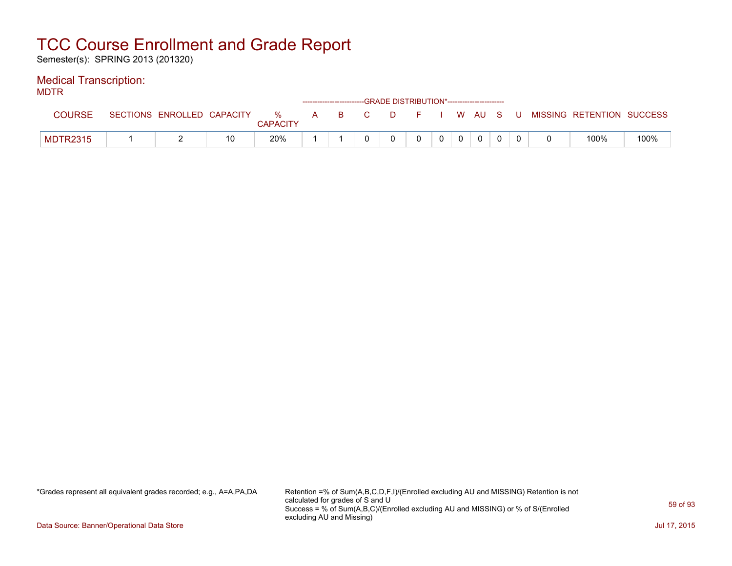# TCC Course Enrollment and Grade Report

Semester(s): SPRING 2013 (201320)

## Medical Transcription:

MDTR

| COURSE | SECTIONS | ENROLLED | CAPACITY | % CAPACITY | A | B | C | D | F | I | W | AU | S | U | MISSING | RETENTION | SUCCESS |
|---|---|---|---|---|---|---|---|---|---|---|---|---|---|---|---|---|---|
| | | | | | GRADE DISTRIBUTION* | | | | | | | | | | | | |
| MDTR2315 | 1 | 2 | 10 | 20% | 1 | 1 | 0 | 0 | 0 | 0 | 0 | 0 | 0 | 0 | 0 | 100% | 100% |

*Grades represent all equivalent grades recorded; e.g., A=A,PA,DA

Retention =% of Sum(A,B,C,D,F,I)/(Enrolled excluding AU and MISSING) Retention is not calculated for grades of S and U
Success = % of Sum(A,B,C)/(Enrolled excluding AU and MISSING) or % of S/(Enrolled excluding AU and Missing)

Data Source: Banner/Operational Data Store

Jul 17, 2015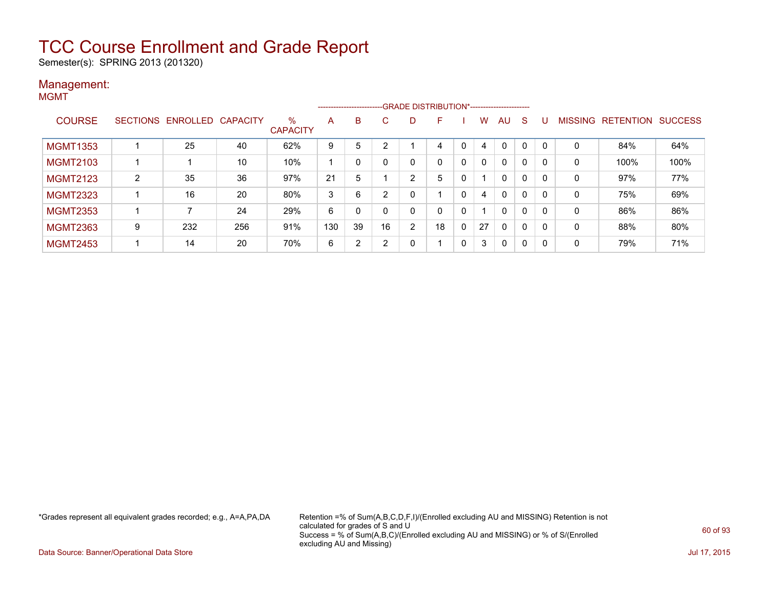# TCC Course Enrollment and Grade Report

Semester(s): SPRING 2013 (201320)

## Management:

MGMT

| COURSE | SECTIONS | ENROLLED | CAPACITY | % CAPACITY | A | B | C | D | F | I | W | AU | S | U | MISSING | RETENTION | SUCCESS |
|---|---|---|---|---|---|---|---|---|---|---|---|---|---|---|---|---|---|
| | | | | | GRADE DISTRIBUTION* | | | | | | | | | | | | |
| MGMT1353 | 1 | 25 | 40 | 62% | 9 | 5 | 2 | 1 | 4 | 0 | 4 | 0 | 0 | 0 | 0 | 84% | 64% |
| MGMT2103 | 1 | 1 | 10 | 10% | 1 | 0 | 0 | 0 | 0 | 0 | 0 | 0 | 0 | 0 | 0 | 100% | 100% |
| MGMT2123 | 2 | 35 | 36 | 97% | 21 | 5 | 1 | 2 | 5 | 0 | 1 | 0 | 0 | 0 | 0 | 97% | 77% |
| MGMT2323 | 1 | 16 | 20 | 80% | 3 | 6 | 2 | 0 | 1 | 0 | 4 | 0 | 0 | 0 | 0 | 75% | 69% |
| MGMT2353 | 1 | 7 | 24 | 29% | 6 | 0 | 0 | 0 | 0 | 0 | 1 | 0 | 0 | 0 | 0 | 86% | 86% |
| MGMT2363 | 9 | 232 | 256 | 91% | 130 | 39 | 16 | 2 | 18 | 0 | 27 | 0 | 0 | 0 | 0 | 88% | 80% |
| MGMT2453 | 1 | 14 | 20 | 70% | 6 | 2 | 2 | 0 | 1 | 0 | 3 | 0 | 0 | 0 | 0 | 79% | 71% |

*Grades represent all equivalent grades recorded; e.g., A=A,PA,DA

Retention =% of Sum(A,B,C,D,F,I)/(Enrolled excluding AU and MISSING) Retention is not calculated for grades of S and U
Success = % of Sum(A,B,C)/(Enrolled excluding AU and MISSING) or % of S/(Enrolled excluding AU and Missing)

Data Source: Banner/Operational Data Store

Jul 17, 2015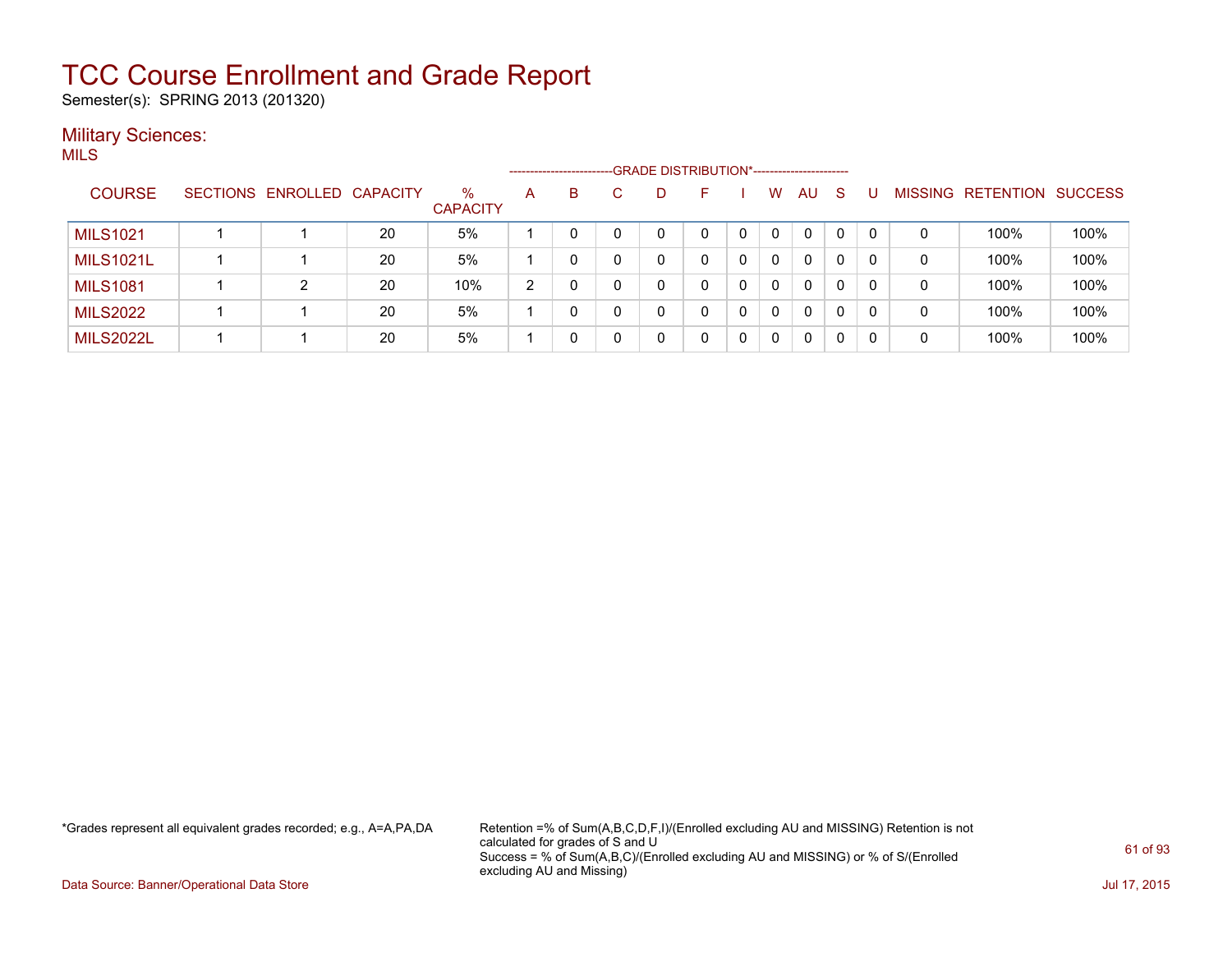# TCC Course Enrollment and Grade Report

Semester(s): SPRING 2013 (201320)

## Military Sciences:

MILS

| COURSE | SECTIONS | ENROLLED | CAPACITY | % CAPACITY | A | B | C | D | F | I | W | AU | S | U | MISSING | RETENTION | SUCCESS |
|---|---|---|---|---|---|---|---|---|---|---|---|---|---|---|---|---|---|
| | | | | | GRADE DISTRIBUTION* | | | | | | | | | | | | |
| MILS1021 | 1 | 1 | 20 | 5% | 1 | 0 | 0 | 0 | 0 | 0 | 0 | 0 | 0 | 0 | 0 | 100% | 100% |
| MILS1021L | 1 | 1 | 20 | 5% | 1 | 0 | 0 | 0 | 0 | 0 | 0 | 0 | 0 | 0 | 0 | 100% | 100% |
| MILS1081 | 1 | 2 | 20 | 10% | 2 | 0 | 0 | 0 | 0 | 0 | 0 | 0 | 0 | 0 | 0 | 100% | 100% |
| MILS2022 | 1 | 1 | 20 | 5% | 1 | 0 | 0 | 0 | 0 | 0 | 0 | 0 | 0 | 0 | 0 | 100% | 100% |
| MILS2022L | 1 | 1 | 20 | 5% | 1 | 0 | 0 | 0 | 0 | 0 | 0 | 0 | 0 | 0 | 0 | 100% | 100% |

*Grades represent all equivalent grades recorded; e.g., A=A,PA,DA

Retention =% of Sum(A,B,C,D,F,I)/(Enrolled excluding AU and MISSING) Retention is not calculated for grades of S and U

Success = % of Sum(A,B,C)/(Enrolled excluding AU and MISSING) or % of S/(Enrolled excluding AU and Missing)

Data Source: Banner/Operational Data Store

Jul 17, 2015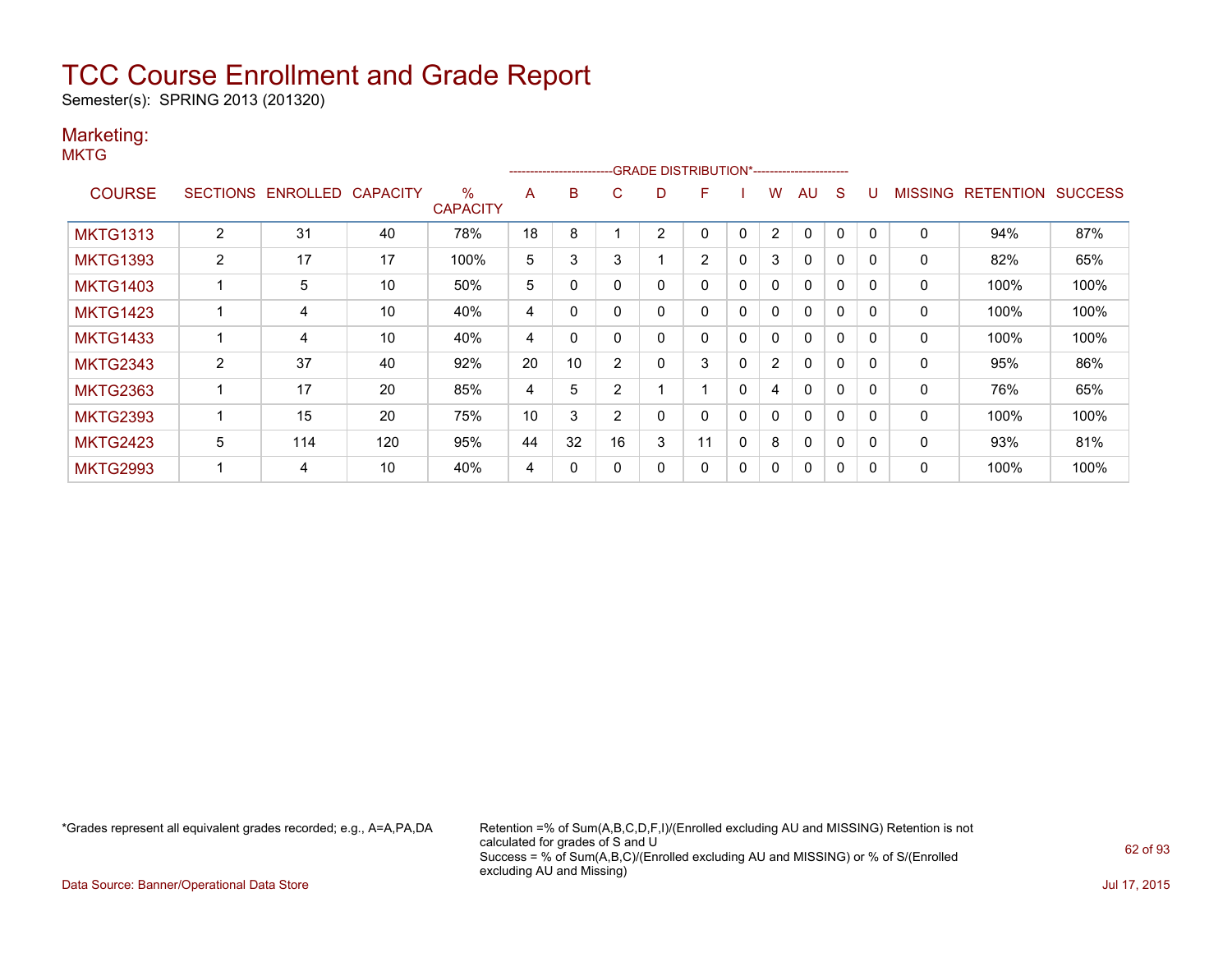# TCC Course Enrollment and Grade Report

Semester(s): SPRING 2013 (201320)

## Marketing:

MKTG

| COURSE | SECTIONS | ENROLLED | CAPACITY | % CAPACITY | A | B | C | D | F | I | W | AU | S | U | MISSING | RETENTION | SUCCESS |
|---|---|---|---|---|---|---|---|---|---|---|---|---|---|---|---|---|---|
| | | | | | GRADE DISTRIBUTION* | | | | | | | | | | | | |
| MKTG1313 | 2 | 31 | 40 | 78% | 18 | 8 | 1 | 2 | 0 | 0 | 2 | 0 | 0 | 0 | 0 | 94% | 87% |
| MKTG1393 | 2 | 17 | 17 | 100% | 5 | 3 | 3 | 1 | 2 | 0 | 3 | 0 | 0 | 0 | 0 | 82% | 65% |
| MKTG1403 | 1 | 5 | 10 | 50% | 5 | 0 | 0 | 0 | 0 | 0 | 0 | 0 | 0 | 0 | 0 | 100% | 100% |
| MKTG1423 | 1 | 4 | 10 | 40% | 4 | 0 | 0 | 0 | 0 | 0 | 0 | 0 | 0 | 0 | 0 | 100% | 100% |
| MKTG1433 | 1 | 4 | 10 | 40% | 4 | 0 | 0 | 0 | 0 | 0 | 0 | 0 | 0 | 0 | 0 | 100% | 100% |
| MKTG2343 | 2 | 37 | 40 | 92% | 20 | 10 | 2 | 0 | 3 | 0 | 2 | 0 | 0 | 0 | 0 | 95% | 86% |
| MKTG2363 | 1 | 17 | 20 | 85% | 4 | 5 | 2 | 1 | 1 | 0 | 4 | 0 | 0 | 0 | 0 | 76% | 65% |
| MKTG2393 | 1 | 15 | 20 | 75% | 10 | 3 | 2 | 0 | 0 | 0 | 0 | 0 | 0 | 0 | 0 | 100% | 100% |
| MKTG2423 | 5 | 114 | 120 | 95% | 44 | 32 | 16 | 3 | 11 | 0 | 8 | 0 | 0 | 0 | 0 | 93% | 81% |
| MKTG2993 | 1 | 4 | 10 | 40% | 4 | 0 | 0 | 0 | 0 | 0 | 0 | 0 | 0 | 0 | 0 | 100% | 100% |

*Grades represent all equivalent grades recorded; e.g., A=A,PA,DA

Retention =% of Sum(A,B,C,D,F,I)/(Enrolled excluding AU and MISSING) Retention is not calculated for grades of S and U
Success = % of Sum(A,B,C)/(Enrolled excluding AU and MISSING) or % of S/(Enrolled excluding AU and Missing)

Data Source: Banner/Operational Data Store

Jul 17, 2015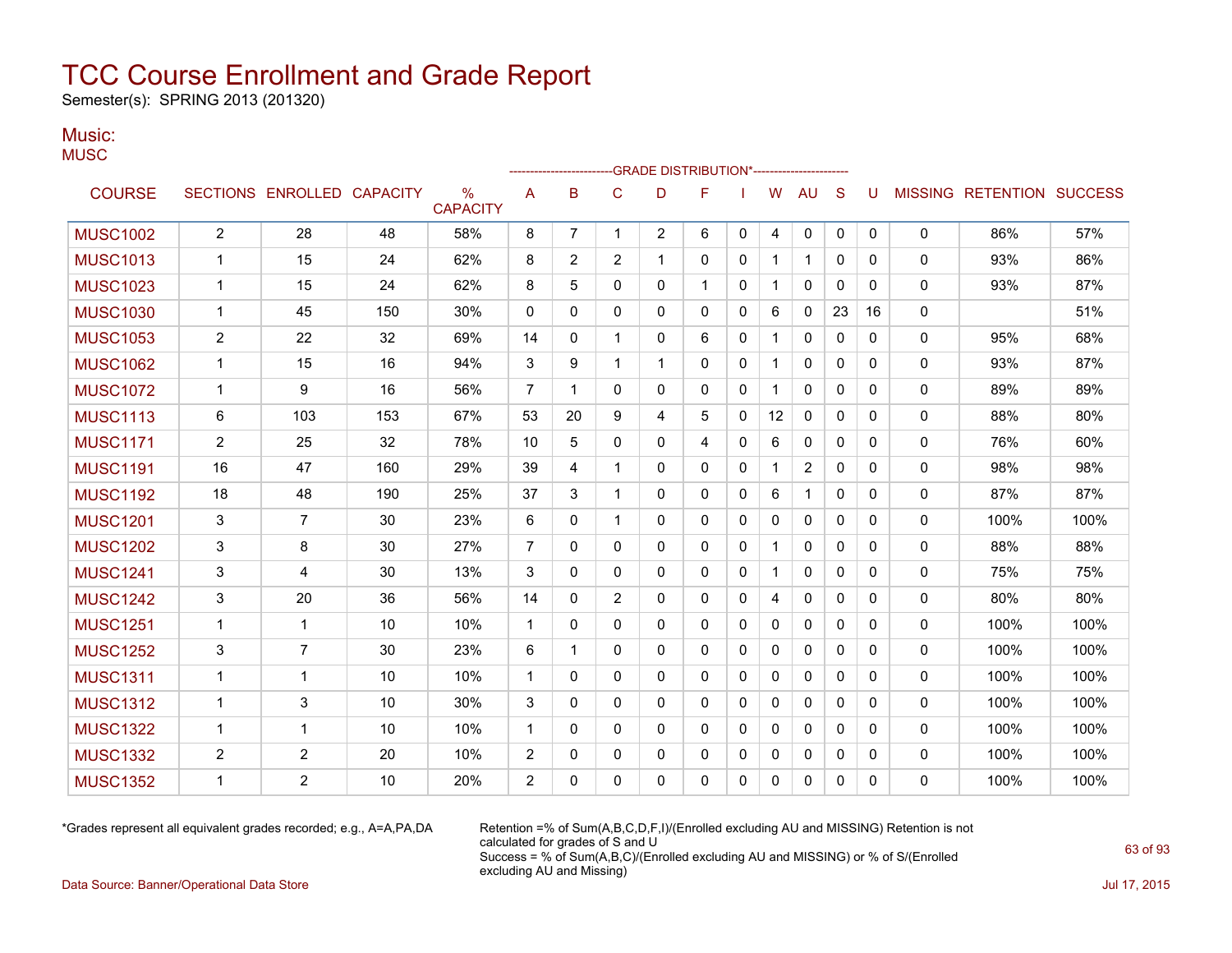# TCC Course Enrollment and Grade Report

Semester(s): SPRING 2013 (201320)

## Music:

MUSC

| COURSE | SECTIONS | ENROLLED | CAPACITY | % CAPACITY | A | B | C | D | F | I | W | AU | S | U | MISSING | RETENTION | SUCCESS |
|---|---|---|---|---|---|---|---|---|---|---|---|---|---|---|---|---|---|
| | | | | | GRADE DISTRIBUTION* | | | | | | | | | | | | |
| MUSC1002 | 2 | 28 | 48 | 58% | 8 | 7 | 1 | 2 | 6 | 0 | 4 | 0 | 0 | 0 | 0 | 86% | 57% |
| MUSC1013 | 1 | 15 | 24 | 62% | 8 | 2 | 2 | 1 | 0 | 0 | 1 | 1 | 0 | 0 | 0 | 93% | 86% |
| MUSC1023 | 1 | 15 | 24 | 62% | 8 | 5 | 0 | 0 | 1 | 0 | 1 | 0 | 0 | 0 | 0 | 93% | 87% |
| MUSC1030 | 1 | 45 | 150 | 30% | 0 | 0 | 0 | 0 | 0 | 0 | 6 | 0 | 23 | 16 | 0 | | 51% |
| MUSC1053 | 2 | 22 | 32 | 69% | 14 | 0 | 1 | 0 | 6 | 0 | 1 | 0 | 0 | 0 | 0 | 95% | 68% |
| MUSC1062 | 1 | 15 | 16 | 94% | 3 | 9 | 1 | 1 | 0 | 0 | 1 | 0 | 0 | 0 | 0 | 93% | 87% |
| MUSC1072 | 1 | 9 | 16 | 56% | 7 | 1 | 0 | 0 | 0 | 0 | 1 | 0 | 0 | 0 | 0 | 89% | 89% |
| MUSC1113 | 6 | 103 | 153 | 67% | 53 | 20 | 9 | 4 | 5 | 0 | 12 | 0 | 0 | 0 | 0 | 88% | 80% |
| MUSC1171 | 2 | 25 | 32 | 78% | 10 | 5 | 0 | 0 | 4 | 0 | 6 | 0 | 0 | 0 | 0 | 76% | 60% |
| MUSC1191 | 16 | 47 | 160 | 29% | 39 | 4 | 1 | 0 | 0 | 0 | 1 | 2 | 0 | 0 | 0 | 98% | 98% |
| MUSC1192 | 18 | 48 | 190 | 25% | 37 | 3 | 1 | 0 | 0 | 0 | 6 | 1 | 0 | 0 | 0 | 87% | 87% |
| MUSC1201 | 3 | 7 | 30 | 23% | 6 | 0 | 1 | 0 | 0 | 0 | 0 | 0 | 0 | 0 | 0 | 100% | 100% |
| MUSC1202 | 3 | 8 | 30 | 27% | 7 | 0 | 0 | 0 | 0 | 0 | 1 | 0 | 0 | 0 | 0 | 88% | 88% |
| MUSC1241 | 3 | 4 | 30 | 13% | 3 | 0 | 0 | 0 | 0 | 0 | 1 | 0 | 0 | 0 | 0 | 75% | 75% |
| MUSC1242 | 3 | 20 | 36 | 56% | 14 | 0 | 2 | 0 | 0 | 0 | 4 | 0 | 0 | 0 | 0 | 80% | 80% |
| MUSC1251 | 1 | 1 | 10 | 10% | 1 | 0 | 0 | 0 | 0 | 0 | 0 | 0 | 0 | 0 | 0 | 100% | 100% |
| MUSC1252 | 3 | 7 | 30 | 23% | 6 | 1 | 0 | 0 | 0 | 0 | 0 | 0 | 0 | 0 | 0 | 100% | 100% |
| MUSC1311 | 1 | 1 | 10 | 10% | 1 | 0 | 0 | 0 | 0 | 0 | 0 | 0 | 0 | 0 | 0 | 100% | 100% |
| MUSC1312 | 1 | 3 | 10 | 30% | 3 | 0 | 0 | 0 | 0 | 0 | 0 | 0 | 0 | 0 | 0 | 100% | 100% |
| MUSC1322 | 1 | 1 | 10 | 10% | 1 | 0 | 0 | 0 | 0 | 0 | 0 | 0 | 0 | 0 | 0 | 100% | 100% |
| MUSC1332 | 2 | 2 | 20 | 10% | 2 | 0 | 0 | 0 | 0 | 0 | 0 | 0 | 0 | 0 | 0 | 100% | 100% |
| MUSC1352 | 1 | 2 | 10 | 20% | 2 | 0 | 0 | 0 | 0 | 0 | 0 | 0 | 0 | 0 | 0 | 100% | 100% |

*Grades represent all equivalent grades recorded; e.g., A=A,PA,DA

Retention =% of Sum(A,B,C,D,F,I)/(Enrolled excluding AU and MISSING) Retention is not calculated for grades of S and U
Success = % of Sum(A,B,C)/(Enrolled excluding AU and MISSING) or % of S/(Enrolled excluding AU and Missing)

Data Source: Banner/Operational Data Store

Jul 17, 2015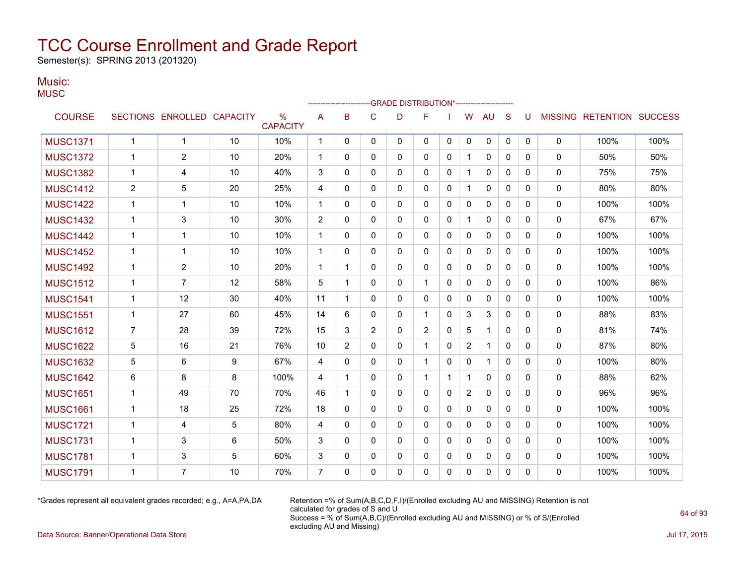# TCC Course Enrollment and Grade Report

Semester(s): SPRING 2013 (201320)

## Music:

MUSC

| COURSE | SECTIONS | ENROLLED | CAPACITY | % CAPACITY | A | B | C | D | F | I | W | AU | S | U | MISSING | RETENTION | SUCCESS |
|---|---|---|---|---|---|---|---|---|---|---|---|---|---|---|---|---|---|
| | | | | | GRADE DISTRIBUTION* | | | | | | | | | | | | |
| MUSC1371 | 1 | 1 | 10 | 10% | 1 | 0 | 0 | 0 | 0 | 0 | 0 | 0 | 0 | 0 | 0 | 100% | 100% |
| MUSC1372 | 1 | 2 | 10 | 20% | 1 | 0 | 0 | 0 | 0 | 0 | 1 | 0 | 0 | 0 | 0 | 50% | 50% |
| MUSC1382 | 1 | 4 | 10 | 40% | 3 | 0 | 0 | 0 | 0 | 0 | 1 | 0 | 0 | 0 | 0 | 75% | 75% |
| MUSC1412 | 2 | 5 | 20 | 25% | 4 | 0 | 0 | 0 | 0 | 0 | 1 | 0 | 0 | 0 | 0 | 80% | 80% |
| MUSC1422 | 1 | 1 | 10 | 10% | 1 | 0 | 0 | 0 | 0 | 0 | 0 | 0 | 0 | 0 | 0 | 100% | 100% |
| MUSC1432 | 1 | 3 | 10 | 30% | 2 | 0 | 0 | 0 | 0 | 0 | 1 | 0 | 0 | 0 | 0 | 67% | 67% |
| MUSC1442 | 1 | 1 | 10 | 10% | 1 | 0 | 0 | 0 | 0 | 0 | 0 | 0 | 0 | 0 | 0 | 100% | 100% |
| MUSC1452 | 1 | 1 | 10 | 10% | 1 | 0 | 0 | 0 | 0 | 0 | 0 | 0 | 0 | 0 | 0 | 100% | 100% |
| MUSC1492 | 1 | 2 | 10 | 20% | 1 | 1 | 0 | 0 | 0 | 0 | 0 | 0 | 0 | 0 | 0 | 100% | 100% |
| MUSC1512 | 1 | 7 | 12 | 58% | 5 | 1 | 0 | 0 | 1 | 0 | 0 | 0 | 0 | 0 | 0 | 100% | 86% |
| MUSC1541 | 1 | 12 | 30 | 40% | 11 | 1 | 0 | 0 | 0 | 0 | 0 | 0 | 0 | 0 | 0 | 100% | 100% |
| MUSC1551 | 1 | 27 | 60 | 45% | 14 | 6 | 0 | 0 | 1 | 0 | 3 | 3 | 0 | 0 | 0 | 88% | 83% |
| MUSC1612 | 7 | 28 | 39 | 72% | 15 | 3 | 2 | 0 | 2 | 0 | 5 | 1 | 0 | 0 | 0 | 81% | 74% |
| MUSC1622 | 5 | 16 | 21 | 76% | 10 | 2 | 0 | 0 | 1 | 0 | 2 | 1 | 0 | 0 | 0 | 87% | 80% |
| MUSC1632 | 5 | 6 | 9 | 67% | 4 | 0 | 0 | 0 | 1 | 0 | 0 | 1 | 0 | 0 | 0 | 100% | 80% |
| MUSC1642 | 6 | 8 | 8 | 100% | 4 | 1 | 0 | 0 | 1 | 1 | 1 | 0 | 0 | 0 | 0 | 88% | 62% |
| MUSC1651 | 1 | 49 | 70 | 70% | 46 | 1 | 0 | 0 | 0 | 0 | 2 | 0 | 0 | 0 | 0 | 96% | 96% |
| MUSC1661 | 1 | 18 | 25 | 72% | 18 | 0 | 0 | 0 | 0 | 0 | 0 | 0 | 0 | 0 | 0 | 100% | 100% |
| MUSC1721 | 1 | 4 | 5 | 80% | 4 | 0 | 0 | 0 | 0 | 0 | 0 | 0 | 0 | 0 | 0 | 100% | 100% |
| MUSC1731 | 1 | 3 | 6 | 50% | 3 | 0 | 0 | 0 | 0 | 0 | 0 | 0 | 0 | 0 | 0 | 100% | 100% |
| MUSC1781 | 1 | 3 | 5 | 60% | 3 | 0 | 0 | 0 | 0 | 0 | 0 | 0 | 0 | 0 | 0 | 100% | 100% |
| MUSC1791 | 1 | 7 | 10 | 70% | 7 | 0 | 0 | 0 | 0 | 0 | 0 | 0 | 0 | 0 | 0 | 100% | 100% |

*Grades represent all equivalent grades recorded; e.g., A=A,PA,DA

Retention =% of Sum(A,B,C,D,F,I)/(Enrolled excluding AU and MISSING) Retention is not calculated for grades of S and U
Success = % of Sum(A,B,C)/(Enrolled excluding AU and MISSING) or % of S/(Enrolled excluding AU and Missing)

Data Source: Banner/Operational Data Store

Jul 17, 2015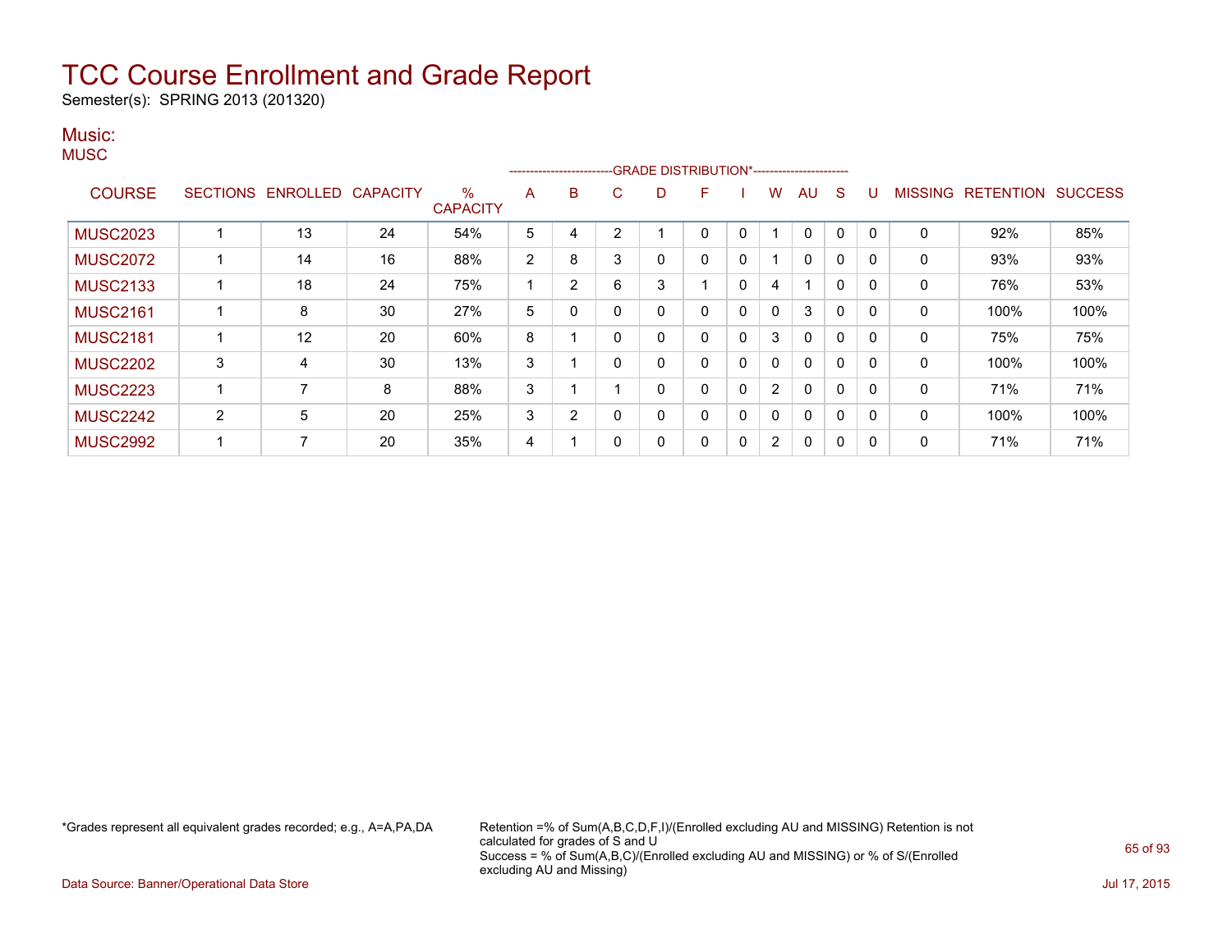# TCC Course Enrollment and Grade Report

Semester(s): SPRING 2013 (201320)

## Music:

MUSC

| COURSE | SECTIONS | ENROLLED | CAPACITY | % CAPACITY | A | B | C | D | F | I | W | AU | S | U | MISSING | RETENTION | SUCCESS |
|---|---|---|---|---|---|---|---|---|---|---|---|---|---|---|---|---|---|
| | | | | | GRADE DISTRIBUTION* | | | | | | | | | | | | |
| MUSC2023 | 1 | 13 | 24 | 54% | 5 | 4 | 2 | 1 | 0 | 0 | 1 | 0 | 0 | 0 | 0 | 92% | 85% |
| MUSC2072 | 1 | 14 | 16 | 88% | 2 | 8 | 3 | 0 | 0 | 0 | 1 | 0 | 0 | 0 | 0 | 93% | 93% |
| MUSC2133 | 1 | 18 | 24 | 75% | 1 | 2 | 6 | 3 | 1 | 0 | 4 | 1 | 0 | 0 | 0 | 76% | 53% |
| MUSC2161 | 1 | 8 | 30 | 27% | 5 | 0 | 0 | 0 | 0 | 0 | 0 | 3 | 0 | 0 | 0 | 100% | 100% |
| MUSC2181 | 1 | 12 | 20 | 60% | 8 | 1 | 0 | 0 | 0 | 0 | 3 | 0 | 0 | 0 | 0 | 75% | 75% |
| MUSC2202 | 3 | 4 | 30 | 13% | 3 | 1 | 0 | 0 | 0 | 0 | 0 | 0 | 0 | 0 | 0 | 100% | 100% |
| MUSC2223 | 1 | 7 | 8 | 88% | 3 | 1 | 1 | 0 | 0 | 0 | 2 | 0 | 0 | 0 | 0 | 71% | 71% |
| MUSC2242 | 2 | 5 | 20 | 25% | 3 | 2 | 0 | 0 | 0 | 0 | 0 | 0 | 0 | 0 | 0 | 100% | 100% |
| MUSC2992 | 1 | 7 | 20 | 35% | 4 | 1 | 0 | 0 | 0 | 0 | 2 | 0 | 0 | 0 | 0 | 71% | 71% |

*Grades represent all equivalent grades recorded; e.g., A=A,PA,DA

Retention =% of Sum(A,B,C,D,F,I)/(Enrolled excluding AU and MISSING) Retention is not calculated for grades of S and U
Success = % of Sum(A,B,C)/(Enrolled excluding AU and MISSING) or % of S/(Enrolled excluding AU and Missing)

Data Source: Banner/Operational Data Store

Jul 17, 2015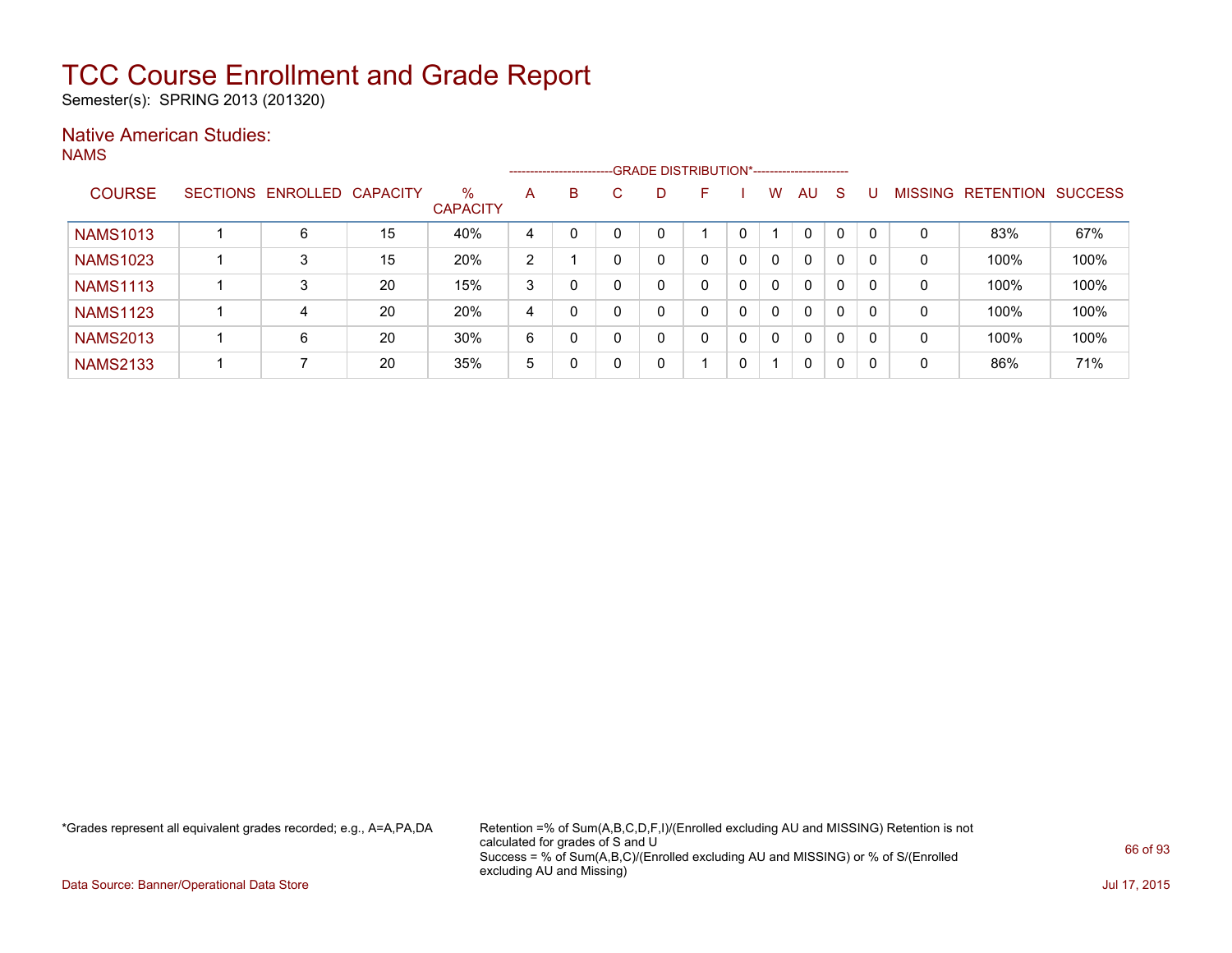# TCC Course Enrollment and Grade Report

Semester(s): SPRING 2013 (201320)

## Native American Studies:

NAMS

| COURSE | SECTIONS | ENROLLED | CAPACITY | % CAPACITY | A | B | C | D | F | I | W | AU | S | U | MISSING | RETENTION | SUCCESS |
|---|---|---|---|---|---|---|---|---|---|---|---|---|---|---|---|---|---|
| | | | | | GRADE DISTRIBUTION* | | | | | | | | | | | | |
| NAMS1013 | 1 | 6 | 15 | 40% | 4 | 0 | 0 | 0 | 1 | 0 | 1 | 0 | 0 | 0 | 0 | 83% | 67% |
| NAMS1023 | 1 | 3 | 15 | 20% | 2 | 1 | 0 | 0 | 0 | 0 | 0 | 0 | 0 | 0 | 0 | 100% | 100% |
| NAMS1113 | 1 | 3 | 20 | 15% | 3 | 0 | 0 | 0 | 0 | 0 | 0 | 0 | 0 | 0 | 0 | 100% | 100% |
| NAMS1123 | 1 | 4 | 20 | 20% | 4 | 0 | 0 | 0 | 0 | 0 | 0 | 0 | 0 | 0 | 0 | 100% | 100% |
| NAMS2013 | 1 | 6 | 20 | 30% | 6 | 0 | 0 | 0 | 0 | 0 | 0 | 0 | 0 | 0 | 0 | 100% | 100% |
| NAMS2133 | 1 | 7 | 20 | 35% | 5 | 0 | 0 | 0 | 1 | 0 | 1 | 0 | 0 | 0 | 0 | 86% | 71% |

*Grades represent all equivalent grades recorded; e.g., A=A,PA,DA

Retention =% of Sum(A,B,C,D,F,I)/(Enrolled excluding AU and MISSING) Retention is not calculated for grades of S and U
Success = % of Sum(A,B,C)/(Enrolled excluding AU and MISSING) or % of S/(Enrolled excluding AU and Missing)

Data Source: Banner/Operational Data Store

Jul 17, 2015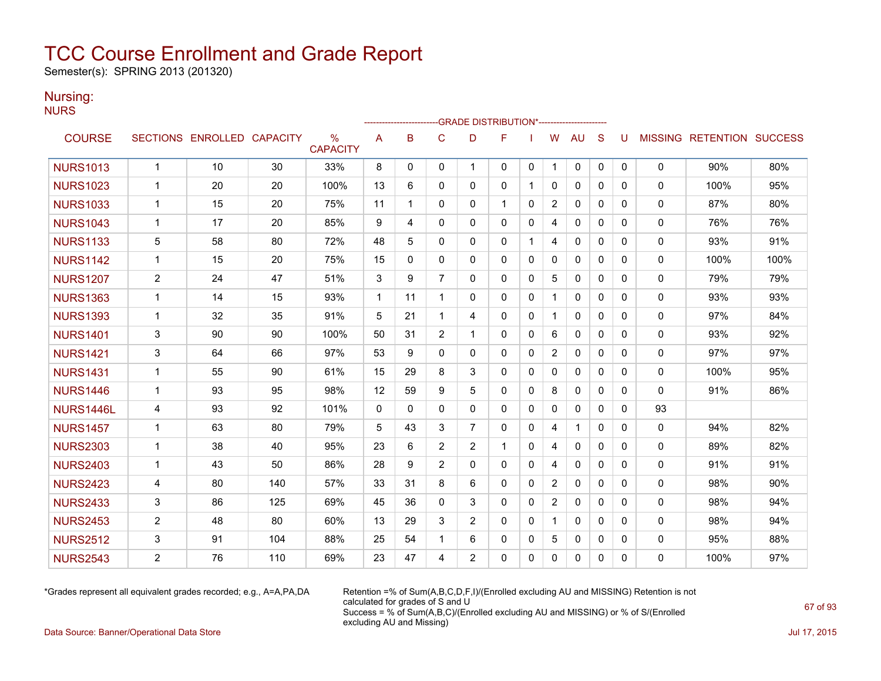# TCC Course Enrollment and Grade Report

Semester(s): SPRING 2013 (201320)

## Nursing:

NURS

| COURSE | SECTIONS | ENROLLED | CAPACITY | % CAPACITY | A | B | C | D | F | I | W | AU | S | U | MISSING | RETENTION | SUCCESS |
|---|---|---|---|---|---|---|---|---|---|---|---|---|---|---|---|---|---|
| | | | | | GRADE DISTRIBUTION* | | | | | | | | | | | | |
| NURS1013 | 1 | 10 | 30 | 33% | 8 | 0 | 0 | 1 | 0 | 0 | 1 | 0 | 0 | 0 | 0 | 90% | 80% |
| NURS1023 | 1 | 20 | 20 | 100% | 13 | 6 | 0 | 0 | 0 | 1 | 0 | 0 | 0 | 0 | 0 | 100% | 95% |
| NURS1033 | 1 | 15 | 20 | 75% | 11 | 1 | 0 | 0 | 1 | 0 | 2 | 0 | 0 | 0 | 0 | 87% | 80% |
| NURS1043 | 1 | 17 | 20 | 85% | 9 | 4 | 0 | 0 | 0 | 0 | 4 | 0 | 0 | 0 | 0 | 76% | 76% |
| NURS1133 | 5 | 58 | 80 | 72% | 48 | 5 | 0 | 0 | 0 | 1 | 4 | 0 | 0 | 0 | 0 | 93% | 91% |
| NURS1142 | 1 | 15 | 20 | 75% | 15 | 0 | 0 | 0 | 0 | 0 | 0 | 0 | 0 | 0 | 0 | 100% | 100% |
| NURS1207 | 2 | 24 | 47 | 51% | 3 | 9 | 7 | 0 | 0 | 0 | 5 | 0 | 0 | 0 | 0 | 79% | 79% |
| NURS1363 | 1 | 14 | 15 | 93% | 1 | 11 | 1 | 0 | 0 | 0 | 1 | 0 | 0 | 0 | 0 | 93% | 93% |
| NURS1393 | 1 | 32 | 35 | 91% | 5 | 21 | 1 | 4 | 0 | 0 | 1 | 0 | 0 | 0 | 0 | 97% | 84% |
| NURS1401 | 3 | 90 | 90 | 100% | 50 | 31 | 2 | 1 | 0 | 0 | 6 | 0 | 0 | 0 | 0 | 93% | 92% |
| NURS1421 | 3 | 64 | 66 | 97% | 53 | 9 | 0 | 0 | 0 | 0 | 2 | 0 | 0 | 0 | 0 | 97% | 97% |
| NURS1431 | 1 | 55 | 90 | 61% | 15 | 29 | 8 | 3 | 0 | 0 | 0 | 0 | 0 | 0 | 0 | 100% | 95% |
| NURS1446 | 1 | 93 | 95 | 98% | 12 | 59 | 9 | 5 | 0 | 0 | 8 | 0 | 0 | 0 | 0 | 91% | 86% |
| NURS1446L | 4 | 93 | 92 | 101% | 0 | 0 | 0 | 0 | 0 | 0 | 0 | 0 | 0 | 0 | 93 | | |
| NURS1457 | 1 | 63 | 80 | 79% | 5 | 43 | 3 | 7 | 0 | 0 | 4 | 1 | 0 | 0 | 0 | 94% | 82% |
| NURS2303 | 1 | 38 | 40 | 95% | 23 | 6 | 2 | 2 | 1 | 0 | 4 | 0 | 0 | 0 | 0 | 89% | 82% |
| NURS2403 | 1 | 43 | 50 | 86% | 28 | 9 | 2 | 0 | 0 | 0 | 4 | 0 | 0 | 0 | 0 | 91% | 91% |
| NURS2423 | 4 | 80 | 140 | 57% | 33 | 31 | 8 | 6 | 0 | 0 | 2 | 0 | 0 | 0 | 0 | 98% | 90% |
| NURS2433 | 3 | 86 | 125 | 69% | 45 | 36 | 0 | 3 | 0 | 0 | 2 | 0 | 0 | 0 | 0 | 98% | 94% |
| NURS2453 | 2 | 48 | 80 | 60% | 13 | 29 | 3 | 2 | 0 | 0 | 1 | 0 | 0 | 0 | 0 | 98% | 94% |
| NURS2512 | 3 | 91 | 104 | 88% | 25 | 54 | 1 | 6 | 0 | 0 | 5 | 0 | 0 | 0 | 0 | 95% | 88% |
| NURS2543 | 2 | 76 | 110 | 69% | 23 | 47 | 4 | 2 | 0 | 0 | 0 | 0 | 0 | 0 | 0 | 100% | 97% |

*Grades represent all equivalent grades recorded; e.g., A=A,PA,DA

Retention =% of Sum(A,B,C,D,F,I)/(Enrolled excluding AU and MISSING) Retention is not calculated for grades of S and U
Success = % of Sum(A,B,C)/(Enrolled excluding AU and MISSING) or % of S/(Enrolled excluding AU and Missing)

Data Source: Banner/Operational Data Store

Jul 17, 2015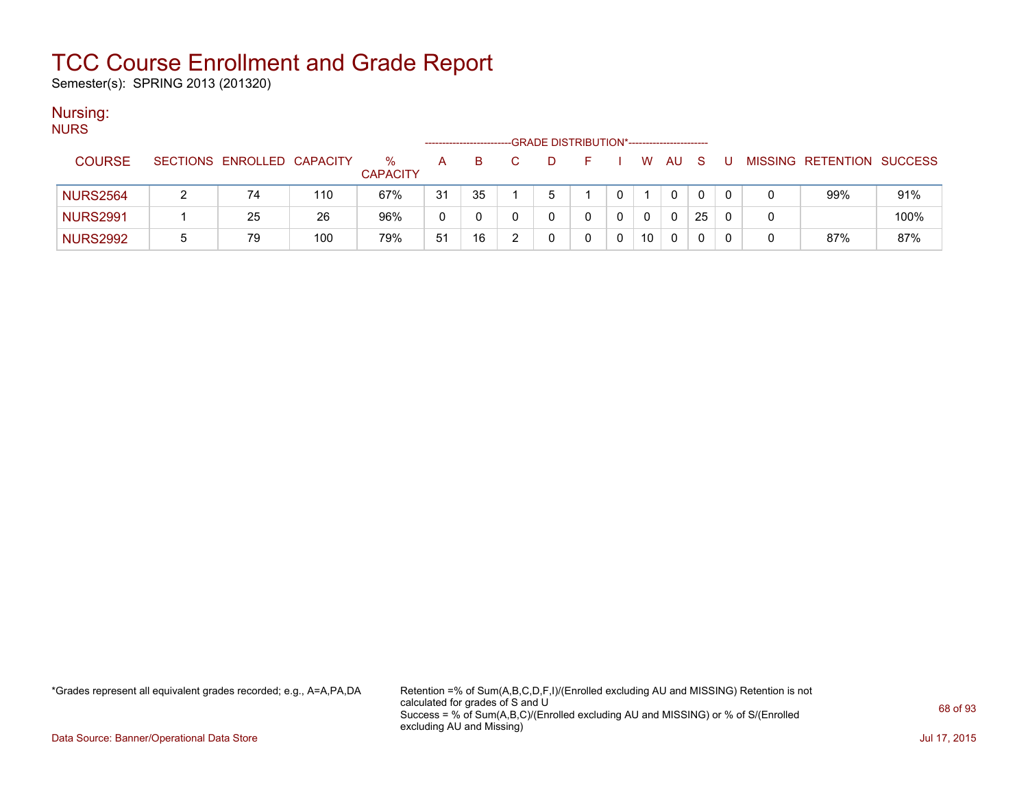# TCC Course Enrollment and Grade Report

Semester(s): SPRING 2013 (201320)

## Nursing:

NURS

| COURSE | SECTIONS | ENROLLED | CAPACITY | % CAPACITY | A | B | C | D | F | I | W | AU | S | U | MISSING | RETENTION | SUCCESS |
|---|---|---|---|---|---|---|---|---|---|---|---|---|---|---|---|---|---|
| | | | | | GRADE DISTRIBUTION* | | | | | | | | | | | | |
| NURS2564 | 2 | 74 | 110 | 67% | 31 | 35 | 1 | 5 | 1 | 0 | 1 | 0 | 0 | 0 | 0 | 99% | 91% |
| NURS2991 | 1 | 25 | 26 | 96% | 0 | 0 | 0 | 0 | 0 | 0 | 0 | 0 | 25 | 0 | 0 | | 100% |
| NURS2992 | 5 | 79 | 100 | 79% | 51 | 16 | 2 | 0 | 0 | 0 | 10 | 0 | 0 | 0 | 0 | 87% | 87% |

*Grades represent all equivalent grades recorded; e.g., A=A,PA,DA

Retention =% of Sum(A,B,C,D,F,I)/(Enrolled excluding AU and MISSING) Retention is not calculated for grades of S and U
Success = % of Sum(A,B,C)/(Enrolled excluding AU and MISSING) or % of S/(Enrolled excluding AU and Missing)

Data Source: Banner/Operational Data Store

Jul 17, 2015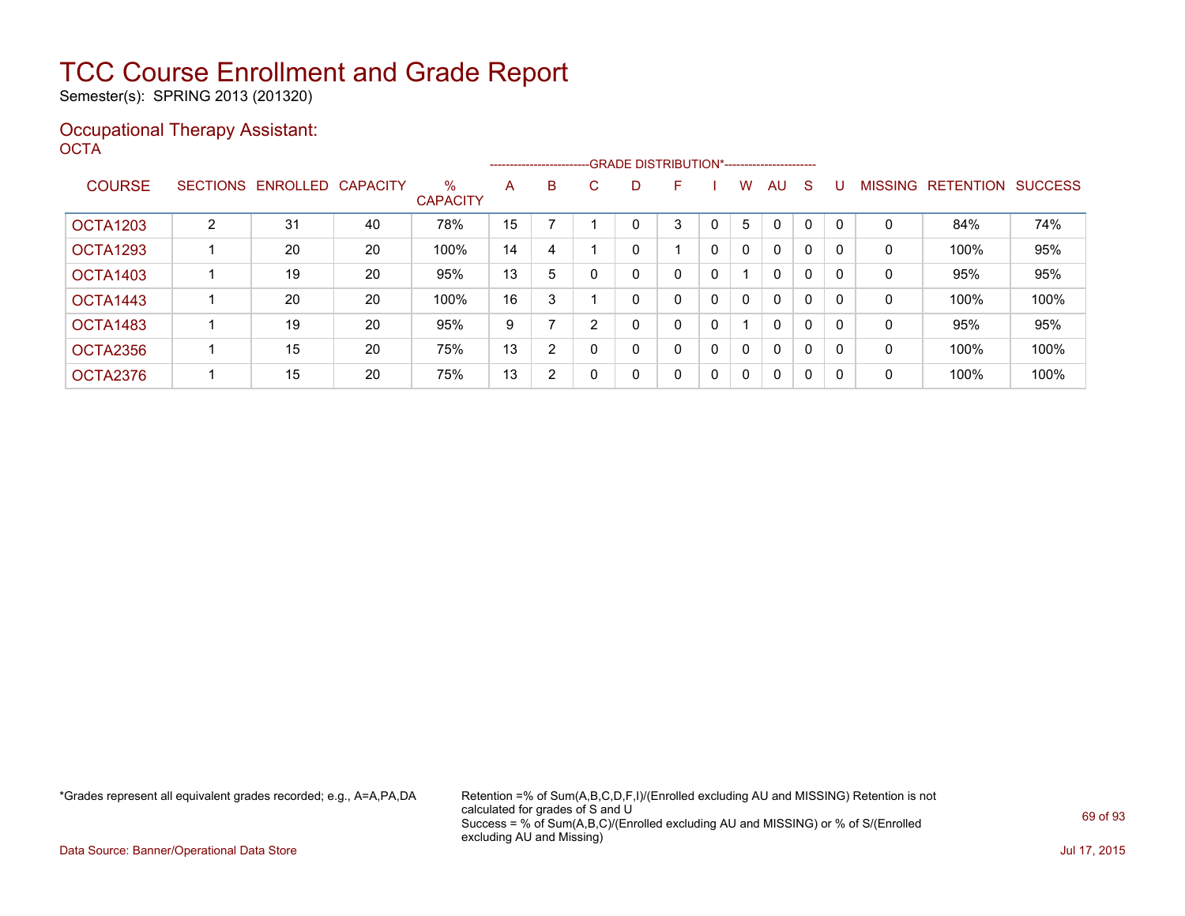# TCC Course Enrollment and Grade Report

Semester(s): SPRING 2013 (201320)

## Occupational Therapy Assistant:

OCTA

| COURSE | SECTIONS | ENROLLED | CAPACITY | % CAPACITY | A | B | C | D | F | I | W | AU | S | U | MISSING | RETENTION | SUCCESS |
|---|---|---|---|---|---|---|---|---|---|---|---|---|---|---|---|---|---|
| | | | | | GRADE DISTRIBUTION* | | | | | | | | | | | | |
| OCTA1203 | 2 | 31 | 40 | 78% | 15 | 7 | 1 | 0 | 3 | 0 | 5 | 0 | 0 | 0 | 0 | 84% | 74% |
| OCTA1293 | 1 | 20 | 20 | 100% | 14 | 4 | 1 | 0 | 1 | 0 | 0 | 0 | 0 | 0 | 0 | 100% | 95% |
| OCTA1403 | 1 | 19 | 20 | 95% | 13 | 5 | 0 | 0 | 0 | 0 | 1 | 0 | 0 | 0 | 0 | 95% | 95% |
| OCTA1443 | 1 | 20 | 20 | 100% | 16 | 3 | 1 | 0 | 0 | 0 | 0 | 0 | 0 | 0 | 0 | 100% | 100% |
| OCTA1483 | 1 | 19 | 20 | 95% | 9 | 7 | 2 | 0 | 0 | 0 | 1 | 0 | 0 | 0 | 0 | 95% | 95% |
| OCTA2356 | 1 | 15 | 20 | 75% | 13 | 2 | 0 | 0 | 0 | 0 | 0 | 0 | 0 | 0 | 0 | 100% | 100% |
| OCTA2376 | 1 | 15 | 20 | 75% | 13 | 2 | 0 | 0 | 0 | 0 | 0 | 0 | 0 | 0 | 0 | 100% | 100% |

*Grades represent all equivalent grades recorded; e.g., A=A,PA,DA

Retention =% of Sum(A,B,C,D,F,I)/(Enrolled excluding AU and MISSING) Retention is not calculated for grades of S and U
Success = % of Sum(A,B,C)/(Enrolled excluding AU and MISSING) or % of S/(Enrolled excluding AU and Missing)

Data Source: Banner/Operational Data Store

Jul 17, 2015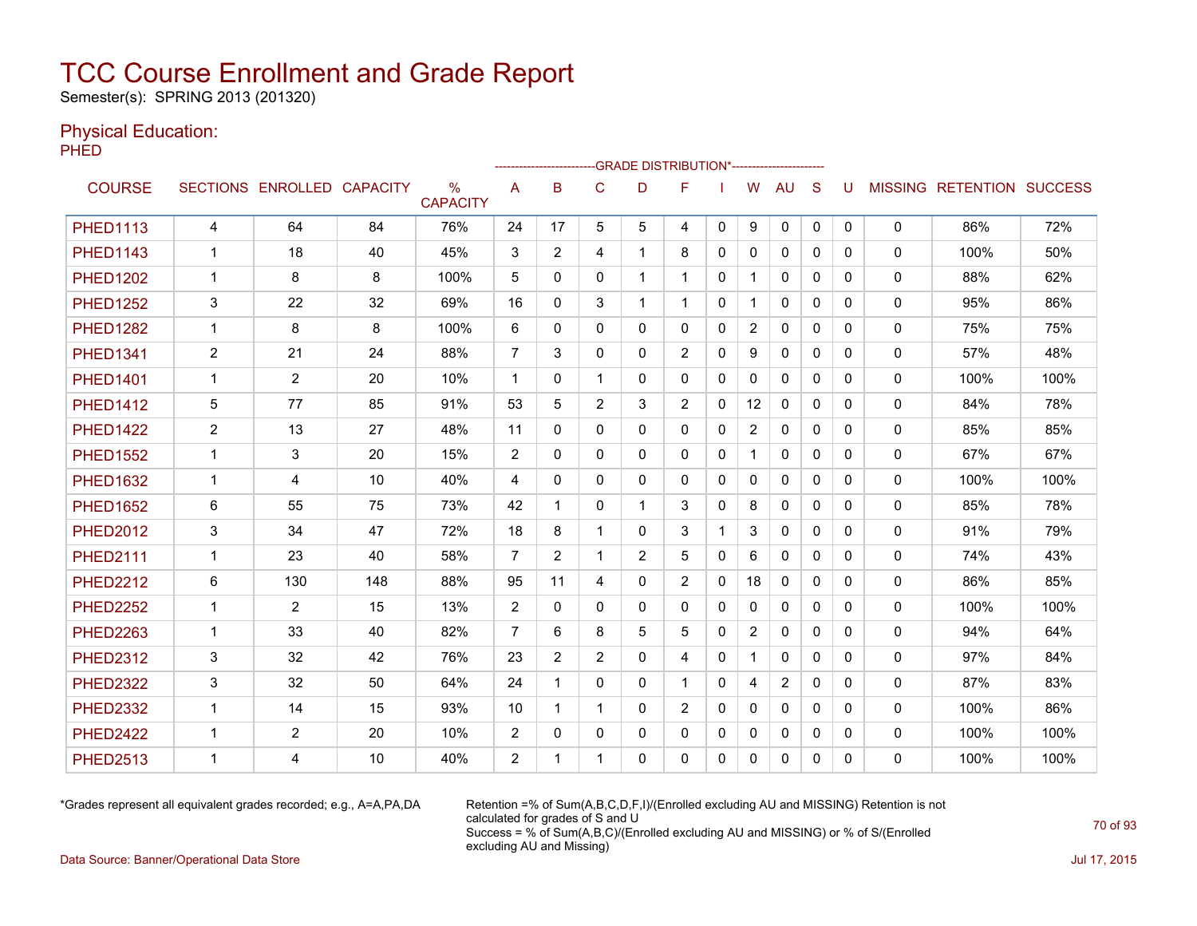# TCC Course Enrollment and Grade Report

Semester(s): SPRING 2013 (201320)

## Physical Education:

PHED

| COURSE | SECTIONS | ENROLLED | CAPACITY | % CAPACITY | A | B | C | D | F | I | W | AU | S | U | MISSING | RETENTION | SUCCESS |
|---|---|---|---|---|---|---|---|---|---|---|---|---|---|---|---|---|---|
| | | | | | -------------------------GRADE DISTRIBUTION*---------------------- | | | | | | | | | | | | |
| PHED1113 | 4 | 64 | 84 | 76% | 24 | 17 | 5 | 5 | 4 | 0 | 9 | 0 | 0 | 0 | 0 | 86% | 72% |
| PHED1143 | 1 | 18 | 40 | 45% | 3 | 2 | 4 | 1 | 8 | 0 | 0 | 0 | 0 | 0 | 0 | 100% | 50% |
| PHED1202 | 1 | 8 | 8 | 100% | 5 | 0 | 0 | 1 | 1 | 0 | 1 | 0 | 0 | 0 | 0 | 88% | 62% |
| PHED1252 | 3 | 22 | 32 | 69% | 16 | 0 | 3 | 1 | 1 | 0 | 1 | 0 | 0 | 0 | 0 | 95% | 86% |
| PHED1282 | 1 | 8 | 8 | 100% | 6 | 0 | 0 | 0 | 0 | 0 | 2 | 0 | 0 | 0 | 0 | 75% | 75% |
| PHED1341 | 2 | 21 | 24 | 88% | 7 | 3 | 0 | 0 | 2 | 0 | 9 | 0 | 0 | 0 | 0 | 57% | 48% |
| PHED1401 | 1 | 2 | 20 | 10% | 1 | 0 | 1 | 0 | 0 | 0 | 0 | 0 | 0 | 0 | 0 | 100% | 100% |
| PHED1412 | 5 | 77 | 85 | 91% | 53 | 5 | 2 | 3 | 2 | 0 | 12 | 0 | 0 | 0 | 0 | 84% | 78% |
| PHED1422 | 2 | 13 | 27 | 48% | 11 | 0 | 0 | 0 | 0 | 0 | 2 | 0 | 0 | 0 | 0 | 85% | 85% |
| PHED1552 | 1 | 3 | 20 | 15% | 2 | 0 | 0 | 0 | 0 | 0 | 1 | 0 | 0 | 0 | 0 | 67% | 67% |
| PHED1632 | 1 | 4 | 10 | 40% | 4 | 0 | 0 | 0 | 0 | 0 | 0 | 0 | 0 | 0 | 0 | 100% | 100% |
| PHED1652 | 6 | 55 | 75 | 73% | 42 | 1 | 0 | 1 | 3 | 0 | 8 | 0 | 0 | 0 | 0 | 85% | 78% |
| PHED2012 | 3 | 34 | 47 | 72% | 18 | 8 | 1 | 0 | 3 | 1 | 3 | 0 | 0 | 0 | 0 | 91% | 79% |
| PHED2111 | 1 | 23 | 40 | 58% | 7 | 2 | 1 | 2 | 5 | 0 | 6 | 0 | 0 | 0 | 0 | 74% | 43% |
| PHED2212 | 6 | 130 | 148 | 88% | 95 | 11 | 4 | 0 | 2 | 0 | 18 | 0 | 0 | 0 | 0 | 86% | 85% |
| PHED2252 | 1 | 2 | 15 | 13% | 2 | 0 | 0 | 0 | 0 | 0 | 0 | 0 | 0 | 0 | 0 | 100% | 100% |
| PHED2263 | 1 | 33 | 40 | 82% | 7 | 6 | 8 | 5 | 5 | 0 | 2 | 0 | 0 | 0 | 0 | 94% | 64% |
| PHED2312 | 3 | 32 | 42 | 76% | 23 | 2 | 2 | 0 | 4 | 0 | 1 | 0 | 0 | 0 | 0 | 97% | 84% |
| PHED2322 | 3 | 32 | 50 | 64% | 24 | 1 | 0 | 0 | 1 | 0 | 4 | 2 | 0 | 0 | 0 | 87% | 83% |
| PHED2332 | 1 | 14 | 15 | 93% | 10 | 1 | 1 | 0 | 2 | 0 | 0 | 0 | 0 | 0 | 0 | 100% | 86% |
| PHED2422 | 1 | 2 | 20 | 10% | 2 | 0 | 0 | 0 | 0 | 0 | 0 | 0 | 0 | 0 | 0 | 100% | 100% |
| PHED2513 | 1 | 4 | 10 | 40% | 2 | 1 | 1 | 0 | 0 | 0 | 0 | 0 | 0 | 0 | 0 | 100% | 100% |

*Grades represent all equivalent grades recorded; e.g., A=A,PA,DA

Retention =% of Sum(A,B,C,D,F,I)/(Enrolled excluding AU and MISSING) Retention is not calculated for grades of S and U
Success = % of Sum(A,B,C)/(Enrolled excluding AU and MISSING) or % of S/(Enrolled excluding AU and Missing)

Data Source: Banner/Operational Data Store

Jul 17, 2015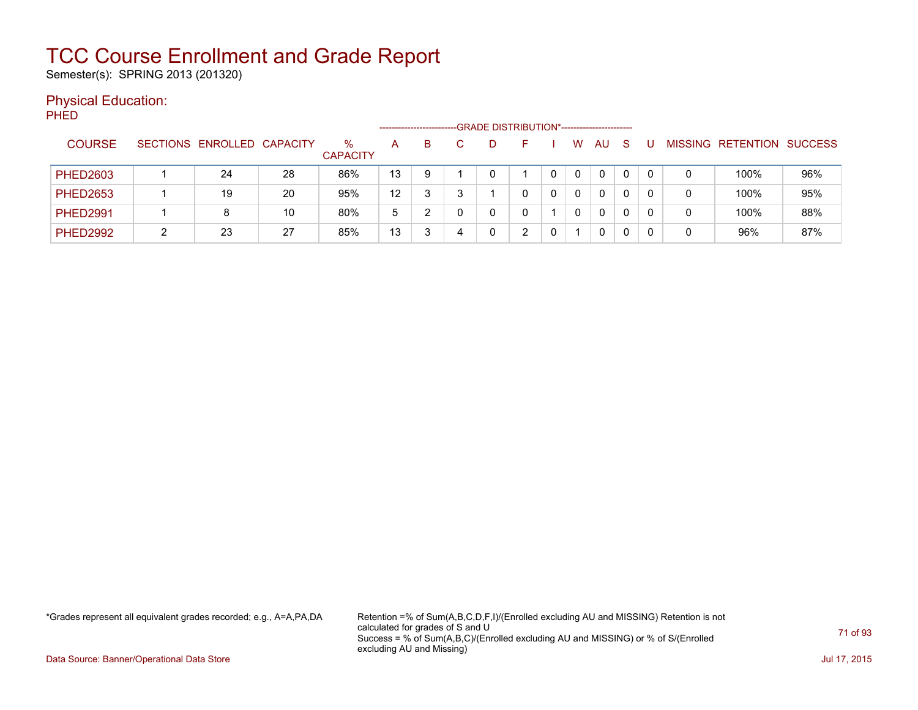# TCC Course Enrollment and Grade Report

Semester(s): SPRING 2013 (201320)

## Physical Education:

### PHED

| COURSE | SECTIONS | ENROLLED | CAPACITY | % CAPACITY | A | B | C | D | F | I | W | AU | S | U | MISSING | RETENTION | SUCCESS |
|---|---|---|---|---|---|---|---|---|---|---|---|---|---|---|---|---|---|
| | | | | | GRADE DISTRIBUTION* | | | | | | | | | | | | |
| PHED2603 | 1 | 24 | 28 | 86% | 13 | 9 | 1 | 0 | 1 | 0 | 0 | 0 | 0 | 0 | 0 | 100% | 96% |
| PHED2653 | 1 | 19 | 20 | 95% | 12 | 3 | 3 | 1 | 0 | 0 | 0 | 0 | 0 | 0 | 0 | 100% | 95% |
| PHED2991 | 1 | 8 | 10 | 80% | 5 | 2 | 0 | 0 | 0 | 1 | 0 | 0 | 0 | 0 | 0 | 100% | 88% |
| PHED2992 | 2 | 23 | 27 | 85% | 13 | 3 | 4 | 0 | 2 | 0 | 1 | 0 | 0 | 0 | 0 | 96% | 87% |

*Grades represent all equivalent grades recorded; e.g., A=A,PA,DA

Retention =% of Sum(A,B,C,D,F,I)/(Enrolled excluding AU and MISSING) Retention is not calculated for grades of S and U
Success = % of Sum(A,B,C)/(Enrolled excluding AU and MISSING) or % of S/(Enrolled excluding AU and Missing)

Data Source: Banner/Operational Data Store

Jul 17, 2015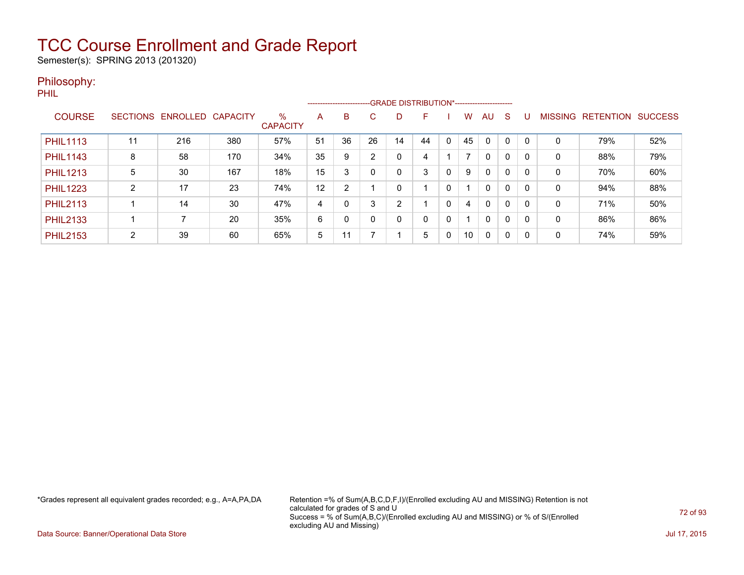# TCC Course Enrollment and Grade Report

Semester(s): SPRING 2013 (201320)

## Philosophy:

PHIL

| COURSE | SECTIONS | ENROLLED | CAPACITY | % CAPACITY | A | B | C | D | F | I | W | AU | S | U | MISSING | RETENTION | SUCCESS |
|---|---|---|---|---|---|---|---|---|---|---|---|---|---|---|---|---|---|
| | | | | | GRADE DISTRIBUTION* | | | | | | | | | | | | |
| PHIL1113 | 11 | 216 | 380 | 57% | 51 | 36 | 26 | 14 | 44 | 0 | 45 | 0 | 0 | 0 | 0 | 79% | 52% |
| PHIL1143 | 8 | 58 | 170 | 34% | 35 | 9 | 2 | 0 | 4 | 1 | 7 | 0 | 0 | 0 | 0 | 88% | 79% |
| PHIL1213 | 5 | 30 | 167 | 18% | 15 | 3 | 0 | 0 | 3 | 0 | 9 | 0 | 0 | 0 | 0 | 70% | 60% |
| PHIL1223 | 2 | 17 | 23 | 74% | 12 | 2 | 1 | 0 | 1 | 0 | 1 | 0 | 0 | 0 | 0 | 94% | 88% |
| PHIL2113 | 1 | 14 | 30 | 47% | 4 | 0 | 3 | 2 | 1 | 0 | 4 | 0 | 0 | 0 | 0 | 71% | 50% |
| PHIL2133 | 1 | 7 | 20 | 35% | 6 | 0 | 0 | 0 | 0 | 0 | 1 | 0 | 0 | 0 | 0 | 86% | 86% |
| PHIL2153 | 2 | 39 | 60 | 65% | 5 | 11 | 7 | 1 | 5 | 0 | 10 | 0 | 0 | 0 | 0 | 74% | 59% |

*Grades represent all equivalent grades recorded; e.g., A=A,PA,DA

Retention =% of Sum(A,B,C,D,F,I)/(Enrolled excluding AU and MISSING) Retention is not calculated for grades of S and U
Success = % of Sum(A,B,C)/(Enrolled excluding AU and MISSING) or % of S/(Enrolled excluding AU and Missing)

Data Source: Banner/Operational Data Store

Jul 17, 2015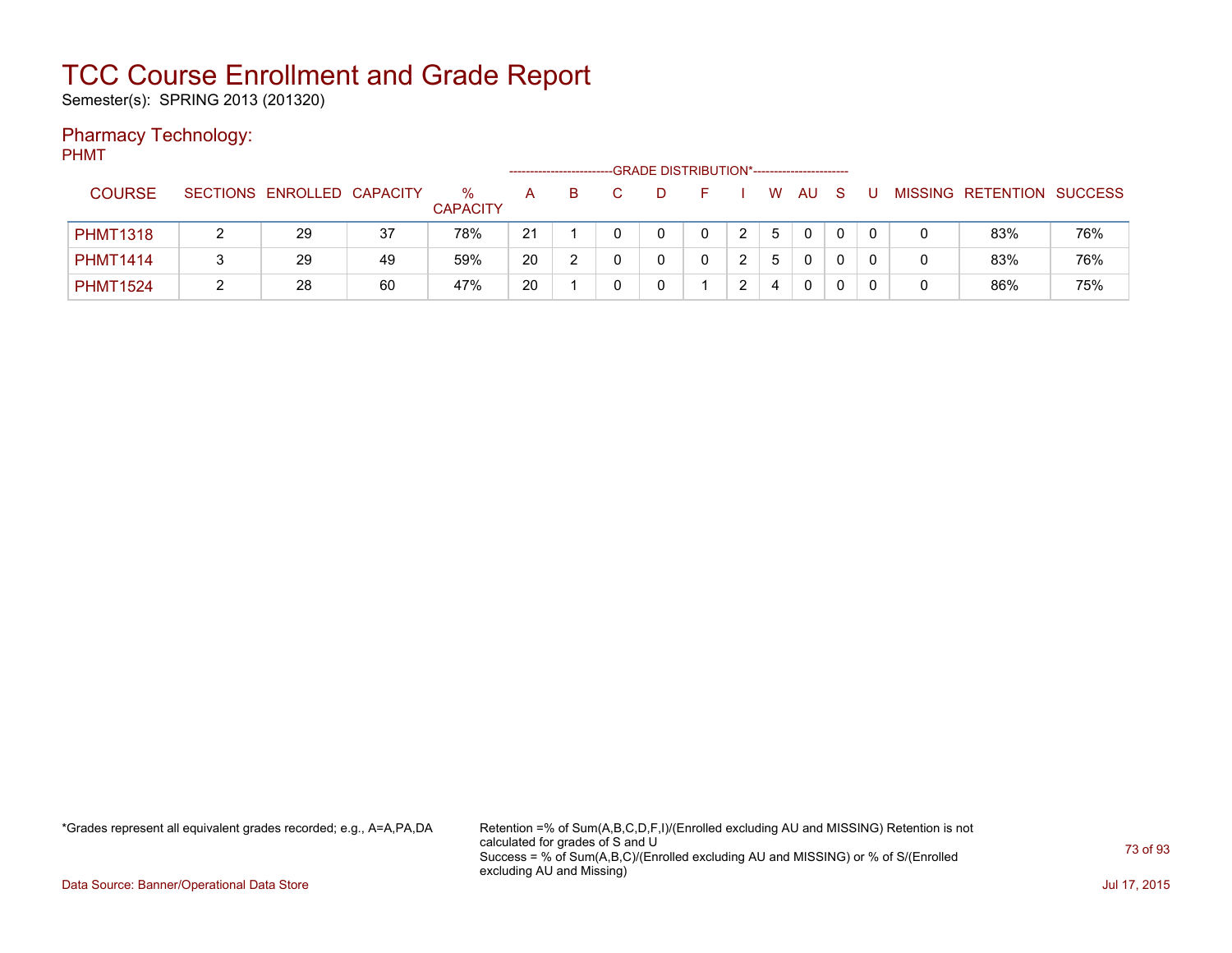# TCC Course Enrollment and Grade Report

Semester(s): SPRING 2013 (201320)

## Pharmacy Technology:

PHMT

| COURSE | SECTIONS | ENROLLED | CAPACITY | % CAPACITY | A | B | C | D | F | I | W | AU | S | U | MISSING | RETENTION | SUCCESS |
|---|---|---|---|---|---|---|---|---|---|---|---|---|---|---|---|---|---|
| | | | | | GRADE DISTRIBUTION* | | | | | | | | | | | | |
| PHMT1318 | 2 | 29 | 37 | 78% | 21 | 1 | 0 | 0 | 0 | 2 | 5 | 0 | 0 | 0 | 0 | 83% | 76% |
| PHMT1414 | 3 | 29 | 49 | 59% | 20 | 2 | 0 | 0 | 0 | 2 | 5 | 0 | 0 | 0 | 0 | 83% | 76% |
| PHMT1524 | 2 | 28 | 60 | 47% | 20 | 1 | 0 | 0 | 1 | 2 | 4 | 0 | 0 | 0 | 0 | 86% | 75% |

*Grades represent all equivalent grades recorded; e.g., A=A,PA,DA

Retention =% of Sum(A,B,C,D,F,I)/(Enrolled excluding AU and MISSING) Retention is not calculated for grades of S and U
Success = % of Sum(A,B,C)/(Enrolled excluding AU and MISSING) or % of S/(Enrolled excluding AU and Missing)

Data Source: Banner/Operational Data Store

Jul 17, 2015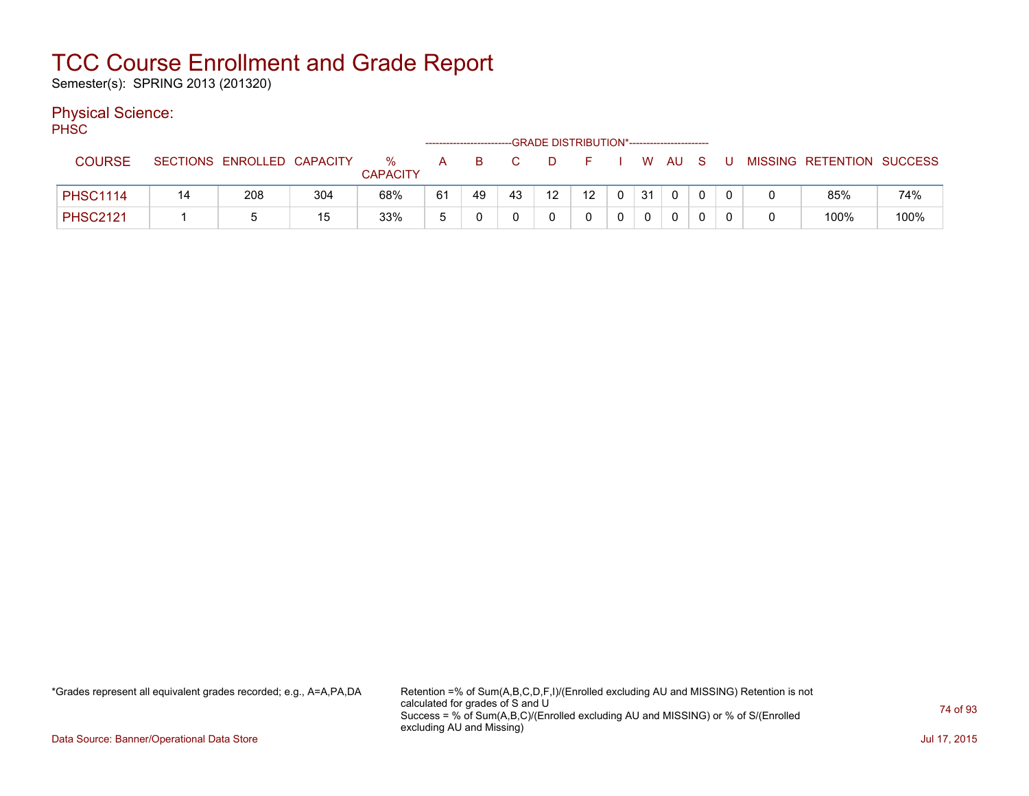# TCC Course Enrollment and Grade Report

Semester(s): SPRING 2013 (201320)

## Physical Science:

PHSC

| COURSE | SECTIONS | ENROLLED | CAPACITY | % CAPACITY | A | B | C | D | F | I | W | AU | S | U | MISSING | RETENTION | SUCCESS |
|---|---|---|---|---|---|---|---|---|---|---|---|---|---|---|---|---|---|
| | | | | | GRADE DISTRIBUTION* | | | | | | | | | | | | |
| PHSC1114 | 14 | 208 | 304 | 68% | 61 | 49 | 43 | 12 | 12 | 0 | 31 | 0 | 0 | 0 | 0 | 85% | 74% |
| PHSC2121 | 1 | 5 | 15 | 33% | 5 | 0 | 0 | 0 | 0 | 0 | 0 | 0 | 0 | 0 | 0 | 100% | 100% |

*Grades represent all equivalent grades recorded; e.g., A=A,PA,DA

Retention =% of Sum(A,B,C,D,F,I)/(Enrolled excluding AU and MISSING) Retention is not calculated for grades of S and U
Success = % of Sum(A,B,C)/(Enrolled excluding AU and MISSING) or % of S/(Enrolled excluding AU and Missing)

Data Source: Banner/Operational Data Store

Jul 17, 2015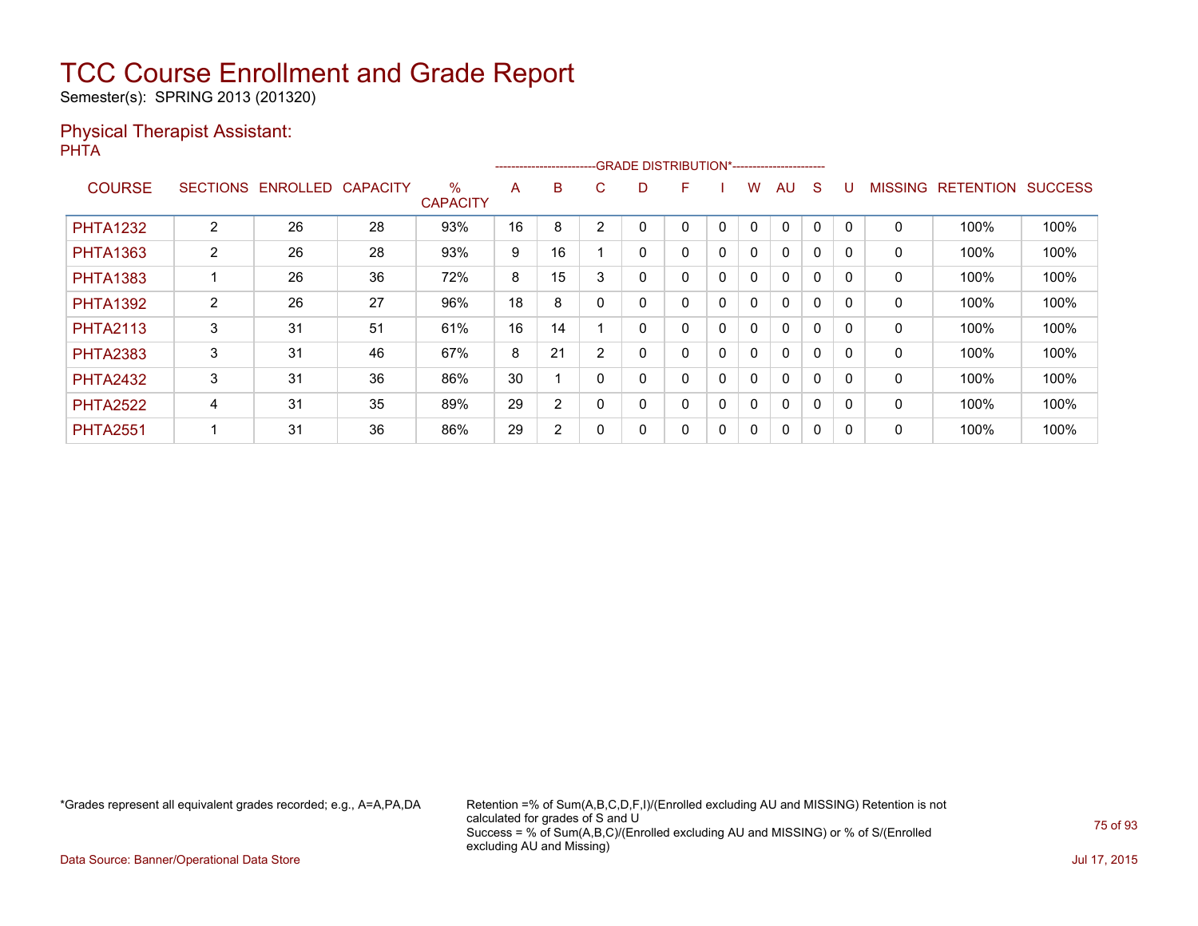# TCC Course Enrollment and Grade Report

Semester(s): SPRING 2013 (201320)

## Physical Therapist Assistant:

PHTA

| COURSE | SECTIONS | ENROLLED | CAPACITY | % CAPACITY | A | B | C | D | F | I | W | AU | S | U | MISSING | RETENTION | SUCCESS |
|---|---|---|---|---|---|---|---|---|---|---|---|---|---|---|---|---|---|
| | | | | | GRADE DISTRIBUTION* | | | | | | | | | | | | |
| PHTA1232 | 2 | 26 | 28 | 93% | 16 | 8 | 2 | 0 | 0 | 0 | 0 | 0 | 0 | 0 | 0 | 100% | 100% |
| PHTA1363 | 2 | 26 | 28 | 93% | 9 | 16 | 1 | 0 | 0 | 0 | 0 | 0 | 0 | 0 | 0 | 100% | 100% |
| PHTA1383 | 1 | 26 | 36 | 72% | 8 | 15 | 3 | 0 | 0 | 0 | 0 | 0 | 0 | 0 | 0 | 100% | 100% |
| PHTA1392 | 2 | 26 | 27 | 96% | 18 | 8 | 0 | 0 | 0 | 0 | 0 | 0 | 0 | 0 | 0 | 100% | 100% |
| PHTA2113 | 3 | 31 | 51 | 61% | 16 | 14 | 1 | 0 | 0 | 0 | 0 | 0 | 0 | 0 | 0 | 100% | 100% |
| PHTA2383 | 3 | 31 | 46 | 67% | 8 | 21 | 2 | 0 | 0 | 0 | 0 | 0 | 0 | 0 | 0 | 100% | 100% |
| PHTA2432 | 3 | 31 | 36 | 86% | 30 | 1 | 0 | 0 | 0 | 0 | 0 | 0 | 0 | 0 | 0 | 100% | 100% |
| PHTA2522 | 4 | 31 | 35 | 89% | 29 | 2 | 0 | 0 | 0 | 0 | 0 | 0 | 0 | 0 | 0 | 100% | 100% |
| PHTA2551 | 1 | 31 | 36 | 86% | 29 | 2 | 0 | 0 | 0 | 0 | 0 | 0 | 0 | 0 | 0 | 100% | 100% |

*Grades represent all equivalent grades recorded; e.g., A=A,PA,DA

Retention =% of Sum(A,B,C,D,F,I)/(Enrolled excluding AU and MISSING) Retention is not calculated for grades of S and U
Success = % of Sum(A,B,C)/(Enrolled excluding AU and MISSING) or % of S/(Enrolled excluding AU and Missing)

Data Source: Banner/Operational Data Store

Jul 17, 2015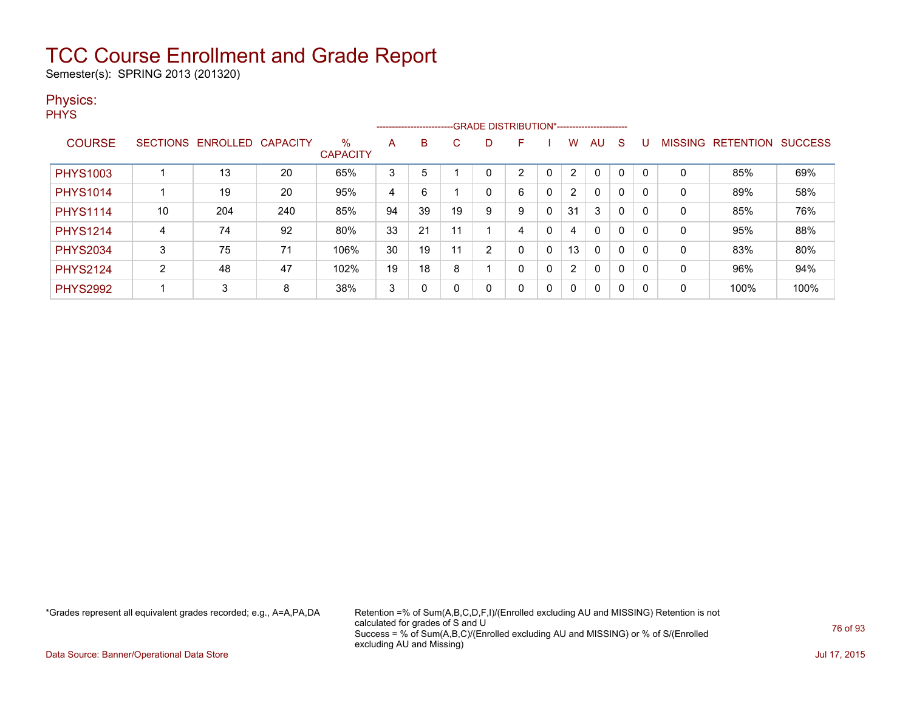# TCC Course Enrollment and Grade Report

Semester(s): SPRING 2013 (201320)

## Physics:

PHYS

| COURSE | SECTIONS | ENROLLED | CAPACITY | % CAPACITY | A | B | C | D | F | I | W | AU | S | U | MISSING | RETENTION | SUCCESS |
|---|---|---|---|---|---|---|---|---|---|---|---|---|---|---|---|---|---|
| | | | | | GRADE DISTRIBUTION* | | | | | | | | | | | | |
| PHYS1003 | 1 | 13 | 20 | 65% | 3 | 5 | 1 | 0 | 2 | 0 | 2 | 0 | 0 | 0 | 0 | 85% | 69% |
| PHYS1014 | 1 | 19 | 20 | 95% | 4 | 6 | 1 | 0 | 6 | 0 | 2 | 0 | 0 | 0 | 0 | 89% | 58% |
| PHYS1114 | 10 | 204 | 240 | 85% | 94 | 39 | 19 | 9 | 9 | 0 | 31 | 3 | 0 | 0 | 0 | 85% | 76% |
| PHYS1214 | 4 | 74 | 92 | 80% | 33 | 21 | 11 | 1 | 4 | 0 | 4 | 0 | 0 | 0 | 0 | 95% | 88% |
| PHYS2034 | 3 | 75 | 71 | 106% | 30 | 19 | 11 | 2 | 0 | 0 | 13 | 0 | 0 | 0 | 0 | 83% | 80% |
| PHYS2124 | 2 | 48 | 47 | 102% | 19 | 18 | 8 | 1 | 0 | 0 | 2 | 0 | 0 | 0 | 0 | 96% | 94% |
| PHYS2992 | 1 | 3 | 8 | 38% | 3 | 0 | 0 | 0 | 0 | 0 | 0 | 0 | 0 | 0 | 0 | 100% | 100% |

*Grades represent all equivalent grades recorded; e.g., A=A,PA,DA

Retention =% of Sum(A,B,C,D,F,I)/(Enrolled excluding AU and MISSING) Retention is not calculated for grades of S and U
Success = % of Sum(A,B,C)/(Enrolled excluding AU and MISSING) or % of S/(Enrolled excluding AU and Missing)

Data Source: Banner/Operational Data Store

Jul 17, 2015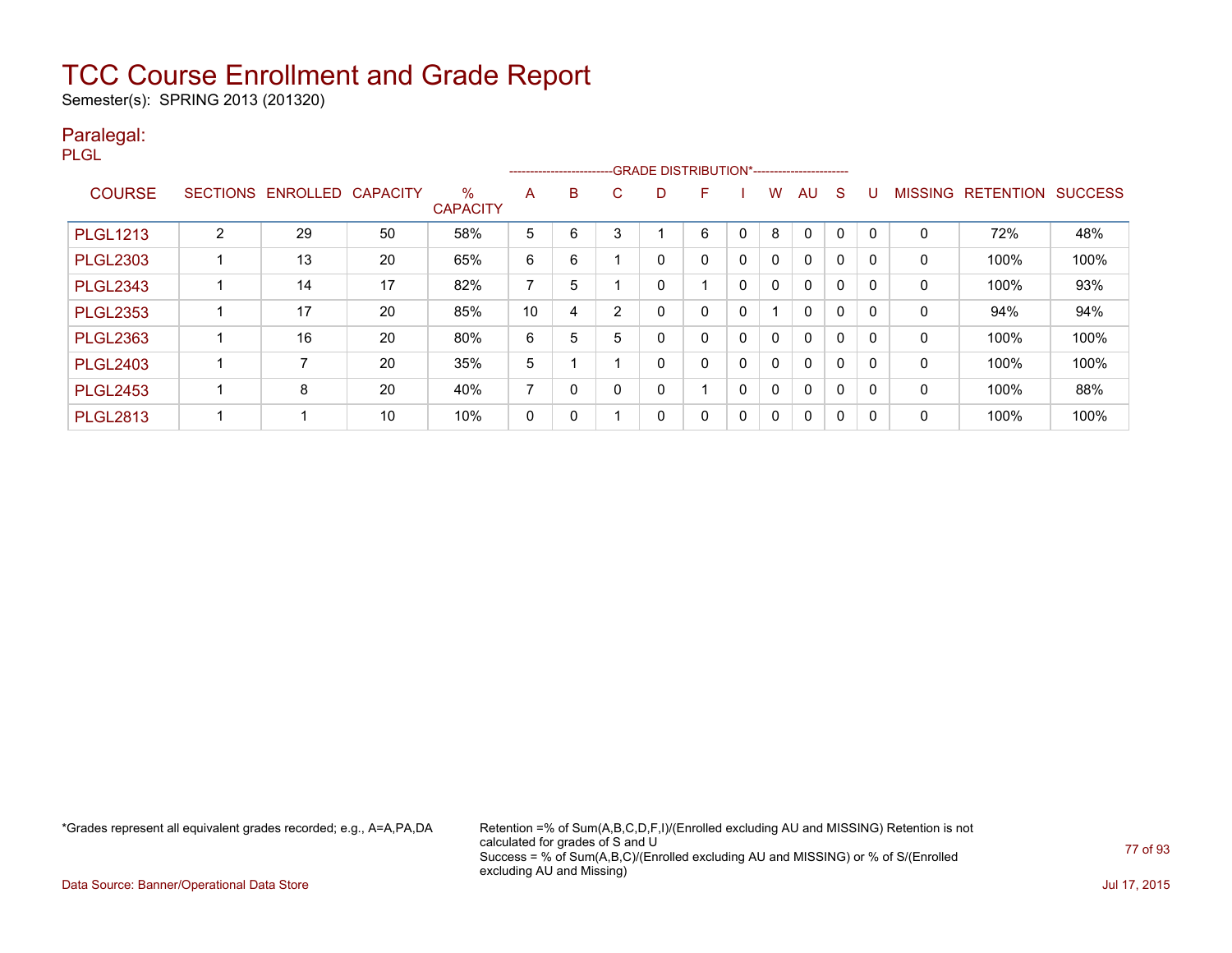# TCC Course Enrollment and Grade Report

Semester(s): SPRING 2013 (201320)

## Paralegal:

PLGL

| COURSE | SECTIONS | ENROLLED | CAPACITY | % CAPACITY | A | B | C | D | F | I | W | AU | S | U | MISSING | RETENTION | SUCCESS |
|---|---|---|---|---|---|---|---|---|---|---|---|---|---|---|---|---|---|
| PLGL1213 | 2 | 29 | 50 | 58% | 5 | 6 | 3 | 1 | 6 | 0 | 8 | 0 | 0 | 0 | 0 | 72% | 48% |
| PLGL2303 | 1 | 13 | 20 | 65% | 6 | 6 | 1 | 0 | 0 | 0 | 0 | 0 | 0 | 0 | 0 | 100% | 100% |
| PLGL2343 | 1 | 14 | 17 | 82% | 7 | 5 | 1 | 0 | 1 | 0 | 0 | 0 | 0 | 0 | 0 | 100% | 93% |
| PLGL2353 | 1 | 17 | 20 | 85% | 10 | 4 | 2 | 0 | 0 | 0 | 1 | 0 | 0 | 0 | 0 | 94% | 94% |
| PLGL2363 | 1 | 16 | 20 | 80% | 6 | 5 | 5 | 0 | 0 | 0 | 0 | 0 | 0 | 0 | 0 | 100% | 100% |
| PLGL2403 | 1 | 7 | 20 | 35% | 5 | 1 | 1 | 0 | 0 | 0 | 0 | 0 | 0 | 0 | 0 | 100% | 100% |
| PLGL2453 | 1 | 8 | 20 | 40% | 7 | 0 | 0 | 0 | 1 | 0 | 0 | 0 | 0 | 0 | 0 | 100% | 88% |
| PLGL2813 | 1 | 1 | 10 | 10% | 0 | 0 | 1 | 0 | 0 | 0 | 0 | 0 | 0 | 0 | 0 | 100% | 100% |

(The A through U columns fall under the heading GRADE DISTRIBUTION*.)

*Grades represent all equivalent grades recorded; e.g., A=A,PA,DA

Retention =% of Sum(A,B,C,D,F,I)/(Enrolled excluding AU and MISSING) Retention is not calculated for grades of S and U
Success = % of Sum(A,B,C)/(Enrolled excluding AU and MISSING) or % of S/(Enrolled excluding AU and Missing)

Data Source: Banner/Operational Data Store

Jul 17, 2015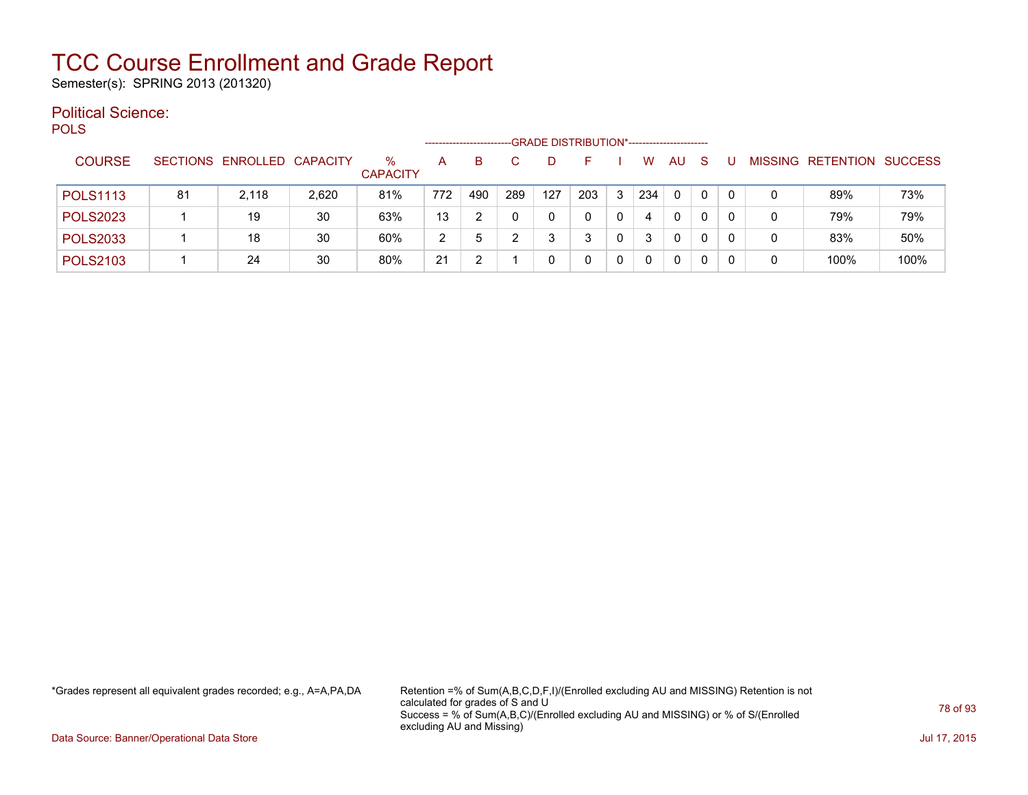# TCC Course Enrollment and Grade Report

Semester(s): SPRING 2013 (201320)

## Political Science:

POLS

| COURSE | SECTIONS | ENROLLED | CAPACITY | % CAPACITY | GRADE DISTRIBUTION* A | B | C | D | F | I | W | AU | S | U | MISSING | RETENTION | SUCCESS |
|---|---|---|---|---|---|---|---|---|---|---|---|---|---|---|---|---|---|
| POLS1113 | 81 | 2,118 | 2,620 | 81% | 772 | 490 | 289 | 127 | 203 | 3 | 234 | 0 | 0 | 0 | 0 | 89% | 73% |
| POLS2023 | 1 | 19 | 30 | 63% | 13 | 2 | 0 | 0 | 0 | 0 | 4 | 0 | 0 | 0 | 0 | 79% | 79% |
| POLS2033 | 1 | 18 | 30 | 60% | 2 | 5 | 2 | 3 | 3 | 0 | 3 | 0 | 0 | 0 | 0 | 83% | 50% |
| POLS2103 | 1 | 24 | 30 | 80% | 21 | 2 | 1 | 0 | 0 | 0 | 0 | 0 | 0 | 0 | 0 | 100% | 100% |

*Grades represent all equivalent grades recorded; e.g., A=A,PA,DA

Retention =% of Sum(A,B,C,D,F,I)/(Enrolled excluding AU and MISSING) Retention is not calculated for grades of S and U
Success = % of Sum(A,B,C)/(Enrolled excluding AU and MISSING) or % of S/(Enrolled excluding AU and Missing)

Data Source: Banner/Operational Data Store

Jul 17, 2015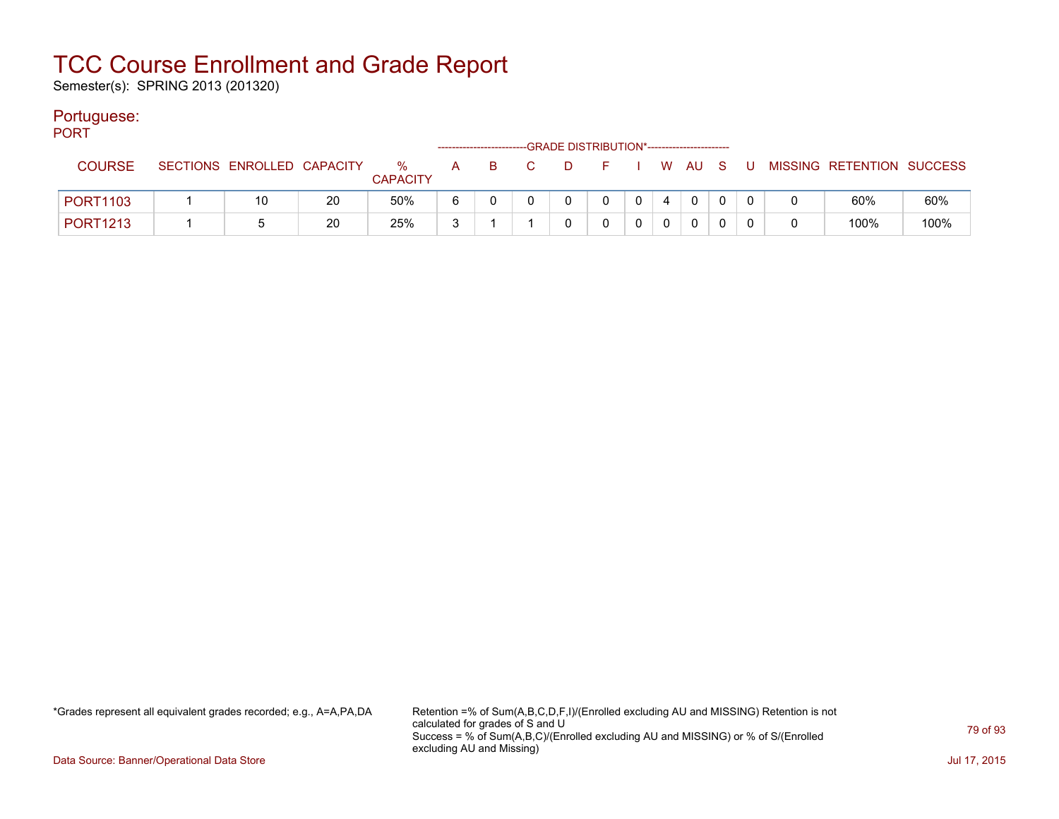# TCC Course Enrollment and Grade Report

Semester(s): SPRING 2013 (201320)

## Portuguese:

PORT

| COURSE | SECTIONS | ENROLLED | CAPACITY | % CAPACITY | A | B | C | D | F | I | W | AU | S | U | MISSING | RETENTION | SUCCESS |
|---|---|---|---|---|---|---|---|---|---|---|---|---|---|---|---|---|---|
| | | | | | GRADE DISTRIBUTION* | | | | | | | | | | | | |
| PORT1103 | 1 | 10 | 20 | 50% | 6 | 0 | 0 | 0 | 0 | 0 | 4 | 0 | 0 | 0 | 0 | 60% | 60% |
| PORT1213 | 1 | 5 | 20 | 25% | 3 | 1 | 1 | 0 | 0 | 0 | 0 | 0 | 0 | 0 | 0 | 100% | 100% |

*Grades represent all equivalent grades recorded; e.g., A=A,PA,DA

Retention =% of Sum(A,B,C,D,F,I)/(Enrolled excluding AU and MISSING) Retention is not calculated for grades of S and U
Success = % of Sum(A,B,C)/(Enrolled excluding AU and MISSING) or % of S/(Enrolled excluding AU and Missing)

Data Source: Banner/Operational Data Store

Jul 17, 2015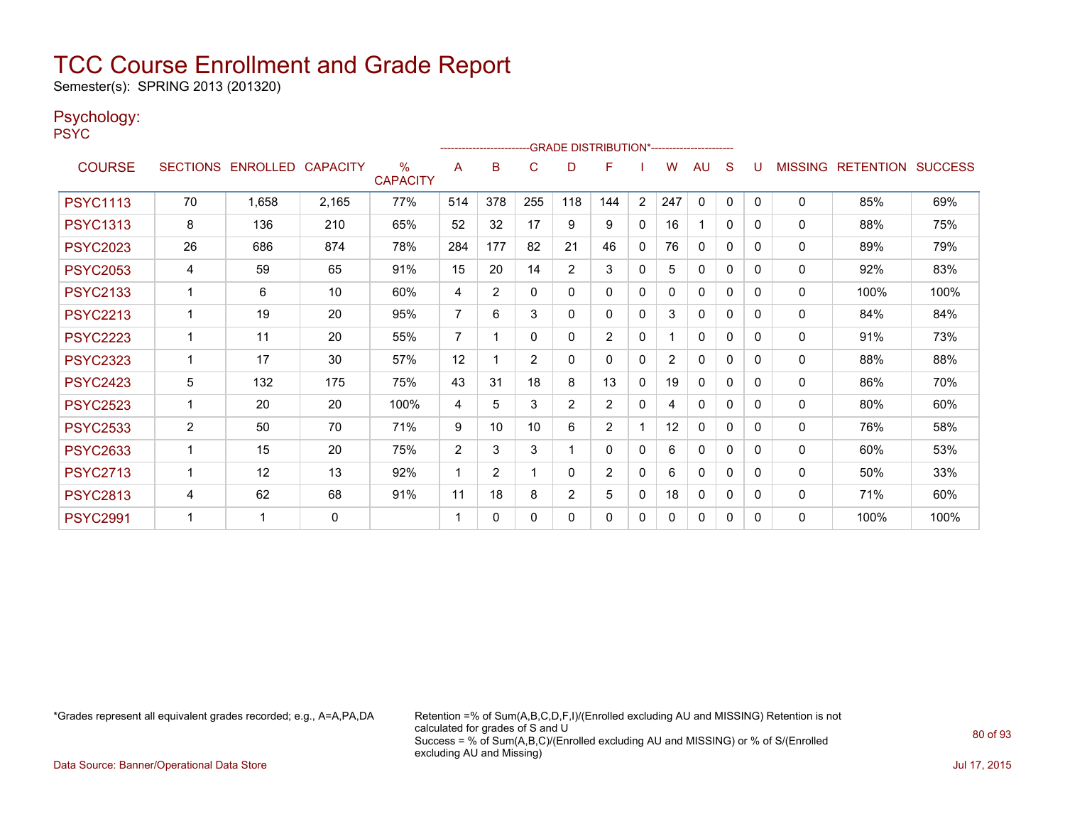# TCC Course Enrollment and Grade Report

Semester(s): SPRING 2013 (201320)

## Psychology:

PSYC

| COURSE | SECTIONS | ENROLLED | CAPACITY | % CAPACITY | A | B | C | D | F | I | W | AU | S | U | MISSING | RETENTION | SUCCESS |
|---|---|---|---|---|---|---|---|---|---|---|---|---|---|---|---|---|---|
| | | | | | GRADE DISTRIBUTION* | | | | | | | | | | | | |
| PSYC1113 | 70 | 1,658 | 2,165 | 77% | 514 | 378 | 255 | 118 | 144 | 2 | 247 | 0 | 0 | 0 | 0 | 85% | 69% |
| PSYC1313 | 8 | 136 | 210 | 65% | 52 | 32 | 17 | 9 | 9 | 0 | 16 | 1 | 0 | 0 | 0 | 88% | 75% |
| PSYC2023 | 26 | 686 | 874 | 78% | 284 | 177 | 82 | 21 | 46 | 0 | 76 | 0 | 0 | 0 | 0 | 89% | 79% |
| PSYC2053 | 4 | 59 | 65 | 91% | 15 | 20 | 14 | 2 | 3 | 0 | 5 | 0 | 0 | 0 | 0 | 92% | 83% |
| PSYC2133 | 1 | 6 | 10 | 60% | 4 | 2 | 0 | 0 | 0 | 0 | 0 | 0 | 0 | 0 | 0 | 100% | 100% |
| PSYC2213 | 1 | 19 | 20 | 95% | 7 | 6 | 3 | 0 | 0 | 0 | 3 | 0 | 0 | 0 | 0 | 84% | 84% |
| PSYC2223 | 1 | 11 | 20 | 55% | 7 | 1 | 0 | 0 | 2 | 0 | 1 | 0 | 0 | 0 | 0 | 91% | 73% |
| PSYC2323 | 1 | 17 | 30 | 57% | 12 | 1 | 2 | 0 | 0 | 0 | 2 | 0 | 0 | 0 | 0 | 88% | 88% |
| PSYC2423 | 5 | 132 | 175 | 75% | 43 | 31 | 18 | 8 | 13 | 0 | 19 | 0 | 0 | 0 | 0 | 86% | 70% |
| PSYC2523 | 1 | 20 | 20 | 100% | 4 | 5 | 3 | 2 | 2 | 0 | 4 | 0 | 0 | 0 | 0 | 80% | 60% |
| PSYC2533 | 2 | 50 | 70 | 71% | 9 | 10 | 10 | 6 | 2 | 1 | 12 | 0 | 0 | 0 | 0 | 76% | 58% |
| PSYC2633 | 1 | 15 | 20 | 75% | 2 | 3 | 3 | 1 | 0 | 0 | 6 | 0 | 0 | 0 | 0 | 60% | 53% |
| PSYC2713 | 1 | 12 | 13 | 92% | 1 | 2 | 1 | 0 | 2 | 0 | 6 | 0 | 0 | 0 | 0 | 50% | 33% |
| PSYC2813 | 4 | 62 | 68 | 91% | 11 | 18 | 8 | 2 | 5 | 0 | 18 | 0 | 0 | 0 | 0 | 71% | 60% |
| PSYC2991 | 1 | 1 | 0 | | 1 | 0 | 0 | 0 | 0 | 0 | 0 | 0 | 0 | 0 | 0 | 100% | 100% |

*Grades represent all equivalent grades recorded; e.g., A=A,PA,DA

Retention =% of Sum(A,B,C,D,F,I)/(Enrolled excluding AU and MISSING) Retention is not calculated for grades of S and U
Success = % of Sum(A,B,C)/(Enrolled excluding AU and MISSING) or % of S/(Enrolled excluding AU and Missing)

Data Source: Banner/Operational Data Store

Jul 17, 2015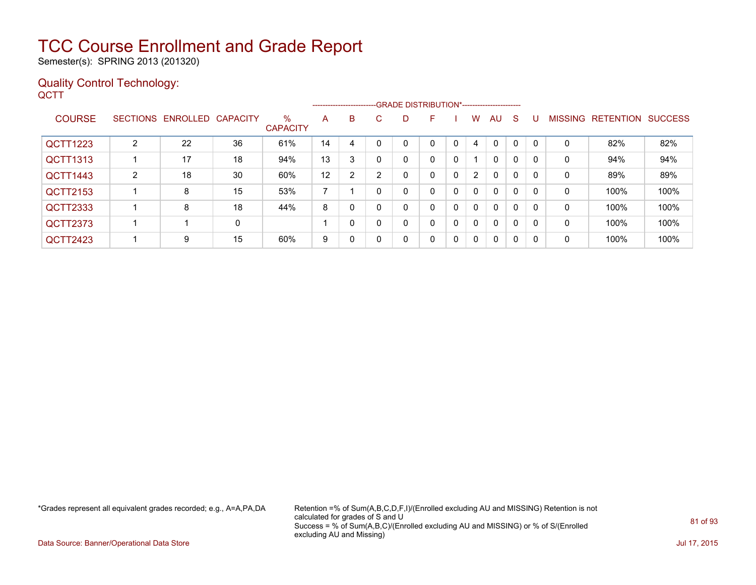# TCC Course Enrollment and Grade Report

Semester(s): SPRING 2013 (201320)

## Quality Control Technology:

QCTT

| COURSE | SECTIONS | ENROLLED | CAPACITY | % CAPACITY | A | B | C | D | F | I | W | AU | S | U | MISSING | RETENTION | SUCCESS |
|---|---|---|---|---|---|---|---|---|---|---|---|---|---|---|---|---|---|
| | | | | | GRADE DISTRIBUTION* | | | | | | | | | | | | |
| QCTT1223 | 2 | 22 | 36 | 61% | 14 | 4 | 0 | 0 | 0 | 0 | 4 | 0 | 0 | 0 | 0 | 82% | 82% |
| QCTT1313 | 1 | 17 | 18 | 94% | 13 | 3 | 0 | 0 | 0 | 0 | 1 | 0 | 0 | 0 | 0 | 94% | 94% |
| QCTT1443 | 2 | 18 | 30 | 60% | 12 | 2 | 2 | 0 | 0 | 0 | 2 | 0 | 0 | 0 | 0 | 89% | 89% |
| QCTT2153 | 1 | 8 | 15 | 53% | 7 | 1 | 0 | 0 | 0 | 0 | 0 | 0 | 0 | 0 | 0 | 100% | 100% |
| QCTT2333 | 1 | 8 | 18 | 44% | 8 | 0 | 0 | 0 | 0 | 0 | 0 | 0 | 0 | 0 | 0 | 100% | 100% |
| QCTT2373 | 1 | 1 | 0 | | 1 | 0 | 0 | 0 | 0 | 0 | 0 | 0 | 0 | 0 | 0 | 100% | 100% |
| QCTT2423 | 1 | 9 | 15 | 60% | 9 | 0 | 0 | 0 | 0 | 0 | 0 | 0 | 0 | 0 | 0 | 100% | 100% |

*Grades represent all equivalent grades recorded; e.g., A=A,PA,DA

Retention =% of Sum(A,B,C,D,F,I)/(Enrolled excluding AU and MISSING) Retention is not calculated for grades of S and U
Success = % of Sum(A,B,C)/(Enrolled excluding AU and MISSING) or % of S/(Enrolled excluding AU and Missing)

Data Source: Banner/Operational Data Store

Jul 17, 2015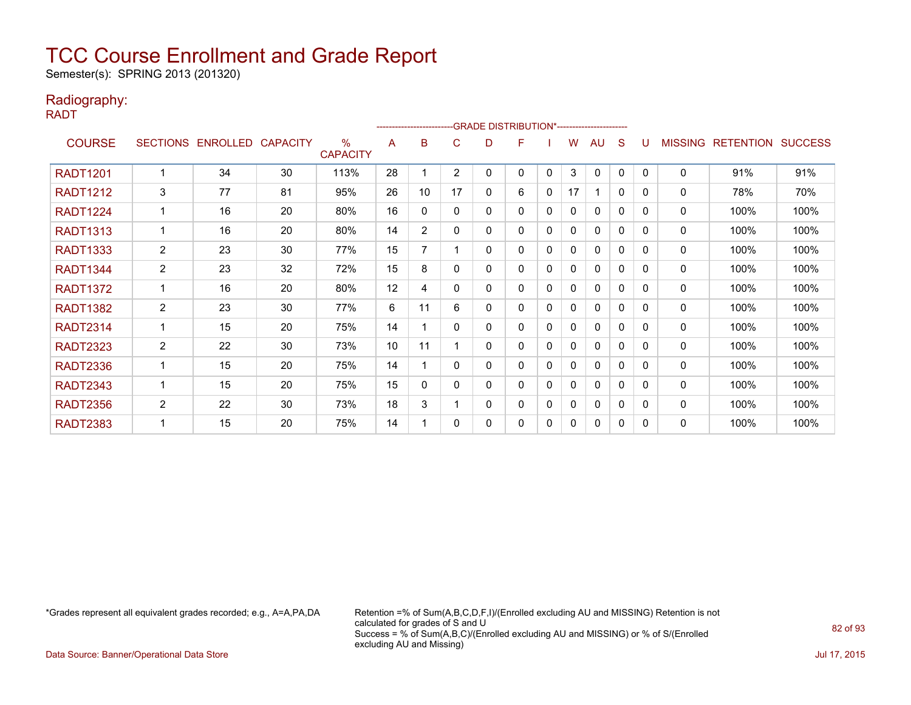# TCC Course Enrollment and Grade Report

Semester(s): SPRING 2013 (201320)

## Radiography:

RADT

| COURSE | SECTIONS | ENROLLED | CAPACITY | % CAPACITY | A | B | C | D | F | I | W | AU | S | U | MISSING | RETENTION | SUCCESS |
|---|---|---|---|---|---|---|---|---|---|---|---|---|---|---|---|---|---|
| | | | | | GRADE DISTRIBUTION* | | | | | | | | | | | | |
| RADT1201 | 1 | 34 | 30 | 113% | 28 | 1 | 2 | 0 | 0 | 0 | 3 | 0 | 0 | 0 | 0 | 91% | 91% |
| RADT1212 | 3 | 77 | 81 | 95% | 26 | 10 | 17 | 0 | 6 | 0 | 17 | 1 | 0 | 0 | 0 | 78% | 70% |
| RADT1224 | 1 | 16 | 20 | 80% | 16 | 0 | 0 | 0 | 0 | 0 | 0 | 0 | 0 | 0 | 0 | 100% | 100% |
| RADT1313 | 1 | 16 | 20 | 80% | 14 | 2 | 0 | 0 | 0 | 0 | 0 | 0 | 0 | 0 | 0 | 100% | 100% |
| RADT1333 | 2 | 23 | 30 | 77% | 15 | 7 | 1 | 0 | 0 | 0 | 0 | 0 | 0 | 0 | 0 | 100% | 100% |
| RADT1344 | 2 | 23 | 32 | 72% | 15 | 8 | 0 | 0 | 0 | 0 | 0 | 0 | 0 | 0 | 0 | 100% | 100% |
| RADT1372 | 1 | 16 | 20 | 80% | 12 | 4 | 0 | 0 | 0 | 0 | 0 | 0 | 0 | 0 | 0 | 100% | 100% |
| RADT1382 | 2 | 23 | 30 | 77% | 6 | 11 | 6 | 0 | 0 | 0 | 0 | 0 | 0 | 0 | 0 | 100% | 100% |
| RADT2314 | 1 | 15 | 20 | 75% | 14 | 1 | 0 | 0 | 0 | 0 | 0 | 0 | 0 | 0 | 0 | 100% | 100% |
| RADT2323 | 2 | 22 | 30 | 73% | 10 | 11 | 1 | 0 | 0 | 0 | 0 | 0 | 0 | 0 | 0 | 100% | 100% |
| RADT2336 | 1 | 15 | 20 | 75% | 14 | 1 | 0 | 0 | 0 | 0 | 0 | 0 | 0 | 0 | 0 | 100% | 100% |
| RADT2343 | 1 | 15 | 20 | 75% | 15 | 0 | 0 | 0 | 0 | 0 | 0 | 0 | 0 | 0 | 0 | 100% | 100% |
| RADT2356 | 2 | 22 | 30 | 73% | 18 | 3 | 1 | 0 | 0 | 0 | 0 | 0 | 0 | 0 | 0 | 100% | 100% |
| RADT2383 | 1 | 15 | 20 | 75% | 14 | 1 | 0 | 0 | 0 | 0 | 0 | 0 | 0 | 0 | 0 | 100% | 100% |

*Grades represent all equivalent grades recorded; e.g., A=A,PA,DA

Retention =% of Sum(A,B,C,D,F,I)/(Enrolled excluding AU and MISSING) Retention is not calculated for grades of S and U
Success = % of Sum(A,B,C)/(Enrolled excluding AU and MISSING) or % of S/(Enrolled excluding AU and Missing)

Data Source: Banner/Operational Data Store

Jul 17, 2015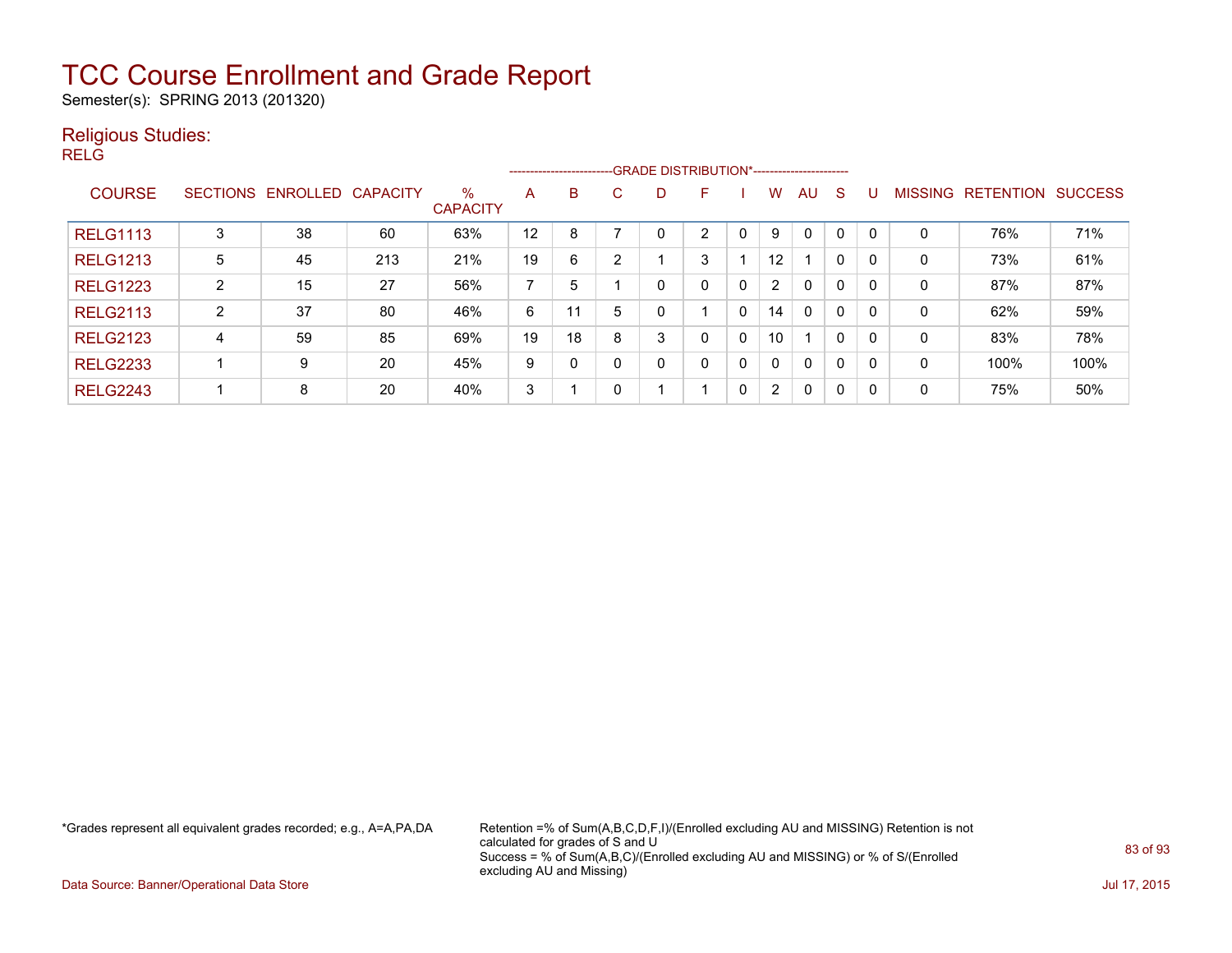# TCC Course Enrollment and Grade Report

Semester(s): SPRING 2013 (201320)

## Religious Studies:

RELG

| COURSE | SECTIONS | ENROLLED | CAPACITY | % CAPACITY | A | B | C | D | F | I | W | AU | S | U | MISSING | RETENTION | SUCCESS |
|---|---|---|---|---|---|---|---|---|---|---|---|---|---|---|---|---|---|
| | | | | | GRADE DISTRIBUTION* | | | | | | | | | | | | |
| RELG1113 | 3 | 38 | 60 | 63% | 12 | 8 | 7 | 0 | 2 | 0 | 9 | 0 | 0 | 0 | 0 | 76% | 71% |
| RELG1213 | 5 | 45 | 213 | 21% | 19 | 6 | 2 | 1 | 3 | 1 | 12 | 1 | 0 | 0 | 0 | 73% | 61% |
| RELG1223 | 2 | 15 | 27 | 56% | 7 | 5 | 1 | 0 | 0 | 0 | 2 | 0 | 0 | 0 | 0 | 87% | 87% |
| RELG2113 | 2 | 37 | 80 | 46% | 6 | 11 | 5 | 0 | 1 | 0 | 14 | 0 | 0 | 0 | 0 | 62% | 59% |
| RELG2123 | 4 | 59 | 85 | 69% | 19 | 18 | 8 | 3 | 0 | 0 | 10 | 1 | 0 | 0 | 0 | 83% | 78% |
| RELG2233 | 1 | 9 | 20 | 45% | 9 | 0 | 0 | 0 | 0 | 0 | 0 | 0 | 0 | 0 | 0 | 100% | 100% |
| RELG2243 | 1 | 8 | 20 | 40% | 3 | 1 | 0 | 1 | 1 | 0 | 2 | 0 | 0 | 0 | 0 | 75% | 50% |

*Grades represent all equivalent grades recorded; e.g., A=A,PA,DA

Retention =% of Sum(A,B,C,D,F,I)/(Enrolled excluding AU and MISSING) Retention is not calculated for grades of S and U
Success = % of Sum(A,B,C)/(Enrolled excluding AU and MISSING) or % of S/(Enrolled excluding AU and Missing)

Data Source: Banner/Operational Data Store

Jul 17, 2015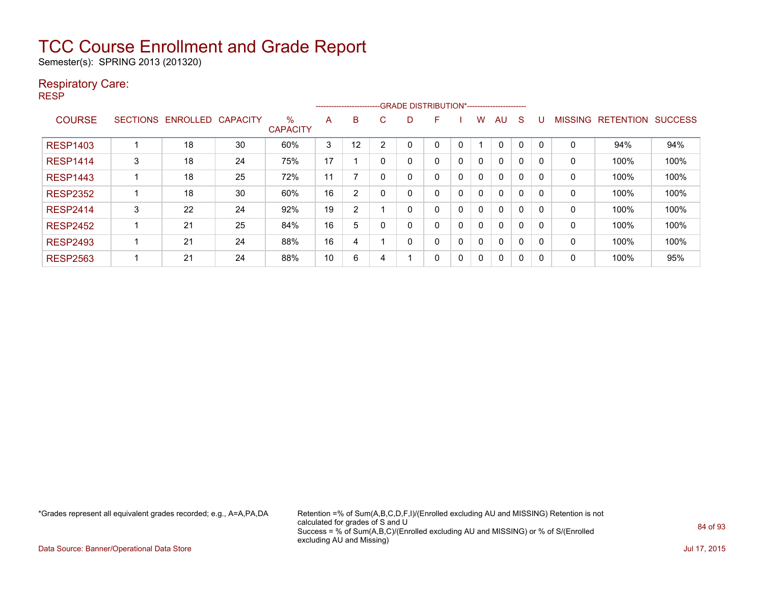# TCC Course Enrollment and Grade Report

Semester(s): SPRING 2013 (201320)

## Respiratory Care:

RESP

| COURSE | SECTIONS | ENROLLED | CAPACITY | % CAPACITY | GRADE DISTRIBUTION* A | B | C | D | F | I | W | AU | S | U | MISSING | RETENTION | SUCCESS |
|---|---|---|---|---|---|---|---|---|---|---|---|---|---|---|---|---|---|
| RESP1403 | 1 | 18 | 30 | 60% | 3 | 12 | 2 | 0 | 0 | 0 | 1 | 0 | 0 | 0 | 0 | 94% | 94% |
| RESP1414 | 3 | 18 | 24 | 75% | 17 | 1 | 0 | 0 | 0 | 0 | 0 | 0 | 0 | 0 | 0 | 100% | 100% |
| RESP1443 | 1 | 18 | 25 | 72% | 11 | 7 | 0 | 0 | 0 | 0 | 0 | 0 | 0 | 0 | 0 | 100% | 100% |
| RESP2352 | 1 | 18 | 30 | 60% | 16 | 2 | 0 | 0 | 0 | 0 | 0 | 0 | 0 | 0 | 0 | 100% | 100% |
| RESP2414 | 3 | 22 | 24 | 92% | 19 | 2 | 1 | 0 | 0 | 0 | 0 | 0 | 0 | 0 | 0 | 100% | 100% |
| RESP2452 | 1 | 21 | 25 | 84% | 16 | 5 | 0 | 0 | 0 | 0 | 0 | 0 | 0 | 0 | 0 | 100% | 100% |
| RESP2493 | 1 | 21 | 24 | 88% | 16 | 4 | 1 | 0 | 0 | 0 | 0 | 0 | 0 | 0 | 0 | 100% | 100% |
| RESP2563 | 1 | 21 | 24 | 88% | 10 | 6 | 4 | 1 | 0 | 0 | 0 | 0 | 0 | 0 | 0 | 100% | 95% |

*Grades represent all equivalent grades recorded; e.g., A=A,PA,DA

Retention =% of Sum(A,B,C,D,F,I)/(Enrolled excluding AU and MISSING) Retention is not calculated for grades of S and U
Success = % of Sum(A,B,C)/(Enrolled excluding AU and MISSING) or % of S/(Enrolled excluding AU and Missing)

Data Source: Banner/Operational Data Store

Jul 17, 2015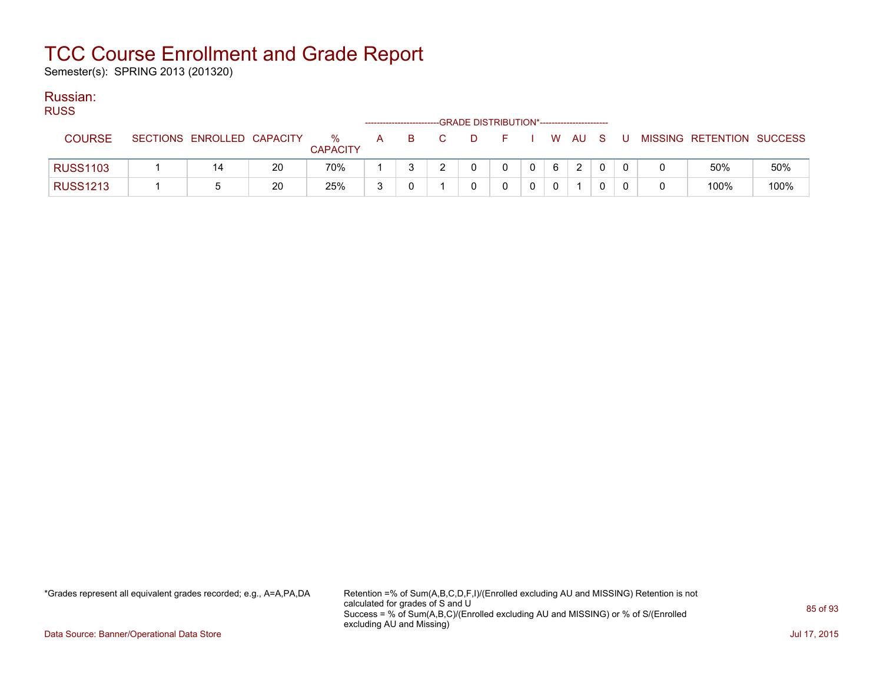# TCC Course Enrollment and Grade Report

Semester(s): SPRING 2013 (201320)

## Russian:

RUSS

| COURSE | SECTIONS | ENROLLED | CAPACITY | % CAPACITY | A | B | C | D | F | I | W | AU | S | U | MISSING | RETENTION | SUCCESS |
|---|---|---|---|---|---|---|---|---|---|---|---|---|---|---|---|---|---|
| | | | | | GRADE DISTRIBUTION* | | | | | | | | | | | | |
| RUSS1103 | 1 | 14 | 20 | 70% | 1 | 3 | 2 | 0 | 0 | 0 | 6 | 2 | 0 | 0 | 0 | 50% | 50% |
| RUSS1213 | 1 | 5 | 20 | 25% | 3 | 0 | 1 | 0 | 0 | 0 | 0 | 1 | 0 | 0 | 0 | 100% | 100% |

*Grades represent all equivalent grades recorded; e.g., A=A,PA,DA

Retention =% of Sum(A,B,C,D,F,I)/(Enrolled excluding AU and MISSING) Retention is not calculated for grades of S and U
Success = % of Sum(A,B,C)/(Enrolled excluding AU and MISSING) or % of S/(Enrolled excluding AU and Missing)

Data Source: Banner/Operational Data Store

Jul 17, 2015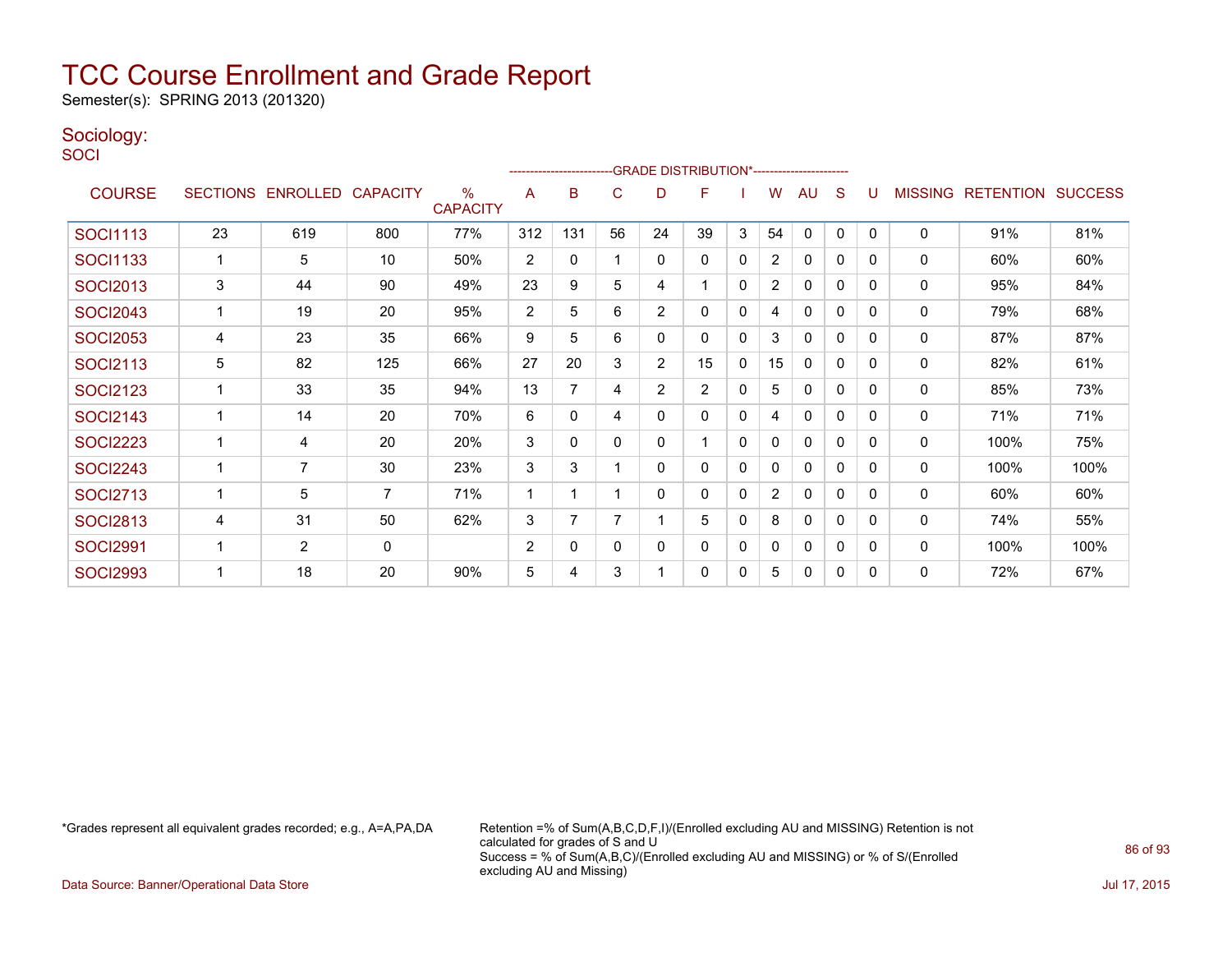# TCC Course Enrollment and Grade Report

Semester(s): SPRING 2013 (201320)

## Sociology:

SOCI

| COURSE | SECTIONS | ENROLLED | CAPACITY | % CAPACITY | A | B | C | D | F | I | W | AU | S | U | MISSING | RETENTION | SUCCESS |
|---|---|---|---|---|---|---|---|---|---|---|---|---|---|---|---|---|---|
| | | | | | GRADE DISTRIBUTION* | | | | | | | | | | | | |
| SOCI1113 | 23 | 619 | 800 | 77% | 312 | 131 | 56 | 24 | 39 | 3 | 54 | 0 | 0 | 0 | 0 | 91% | 81% |
| SOCI1133 | 1 | 5 | 10 | 50% | 2 | 0 | 1 | 0 | 0 | 0 | 2 | 0 | 0 | 0 | 0 | 60% | 60% |
| SOCI2013 | 3 | 44 | 90 | 49% | 23 | 9 | 5 | 4 | 1 | 0 | 2 | 0 | 0 | 0 | 0 | 95% | 84% |
| SOCI2043 | 1 | 19 | 20 | 95% | 2 | 5 | 6 | 2 | 0 | 0 | 4 | 0 | 0 | 0 | 0 | 79% | 68% |
| SOCI2053 | 4 | 23 | 35 | 66% | 9 | 5 | 6 | 0 | 0 | 0 | 3 | 0 | 0 | 0 | 0 | 87% | 87% |
| SOCI2113 | 5 | 82 | 125 | 66% | 27 | 20 | 3 | 2 | 15 | 0 | 15 | 0 | 0 | 0 | 0 | 82% | 61% |
| SOCI2123 | 1 | 33 | 35 | 94% | 13 | 7 | 4 | 2 | 2 | 0 | 5 | 0 | 0 | 0 | 0 | 85% | 73% |
| SOCI2143 | 1 | 14 | 20 | 70% | 6 | 0 | 4 | 0 | 0 | 0 | 4 | 0 | 0 | 0 | 0 | 71% | 71% |
| SOCI2223 | 1 | 4 | 20 | 20% | 3 | 0 | 0 | 0 | 1 | 0 | 0 | 0 | 0 | 0 | 0 | 100% | 75% |
| SOCI2243 | 1 | 7 | 30 | 23% | 3 | 3 | 1 | 0 | 0 | 0 | 0 | 0 | 0 | 0 | 0 | 100% | 100% |
| SOCI2713 | 1 | 5 | 7 | 71% | 1 | 1 | 1 | 0 | 0 | 0 | 2 | 0 | 0 | 0 | 0 | 60% | 60% |
| SOCI2813 | 4 | 31 | 50 | 62% | 3 | 7 | 7 | 1 | 5 | 0 | 8 | 0 | 0 | 0 | 0 | 74% | 55% |
| SOCI2991 | 1 | 2 | 0 | | 2 | 0 | 0 | 0 | 0 | 0 | 0 | 0 | 0 | 0 | 0 | 100% | 100% |
| SOCI2993 | 1 | 18 | 20 | 90% | 5 | 4 | 3 | 1 | 0 | 0 | 5 | 0 | 0 | 0 | 0 | 72% | 67% |

*Grades represent all equivalent grades recorded; e.g., A=A,PA,DA

Retention =% of Sum(A,B,C,D,F,I)/(Enrolled excluding AU and MISSING) Retention is not calculated for grades of S and U
Success = % of Sum(A,B,C)/(Enrolled excluding AU and MISSING) or % of S/(Enrolled excluding AU and Missing)

Data Source: Banner/Operational Data Store

Jul 17, 2015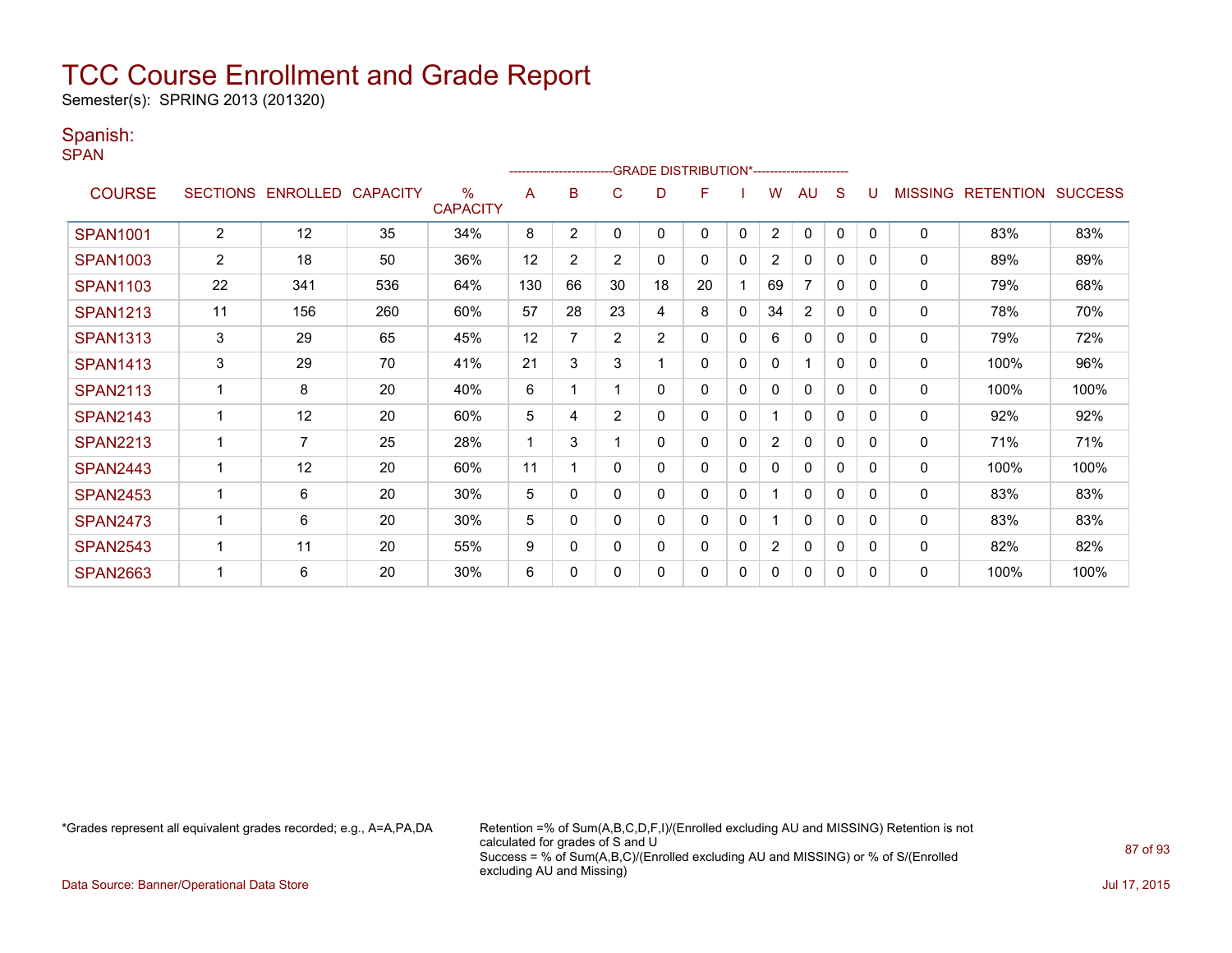# TCC Course Enrollment and Grade Report

Semester(s): SPRING 2013 (201320)

## Spanish:

SPAN

| COURSE | SECTIONS | ENROLLED | CAPACITY | % CAPACITY | A | B | C | D | F | I | W | AU | S | U | MISSING | RETENTION | SUCCESS |
|---|---|---|---|---|---|---|---|---|---|---|---|---|---|---|---|---|---|
| | | | | | GRADE DISTRIBUTION* | | | | | | | | | | | | |
| SPAN1001 | 2 | 12 | 35 | 34% | 8 | 2 | 0 | 0 | 0 | 0 | 2 | 0 | 0 | 0 | 0 | 83% | 83% |
| SPAN1003 | 2 | 18 | 50 | 36% | 12 | 2 | 2 | 0 | 0 | 0 | 2 | 0 | 0 | 0 | 0 | 89% | 89% |
| SPAN1103 | 22 | 341 | 536 | 64% | 130 | 66 | 30 | 18 | 20 | 1 | 69 | 7 | 0 | 0 | 0 | 79% | 68% |
| SPAN1213 | 11 | 156 | 260 | 60% | 57 | 28 | 23 | 4 | 8 | 0 | 34 | 2 | 0 | 0 | 0 | 78% | 70% |
| SPAN1313 | 3 | 29 | 65 | 45% | 12 | 7 | 2 | 2 | 0 | 0 | 6 | 0 | 0 | 0 | 0 | 79% | 72% |
| SPAN1413 | 3 | 29 | 70 | 41% | 21 | 3 | 3 | 1 | 0 | 0 | 0 | 1 | 0 | 0 | 0 | 100% | 96% |
| SPAN2113 | 1 | 8 | 20 | 40% | 6 | 1 | 1 | 0 | 0 | 0 | 0 | 0 | 0 | 0 | 0 | 100% | 100% |
| SPAN2143 | 1 | 12 | 20 | 60% | 5 | 4 | 2 | 0 | 0 | 0 | 1 | 0 | 0 | 0 | 0 | 92% | 92% |
| SPAN2213 | 1 | 7 | 25 | 28% | 1 | 3 | 1 | 0 | 0 | 0 | 2 | 0 | 0 | 0 | 0 | 71% | 71% |
| SPAN2443 | 1 | 12 | 20 | 60% | 11 | 1 | 0 | 0 | 0 | 0 | 0 | 0 | 0 | 0 | 0 | 100% | 100% |
| SPAN2453 | 1 | 6 | 20 | 30% | 5 | 0 | 0 | 0 | 0 | 0 | 1 | 0 | 0 | 0 | 0 | 83% | 83% |
| SPAN2473 | 1 | 6 | 20 | 30% | 5 | 0 | 0 | 0 | 0 | 0 | 1 | 0 | 0 | 0 | 0 | 83% | 83% |
| SPAN2543 | 1 | 11 | 20 | 55% | 9 | 0 | 0 | 0 | 0 | 0 | 2 | 0 | 0 | 0 | 0 | 82% | 82% |
| SPAN2663 | 1 | 6 | 20 | 30% | 6 | 0 | 0 | 0 | 0 | 0 | 0 | 0 | 0 | 0 | 0 | 100% | 100% |

*Grades represent all equivalent grades recorded; e.g., A=A,PA,DA

Retention =% of Sum(A,B,C,D,F,I)/(Enrolled excluding AU and MISSING) Retention is not calculated for grades of S and U
Success = % of Sum(A,B,C)/(Enrolled excluding AU and MISSING) or % of S/(Enrolled excluding AU and Missing)

Data Source: Banner/Operational Data Store

Jul 17, 2015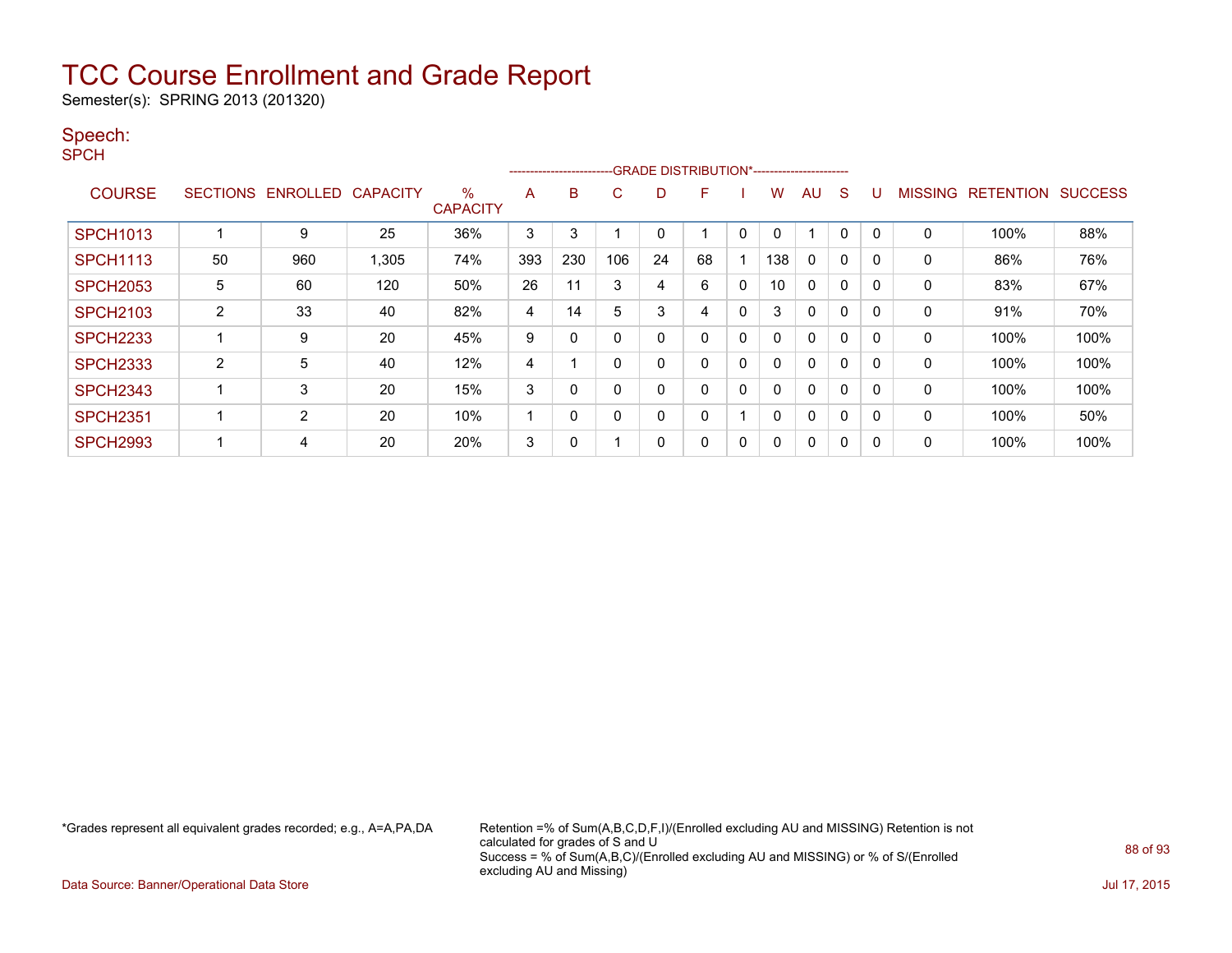# TCC Course Enrollment and Grade Report

Semester(s): SPRING 2013 (201320)

## Speech:

SPCH

| COURSE | SECTIONS | ENROLLED | CAPACITY | % CAPACITY | A | B | C | D | F | I | W | AU | S | U | MISSING | RETENTION | SUCCESS |
|---|---|---|---|---|---|---|---|---|---|---|---|---|---|---|---|---|---|
| | | | | | GRADE DISTRIBUTION* | | | | | | | | | | | | |
| SPCH1013 | 1 | 9 | 25 | 36% | 3 | 3 | 1 | 0 | 1 | 0 | 0 | 1 | 0 | 0 | 0 | 100% | 88% |
| SPCH1113 | 50 | 960 | 1,305 | 74% | 393 | 230 | 106 | 24 | 68 | 1 | 138 | 0 | 0 | 0 | 0 | 86% | 76% |
| SPCH2053 | 5 | 60 | 120 | 50% | 26 | 11 | 3 | 4 | 6 | 0 | 10 | 0 | 0 | 0 | 0 | 83% | 67% |
| SPCH2103 | 2 | 33 | 40 | 82% | 4 | 14 | 5 | 3 | 4 | 0 | 3 | 0 | 0 | 0 | 0 | 91% | 70% |
| SPCH2233 | 1 | 9 | 20 | 45% | 9 | 0 | 0 | 0 | 0 | 0 | 0 | 0 | 0 | 0 | 0 | 100% | 100% |
| SPCH2333 | 2 | 5 | 40 | 12% | 4 | 1 | 0 | 0 | 0 | 0 | 0 | 0 | 0 | 0 | 0 | 100% | 100% |
| SPCH2343 | 1 | 3 | 20 | 15% | 3 | 0 | 0 | 0 | 0 | 0 | 0 | 0 | 0 | 0 | 0 | 100% | 100% |
| SPCH2351 | 1 | 2 | 20 | 10% | 1 | 0 | 0 | 0 | 0 | 1 | 0 | 0 | 0 | 0 | 0 | 100% | 50% |
| SPCH2993 | 1 | 4 | 20 | 20% | 3 | 0 | 1 | 0 | 0 | 0 | 0 | 0 | 0 | 0 | 0 | 100% | 100% |

*Grades represent all equivalent grades recorded; e.g., A=A,PA,DA

Retention =% of Sum(A,B,C,D,F,I)/(Enrolled excluding AU and MISSING) Retention is not calculated for grades of S and U
Success = % of Sum(A,B,C)/(Enrolled excluding AU and MISSING) or % of S/(Enrolled excluding AU and Missing)

Data Source: Banner/Operational Data Store

Jul 17, 2015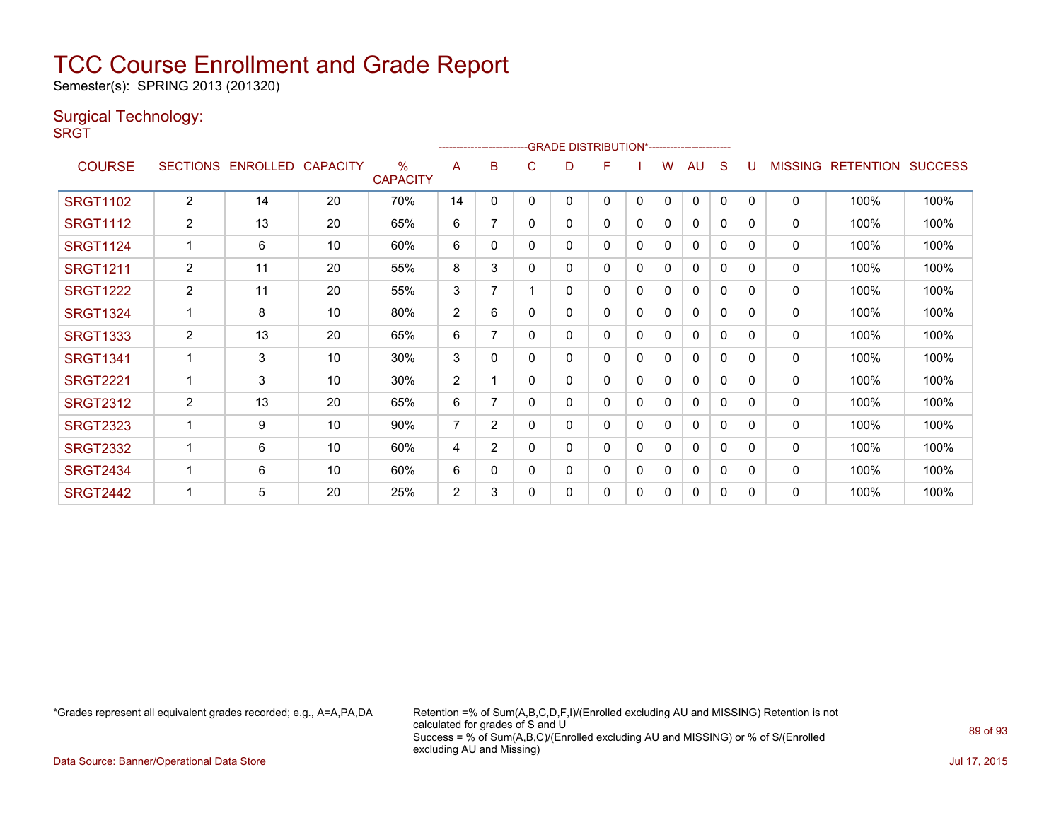# TCC Course Enrollment and Grade Report

Semester(s): SPRING 2013 (201320)

## Surgical Technology:

SRGT

| COURSE | SECTIONS | ENROLLED | CAPACITY | % CAPACITY | A | B | C | D | F | I | W | AU | S | U | MISSING | RETENTION | SUCCESS |
|---|---|---|---|---|---|---|---|---|---|---|---|---|---|---|---|---|---|
| | | | | | GRADE DISTRIBUTION* | | | | | | | | | | | | |
| SRGT1102 | 2 | 14 | 20 | 70% | 14 | 0 | 0 | 0 | 0 | 0 | 0 | 0 | 0 | 0 | 0 | 100% | 100% |
| SRGT1112 | 2 | 13 | 20 | 65% | 6 | 7 | 0 | 0 | 0 | 0 | 0 | 0 | 0 | 0 | 0 | 100% | 100% |
| SRGT1124 | 1 | 6 | 10 | 60% | 6 | 0 | 0 | 0 | 0 | 0 | 0 | 0 | 0 | 0 | 0 | 100% | 100% |
| SRGT1211 | 2 | 11 | 20 | 55% | 8 | 3 | 0 | 0 | 0 | 0 | 0 | 0 | 0 | 0 | 0 | 100% | 100% |
| SRGT1222 | 2 | 11 | 20 | 55% | 3 | 7 | 1 | 0 | 0 | 0 | 0 | 0 | 0 | 0 | 0 | 100% | 100% |
| SRGT1324 | 1 | 8 | 10 | 80% | 2 | 6 | 0 | 0 | 0 | 0 | 0 | 0 | 0 | 0 | 0 | 100% | 100% |
| SRGT1333 | 2 | 13 | 20 | 65% | 6 | 7 | 0 | 0 | 0 | 0 | 0 | 0 | 0 | 0 | 0 | 100% | 100% |
| SRGT1341 | 1 | 3 | 10 | 30% | 3 | 0 | 0 | 0 | 0 | 0 | 0 | 0 | 0 | 0 | 0 | 100% | 100% |
| SRGT2221 | 1 | 3 | 10 | 30% | 2 | 1 | 0 | 0 | 0 | 0 | 0 | 0 | 0 | 0 | 0 | 100% | 100% |
| SRGT2312 | 2 | 13 | 20 | 65% | 6 | 7 | 0 | 0 | 0 | 0 | 0 | 0 | 0 | 0 | 0 | 100% | 100% |
| SRGT2323 | 1 | 9 | 10 | 90% | 7 | 2 | 0 | 0 | 0 | 0 | 0 | 0 | 0 | 0 | 0 | 100% | 100% |
| SRGT2332 | 1 | 6 | 10 | 60% | 4 | 2 | 0 | 0 | 0 | 0 | 0 | 0 | 0 | 0 | 0 | 100% | 100% |
| SRGT2434 | 1 | 6 | 10 | 60% | 6 | 0 | 0 | 0 | 0 | 0 | 0 | 0 | 0 | 0 | 0 | 100% | 100% |
| SRGT2442 | 1 | 5 | 20 | 25% | 2 | 3 | 0 | 0 | 0 | 0 | 0 | 0 | 0 | 0 | 0 | 100% | 100% |

*Grades represent all equivalent grades recorded; e.g., A=A,PA,DA

Retention =% of Sum(A,B,C,D,F,I)/(Enrolled excluding AU and MISSING) Retention is not calculated for grades of S and U
Success = % of Sum(A,B,C)/(Enrolled excluding AU and MISSING) or % of S/(Enrolled excluding AU and Missing)

Data Source: Banner/Operational Data Store

Jul 17, 2015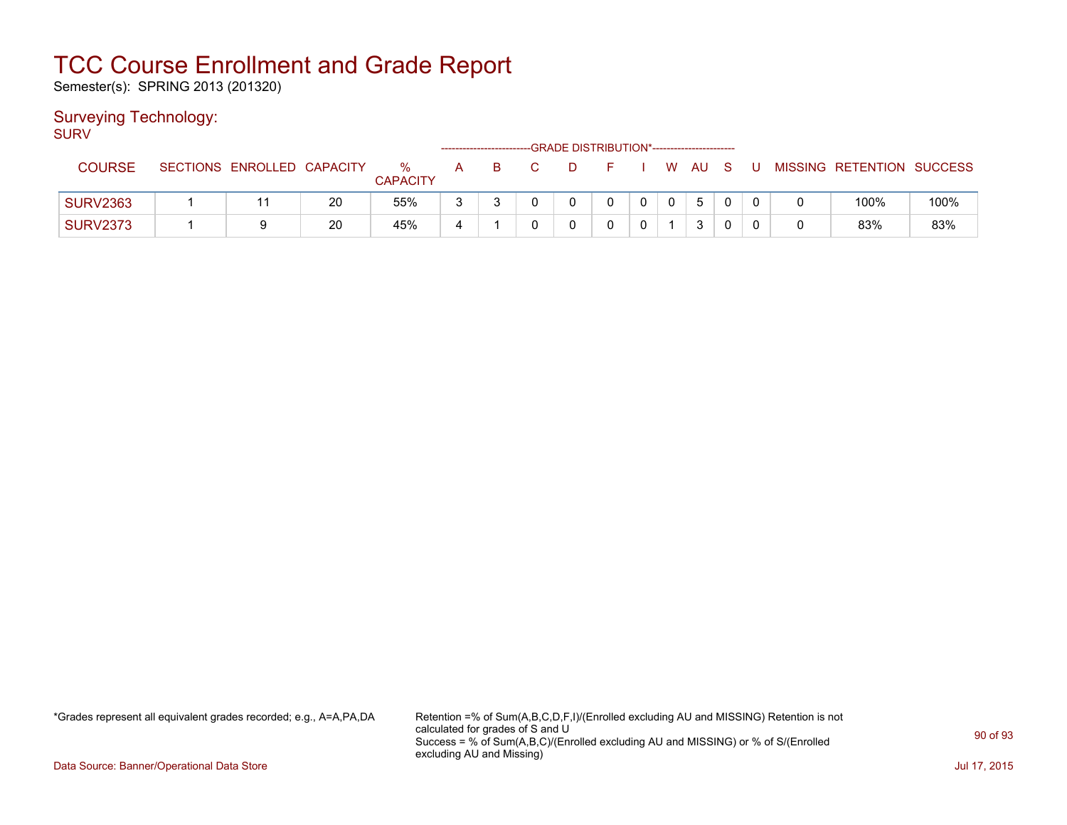# TCC Course Enrollment and Grade Report

Semester(s): SPRING 2013 (201320)

## Surveying Technology:

SURV

| COURSE | SECTIONS | ENROLLED | CAPACITY | % CAPACITY | A | B | C | D | F | I | W | AU | S | U | MISSING | RETENTION | SUCCESS |
|---|---|---|---|---|---|---|---|---|---|---|---|---|---|---|---|---|---|
| | | | | | GRADE DISTRIBUTION* | | | | | | | | | | | | |
| SURV2363 | 1 | 11 | 20 | 55% | 3 | 3 | 0 | 0 | 0 | 0 | 0 | 5 | 0 | 0 | 0 | 100% | 100% |
| SURV2373 | 1 | 9 | 20 | 45% | 4 | 1 | 0 | 0 | 0 | 0 | 1 | 3 | 0 | 0 | 0 | 83% | 83% |

*Grades represent all equivalent grades recorded; e.g., A=A,PA,DA

Retention =% of Sum(A,B,C,D,F,I)/(Enrolled excluding AU and MISSING) Retention is not calculated for grades of S and U
Success = % of Sum(A,B,C)/(Enrolled excluding AU and MISSING) or % of S/(Enrolled excluding AU and Missing)

Data Source: Banner/Operational Data Store

Jul 17, 2015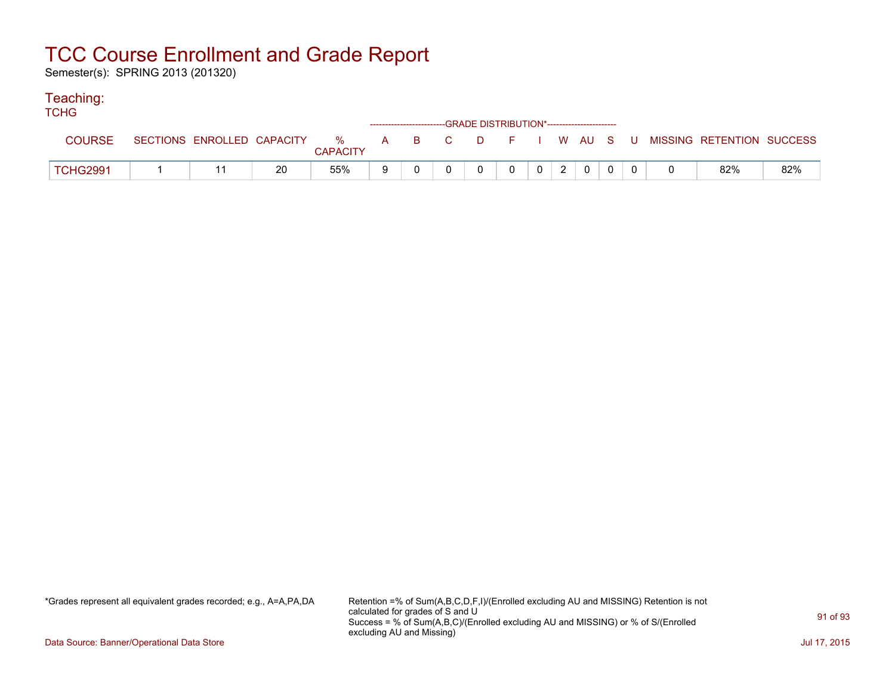# TCC Course Enrollment and Grade Report

Semester(s): SPRING 2013 (201320)

## Teaching:

TCHG

| COURSE | SECTIONS | ENROLLED | CAPACITY | % CAPACITY | A | B | C | D | F | I | W | AU | S | U | MISSING | RETENTION | SUCCESS |
|---|---|---|---|---|---|---|---|---|---|---|---|---|---|---|---|---|---|
| | | | | | GRADE DISTRIBUTION* | | | | | | | | | | | | |
| TCHG2991 | 1 | 11 | 20 | 55% | 9 | 0 | 0 | 0 | 0 | 0 | 2 | 0 | 0 | 0 | 0 | 82% | 82% |

*Grades represent all equivalent grades recorded; e.g., A=A,PA,DA

Retention =% of Sum(A,B,C,D,F,I)/(Enrolled excluding AU and MISSING) Retention is not calculated for grades of S and U
Success = % of Sum(A,B,C)/(Enrolled excluding AU and MISSING) or % of S/(Enrolled excluding AU and Missing)

Data Source: Banner/Operational Data Store

Jul 17, 2015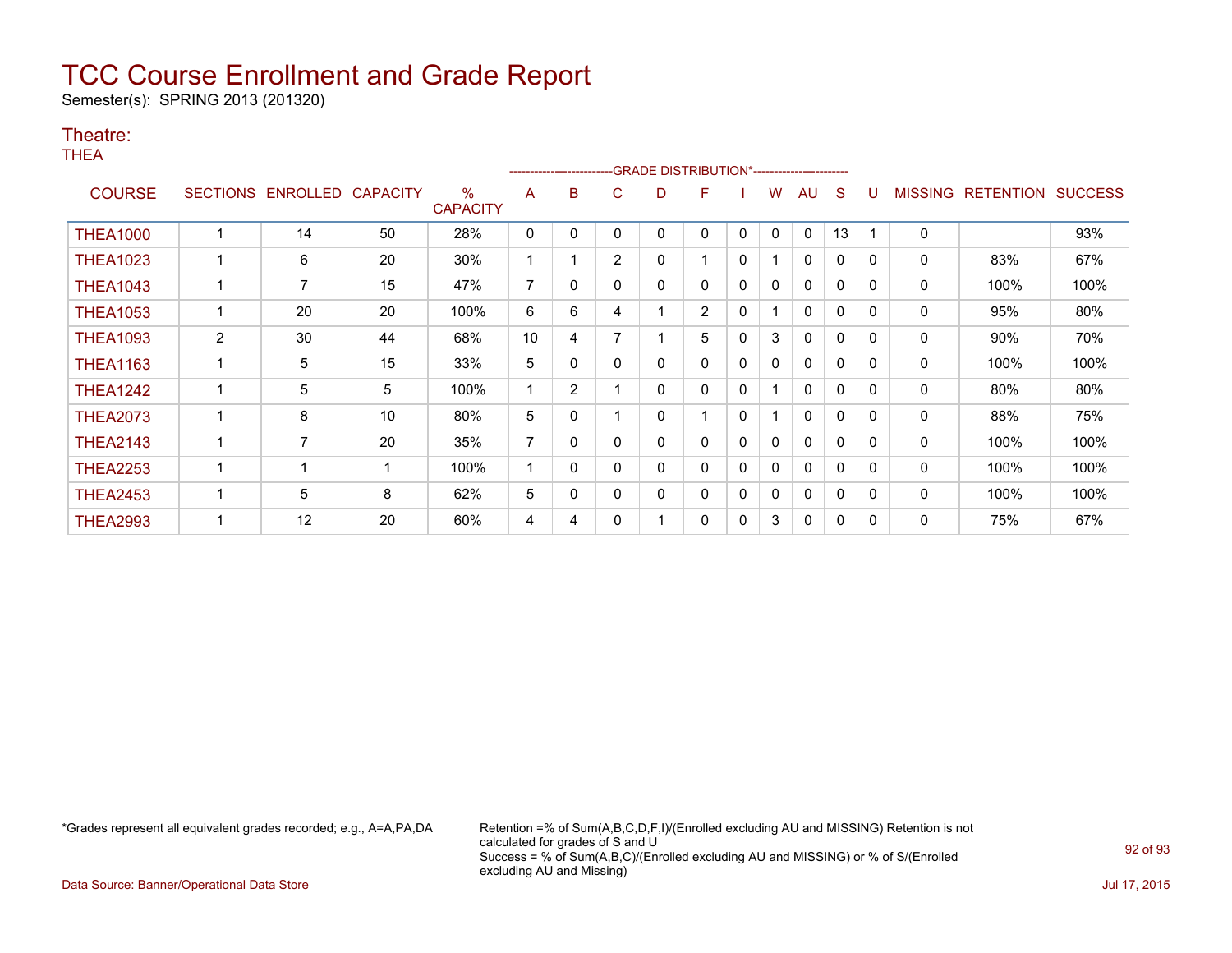# TCC Course Enrollment and Grade Report

Semester(s): SPRING 2013 (201320)

## Theatre:

THEA

| COURSE | SECTIONS | ENROLLED | CAPACITY | % CAPACITY | GRADE DISTRIBUTION* A | B | C | D | F | I | W | AU | S | U | MISSING | RETENTION | SUCCESS |
|---|---|---|---|---|---|---|---|---|---|---|---|---|---|---|---|---|---|
| THEA1000 | 1 | 14 | 50 | 28% | 0 | 0 | 0 | 0 | 0 | 0 | 0 | 0 | 13 | 1 | 0 | | 93% |
| THEA1023 | 1 | 6 | 20 | 30% | 1 | 1 | 2 | 0 | 1 | 0 | 1 | 0 | 0 | 0 | 0 | 83% | 67% |
| THEA1043 | 1 | 7 | 15 | 47% | 7 | 0 | 0 | 0 | 0 | 0 | 0 | 0 | 0 | 0 | 0 | 100% | 100% |
| THEA1053 | 1 | 20 | 20 | 100% | 6 | 6 | 4 | 1 | 2 | 0 | 1 | 0 | 0 | 0 | 0 | 95% | 80% |
| THEA1093 | 2 | 30 | 44 | 68% | 10 | 4 | 7 | 1 | 5 | 0 | 3 | 0 | 0 | 0 | 0 | 90% | 70% |
| THEA1163 | 1 | 5 | 15 | 33% | 5 | 0 | 0 | 0 | 0 | 0 | 0 | 0 | 0 | 0 | 0 | 100% | 100% |
| THEA1242 | 1 | 5 | 5 | 100% | 1 | 2 | 1 | 0 | 0 | 0 | 1 | 0 | 0 | 0 | 0 | 80% | 80% |
| THEA2073 | 1 | 8 | 10 | 80% | 5 | 0 | 1 | 0 | 1 | 0 | 1 | 0 | 0 | 0 | 0 | 88% | 75% |
| THEA2143 | 1 | 7 | 20 | 35% | 7 | 0 | 0 | 0 | 0 | 0 | 0 | 0 | 0 | 0 | 0 | 100% | 100% |
| THEA2253 | 1 | 1 | 1 | 100% | 1 | 0 | 0 | 0 | 0 | 0 | 0 | 0 | 0 | 0 | 0 | 100% | 100% |
| THEA2453 | 1 | 5 | 8 | 62% | 5 | 0 | 0 | 0 | 0 | 0 | 0 | 0 | 0 | 0 | 0 | 100% | 100% |
| THEA2993 | 1 | 12 | 20 | 60% | 4 | 4 | 0 | 1 | 0 | 0 | 3 | 0 | 0 | 0 | 0 | 75% | 67% |

*Grades represent all equivalent grades recorded; e.g., A=A,PA,DA

Retention =% of Sum(A,B,C,D,F,I)/(Enrolled excluding AU and MISSING) Retention is not calculated for grades of S and U
Success = % of Sum(A,B,C)/(Enrolled excluding AU and MISSING) or % of S/(Enrolled excluding AU and Missing)

Data Source: Banner/Operational Data Store

Jul 17, 2015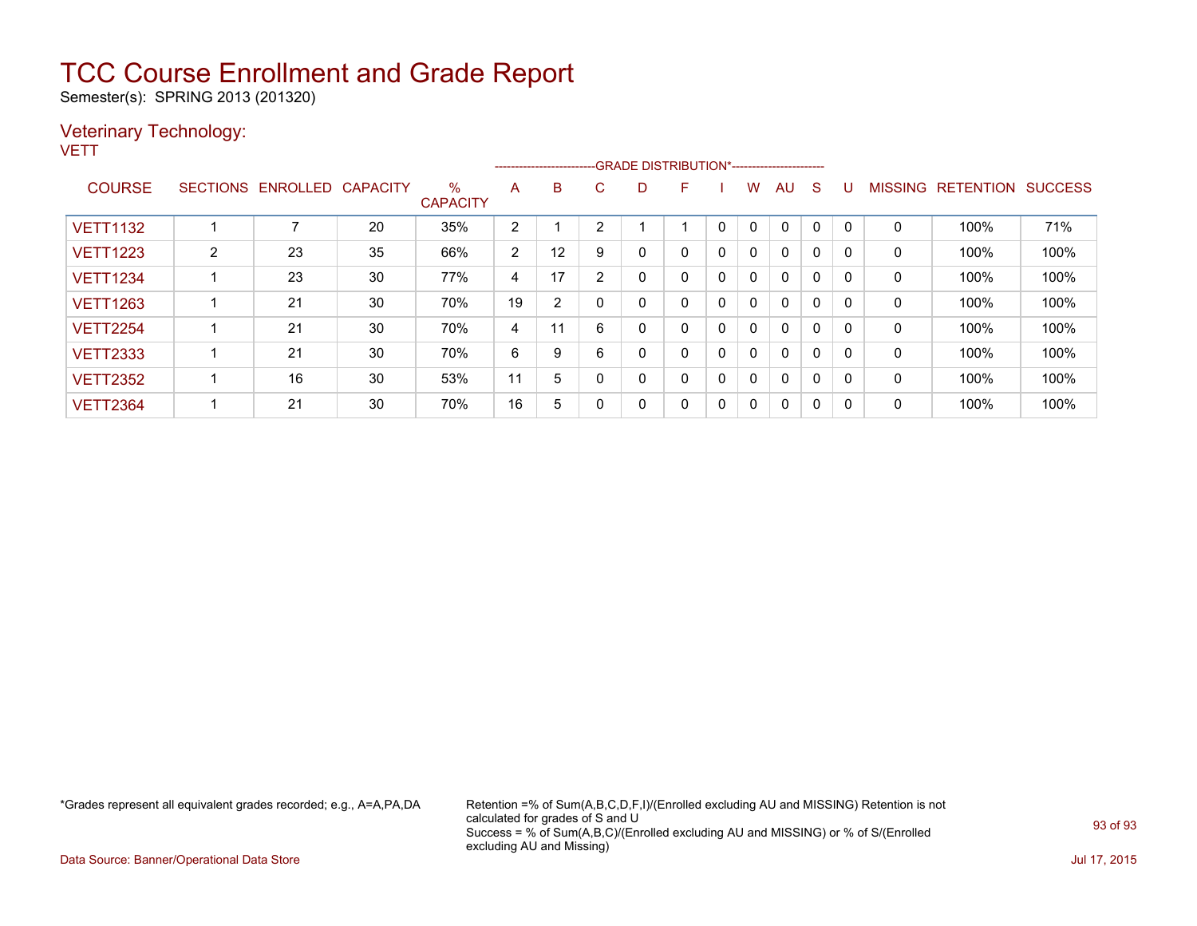# TCC Course Enrollment and Grade Report

Semester(s): SPRING 2013 (201320)

## Veterinary Technology:

VETT

| COURSE | SECTIONS | ENROLLED | CAPACITY | % CAPACITY | A | B | C | D | F | I | W | AU | S | U | MISSING | RETENTION | SUCCESS |
|---|---|---|---|---|---|---|---|---|---|---|---|---|---|---|---|---|---|
| | | | | | -------------------------GRADE DISTRIBUTION*----------------------- | | | | | | | | | | | | |
| VETT1132 | 1 | 7 | 20 | 35% | 2 | 1 | 2 | 1 | 1 | 0 | 0 | 0 | 0 | 0 | 0 | 100% | 71% |
| VETT1223 | 2 | 23 | 35 | 66% | 2 | 12 | 9 | 0 | 0 | 0 | 0 | 0 | 0 | 0 | 0 | 100% | 100% |
| VETT1234 | 1 | 23 | 30 | 77% | 4 | 17 | 2 | 0 | 0 | 0 | 0 | 0 | 0 | 0 | 0 | 100% | 100% |
| VETT1263 | 1 | 21 | 30 | 70% | 19 | 2 | 0 | 0 | 0 | 0 | 0 | 0 | 0 | 0 | 0 | 100% | 100% |
| VETT2254 | 1 | 21 | 30 | 70% | 4 | 11 | 6 | 0 | 0 | 0 | 0 | 0 | 0 | 0 | 0 | 100% | 100% |
| VETT2333 | 1 | 21 | 30 | 70% | 6 | 9 | 6 | 0 | 0 | 0 | 0 | 0 | 0 | 0 | 0 | 100% | 100% |
| VETT2352 | 1 | 16 | 30 | 53% | 11 | 5 | 0 | 0 | 0 | 0 | 0 | 0 | 0 | 0 | 0 | 100% | 100% |
| VETT2364 | 1 | 21 | 30 | 70% | 16 | 5 | 0 | 0 | 0 | 0 | 0 | 0 | 0 | 0 | 0 | 100% | 100% |

*Grades represent all equivalent grades recorded; e.g., A=A,PA,DA

Retention =% of Sum(A,B,C,D,F,I)/(Enrolled excluding AU and MISSING) Retention is not calculated for grades of S and U
Success = % of Sum(A,B,C)/(Enrolled excluding AU and MISSING) or % of S/(Enrolled excluding AU and Missing)

Data Source: Banner/Operational Data Store

Jul 17, 2015